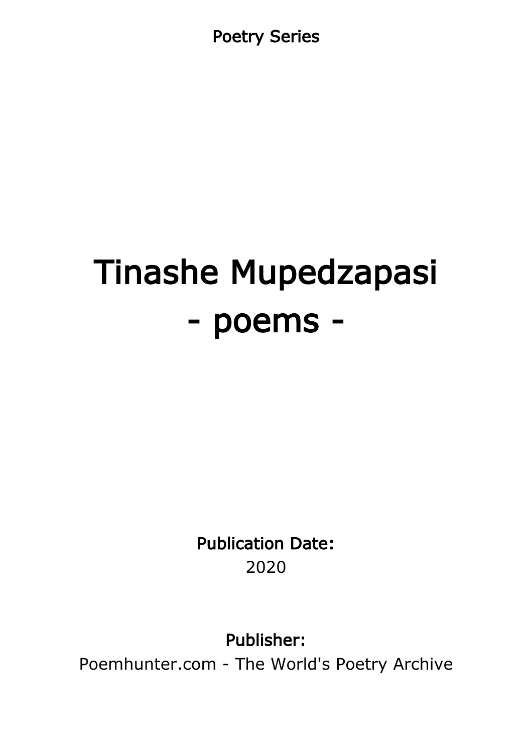Poetry Series

# Tinashe Mupedzapasi
# - poems -

**Publication Date:**
2020

**Publisher:**
Poemhunter.com - The World's Poetry Archive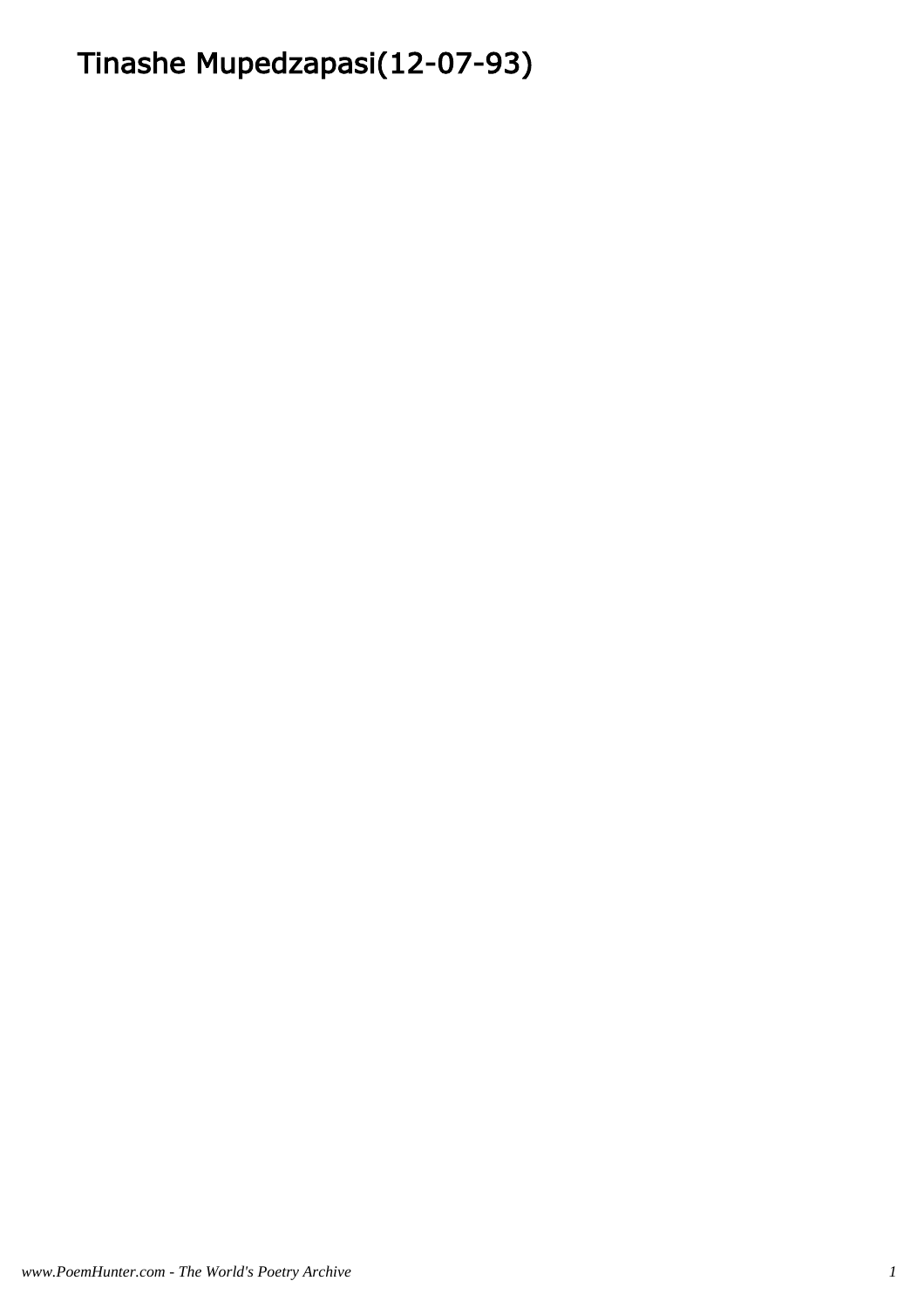# Tinashe Mupedzapasi(12-07-93)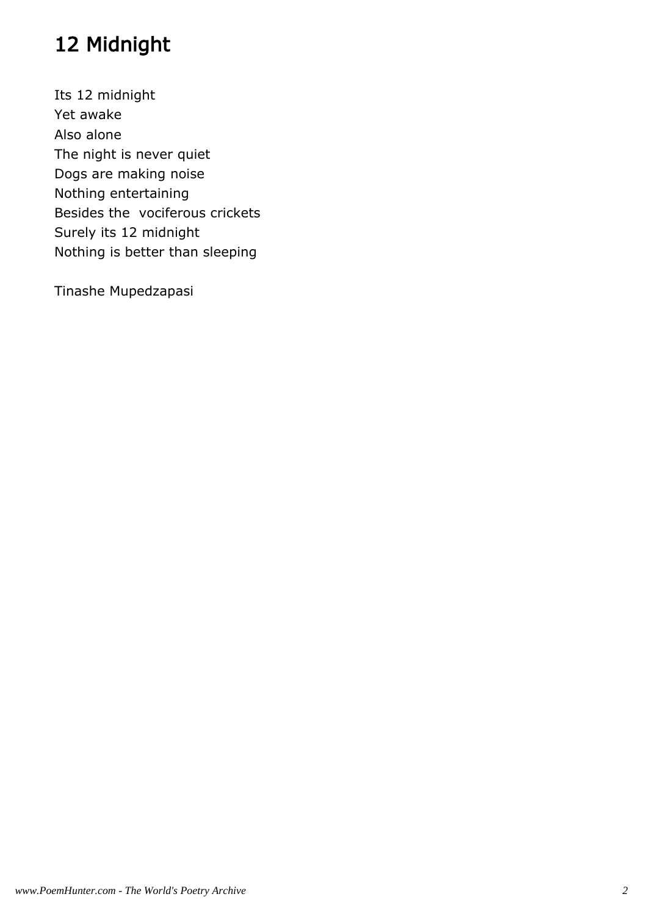# 12 Midnight

Its 12 midnight
Yet awake
Also alone
The night is never quiet
Dogs are making noise
Nothing entertaining
Besides the  vociferous crickets
Surely its 12 midnight
Nothing is better than sleeping

Tinashe Mupedzapasi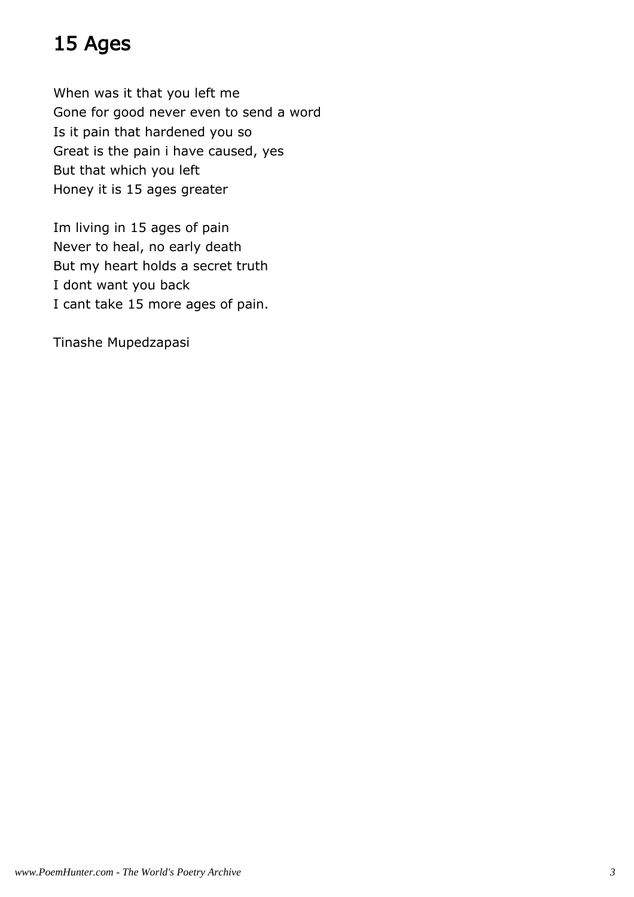# 15 Ages

When was it that you left me  
Gone for good never even to send a word  
Is it pain that hardened you so  
Great is the pain i have caused, yes  
But that which you left  
Honey it is 15 ages greater

Im living in 15 ages of pain  
Never to heal, no early death  
But my heart holds a secret truth  
I dont want you back  
I cant take 15 more ages of pain.

Tinashe Mupedzapasi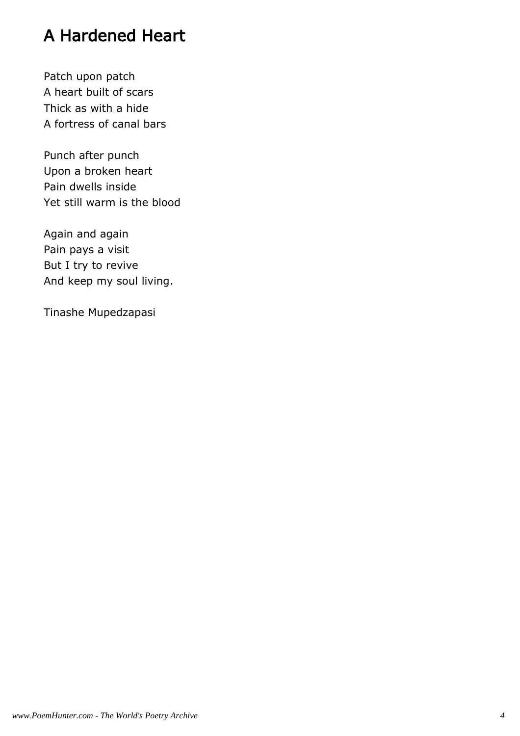# A Hardened Heart

Patch upon patch
A heart built of scars
Thick as with a hide
A fortress of canal bars

Punch after punch
Upon a broken heart
Pain dwells inside
Yet still warm is the blood

Again and again
Pain pays a visit
But I try to revive
And keep my soul living.

Tinashe Mupedzapasi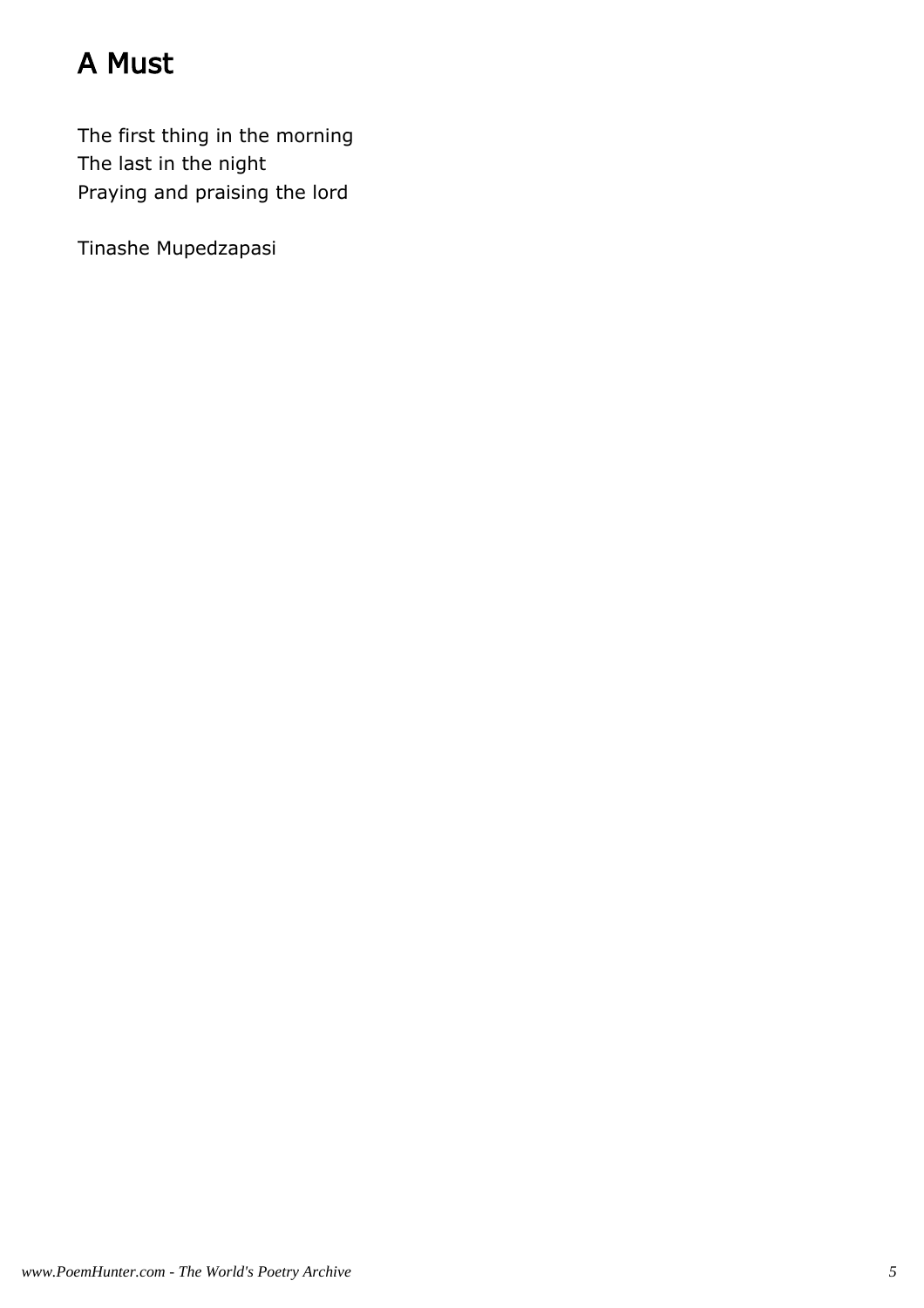# A Must

The first thing in the morning
The last in the night
Praying and praising the lord

Tinashe Mupedzapasi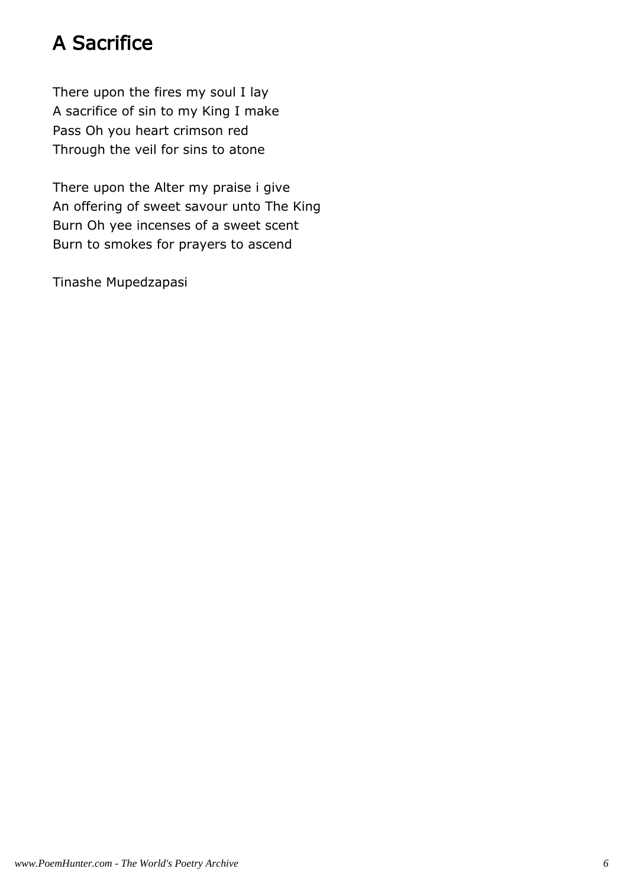# A Sacrifice

There upon the fires my soul I lay
A sacrifice of sin to my King I make
Pass Oh you heart crimson red
Through the veil for sins to atone

There upon the Alter my praise i give
An offering of sweet savour unto The King
Burn Oh yee incenses of a sweet scent
Burn to smokes for prayers to ascend

Tinashe Mupedzapasi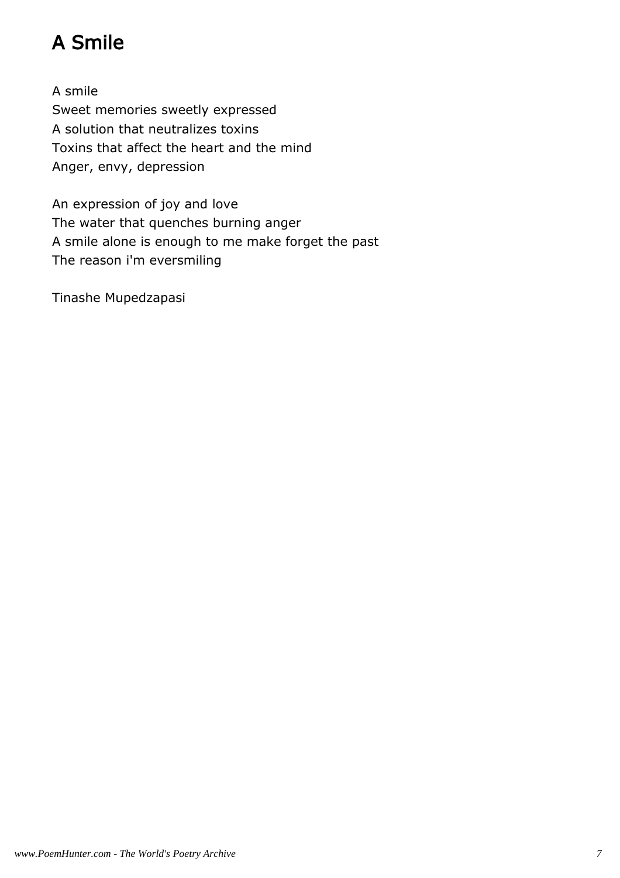# A Smile

A smile
Sweet memories sweetly expressed
A solution that neutralizes toxins
Toxins that affect the heart and the mind
Anger, envy, depression

An expression of joy and love
The water that quenches burning anger
A smile alone is enough to me make forget the past
The reason i'm eversmiling

Tinashe Mupedzapasi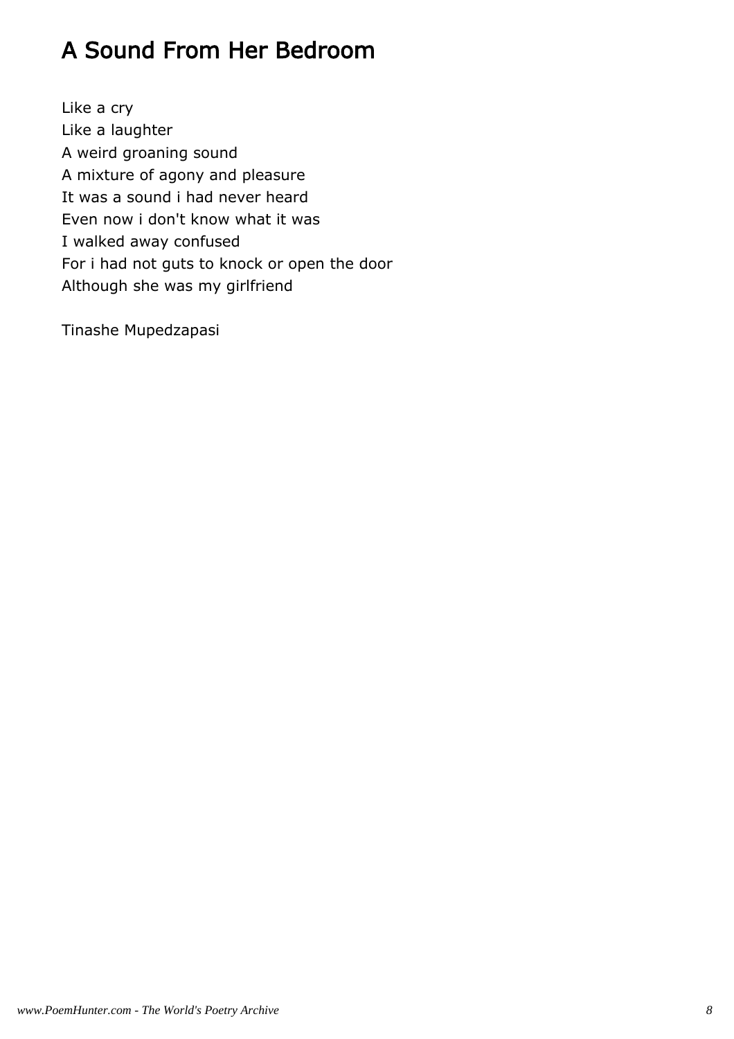# A Sound From Her Bedroom

Like a cry
Like a laughter
A weird groaning sound
A mixture of agony and pleasure
It was a sound i had never heard
Even now i don't know what it was
I walked away confused
For i had not guts to knock or open the door
Although she was my girlfriend

Tinashe Mupedzapasi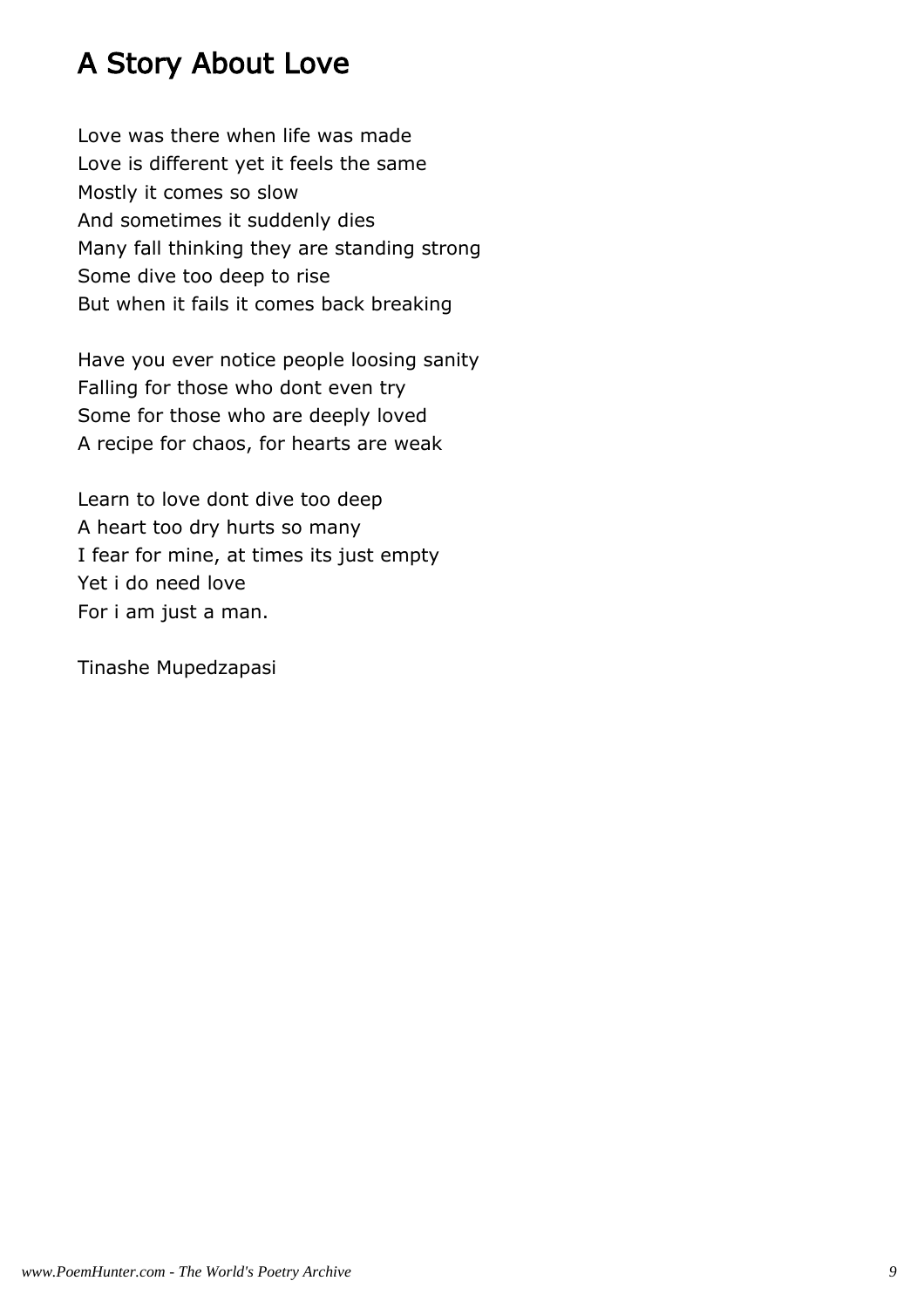# A Story About Love

Love was there when life was made  
Love is different yet it feels the same  
Mostly it comes so slow  
And sometimes it suddenly dies  
Many fall thinking they are standing strong  
Some dive too deep to rise  
But when it fails it comes back breaking

Have you ever notice people loosing sanity  
Falling for those who dont even try  
Some for those who are deeply loved  
A recipe for chaos, for hearts are weak

Learn to love dont dive too deep  
A heart too dry hurts so many  
I fear for mine, at times its just empty  
Yet i do need love  
For i am just a man.

Tinashe Mupedzapasi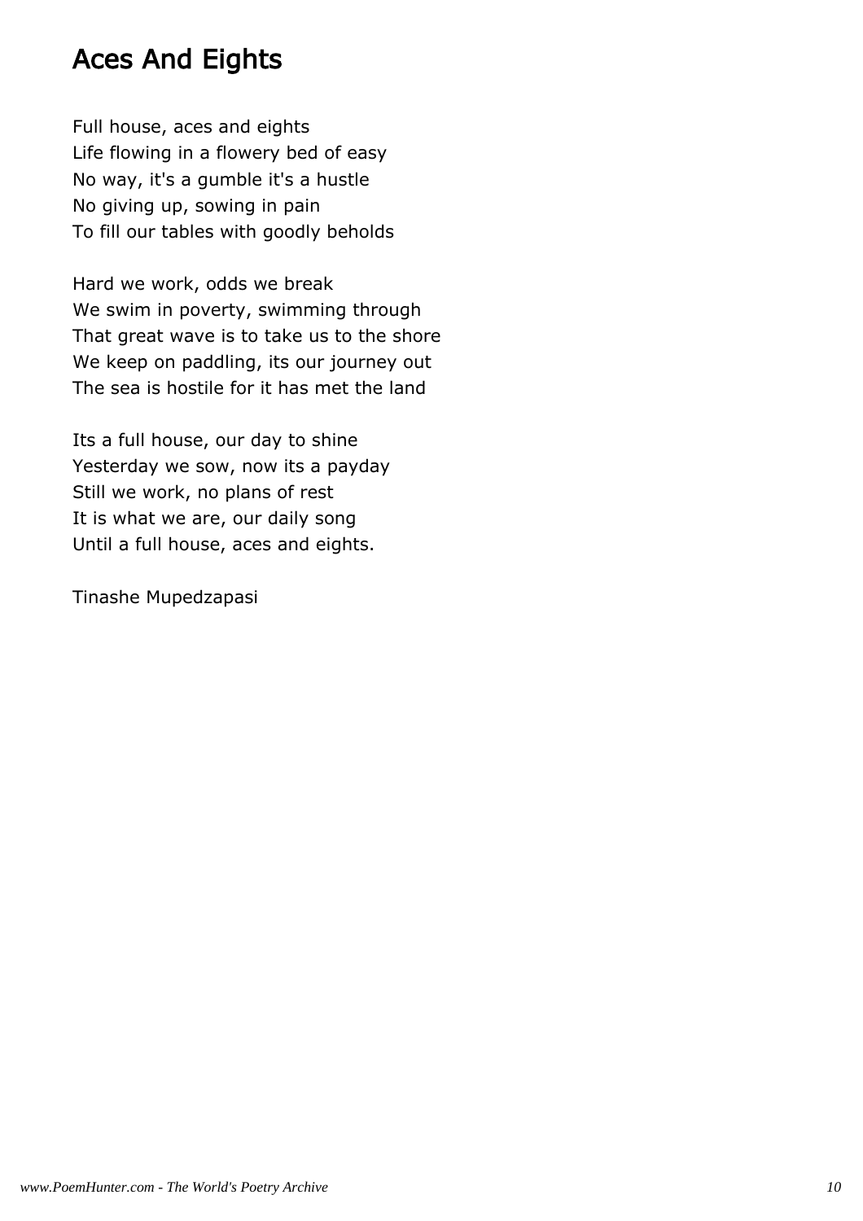# Aces And Eights

Full house, aces and eights  
Life flowing in a flowery bed of easy  
No way, it's a gumble it's a hustle  
No giving up, sowing in pain  
To fill our tables with goodly beholds

Hard we work, odds we break  
We swim in poverty, swimming through  
That great wave is to take us to the shore  
We keep on paddling, its our journey out  
The sea is hostile for it has met the land

Its a full house, our day to shine  
Yesterday we sow, now its a payday  
Still we work, no plans of rest  
It is what we are, our daily song  
Until a full house, aces and eights.

Tinashe Mupedzapasi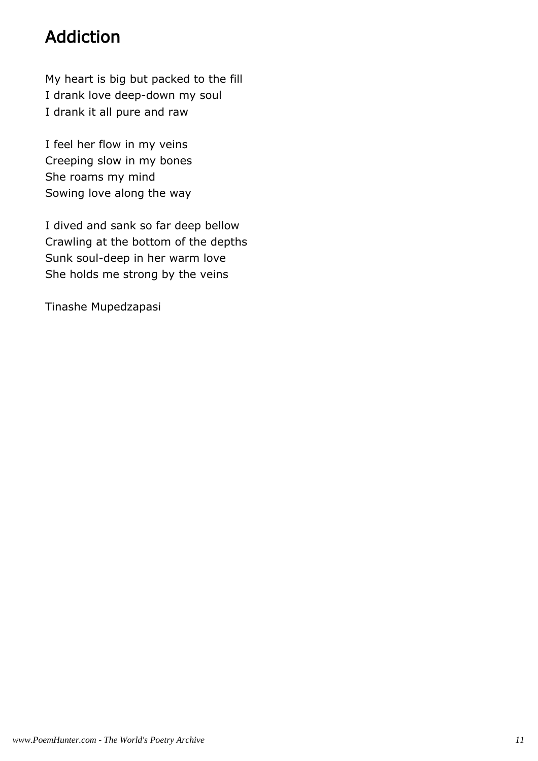# Addiction

My heart is big but packed to the fill
I drank love deep-down my soul
I drank it all pure and raw

I feel her flow in my veins
Creeping slow in my bones
She roams my mind
Sowing love along the way

I dived and sank so far deep bellow
Crawling at the bottom of the depths
Sunk soul-deep in her warm love
She holds me strong by the veins

Tinashe Mupedzapasi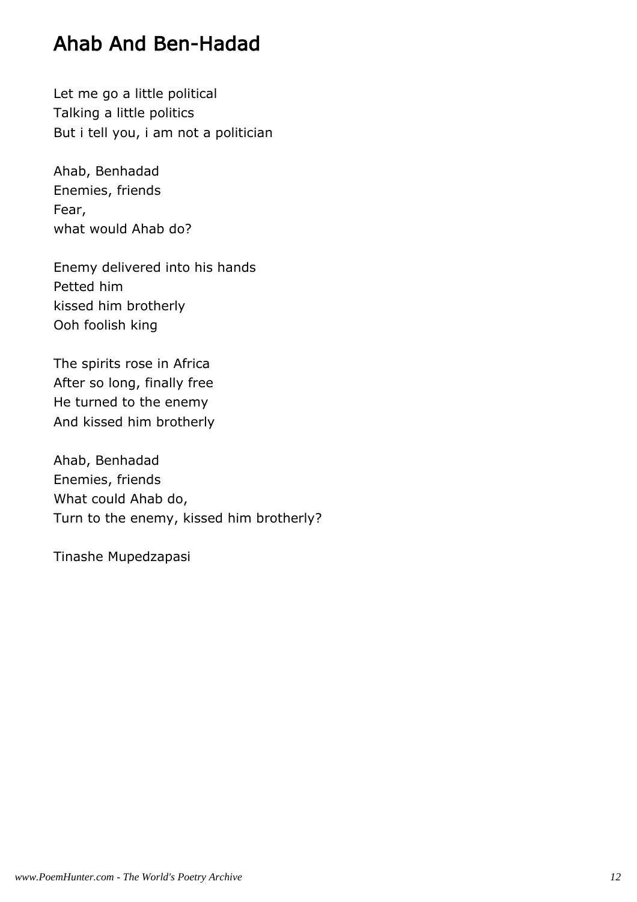# Ahab And Ben-Hadad

Let me go a little political
Talking a little politics
But i tell you, i am not a politician

Ahab, Benhadad
Enemies, friends
Fear,
what would Ahab do?

Enemy delivered into his hands
Petted him
kissed him brotherly
Ooh foolish king

The spirits rose in Africa
After so long, finally free
He turned to the enemy
And kissed him brotherly

Ahab, Benhadad
Enemies, friends
What could Ahab do,
Turn to the enemy, kissed him brotherly?

Tinashe Mupedzapasi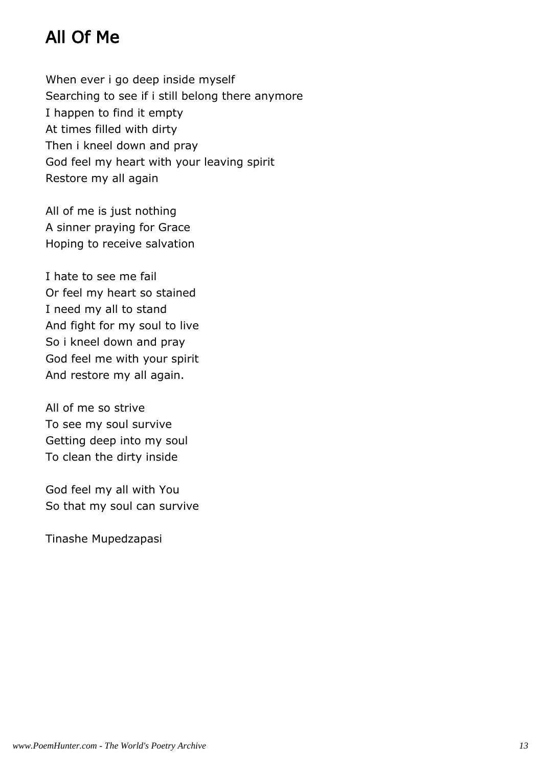# All Of Me

When ever i go deep inside myself
Searching to see if i still belong there anymore
I happen to find it empty
At times filled with dirty
Then i kneel down and pray
God feel my heart with your leaving spirit
Restore my all again

All of me is just nothing
A sinner praying for Grace
Hoping to receive salvation

I hate to see me fail
Or feel my heart so stained
I need my all to stand
And fight for my soul to live
So i kneel down and pray
God feel me with your spirit
And restore my all again.

All of me so strive
To see my soul survive
Getting deep into my soul
To clean the dirty inside

God feel my all with You
So that my soul can survive

Tinashe Mupedzapasi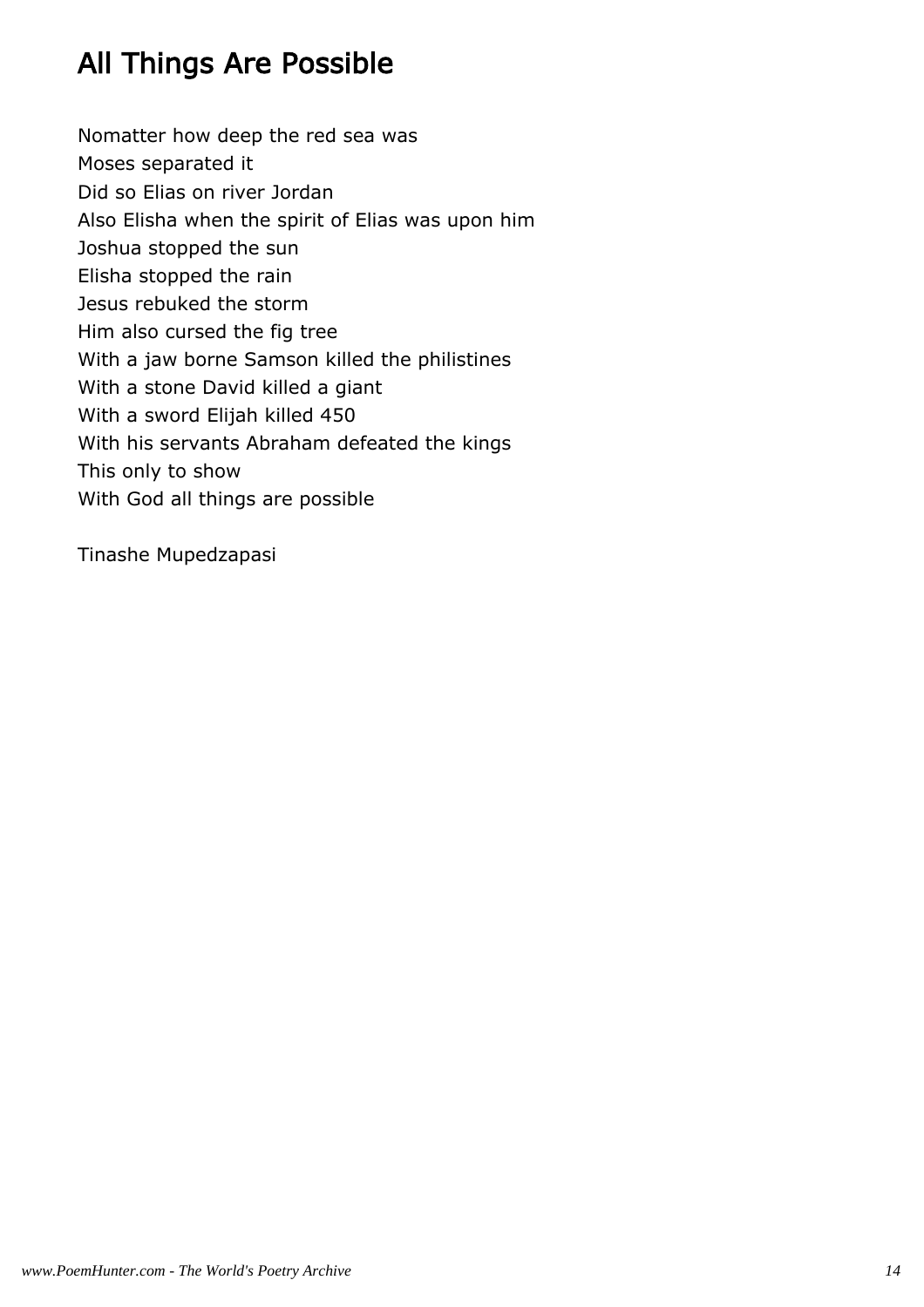# All Things Are Possible

Nomatter how deep the red sea was  
Moses separated it  
Did so Elias on river Jordan  
Also Elisha when the spirit of Elias was upon him  
Joshua stopped the sun  
Elisha stopped the rain  
Jesus rebuked the storm  
Him also cursed the fig tree  
With a jaw borne Samson killed the philistines  
With a stone David killed a giant  
With a sword Elijah killed 450  
With his servants Abraham defeated the kings  
This only to show  
With God all things are possible

Tinashe Mupedzapasi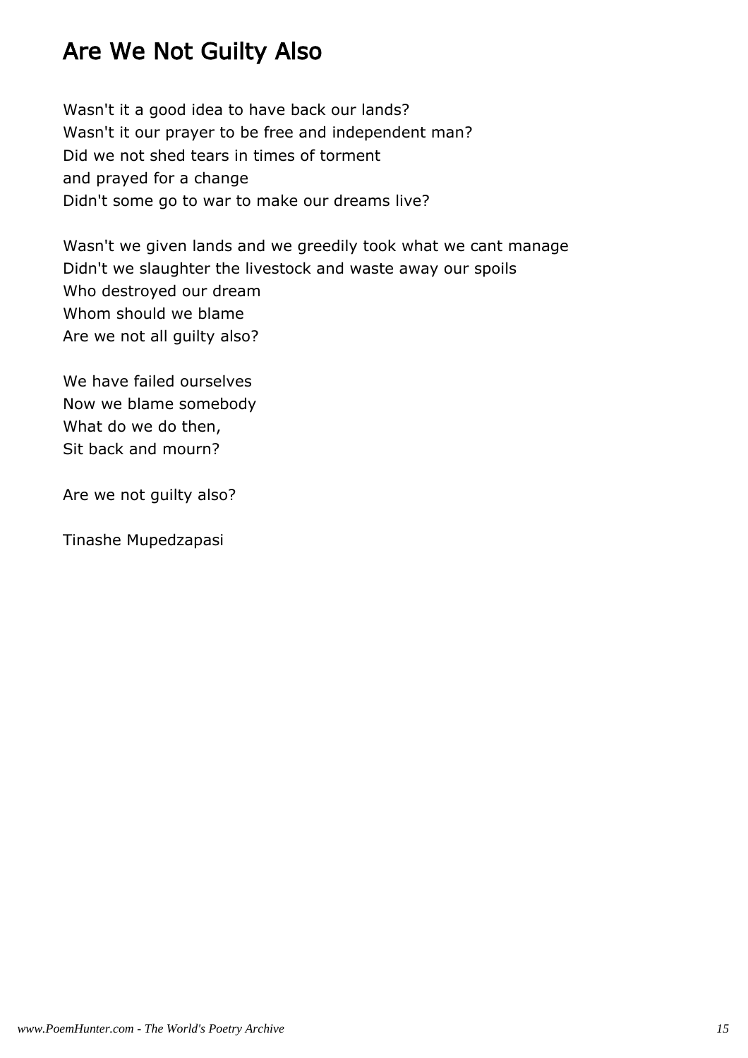## Are We Not Guilty Also

Wasn't it a good idea to have back our lands?
Wasn't it our prayer to be free and independent man?
Did we not shed tears in times of torment
and prayed for a change
Didn't some go to war to make our dreams live?

Wasn't we given lands and we greedily took what we cant manage
Didn't we slaughter the livestock and waste away our spoils
Who destroyed our dream
Whom should we blame
Are we not all guilty also?

We have failed ourselves
Now we blame somebody
What do we do then,
Sit back and mourn?

Are we not guilty also?

Tinashe Mupedzapasi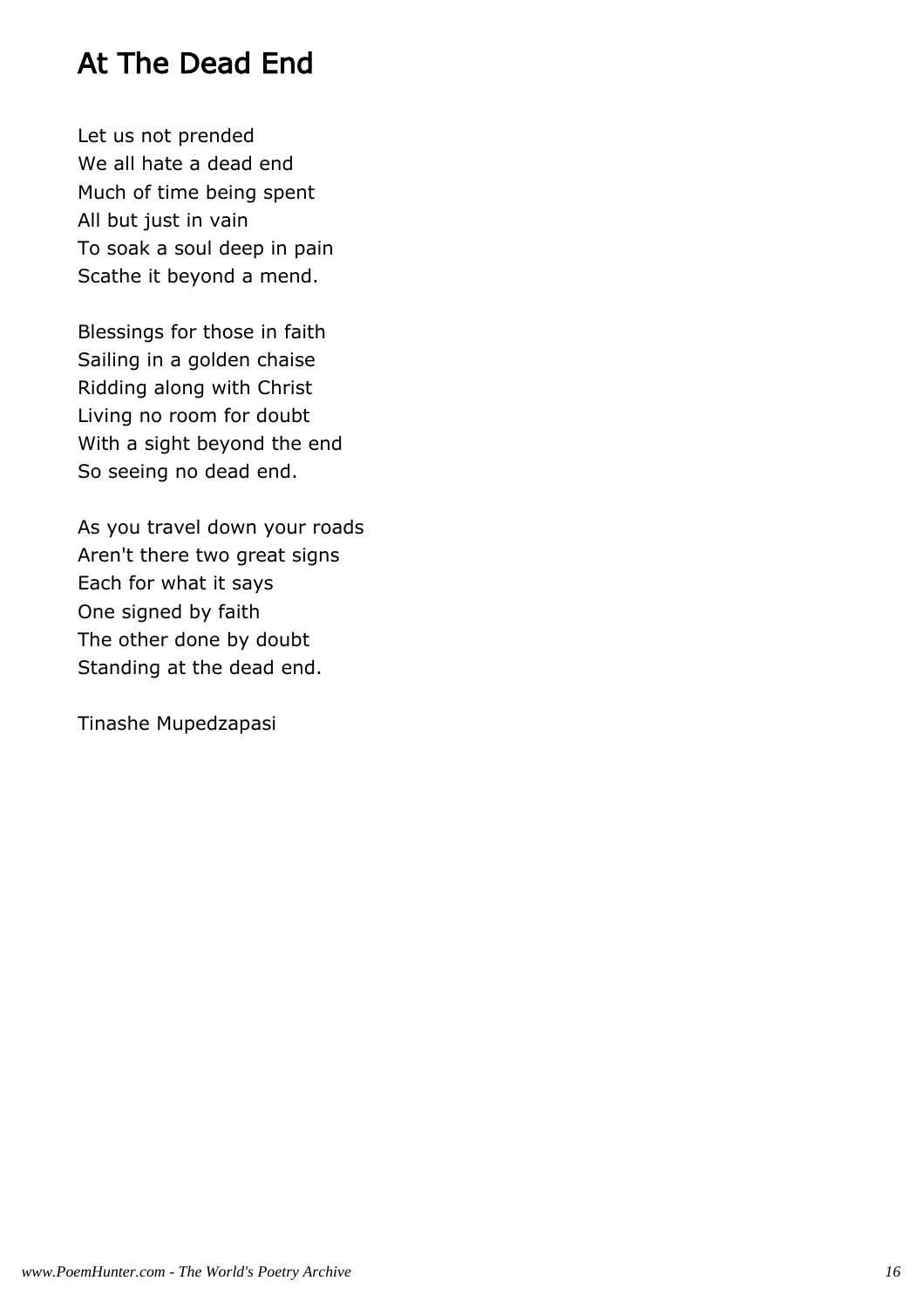# At The Dead End

Let us not prended  
We all hate a dead end  
Much of time being spent  
All but just in vain  
To soak a soul deep in pain  
Scathe it beyond a mend.

Blessings for those in faith  
Sailing in a golden chaise  
Ridding along with Christ  
Living no room for doubt  
With a sight beyond the end  
So seeing no dead end.

As you travel down your roads  
Aren't there two great signs  
Each for what it says  
One signed by faith  
The other done by doubt  
Standing at the dead end.

Tinashe Mupedzapasi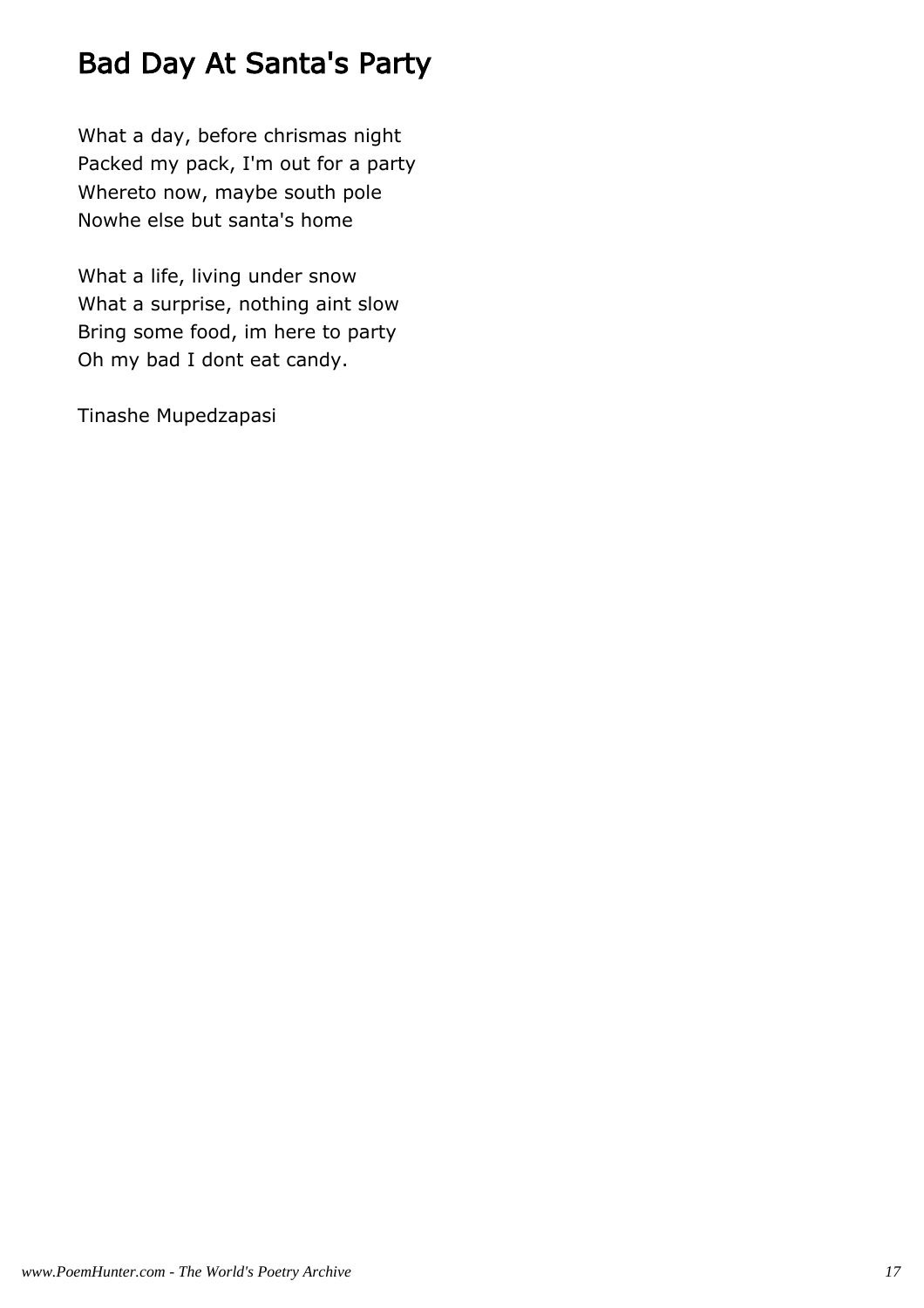# Bad Day At Santa's Party

What a day, before chrismas night
Packed my pack, I'm out for a party
Whereto now, maybe south pole
Nowhe else but santa's home

What a life, living under snow
What a surprise, nothing aint slow
Bring some food, im here to party
Oh my bad I dont eat candy.

Tinashe Mupedzapasi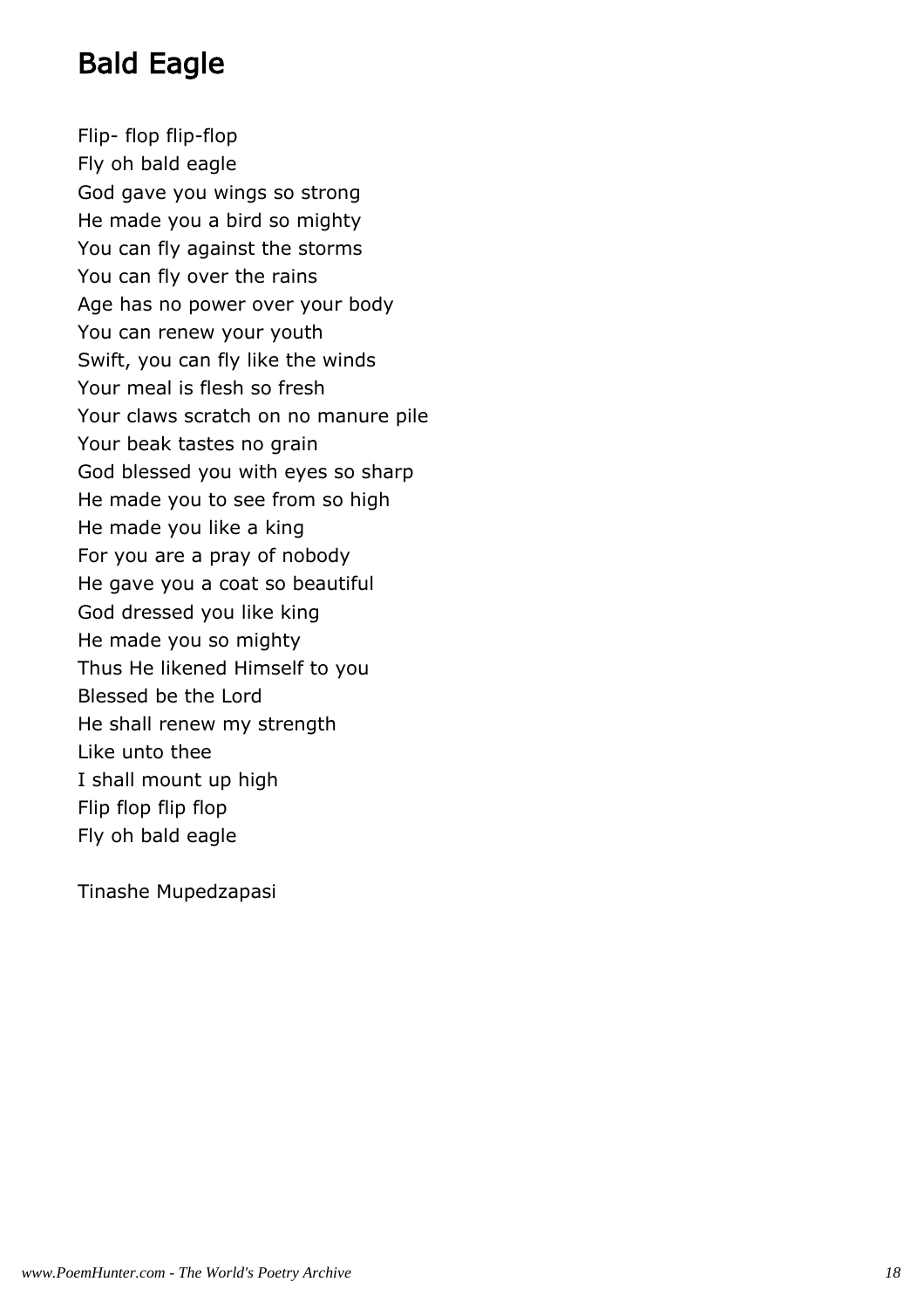## Bald Eagle

Flip- flop flip-flop  
Fly oh bald eagle  
God gave you wings so strong  
He made you a bird so mighty  
You can fly against the storms  
You can fly over the rains  
Age has no power over your body  
You can renew your youth  
Swift, you can fly like the winds  
Your meal is flesh so fresh  
Your claws scratch on no manure pile  
Your beak tastes no grain  
God blessed you with eyes so sharp  
He made you to see from so high  
He made you like a king  
For you are a pray of nobody  
He gave you a coat so beautiful  
God dressed you like king  
He made you so mighty  
Thus He likened Himself to you  
Blessed be the Lord  
He shall renew my strength  
Like unto thee  
I shall mount up high  
Flip flop flip flop  
Fly oh bald eagle

Tinashe Mupedzapasi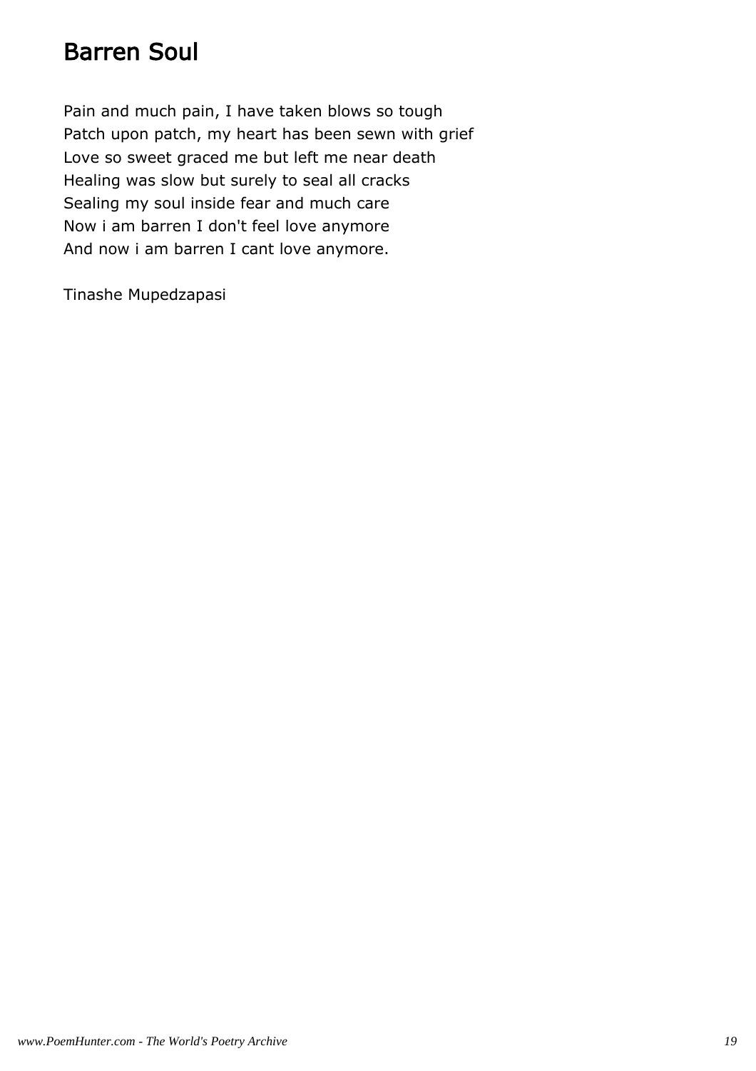# Barren Soul

Pain and much pain, I have taken blows so tough
Patch upon patch, my heart has been sewn with grief
Love so sweet graced me but left me near death
Healing was slow but surely to seal all cracks
Sealing my soul inside fear and much care
Now i am barren I don't feel love anymore
And now i am barren I cant love anymore.

Tinashe Mupedzapasi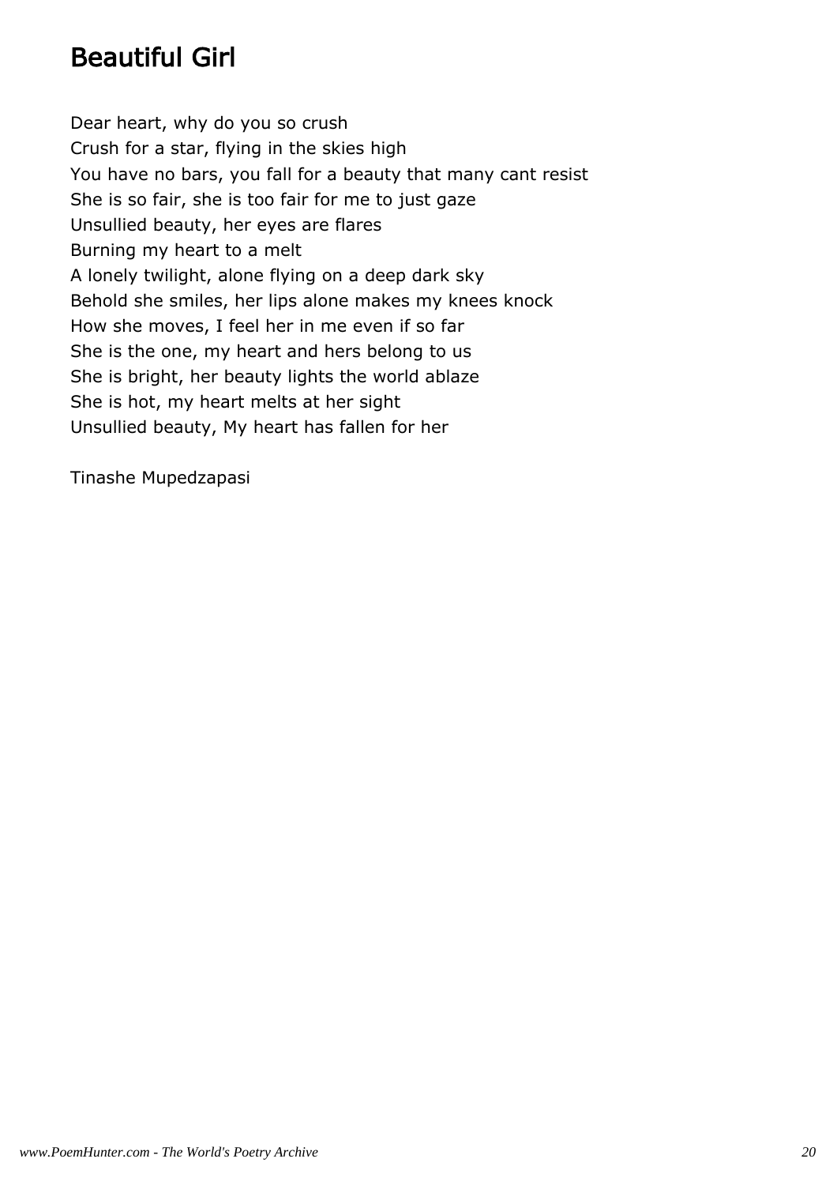# Beautiful Girl

Dear heart, why do you so crush  
Crush for a star, flying in the skies high  
You have no bars, you fall for a beauty that many cant resist  
She is so fair, she is too fair for me to just gaze  
Unsullied beauty, her eyes are flares  
Burning my heart to a melt  
A lonely twilight, alone flying on a deep dark sky  
Behold she smiles, her lips alone makes my knees knock  
How she moves, I feel her in me even if so far  
She is the one, my heart and hers belong to us  
She is bright, her beauty lights the world ablaze  
She is hot, my heart melts at her sight  
Unsullied beauty, My heart has fallen for her

Tinashe Mupedzapasi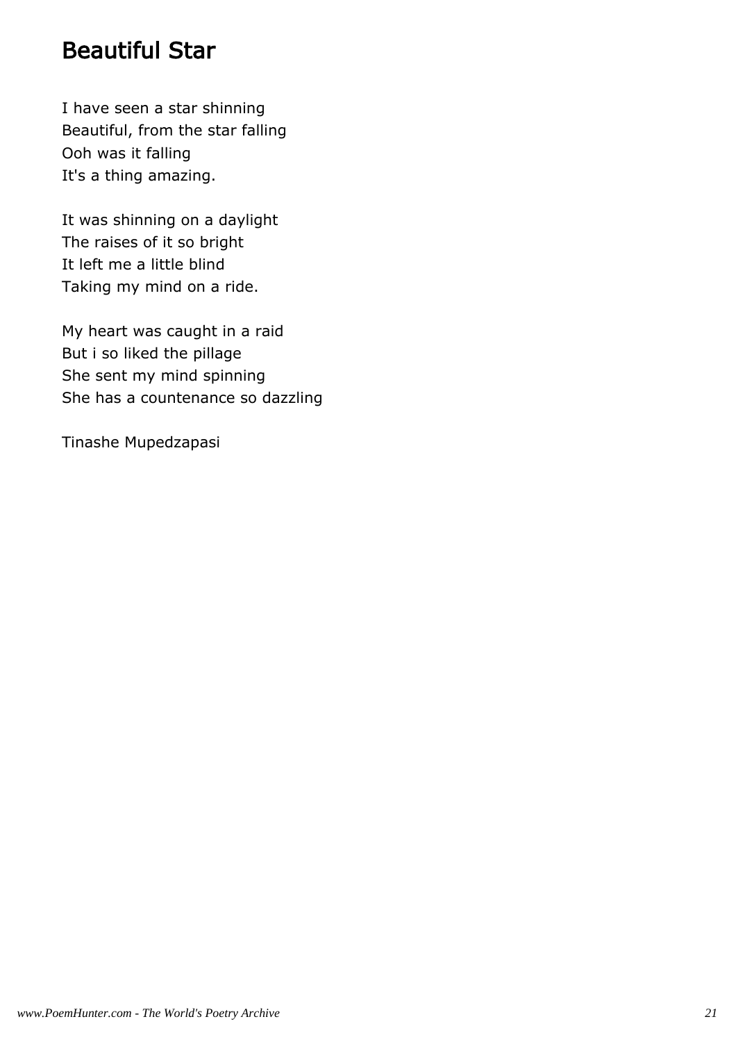# Beautiful Star

I have seen a star shinning
Beautiful, from the star falling
Ooh was it falling
It's a thing amazing.

It was shinning on a daylight
The raises of it so bright
It left me a little blind
Taking my mind on a ride.

My heart was caught in a raid
But i so liked the pillage
She sent my mind spinning
She has a countenance so dazzling

Tinashe Mupedzapasi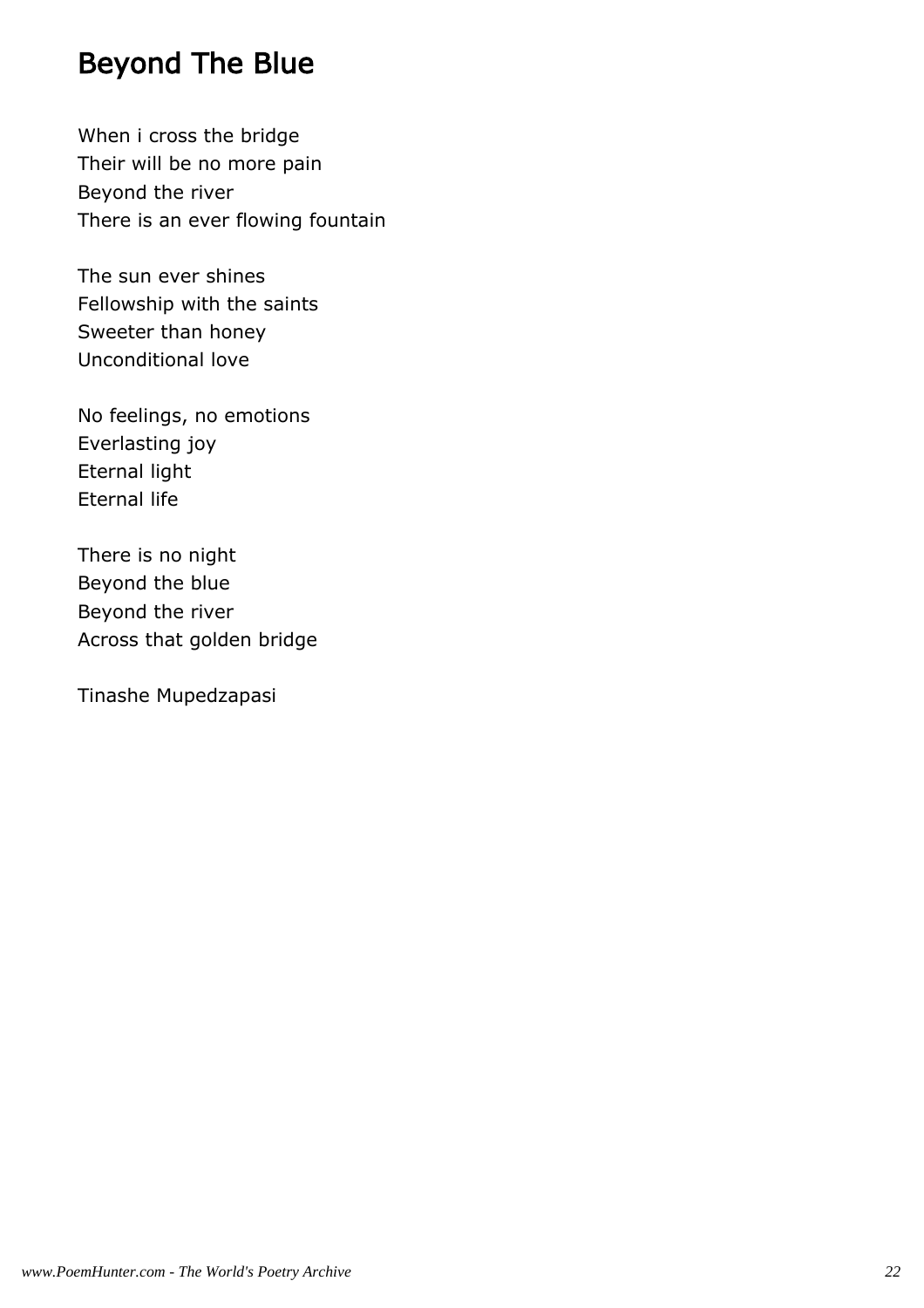# Beyond The Blue

When i cross the bridge
Their will be no more pain
Beyond the river
There is an ever flowing fountain

The sun ever shines
Fellowship with the saints
Sweeter than honey
Unconditional love

No feelings, no emotions
Everlasting joy
Eternal light
Eternal life

There is no night
Beyond the blue
Beyond the river
Across that golden bridge

Tinashe Mupedzapasi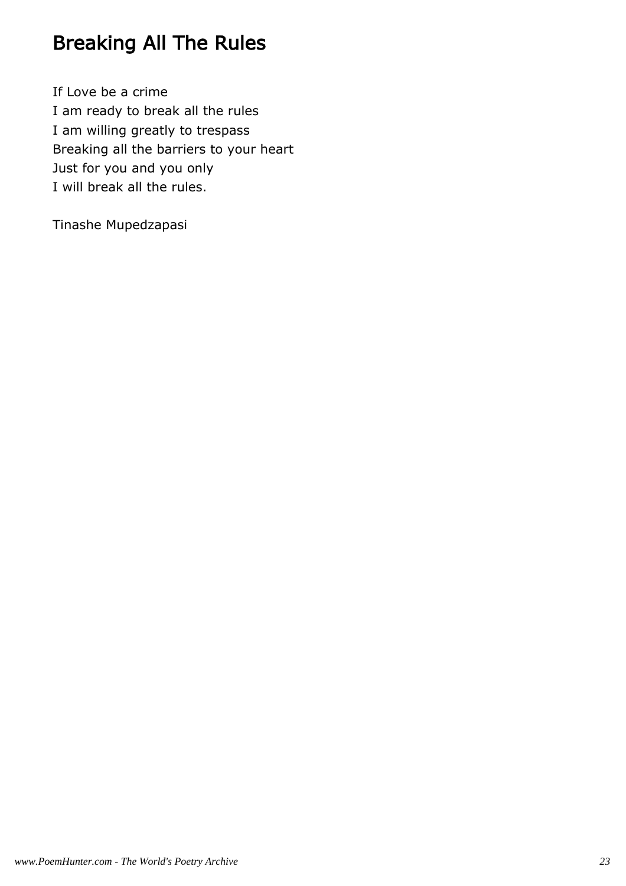# Breaking All The Rules

If Love be a crime  
I am ready to break all the rules  
I am willing greatly to trespass  
Breaking all the barriers to your heart  
Just for you and you only  
I will break all the rules.

Tinashe Mupedzapasi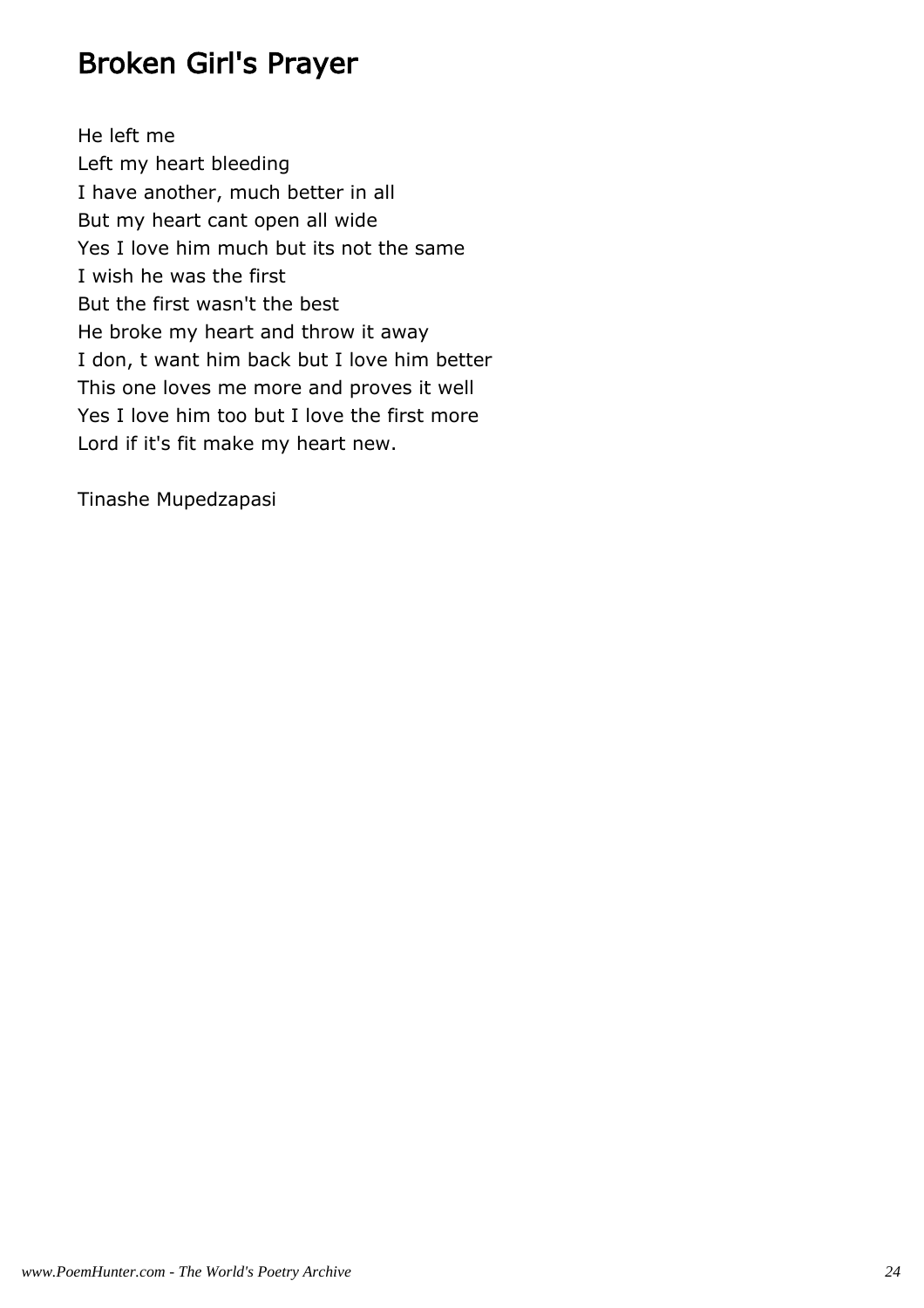# Broken Girl's Prayer

He left me  
Left my heart bleeding  
I have another, much better in all  
But my heart cant open all wide  
Yes I love him much but its not the same  
I wish he was the first  
But the first wasn't the best  
He broke my heart and throw it away  
I don, t want him back but I love him better  
This one loves me more and proves it well  
Yes I love him too but I love the first more  
Lord if it's fit make my heart new.

Tinashe Mupedzapasi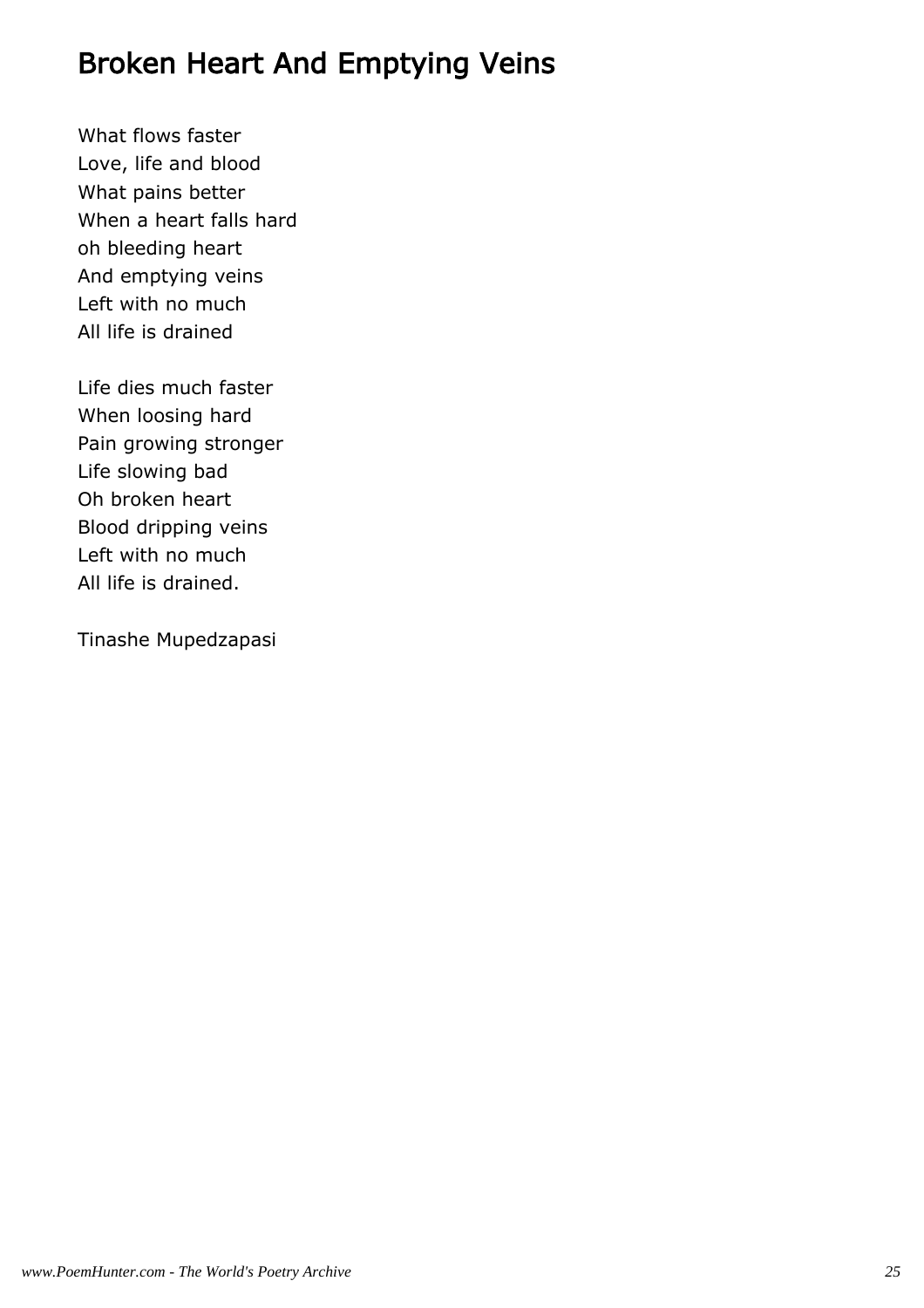# Broken Heart And Emptying Veins

What flows faster
Love, life and blood
What pains better
When a heart falls hard
oh bleeding heart
And emptying veins
Left with no much
All life is drained

Life dies much faster
When loosing hard
Pain growing stronger
Life slowing bad
Oh broken heart
Blood dripping veins
Left with no much
All life is drained.

Tinashe Mupedzapasi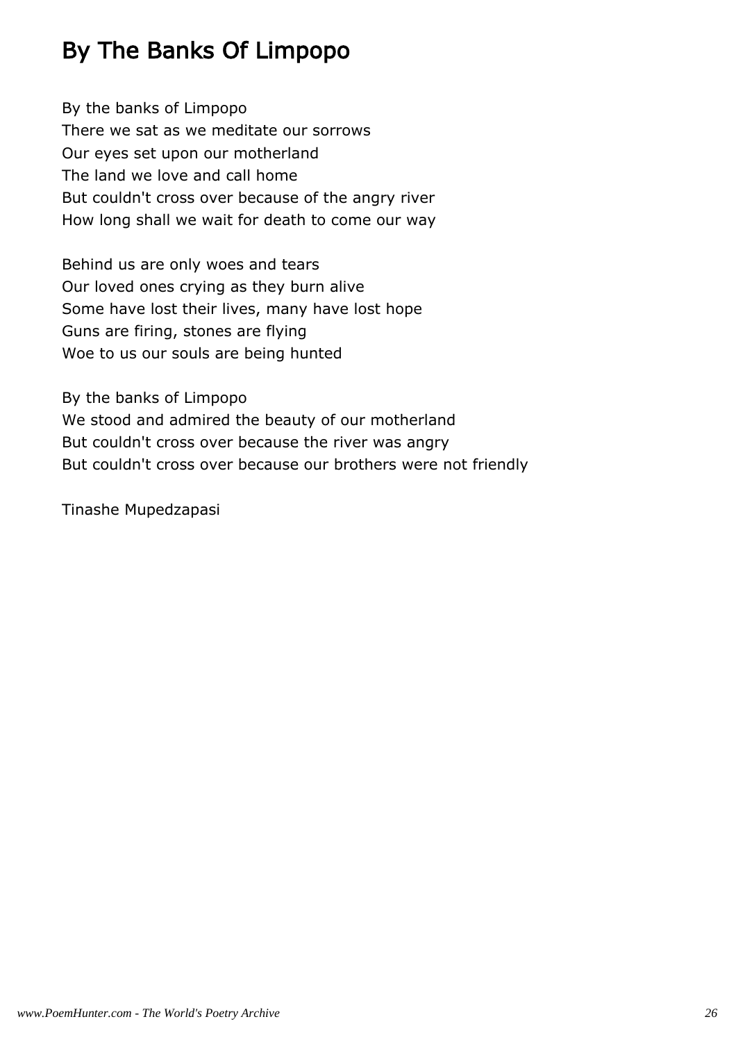# By The Banks Of Limpopo

By the banks of Limpopo
There we sat as we meditate our sorrows
Our eyes set upon our motherland
The land we love and call home
But couldn't cross over because of the angry river
How long shall we wait for death to come our way

Behind us are only woes and tears
Our loved ones crying as they burn alive
Some have lost their lives, many have lost hope
Guns are firing, stones are flying
Woe to us our souls are being hunted

By the banks of Limpopo
We stood and admired the beauty of our motherland
But couldn't cross over because the river was angry
But couldn't cross over because our brothers were not friendly

Tinashe Mupedzapasi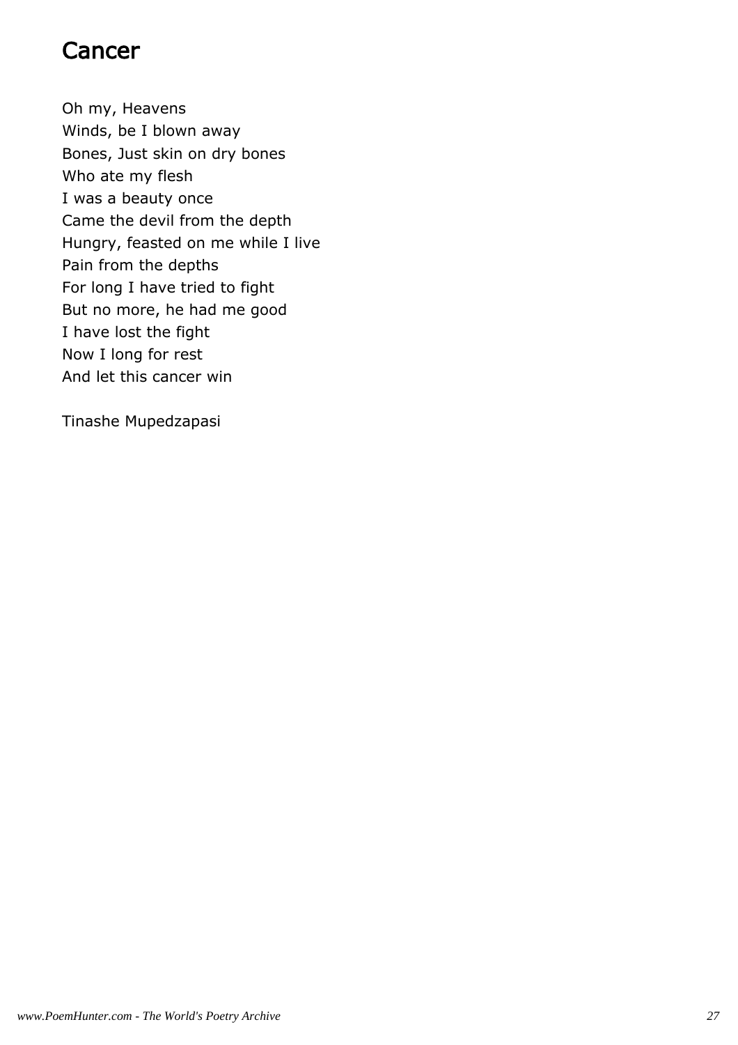# Cancer

Oh my, Heavens  
Winds, be I blown away  
Bones, Just skin on dry bones  
Who ate my flesh  
I was a beauty once  
Came the devil from the depth  
Hungry, feasted on me while I live  
Pain from the depths  
For long I have tried to fight  
But no more, he had me good  
I have lost the fight  
Now I long for rest  
And let this cancer win

Tinashe Mupedzapasi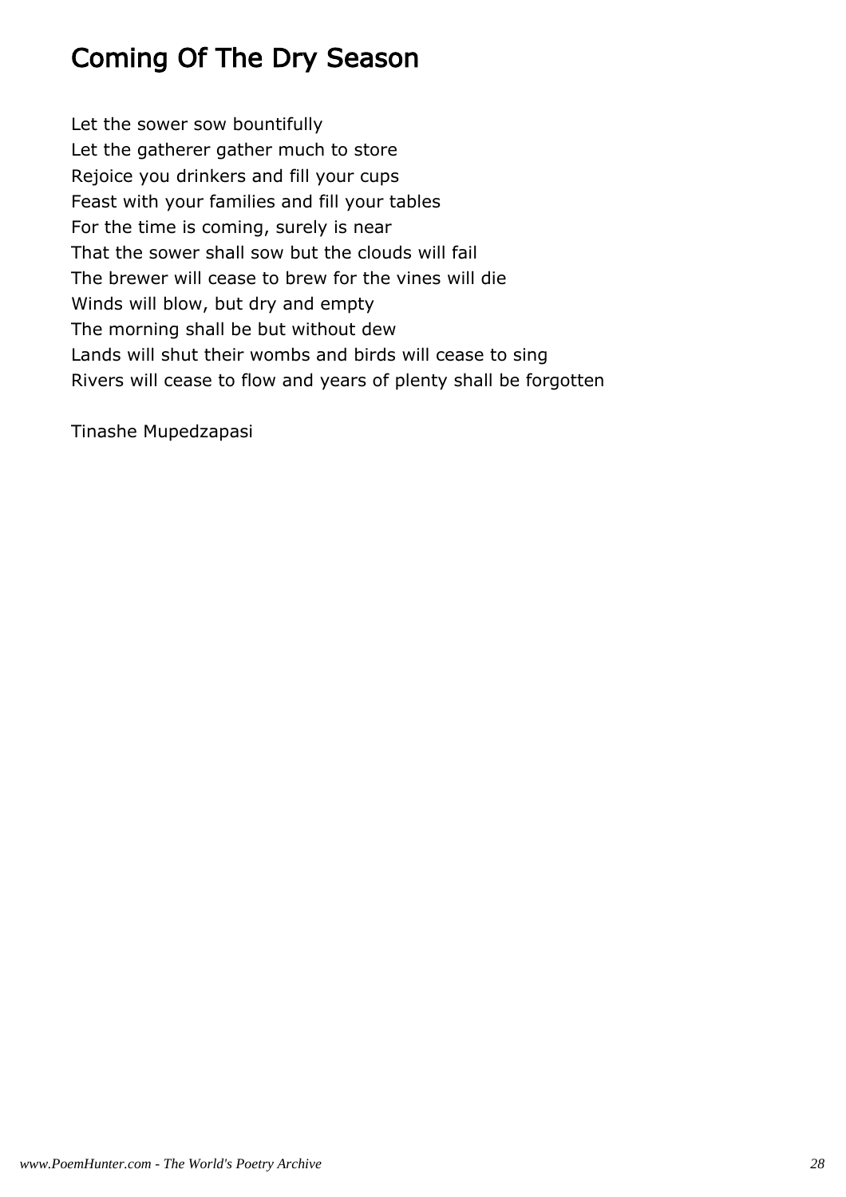# Coming Of The Dry Season

Let the sower sow bountifully
Let the gatherer gather much to store
Rejoice you drinkers and fill your cups
Feast with your families and fill your tables
For the time is coming, surely is near
That the sower shall sow but the clouds will fail
The brewer will cease to brew for the vines will die
Winds will blow, but dry and empty
The morning shall be but without dew
Lands will shut their wombs and birds will cease to sing
Rivers will cease to flow and years of plenty shall be forgotten

Tinashe Mupedzapasi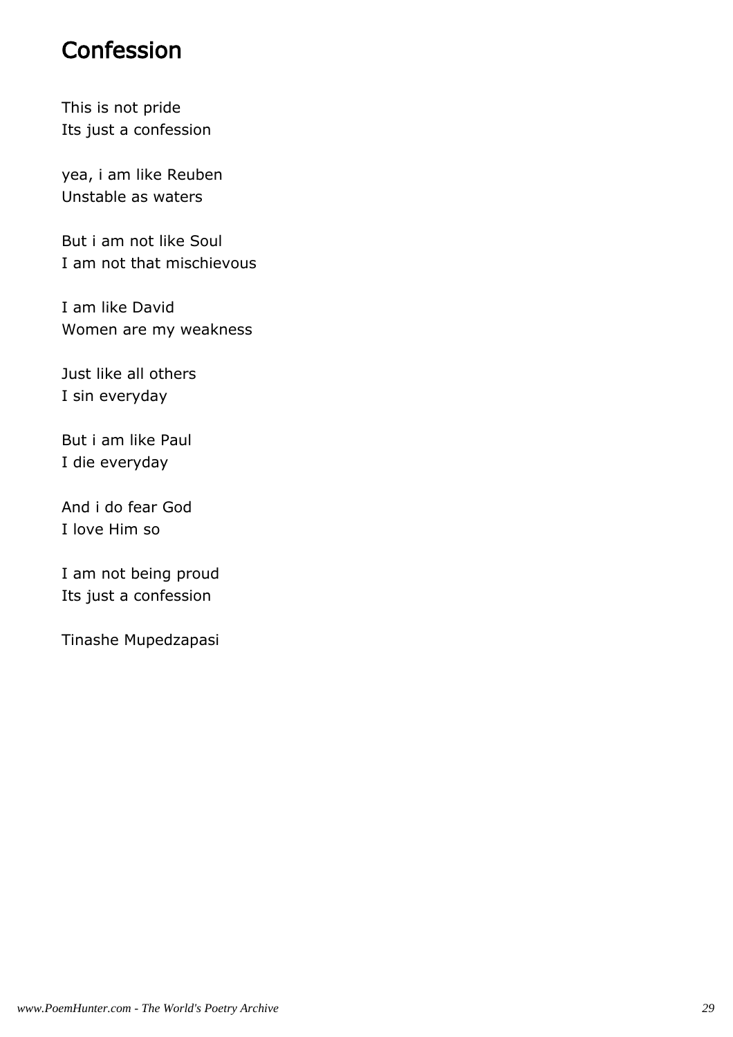# Confession

This is not pride
Its just a confession

yea, i am like Reuben
Unstable as waters

But i am not like Soul
I am not that mischievous

I am like David
Women are my weakness

Just like all others
I sin everyday

But i am like Paul
I die everyday

And i do fear God
I love Him so

I am not being proud
Its just a confession

Tinashe Mupedzapasi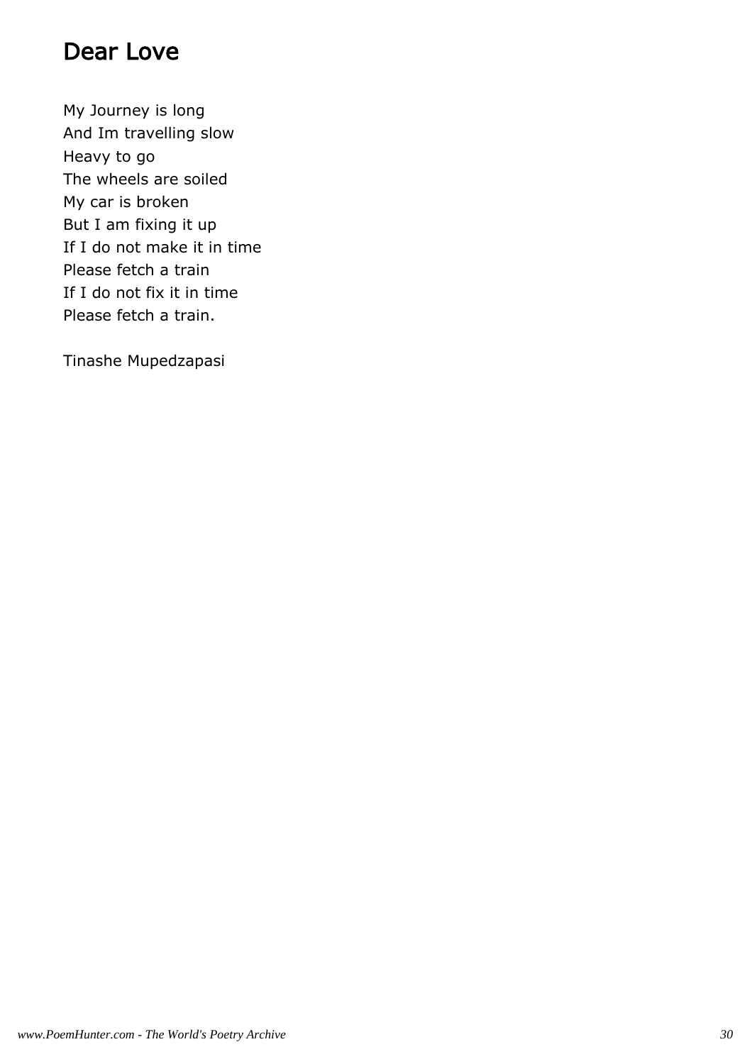# Dear Love

My Journey is long  
And Im travelling slow  
Heavy to go  
The wheels are soiled  
My car is broken  
But I am fixing it up  
If I do not make it in time  
Please fetch a train  
If I do not fix it in time  
Please fetch a train.

Tinashe Mupedzapasi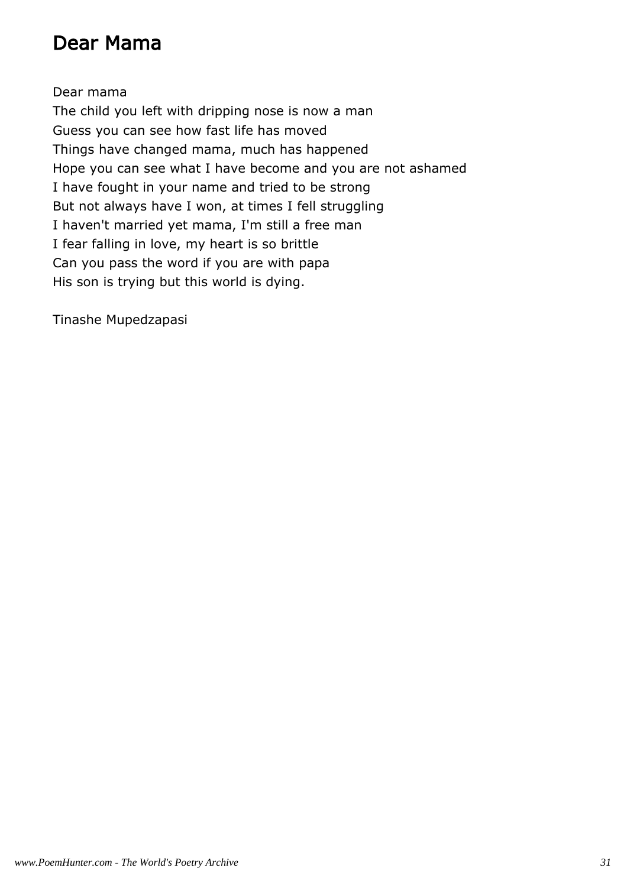## Dear Mama

Dear mama  
The child you left with dripping nose is now a man  
Guess you can see how fast life has moved  
Things have changed mama, much has happened  
Hope you can see what I have become and you are not ashamed  
I have fought in your name and tried to be strong  
But not always have I won, at times I fell struggling  
I haven't married yet mama, I'm still a free man  
I fear falling in love, my heart is so brittle  
Can you pass the word if you are with papa  
His son is trying but this world is dying.

Tinashe Mupedzapasi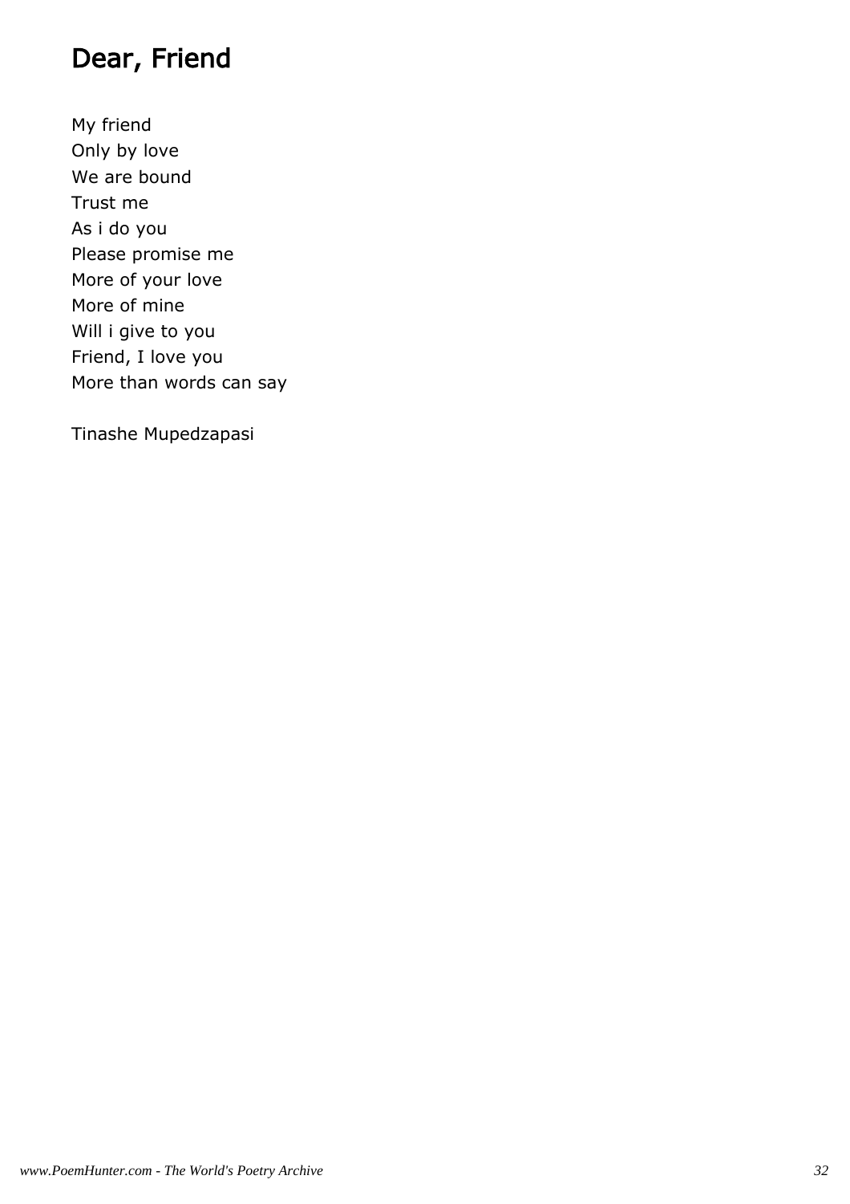# Dear, Friend

My friend
Only by love
We are bound
Trust me
As i do you
Please promise me
More of your love
More of mine
Will i give to you
Friend, I love you
More than words can say

Tinashe Mupedzapasi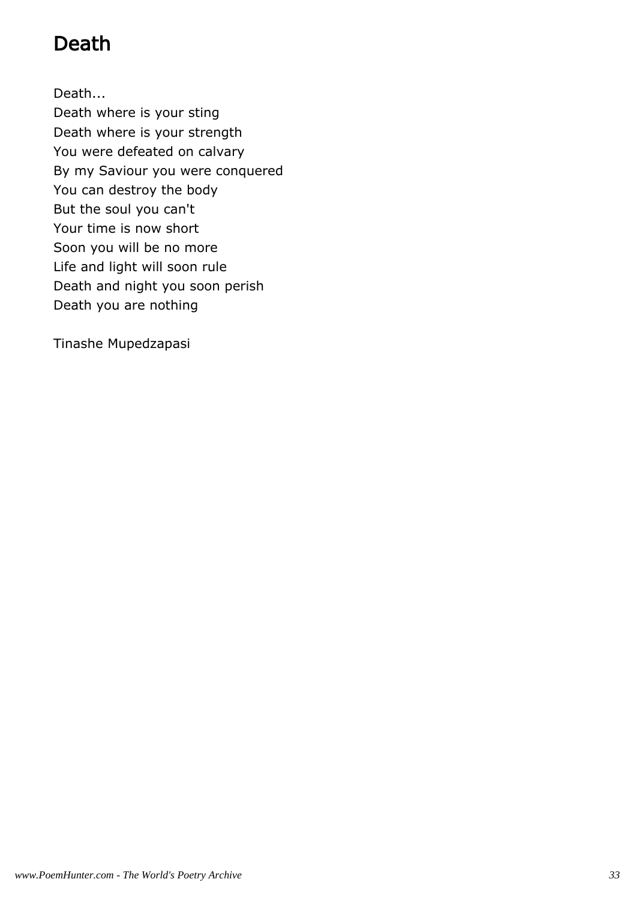# Death

Death...  
Death where is your sting  
Death where is your strength  
You were defeated on calvary  
By my Saviour you were conquered  
You can destroy the body  
But the soul you can't  
Your time is now short  
Soon you will be no more  
Life and light will soon rule  
Death and night you soon perish  
Death you are nothing

Tinashe Mupedzapasi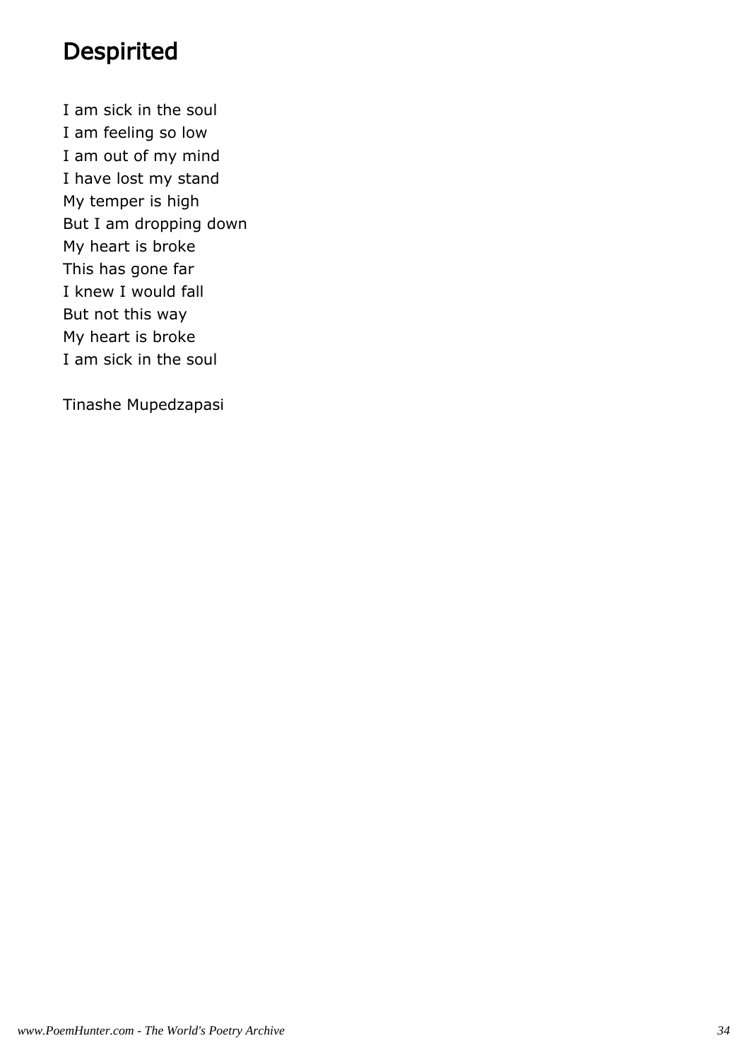# Despirited

I am sick in the soul  
I am feeling so low  
I am out of my mind  
I have lost my stand  
My temper is high  
But I am dropping down  
My heart is broke  
This has gone far  
I knew I would fall  
But not this way  
My heart is broke  
I am sick in the soul

Tinashe Mupedzapasi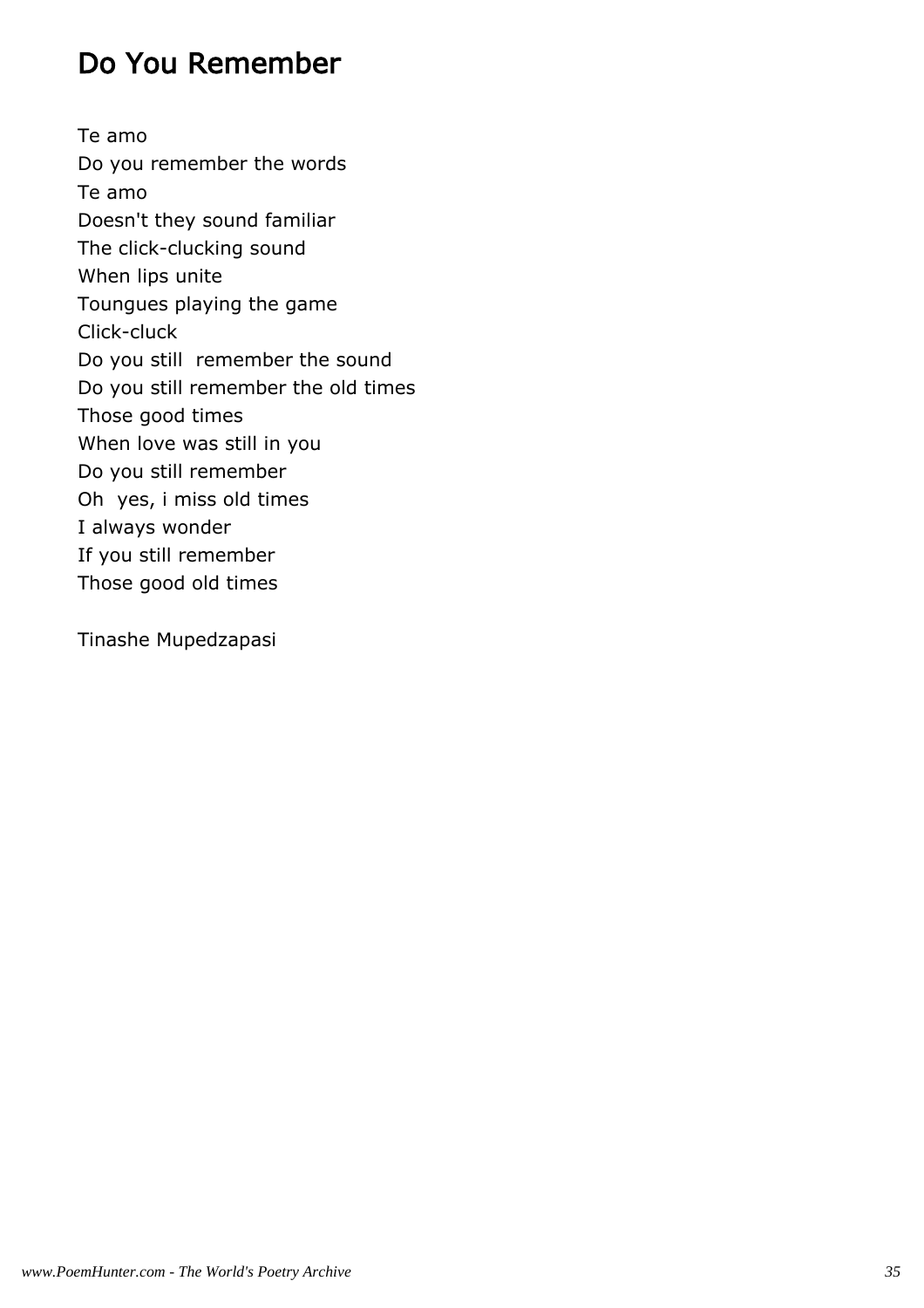# Do You Remember

Te amo
Do you remember the words
Te amo
Doesn't they sound familiar
The click-clucking sound
When lips unite
Toungues playing the game
Click-cluck
Do you still  remember the sound
Do you still remember the old times
Those good times
When love was still in you
Do you still remember
Oh  yes, i miss old times
I always wonder
If you still remember
Those good old times

Tinashe Mupedzapasi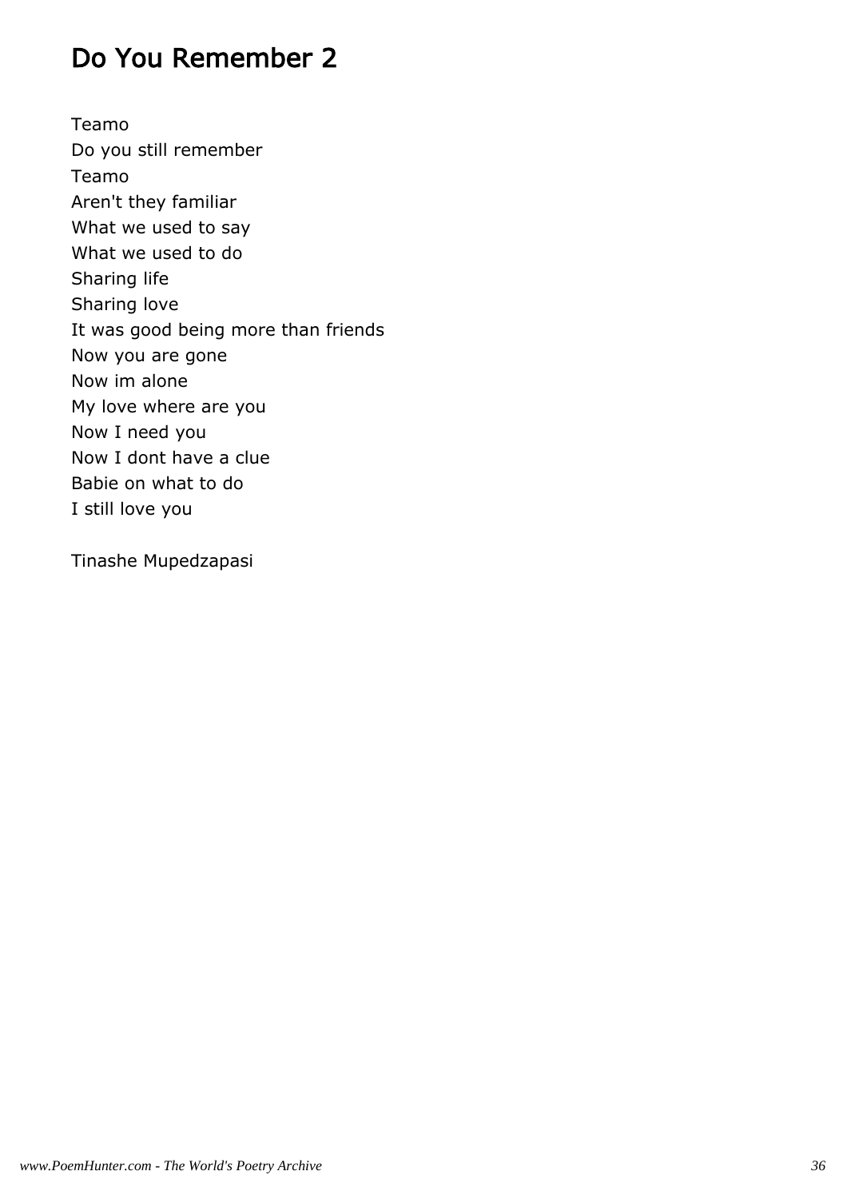# Do You Remember 2

Teamo
Do you still remember
Teamo
Aren't they familiar
What we used to say
What we used to do
Sharing life
Sharing love
It was good being more than friends
Now you are gone
Now im alone
My love where are you
Now I need you
Now I dont have a clue
Babie on what to do
I still love you

Tinashe Mupedzapasi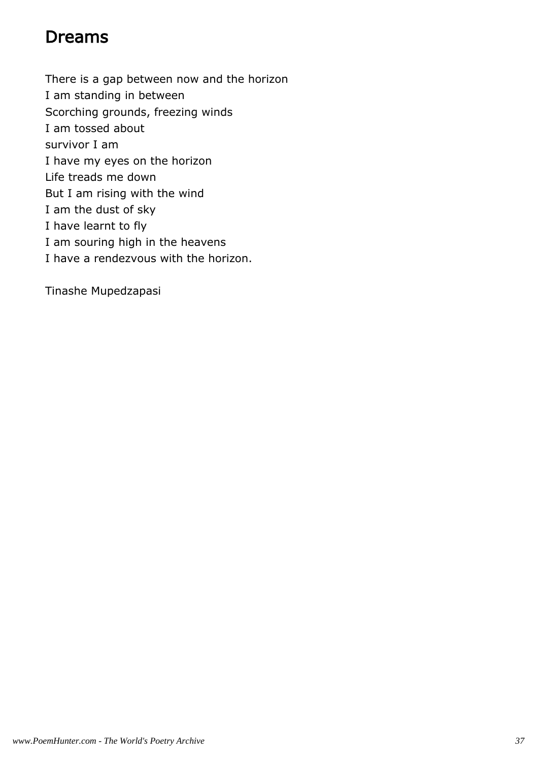# Dreams

There is a gap between now and the horizon
I am standing in between
Scorching grounds, freezing winds
I am tossed about
survivor I am
I have my eyes on the horizon
Life treads me down
But I am rising with the wind
I am the dust of sky
I have learnt to fly
I am souring high in the heavens
I have a rendezvous with the horizon.

Tinashe Mupedzapasi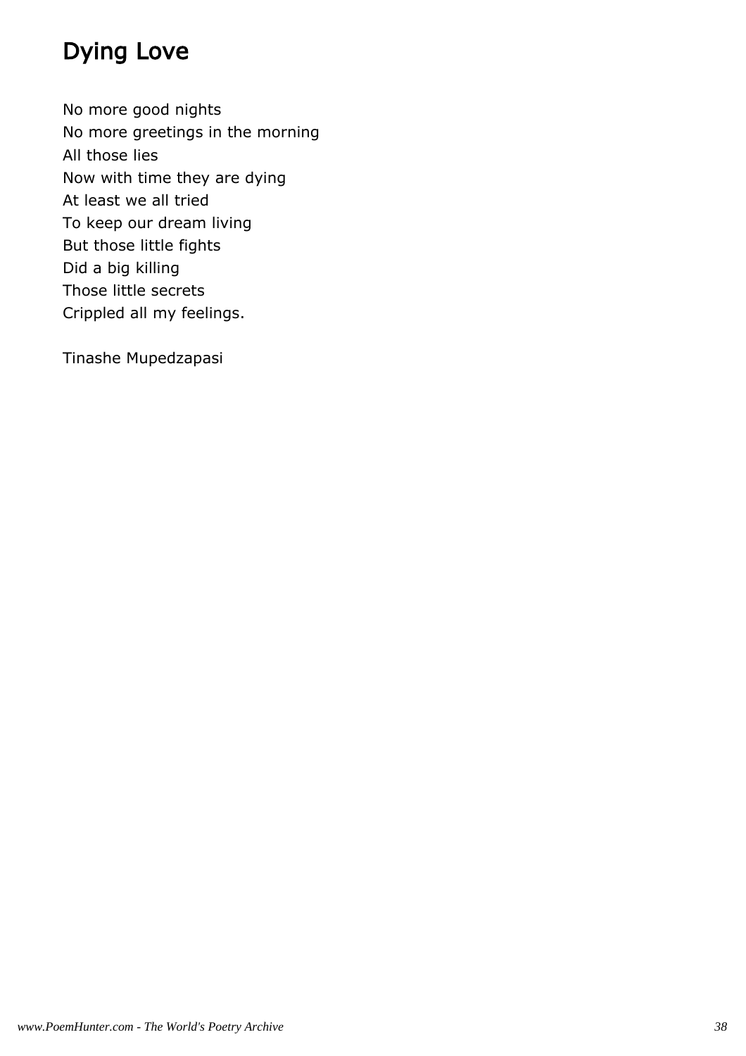# Dying Love

No more good nights  
No more greetings in the morning  
All those lies  
Now with time they are dying  
At least we all tried  
To keep our dream living  
But those little fights  
Did a big killing  
Those little secrets  
Crippled all my feelings.

Tinashe Mupedzapasi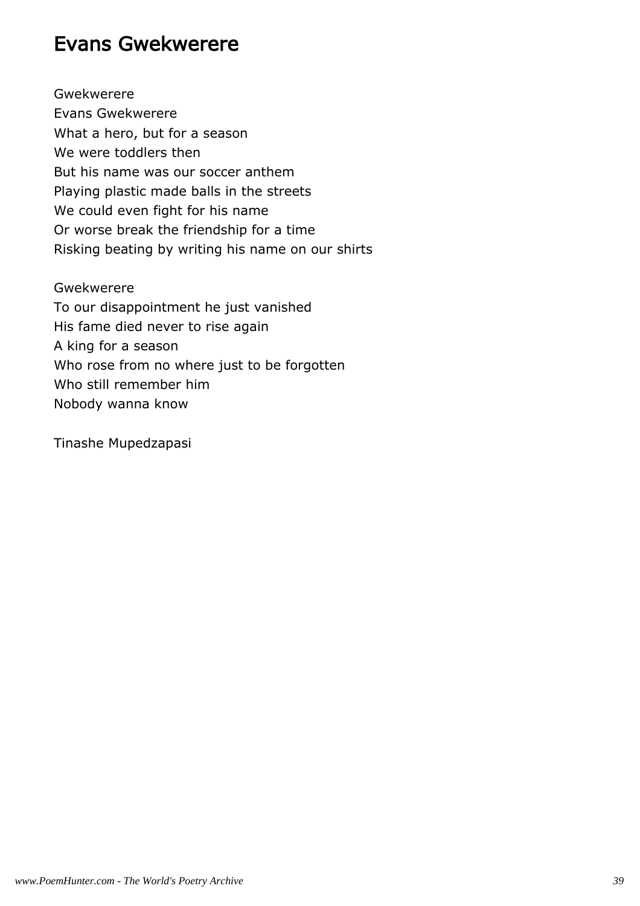## Evans Gwekwerere

Gwekwerere
Evans Gwekwerere
What a hero, but for a season
We were toddlers then
But his name was our soccer anthem
Playing plastic made balls in the streets
We could even fight for his name
Or worse break the friendship for a time
Risking beating by writing his name on our shirts

Gwekwerere
To our disappointment he just vanished
His fame died never to rise again
A king for a season
Who rose from no where just to be forgotten
Who still remember him
Nobody wanna know

Tinashe Mupedzapasi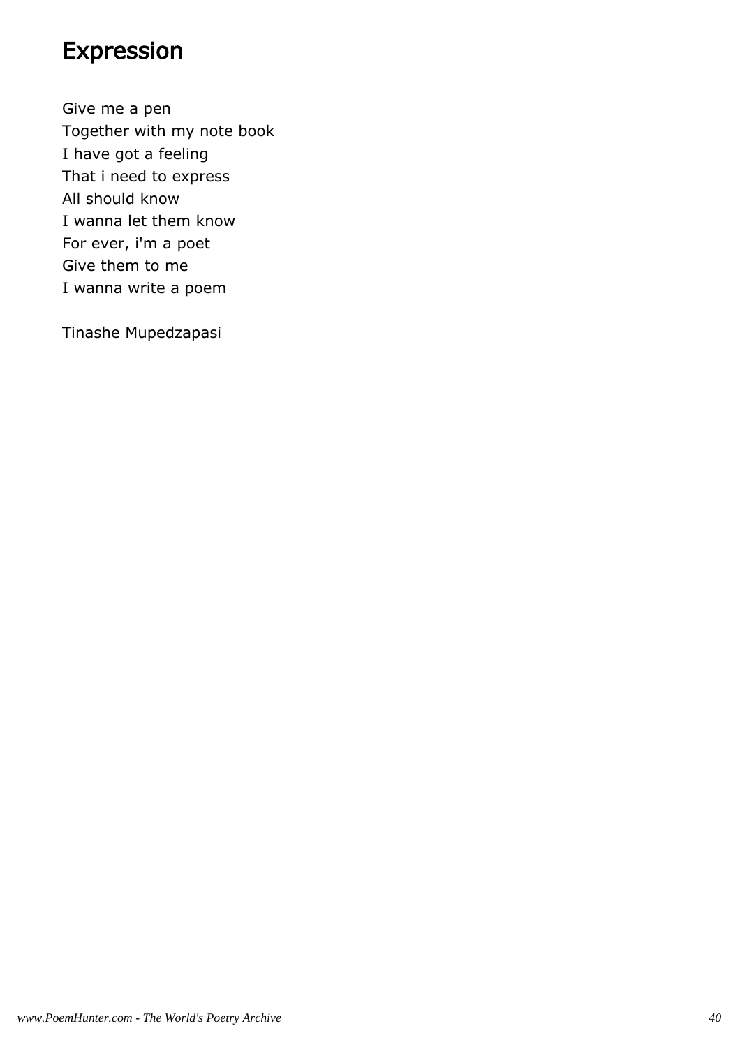# Expression

Give me a pen
Together with my note book
I have got a feeling
That i need to express
All should know
I wanna let them know
For ever, i'm a poet
Give them to me
I wanna write a poem

Tinashe Mupedzapasi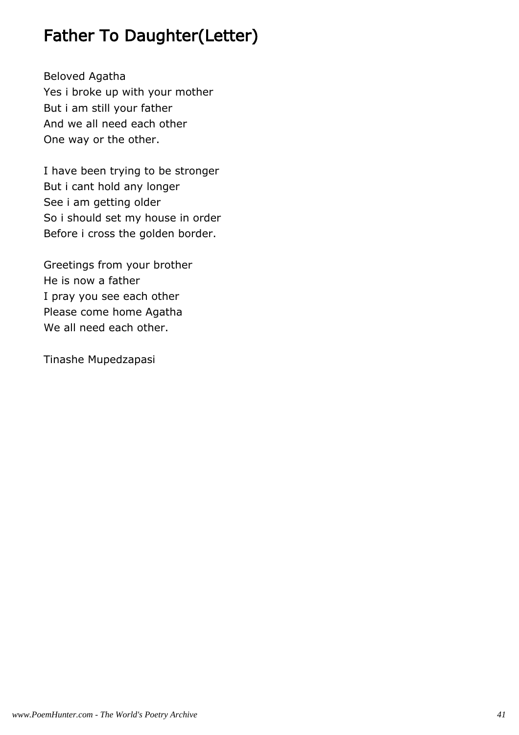# Father To Daughter(Letter)

Beloved Agatha
Yes i broke up with your mother
But i am still your father
And we all need each other
One way or the other.

I have been trying to be stronger
But i cant hold any longer
See i am getting older
So i should set my house in order
Before i cross the golden border.

Greetings from your brother
He is now a father
I pray you see each other
Please come home Agatha
We all need each other.

Tinashe Mupedzapasi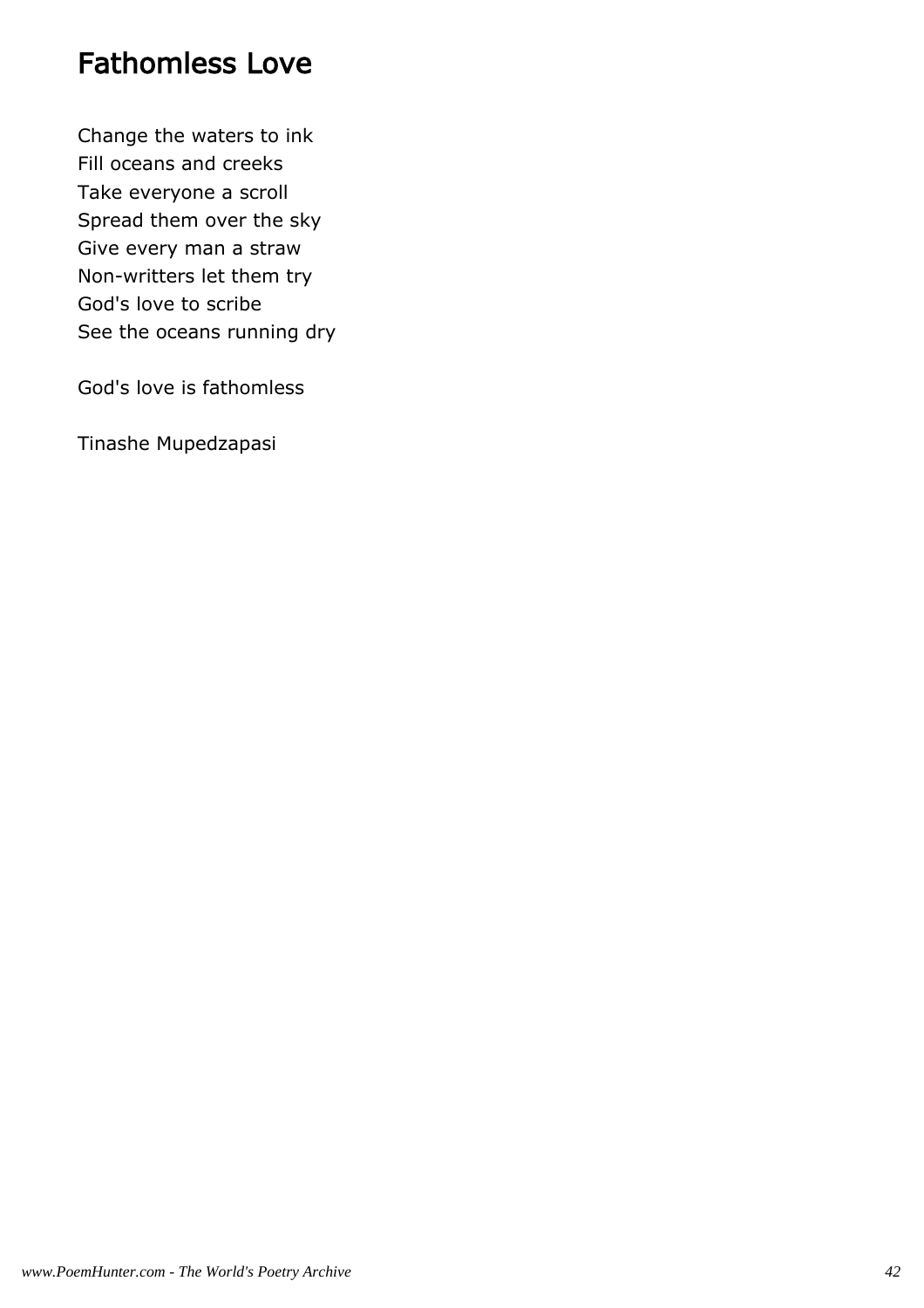# Fathomless Love

Change the waters to ink  
Fill oceans and creeks  
Take everyone a scroll  
Spread them over the sky  
Give every man a straw  
Non-writters let them try  
God's love to scribe  
See the oceans running dry

God's love is fathomless

Tinashe Mupedzapasi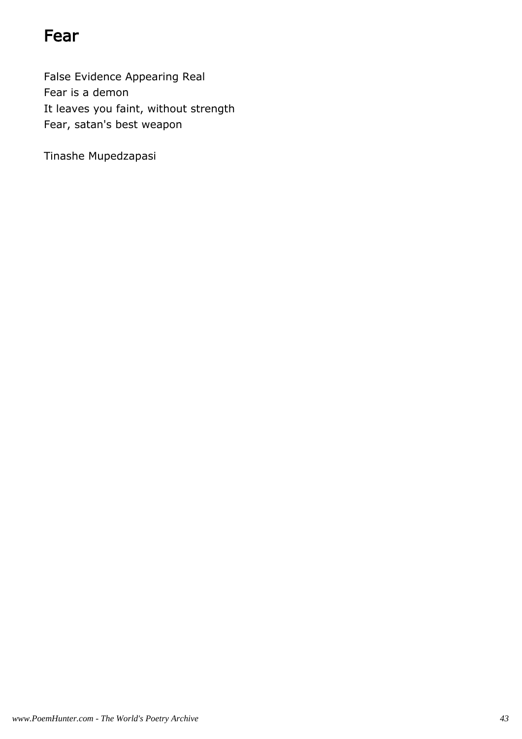# Fear

False Evidence Appearing Real
Fear is a demon
It leaves you faint, without strength
Fear, satan's best weapon

Tinashe Mupedzapasi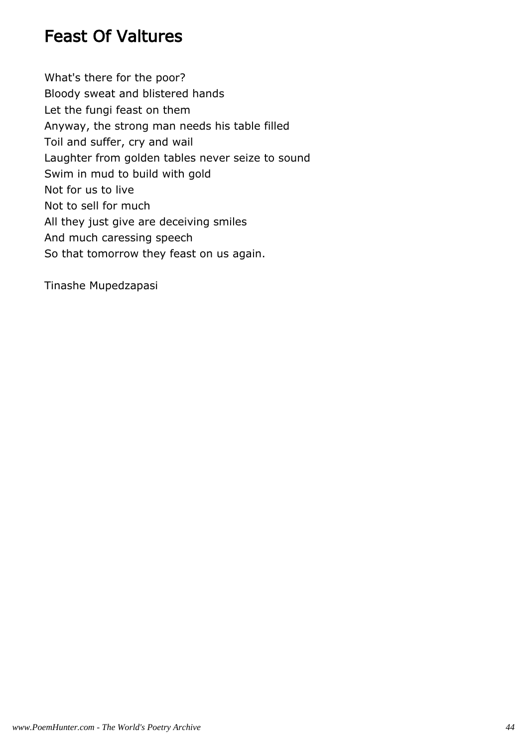# Feast Of Valtures

What's there for the poor?  
Bloody sweat and blistered hands  
Let the fungi feast on them  
Anyway, the strong man needs his table filled  
Toil and suffer, cry and wail  
Laughter from golden tables never seize to sound  
Swim in mud to build with gold  
Not for us to live  
Not to sell for much  
All they just give are deceiving smiles  
And much caressing speech  
So that tomorrow they feast on us again.

Tinashe Mupedzapasi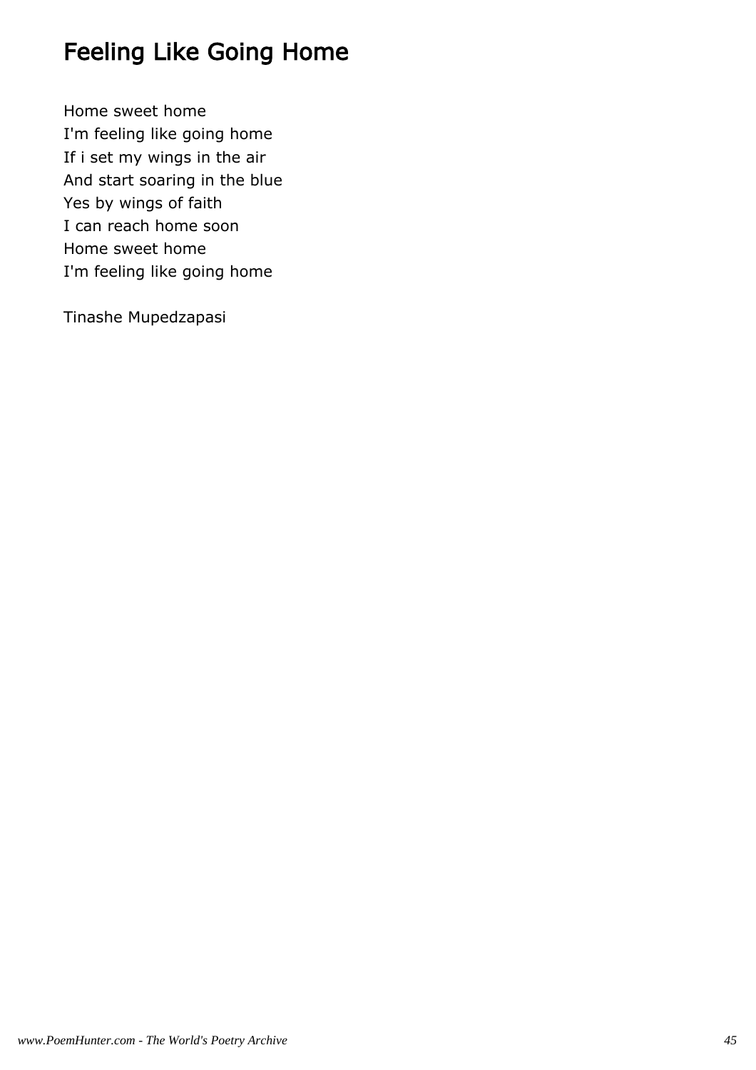# Feeling Like Going Home

Home sweet home
I'm feeling like going home
If i set my wings in the air
And start soaring in the blue
Yes by wings of faith
I can reach home soon
Home sweet home
I'm feeling like going home

Tinashe Mupedzapasi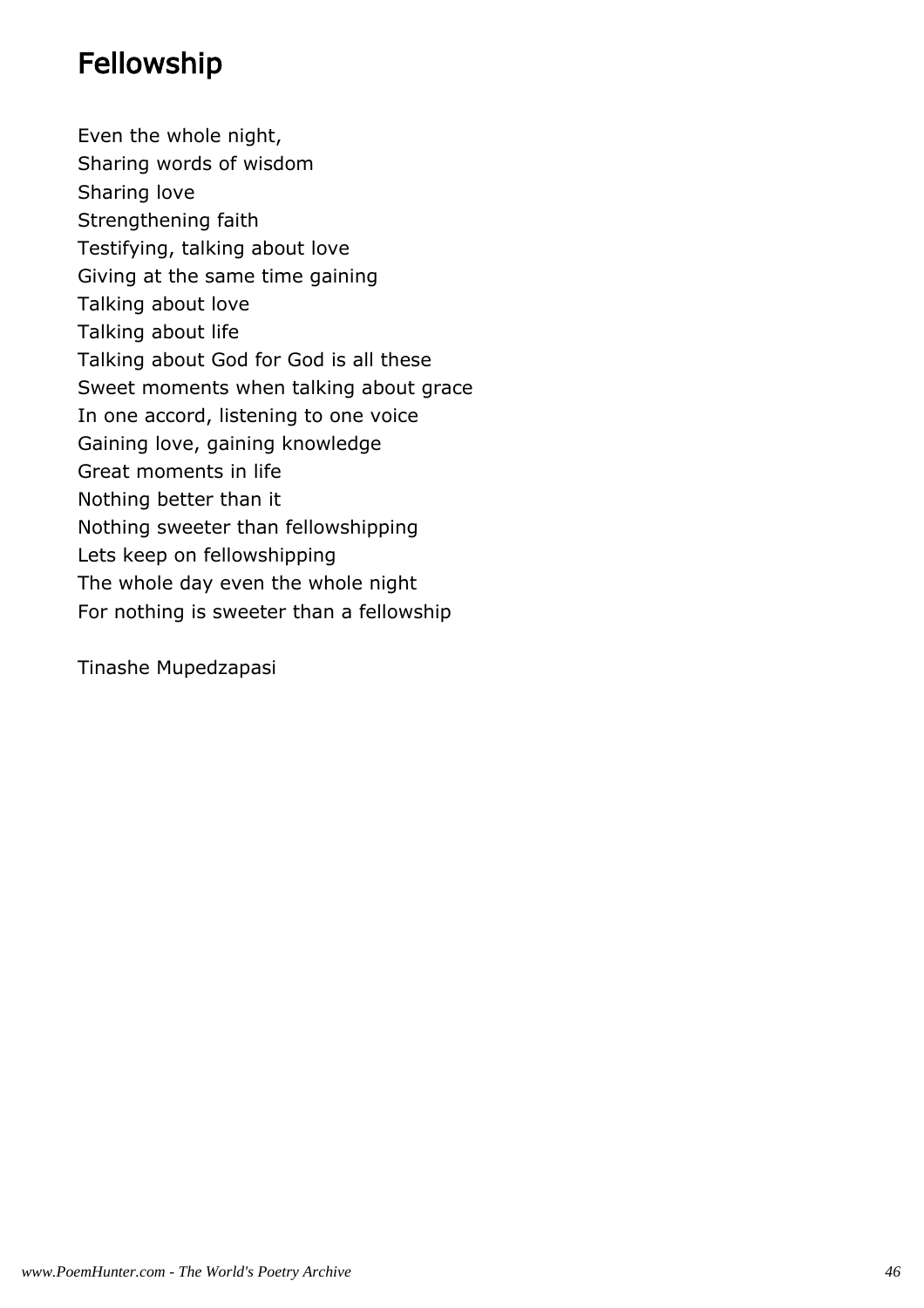# Fellowship

Even the whole night,  
Sharing words of wisdom  
Sharing love  
Strengthening faith  
Testifying, talking about love  
Giving at the same time gaining  
Talking about love  
Talking about life  
Talking about God for God is all these  
Sweet moments when talking about grace  
In one accord, listening to one voice  
Gaining love, gaining knowledge  
Great moments in life  
Nothing better than it  
Nothing sweeter than fellowshipping  
Lets keep on fellowshipping  
The whole day even the whole night  
For nothing is sweeter than a fellowship

Tinashe Mupedzapasi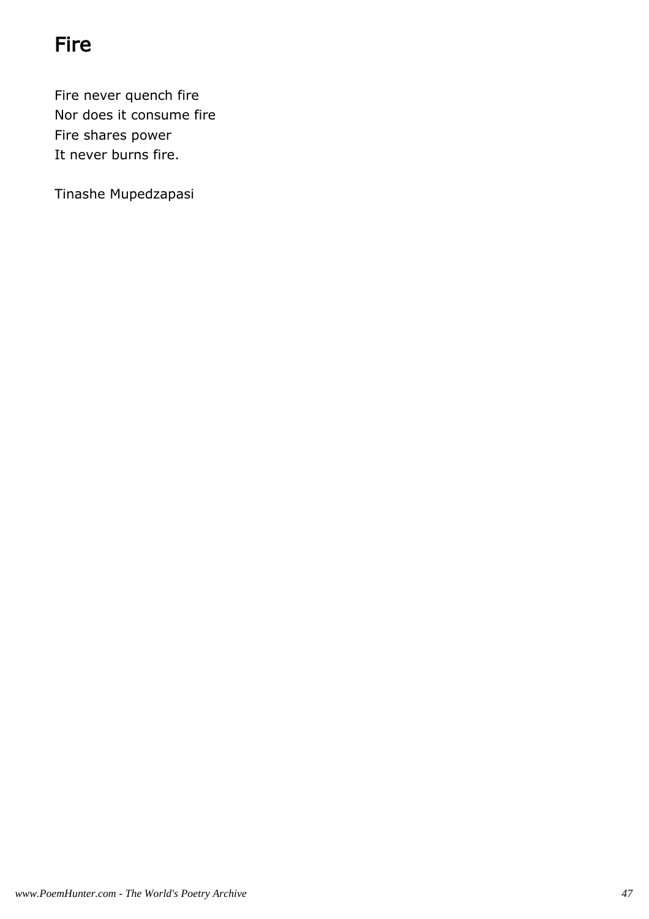# Fire

Fire never quench fire  
Nor does it consume fire  
Fire shares power  
It never burns fire.

Tinashe Mupedzapasi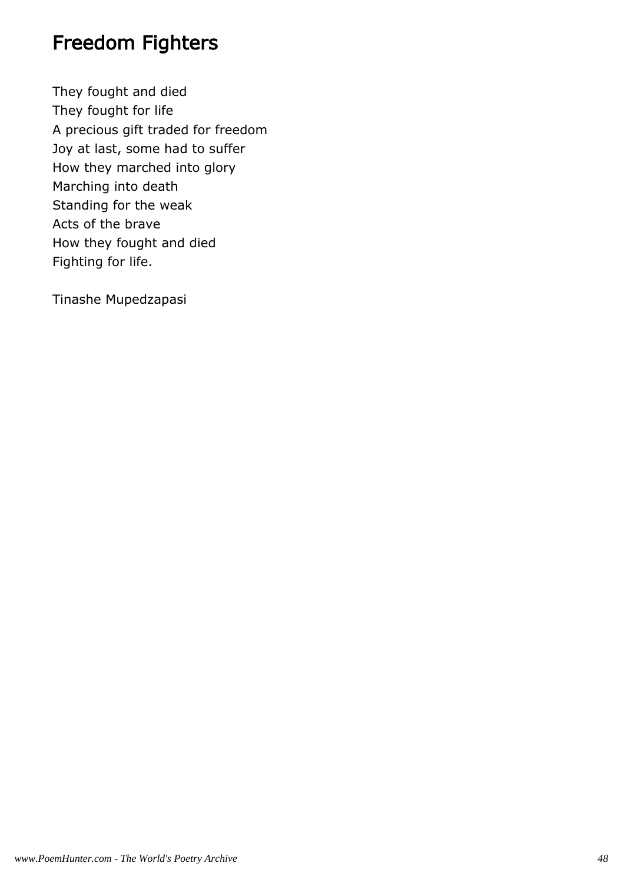# Freedom Fighters

They fought and died
They fought for life
A precious gift traded for freedom
Joy at last, some had to suffer
How they marched into glory
Marching into death
Standing for the weak
Acts of the brave
How they fought and died
Fighting for life.

Tinashe Mupedzapasi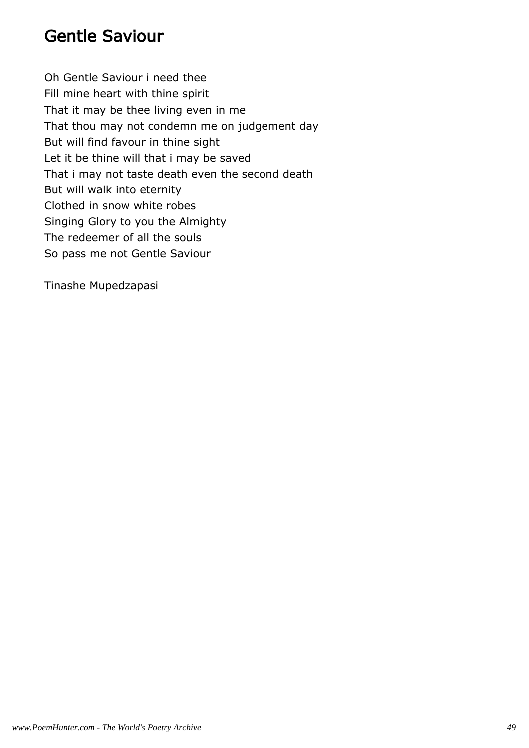## Gentle Saviour

Oh Gentle Saviour i need thee
Fill mine heart with thine spirit
That it may be thee living even in me
That thou may not condemn me on judgement day
But will find favour in thine sight
Let it be thine will that i may be saved
That i may not taste death even the second death
But will walk into eternity
Clothed in snow white robes
Singing Glory to you the Almighty
The redeemer of all the souls
So pass me not Gentle Saviour

Tinashe Mupedzapasi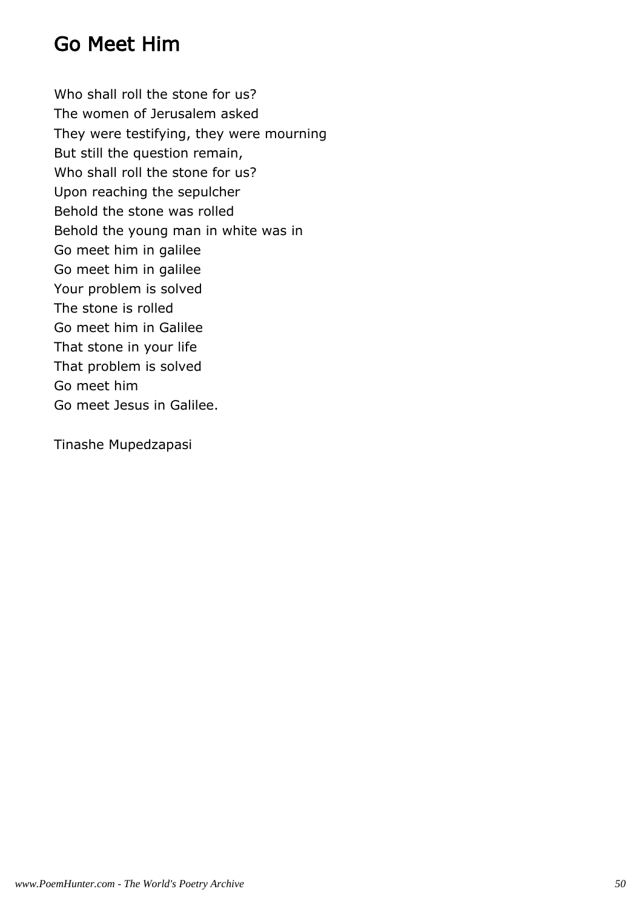# Go Meet Him

Who shall roll the stone for us?
The women of Jerusalem asked
They were testifying, they were mourning
But still the question remain,
Who shall roll the stone for us?
Upon reaching the sepulcher
Behold the stone was rolled
Behold the young man in white was in
Go meet him in galilee
Go meet him in galilee
Your problem is solved
The stone is rolled
Go meet him in Galilee
That stone in your life
That problem is solved
Go meet him
Go meet Jesus in Galilee.

Tinashe Mupedzapasi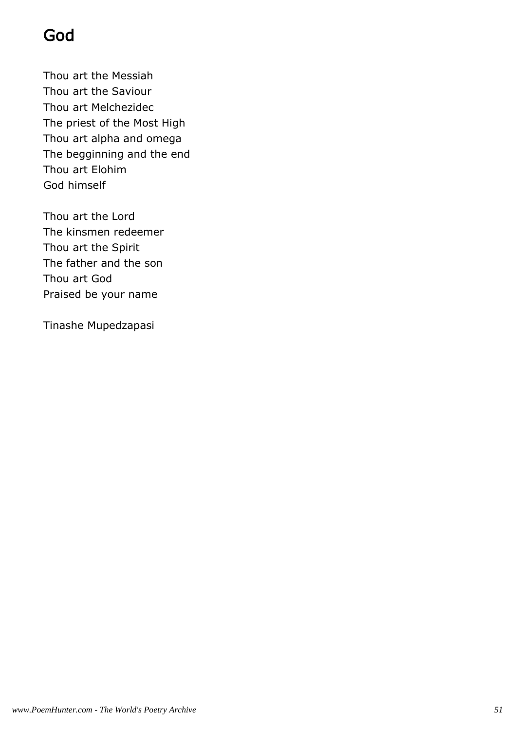# God

Thou art the Messiah  
Thou art the Saviour  
Thou art Melchezidec  
The priest of the Most High  
Thou art alpha and omega  
The begginning and the end  
Thou art Elohim  
God himself

Thou art the Lord  
The kinsmen redeemer  
Thou art the Spirit  
The father and the son  
Thou art God  
Praised be your name

Tinashe Mupedzapasi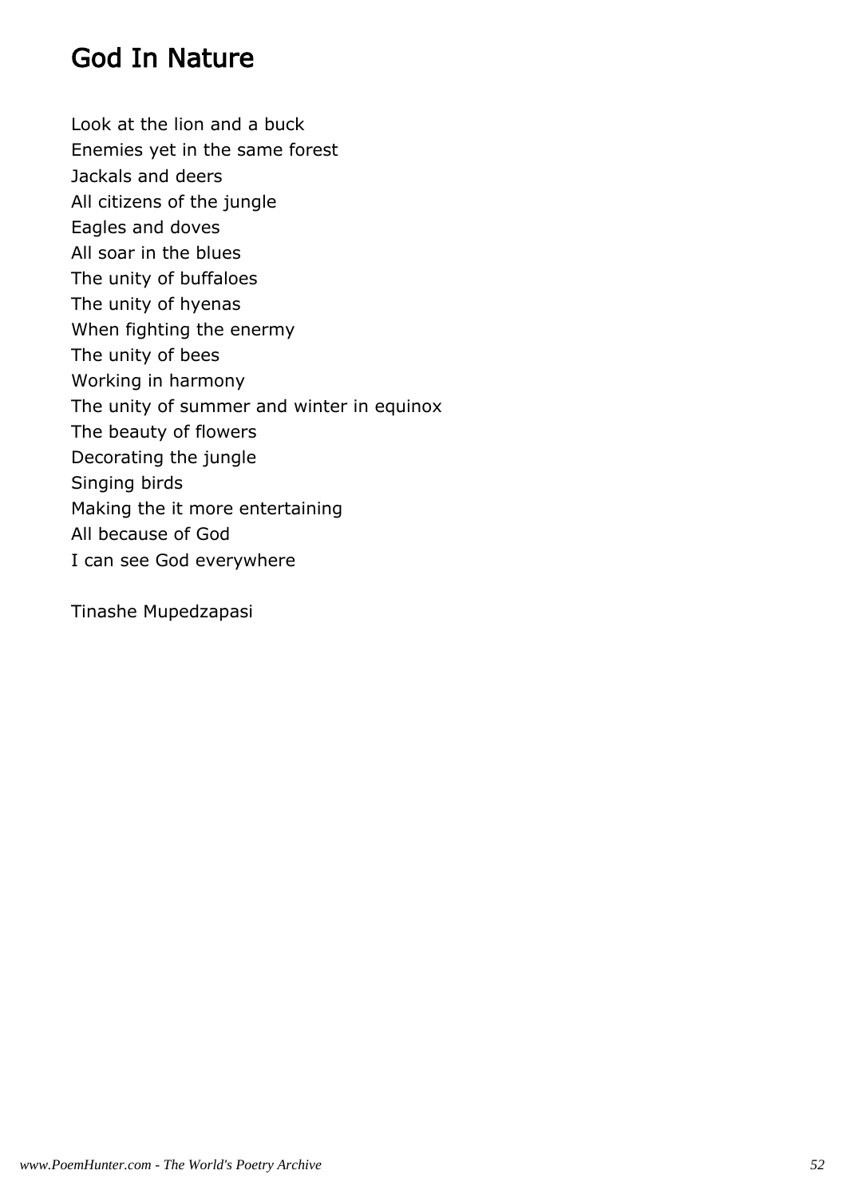# God In Nature

Look at the lion and a buck  
Enemies yet in the same forest  
Jackals and deers  
All citizens of the jungle  
Eagles and doves  
All soar in the blues  
The unity of buffaloes  
The unity of hyenas  
When fighting the enermy  
The unity of bees  
Working in harmony  
The unity of summer and winter in equinox  
The beauty of flowers  
Decorating the jungle  
Singing birds  
Making the it more entertaining  
All because of God  
I can see God everywhere

Tinashe Mupedzapasi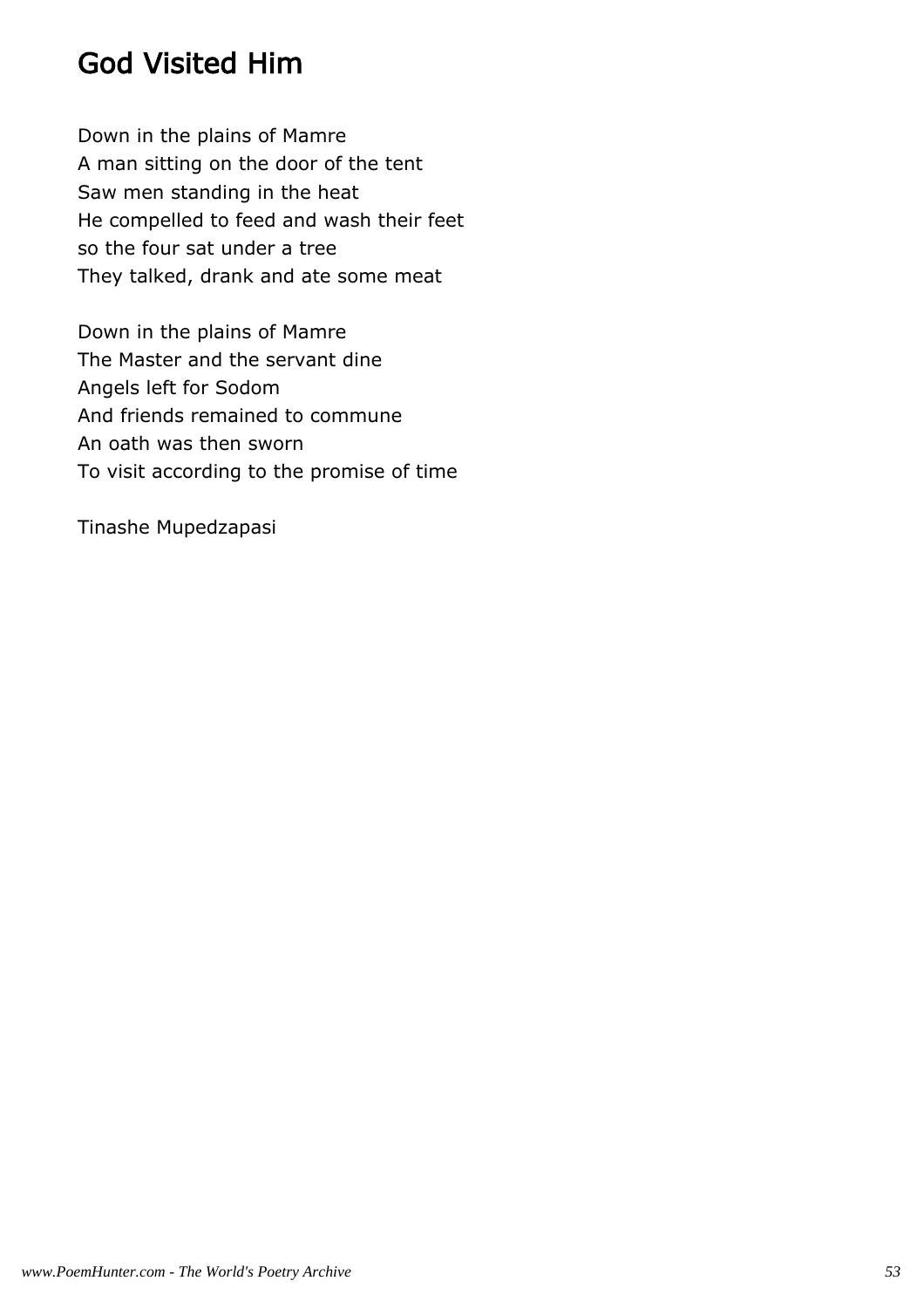# God Visited Him

Down in the plains of Mamre  
A man sitting on the door of the tent  
Saw men standing in the heat  
He compelled to feed and wash their feet  
so the four sat under a tree  
They talked, drank and ate some meat

Down in the plains of Mamre  
The Master and the servant dine  
Angels left for Sodom  
And friends remained to commune  
An oath was then sworn  
To visit according to the promise of time

Tinashe Mupedzapasi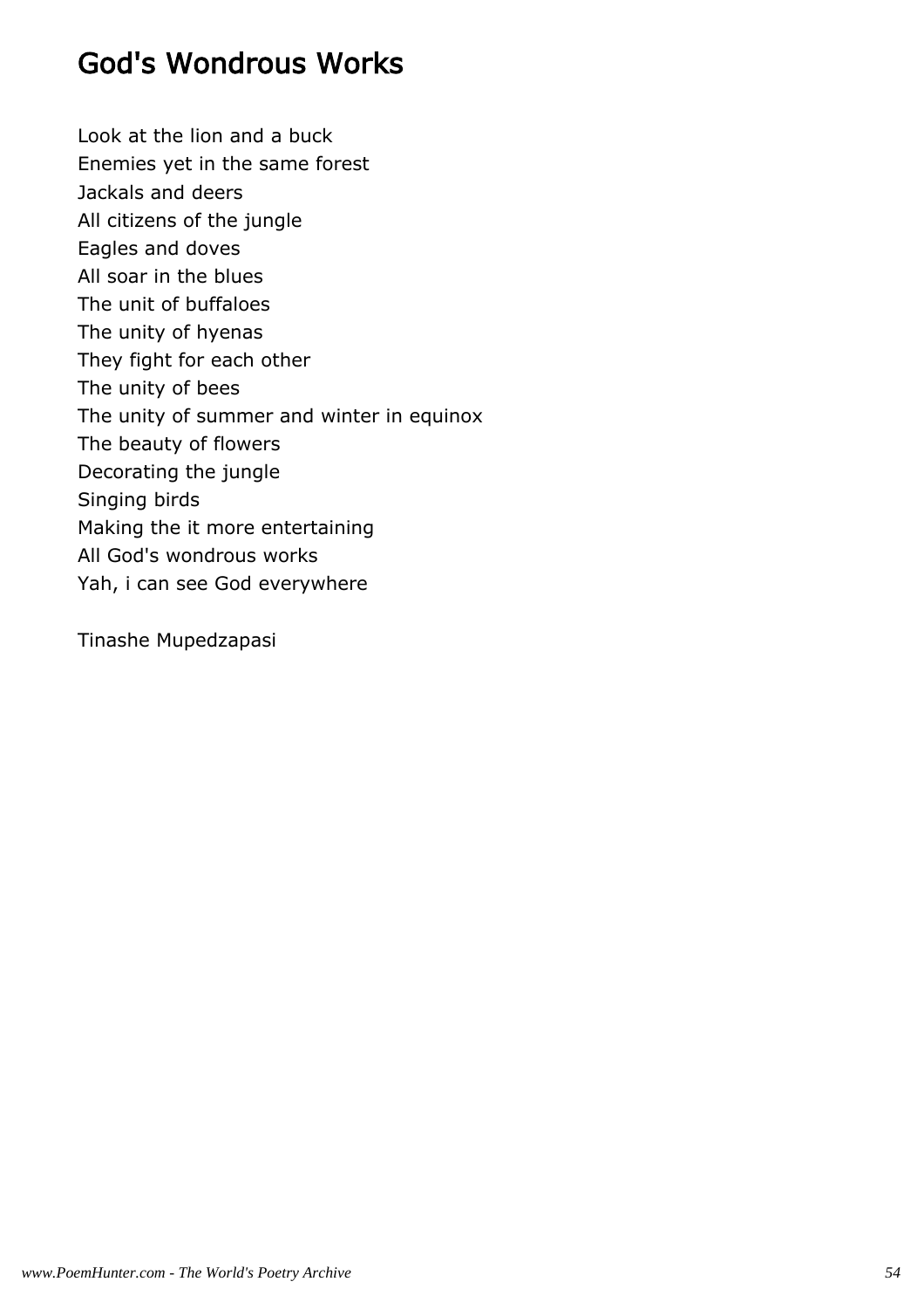## God's Wondrous Works

Look at the lion and a buck  
Enemies yet in the same forest  
Jackals and deers  
All citizens of the jungle  
Eagles and doves  
All soar in the blues  
The unit of buffaloes  
The unity of hyenas  
They fight for each other  
The unity of bees  
The unity of summer and winter in equinox  
The beauty of flowers  
Decorating the jungle  
Singing birds  
Making the it more entertaining  
All God's wondrous works  
Yah, i can see God everywhere

Tinashe Mupedzapasi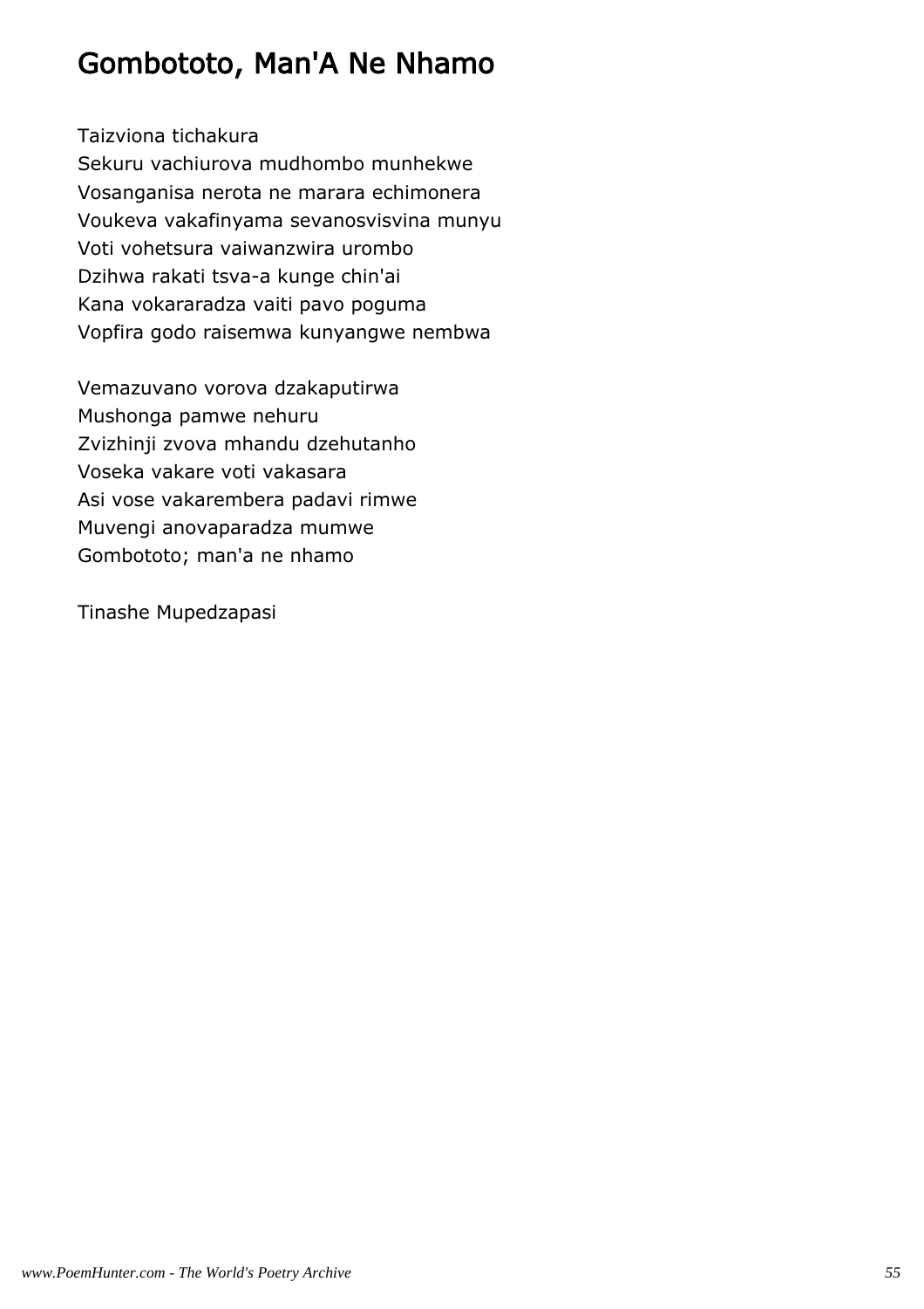## Gombototo, Man'A Ne Nhamo

Taizviona tichakura
Sekuru vachiurova mudhombo munhekwe
Vosanganisa nerota ne marara echimonera
Voukeva vakafinyama sevanosvisvina munyu
Voti vohetsura vaiwanzwira urombo
Dzihwa rakati tsva-a kunge chin'ai
Kana vokararadza vaiti pavo poguma
Vopfira godo raisemwa kunyangwe nembwa

Vemazuvano vorova dzakaputirwa
Mushonga pamwe nehuru
Zvizhinji zvova mhandu dzehutanho
Voseka vakare voti vakasara
Asi vose vakarembera padavi rimwe
Muvengi anovaparadza mumwe
Gombototo; man'a ne nhamo

Tinashe Mupedzapasi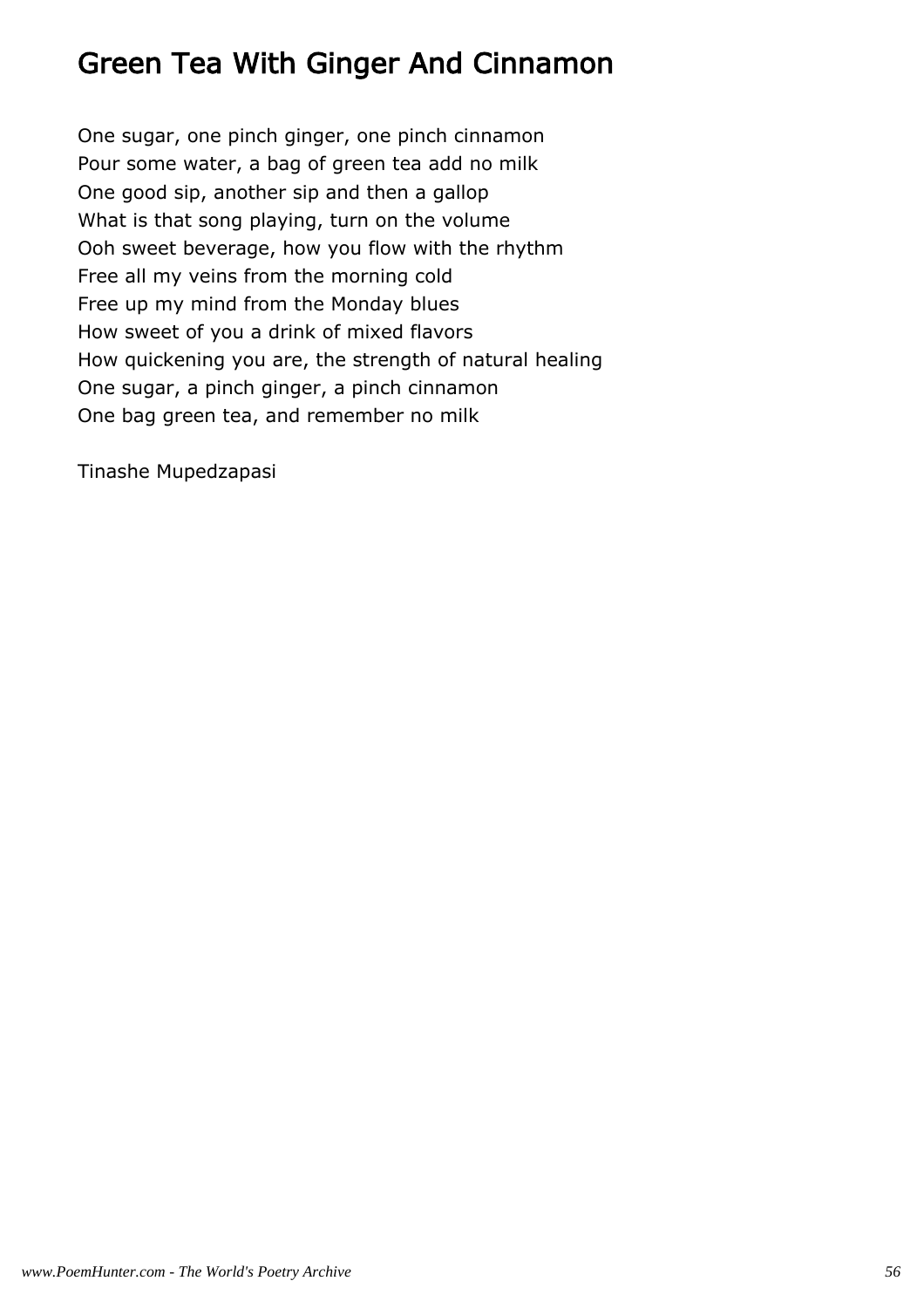# Green Tea With Ginger And Cinnamon

One sugar, one pinch ginger, one pinch cinnamon
Pour some water, a bag of green tea add no milk
One good sip, another sip and then a gallop
What is that song playing, turn on the volume
Ooh sweet beverage, how you flow with the rhythm
Free all my veins from the morning cold
Free up my mind from the Monday blues
How sweet of you a drink of mixed flavors
How quickening you are, the strength of natural healing
One sugar, a pinch ginger, a pinch cinnamon
One bag green tea, and remember no milk

Tinashe Mupedzapasi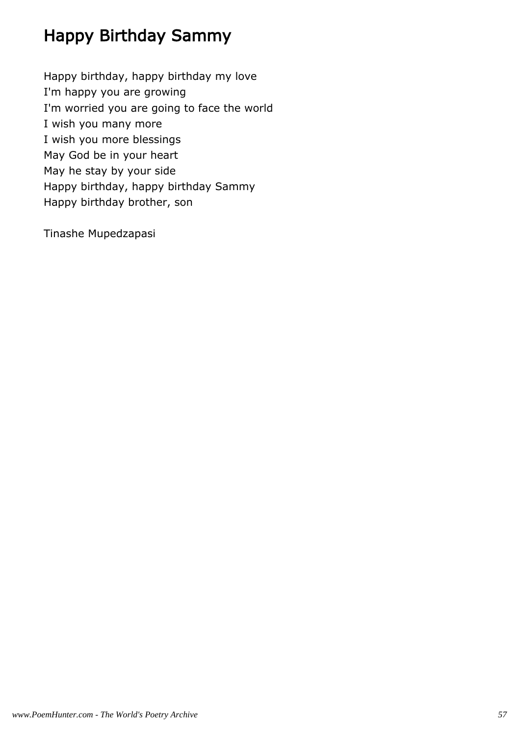# Happy Birthday Sammy

Happy birthday, happy birthday my love
I'm happy you are growing
I'm worried you are going to face the world
I wish you many more
I wish you more blessings
May God be in your heart
May he stay by your side
Happy birthday, happy birthday Sammy
Happy birthday brother, son

Tinashe Mupedzapasi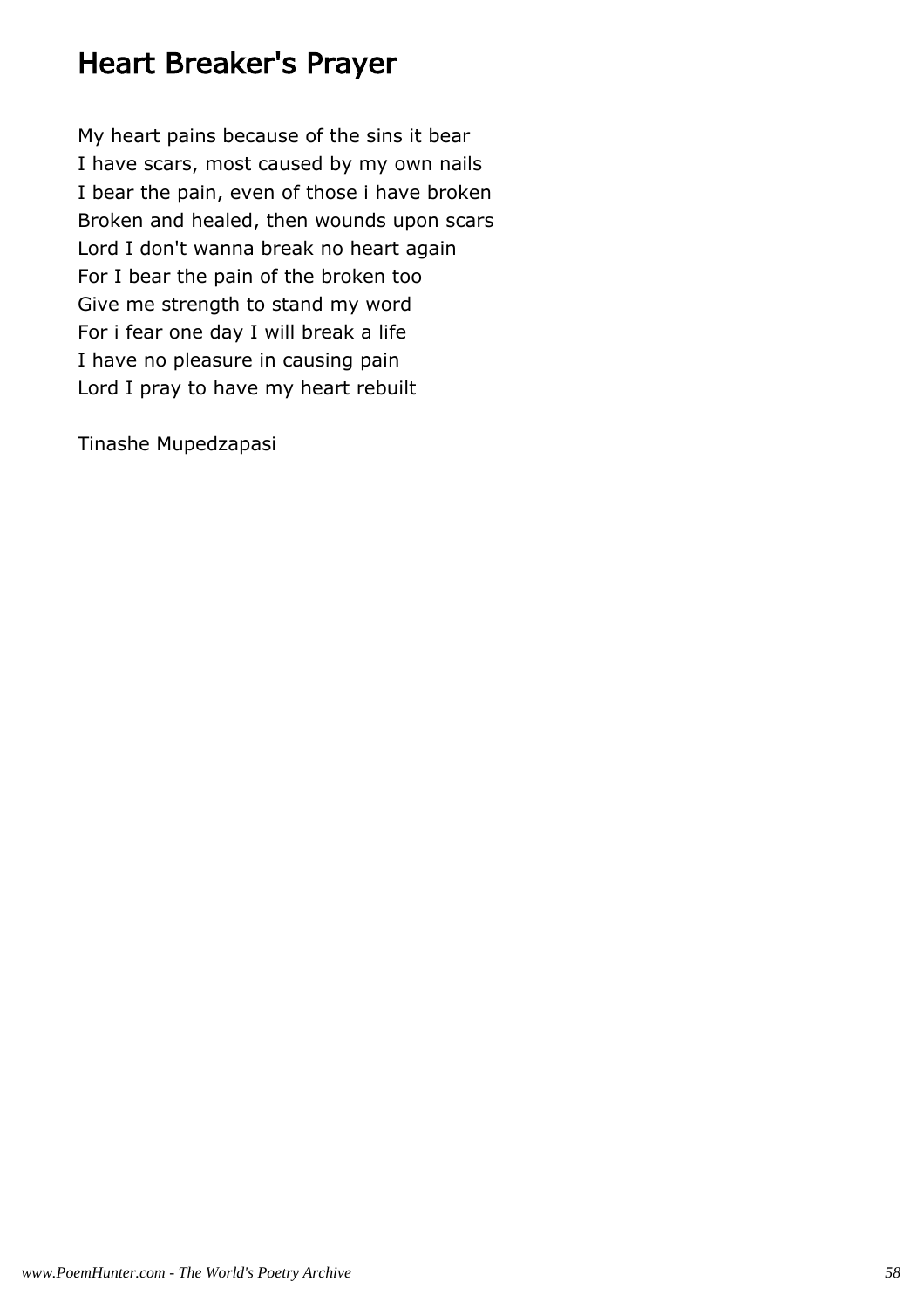# Heart Breaker's Prayer

My heart pains because of the sins it bear
I have scars, most caused by my own nails
I bear the pain, even of those i have broken
Broken and healed, then wounds upon scars
Lord I don't wanna break no heart again
For I bear the pain of the broken too
Give me strength to stand my word
For i fear one day I will break a life
I have no pleasure in causing pain
Lord I pray to have my heart rebuilt

Tinashe Mupedzapasi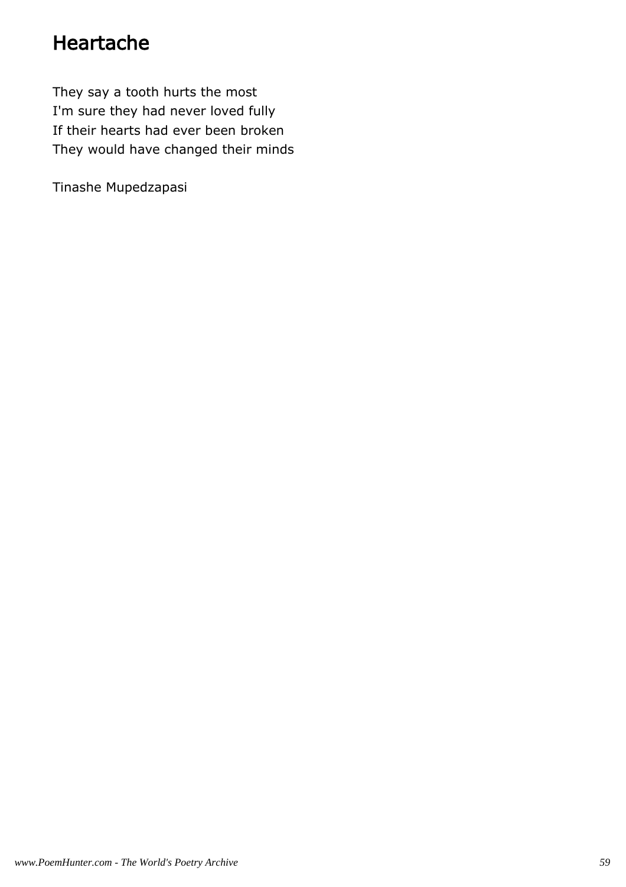# Heartache

They say a tooth hurts the most  
I'm sure they had never loved fully  
If their hearts had ever been broken  
They would have changed their minds

Tinashe Mupedzapasi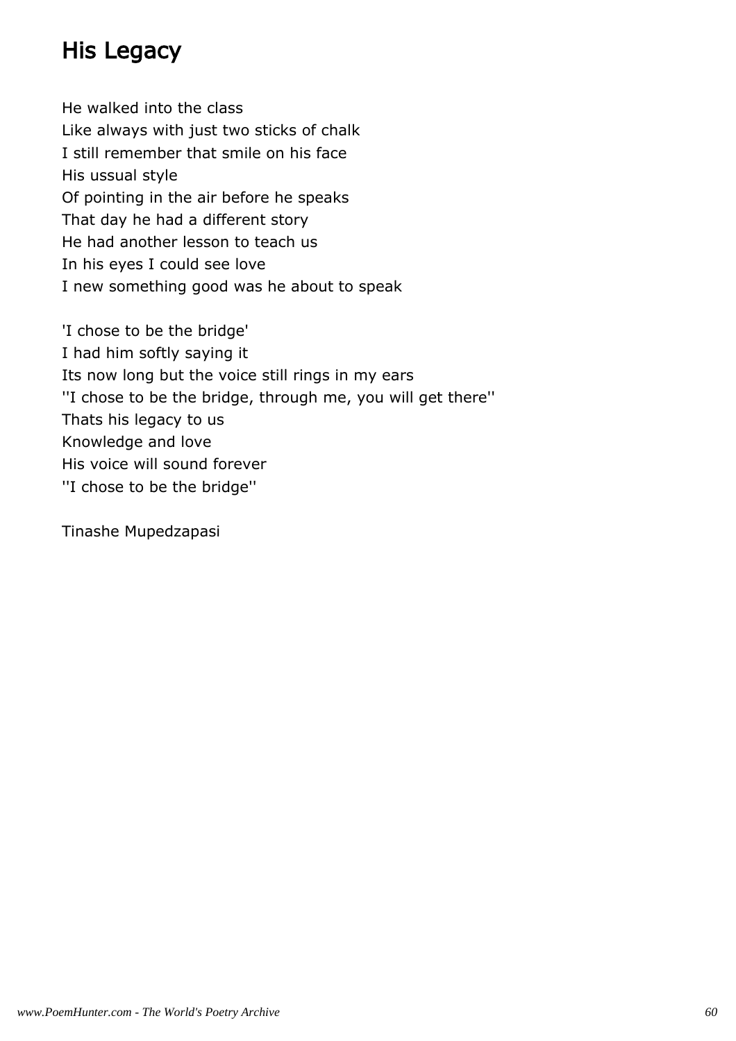# His Legacy

He walked into the class
Like always with just two sticks of chalk
I still remember that smile on his face
His ussual style
Of pointing in the air before he speaks
That day he had a different story
He had another lesson to teach us
In his eyes I could see love
I new something good was he about to speak

'I chose to be the bridge'
I had him softly saying it
Its now long but the voice still rings in my ears
''I chose to be the bridge, through me, you will get there''
Thats his legacy to us
Knowledge and love
His voice will sound forever
''I chose to be the bridge''

Tinashe Mupedzapasi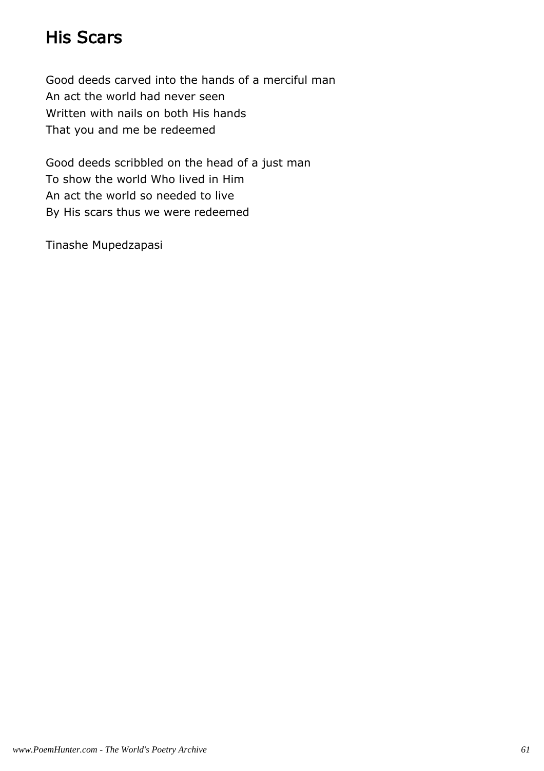## His Scars

Good deeds carved into the hands of a merciful man
An act the world had never seen
Written with nails on both His hands
That you and me be redeemed

Good deeds scribbled on the head of a just man
To show the world Who lived in Him
An act the world so needed to live
By His scars thus we were redeemed

Tinashe Mupedzapasi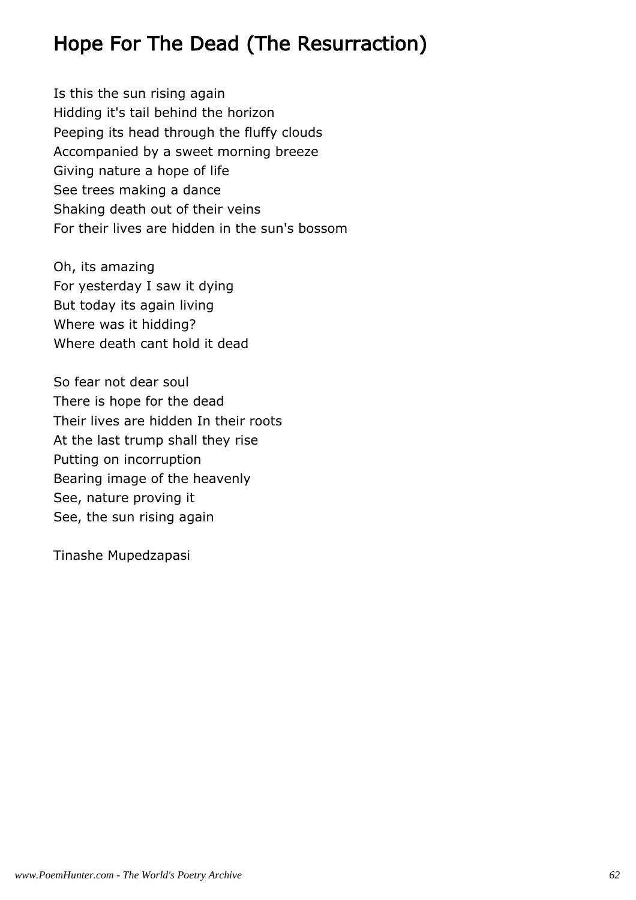# Hope For The Dead (The Resurraction)

Is this the sun rising again  
Hidding it's tail behind the horizon  
Peeping its head through the fluffy clouds  
Accompanied by a sweet morning breeze  
Giving nature a hope of life  
See trees making a dance  
Shaking death out of their veins  
For their lives are hidden in the sun's bossom

Oh, its amazing  
For yesterday I saw it dying  
But today its again living  
Where was it hidding?  
Where death cant hold it dead

So fear not dear soul  
There is hope for the dead  
Their lives are hidden In their roots  
At the last trump shall they rise  
Putting on incorruption  
Bearing image of the heavenly  
See, nature proving it  
See, the sun rising again

Tinashe Mupedzapasi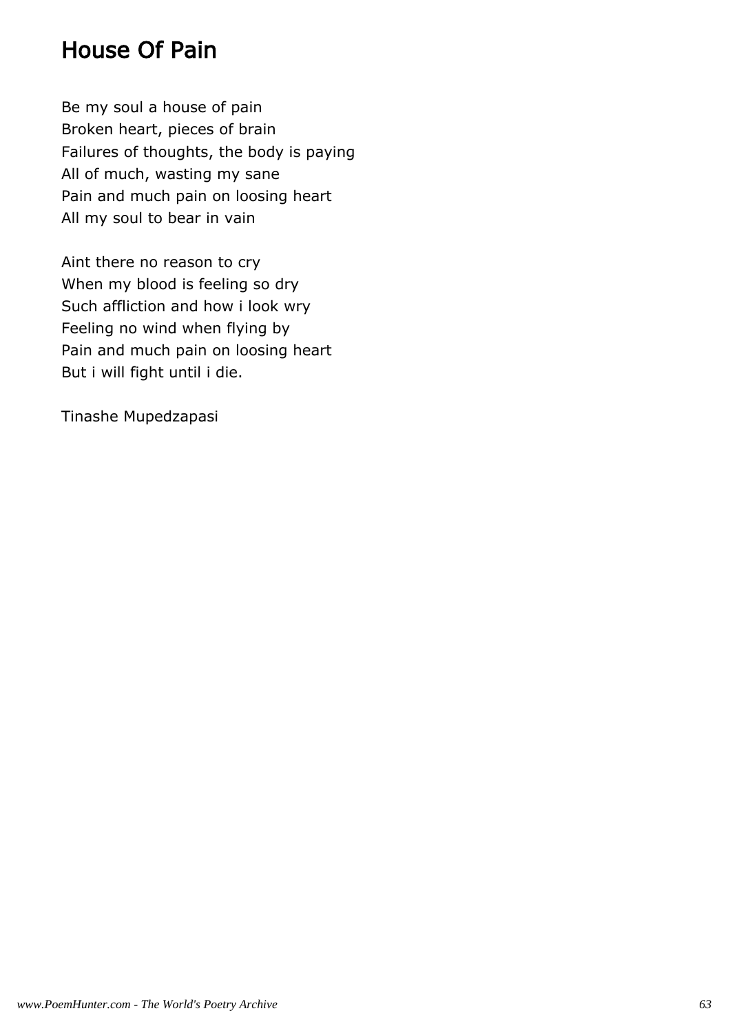## House Of Pain

Be my soul a house of pain  
Broken heart, pieces of brain  
Failures of thoughts, the body is paying  
All of much, wasting my sane  
Pain and much pain on loosing heart  
All my soul to bear in vain

Aint there no reason to cry  
When my blood is feeling so dry  
Such affliction and how i look wry  
Feeling no wind when flying by  
Pain and much pain on loosing heart  
But i will fight until i die.

Tinashe Mupedzapasi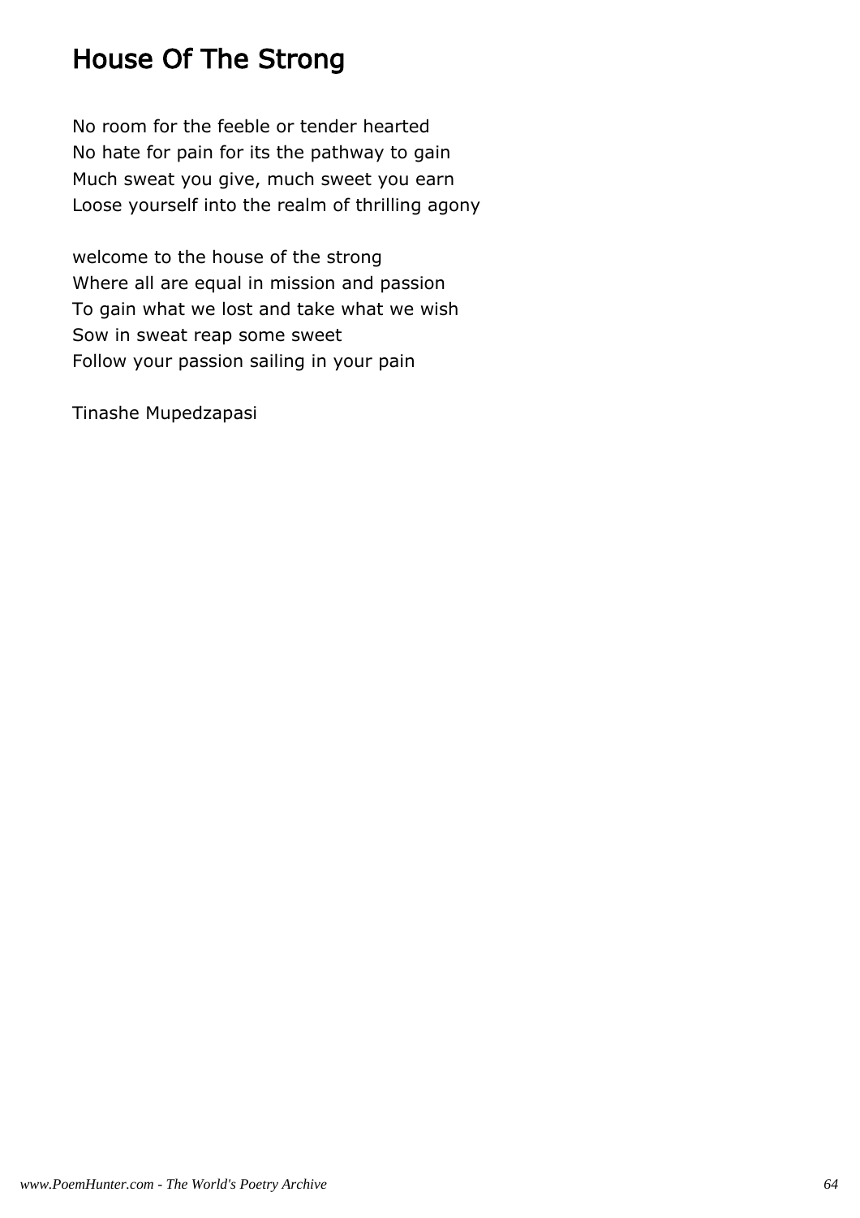# House Of The Strong

No room for the feeble or tender hearted
No hate for pain for its the pathway to gain
Much sweat you give, much sweet you earn
Loose yourself into the realm of thrilling agony

welcome to the house of the strong
Where all are equal in mission and passion
To gain what we lost and take what we wish
Sow in sweat reap some sweet
Follow your passion sailing in your pain

Tinashe Mupedzapasi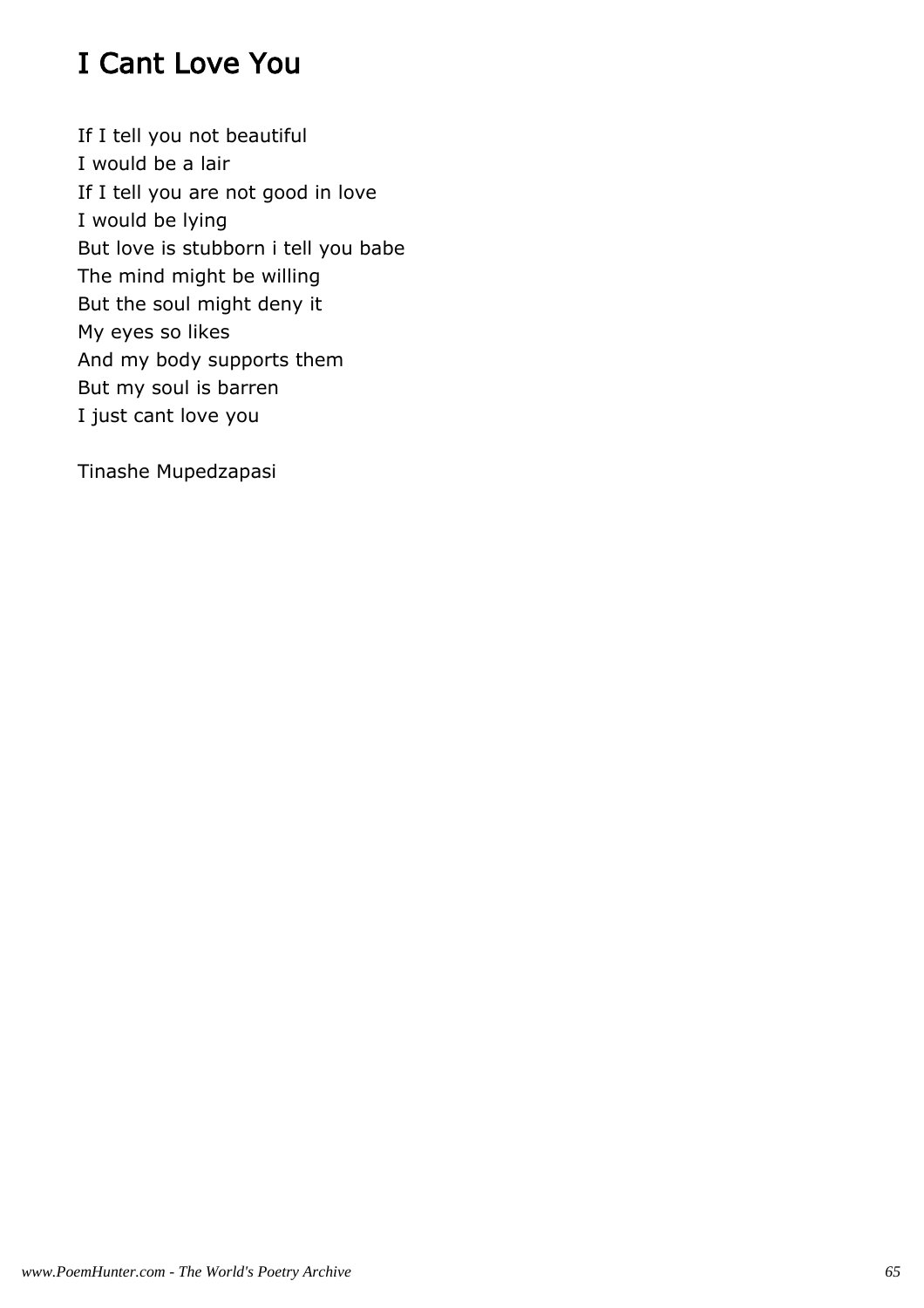# I Cant Love You

If I tell you not beautiful
I would be a lair
If I tell you are not good in love
I would be lying
But love is stubborn i tell you babe
The mind might be willing
But the soul might deny it
My eyes so likes
And my body supports them
But my soul is barren
I just cant love you

Tinashe Mupedzapasi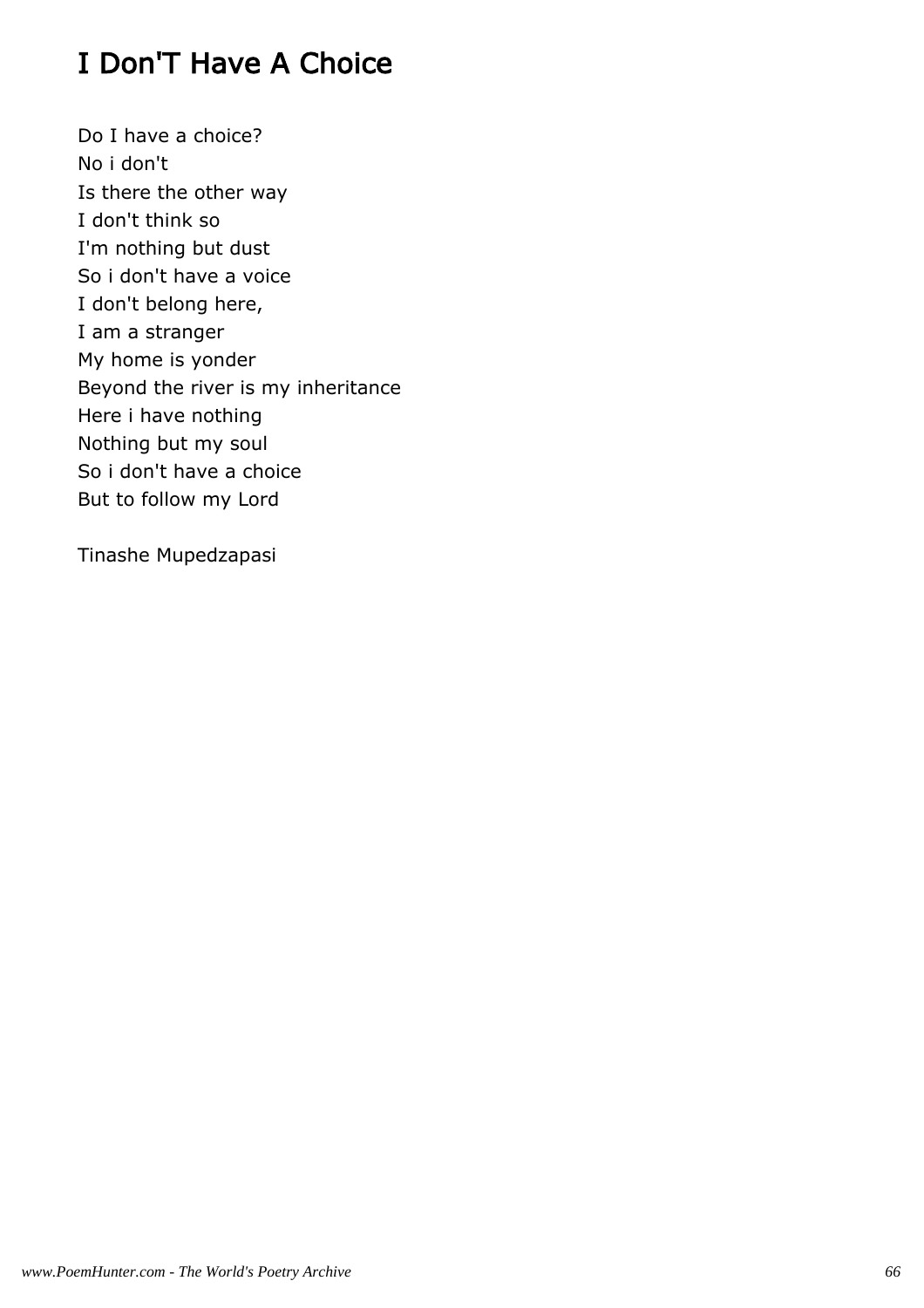# I Don'T Have A Choice

Do I have a choice?  
No i don't  
Is there the other way  
I don't think so  
I'm nothing but dust  
So i don't have a voice  
I don't belong here,  
I am a stranger  
My home is yonder  
Beyond the river is my inheritance  
Here i have nothing  
Nothing but my soul  
So i don't have a choice  
But to follow my Lord

Tinashe Mupedzapasi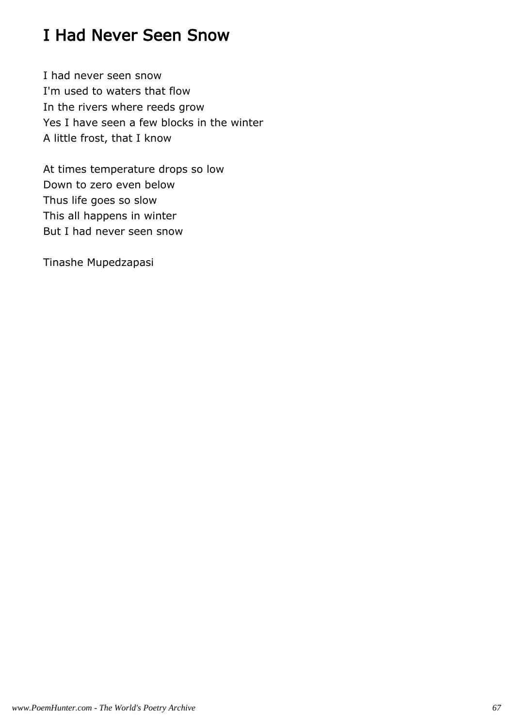# I Had Never Seen Snow

I had never seen snow
I'm used to waters that flow
In the rivers where reeds grow
Yes I have seen a few blocks in the winter
A little frost, that I know

At times temperature drops so low
Down to zero even below
Thus life goes so slow
This all happens in winter
But I had never seen snow

Tinashe Mupedzapasi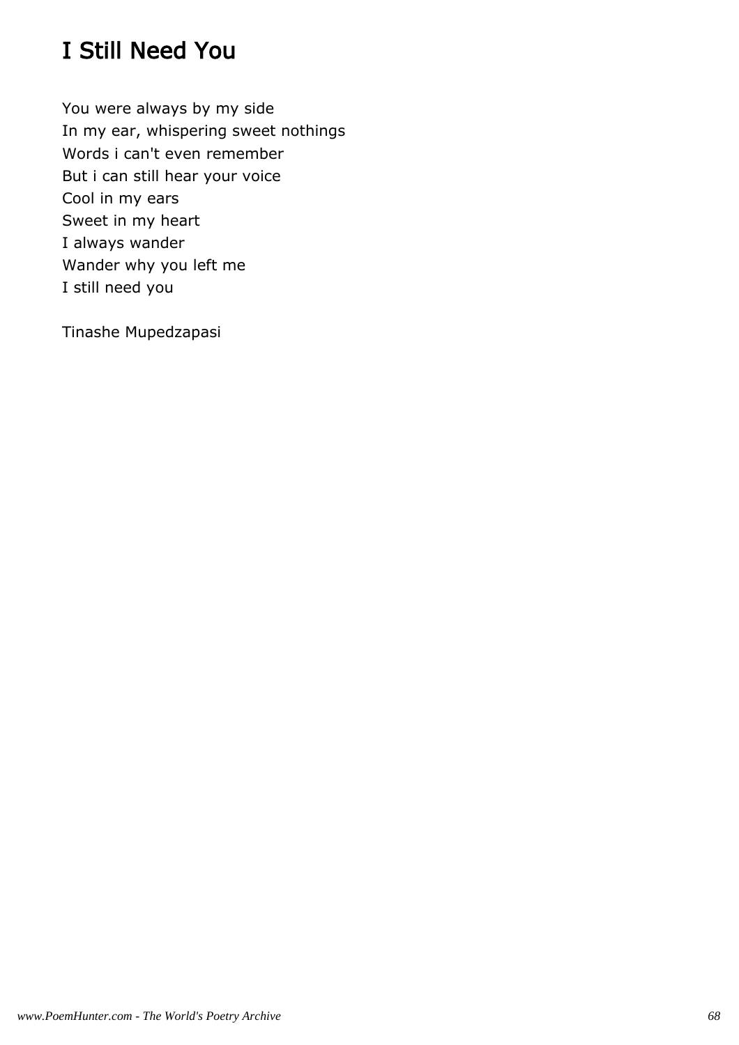# I Still Need You

You were always by my side
In my ear, whispering sweet nothings
Words i can't even remember
But i can still hear your voice
Cool in my ears
Sweet in my heart
I always wander
Wander why you left me
I still need you

Tinashe Mupedzapasi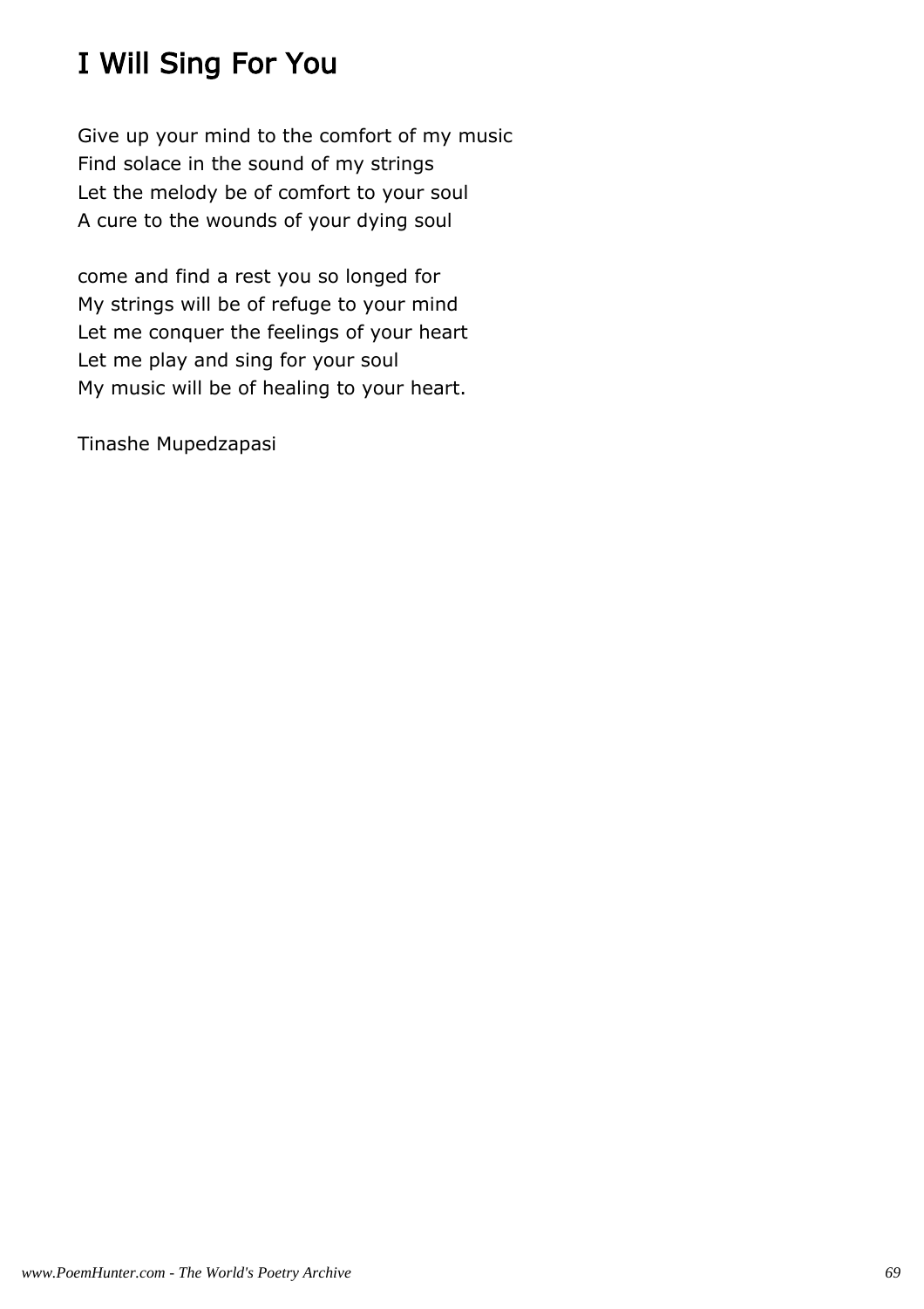# I Will Sing For You

Give up your mind to the comfort of my music
Find solace in the sound of my strings
Let the melody be of comfort to your soul
A cure to the wounds of your dying soul

come and find a rest you so longed for
My strings will be of refuge to your mind
Let me conquer the feelings of your heart
Let me play and sing for your soul
My music will be of healing to your heart.

Tinashe Mupedzapasi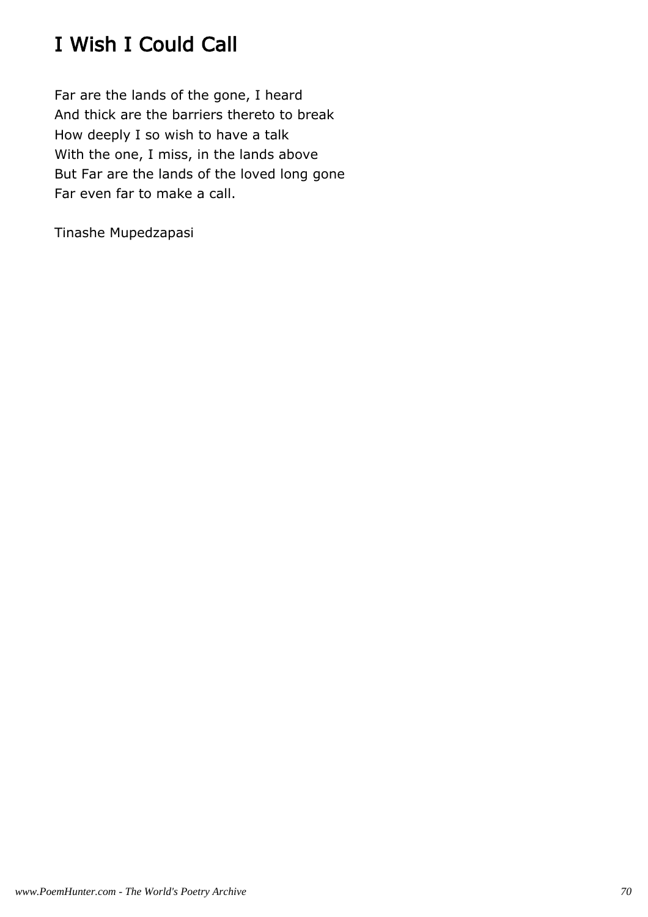# I Wish I Could Call

Far are the lands of the gone, I heard  
And thick are the barriers thereto to break  
How deeply I so wish to have a talk  
With the one, I miss, in the lands above  
But Far are the lands of the loved long gone  
Far even far to make a call.

Tinashe Mupedzapasi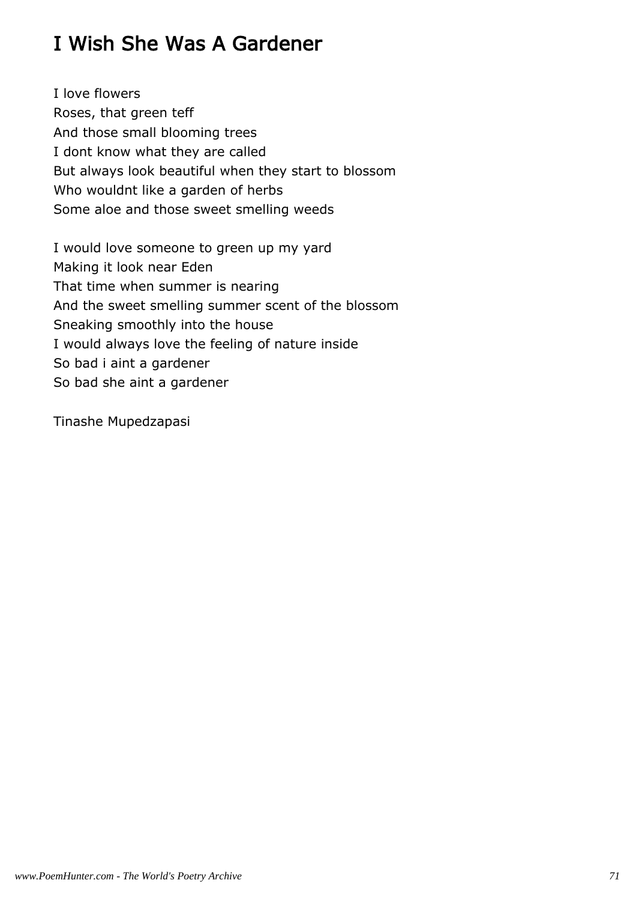# I Wish She Was A Gardener

I love flowers
Roses, that green teff
And those small blooming trees
I dont know what they are called
But always look beautiful when they start to blossom
Who wouldnt like a garden of herbs
Some aloe and those sweet smelling weeds

I would love someone to green up my yard
Making it look near Eden
That time when summer is nearing
And the sweet smelling summer scent of the blossom
Sneaking smoothly into the house
I would always love the feeling of nature inside
So bad i aint a gardener
So bad she aint a gardener

Tinashe Mupedzapasi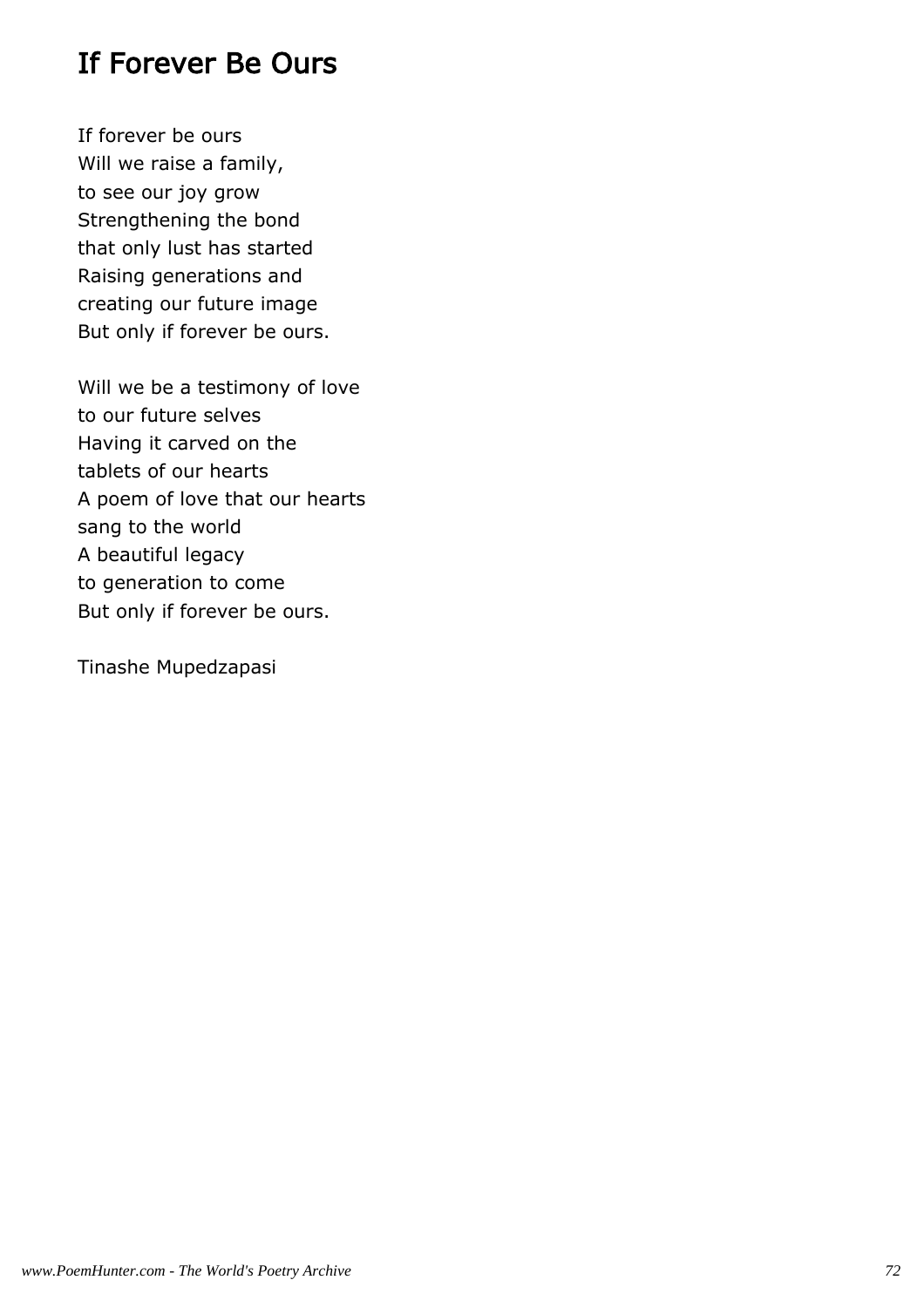# If Forever Be Ours

If forever be ours
Will we raise a family,
to see our joy grow
Strengthening the bond
that only lust has started
Raising generations and
creating our future image
But only if forever be ours.

Will we be a testimony of love
to our future selves
Having it carved on the
tablets of our hearts
A poem of love that our hearts
sang to the world
A beautiful legacy
to generation to come
But only if forever be ours.

Tinashe Mupedzapasi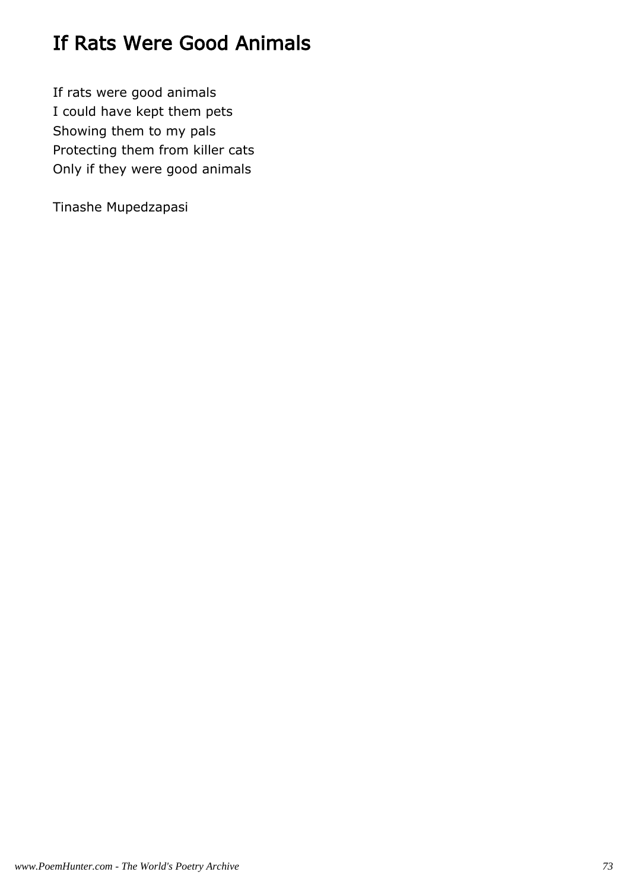# If Rats Were Good Animals

If rats were good animals
I could have kept them pets
Showing them to my pals
Protecting them from killer cats
Only if they were good animals

Tinashe Mupedzapasi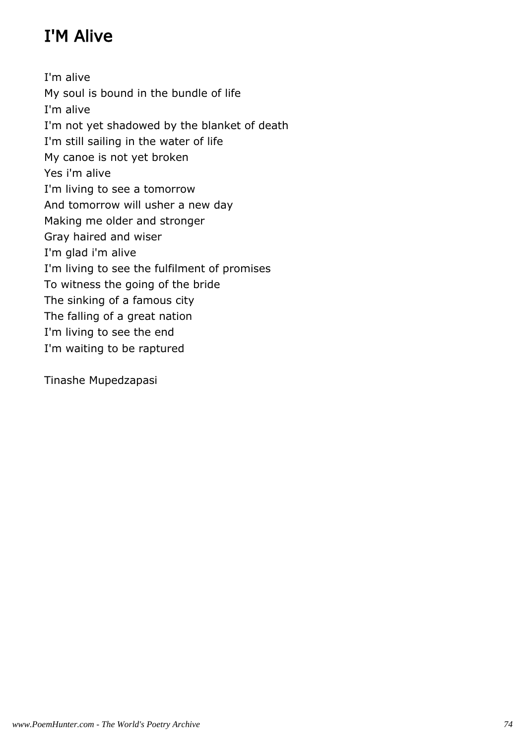# I'M Alive

I'm alive  
My soul is bound in the bundle of life  
I'm alive  
I'm not yet shadowed by the blanket of death  
I'm still sailing in the water of life  
My canoe is not yet broken  
Yes i'm alive  
I'm living to see a tomorrow  
And tomorrow will usher a new day  
Making me older and stronger  
Gray haired and wiser  
I'm glad i'm alive  
I'm living to see the fulfilment of promises  
To witness the going of the bride  
The sinking of a famous city  
The falling of a great nation  
I'm living to see the end  
I'm waiting to be raptured

Tinashe Mupedzapasi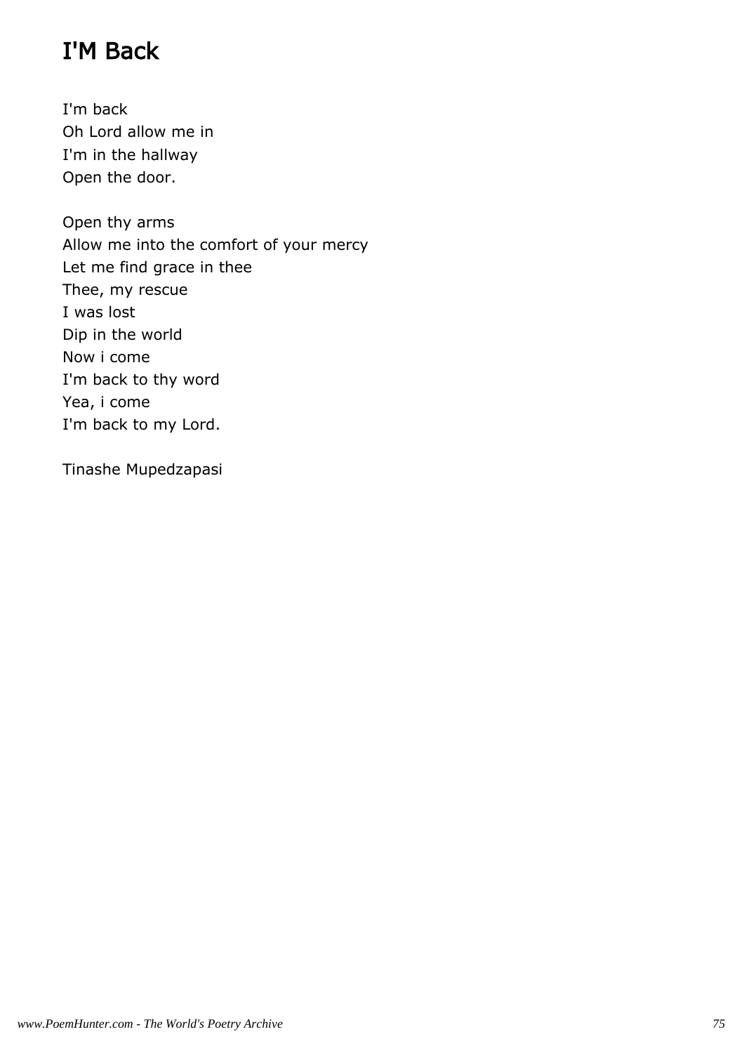# I'M Back

I'm back  
Oh Lord allow me in  
I'm in the hallway  
Open the door.

Open thy arms  
Allow me into the comfort of your mercy  
Let me find grace in thee  
Thee, my rescue  
I was lost  
Dip in the world  
Now i come  
I'm back to thy word  
Yea, i come  
I'm back to my Lord.

Tinashe Mupedzapasi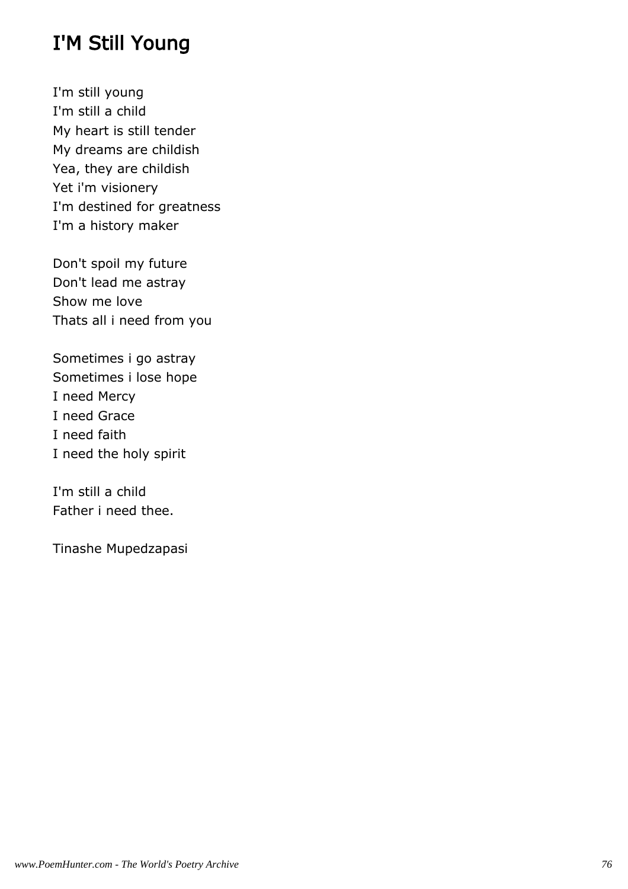# I'M Still Young

I'm still young  
I'm still a child  
My heart is still tender  
My dreams are childish  
Yea, they are childish  
Yet i'm visionery  
I'm destined for greatness  
I'm a history maker

Don't spoil my future  
Don't lead me astray  
Show me love  
Thats all i need from you

Sometimes i go astray  
Sometimes i lose hope  
I need Mercy  
I need Grace  
I need faith  
I need the holy spirit

I'm still a child  
Father i need thee.

Tinashe Mupedzapasi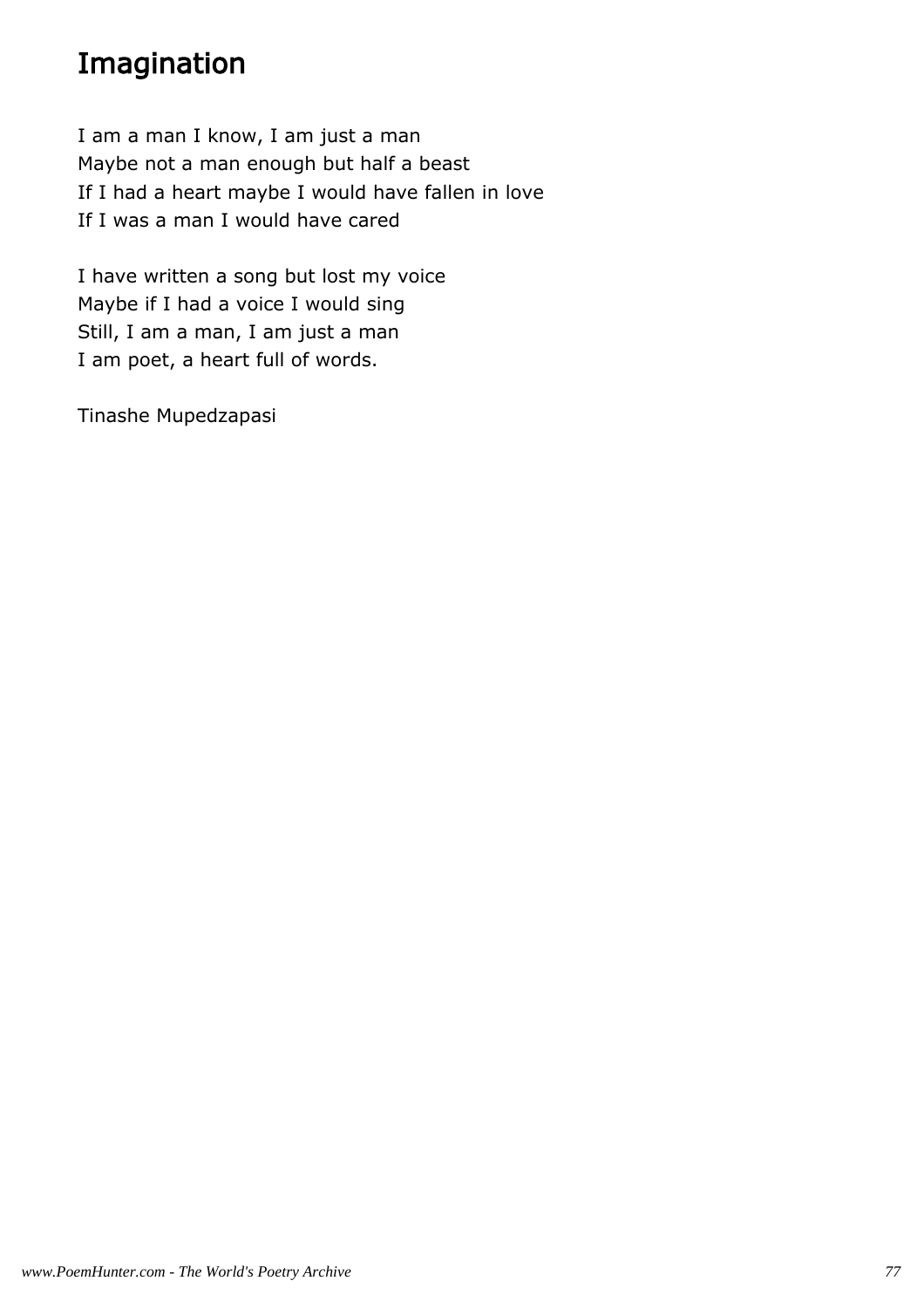# Imagination

I am a man I know, I am just a man
Maybe not a man enough but half a beast
If I had a heart maybe I would have fallen in love
If I was a man I would have cared

I have written a song but lost my voice
Maybe if I had a voice I would sing
Still, I am a man, I am just a man
I am poet, a heart full of words.

Tinashe Mupedzapasi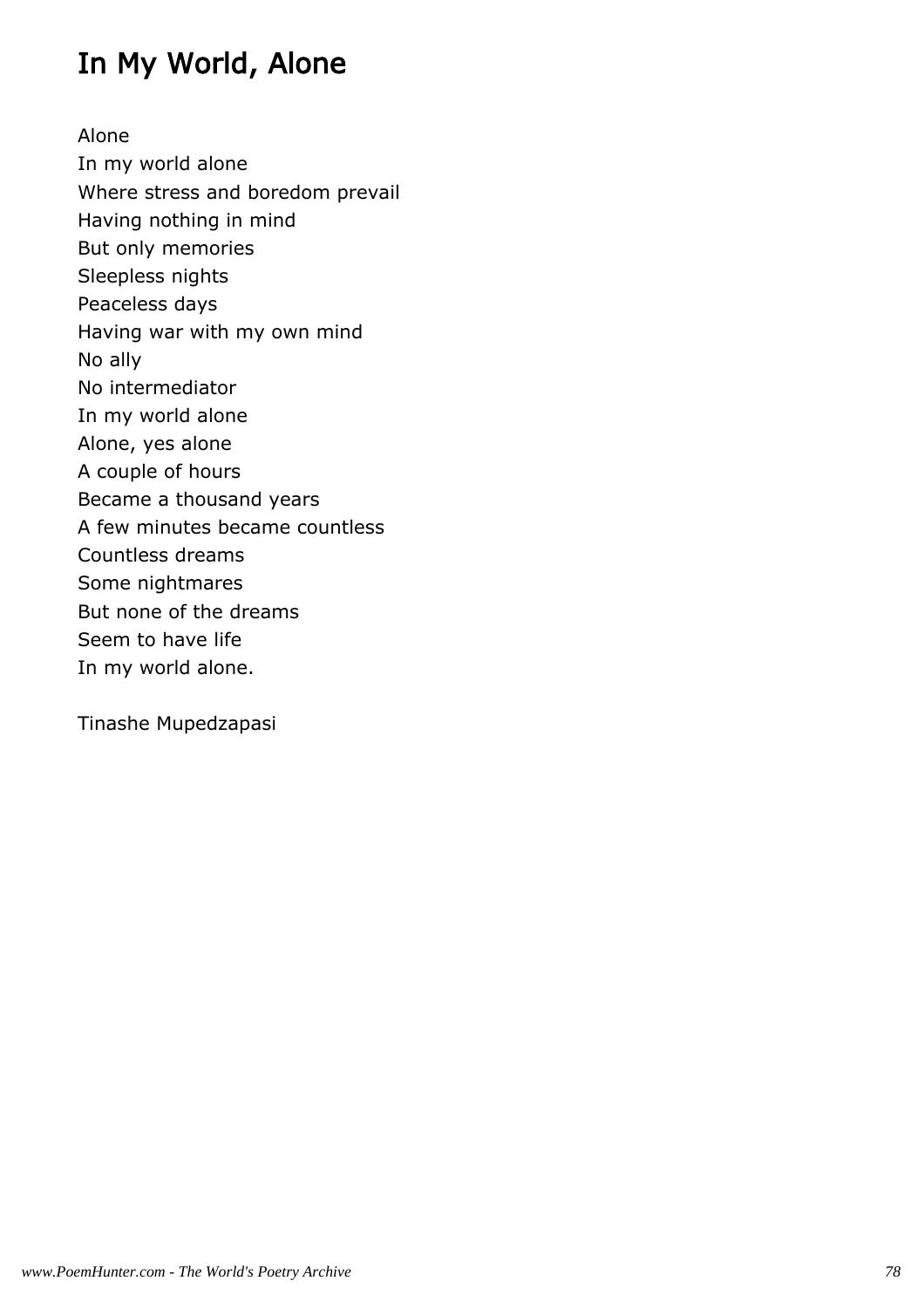# In My World, Alone

Alone
In my world alone
Where stress and boredom prevail
Having nothing in mind
But only memories
Sleepless nights
Peaceless days
Having war with my own mind
No ally
No intermediator
In my world alone
Alone, yes alone
A couple of hours
Became a thousand years
A few minutes became countless
Countless dreams
Some nightmares
But none of the dreams
Seem to have life
In my world alone.

Tinashe Mupedzapasi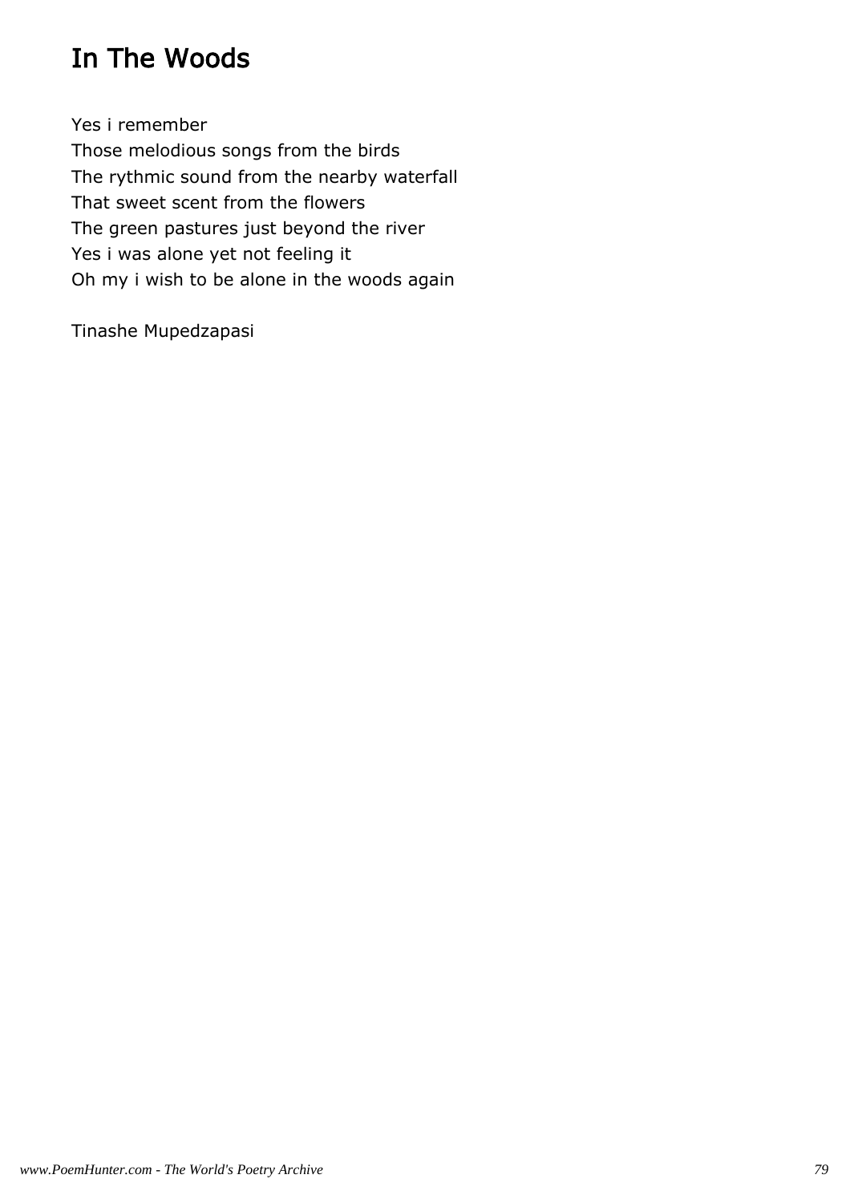# In The Woods

Yes i remember
Those melodious songs from the birds
The rythmic sound from the nearby waterfall
That sweet scent from the flowers
The green pastures just beyond the river
Yes i was alone yet not feeling it
Oh my i wish to be alone in the woods again

Tinashe Mupedzapasi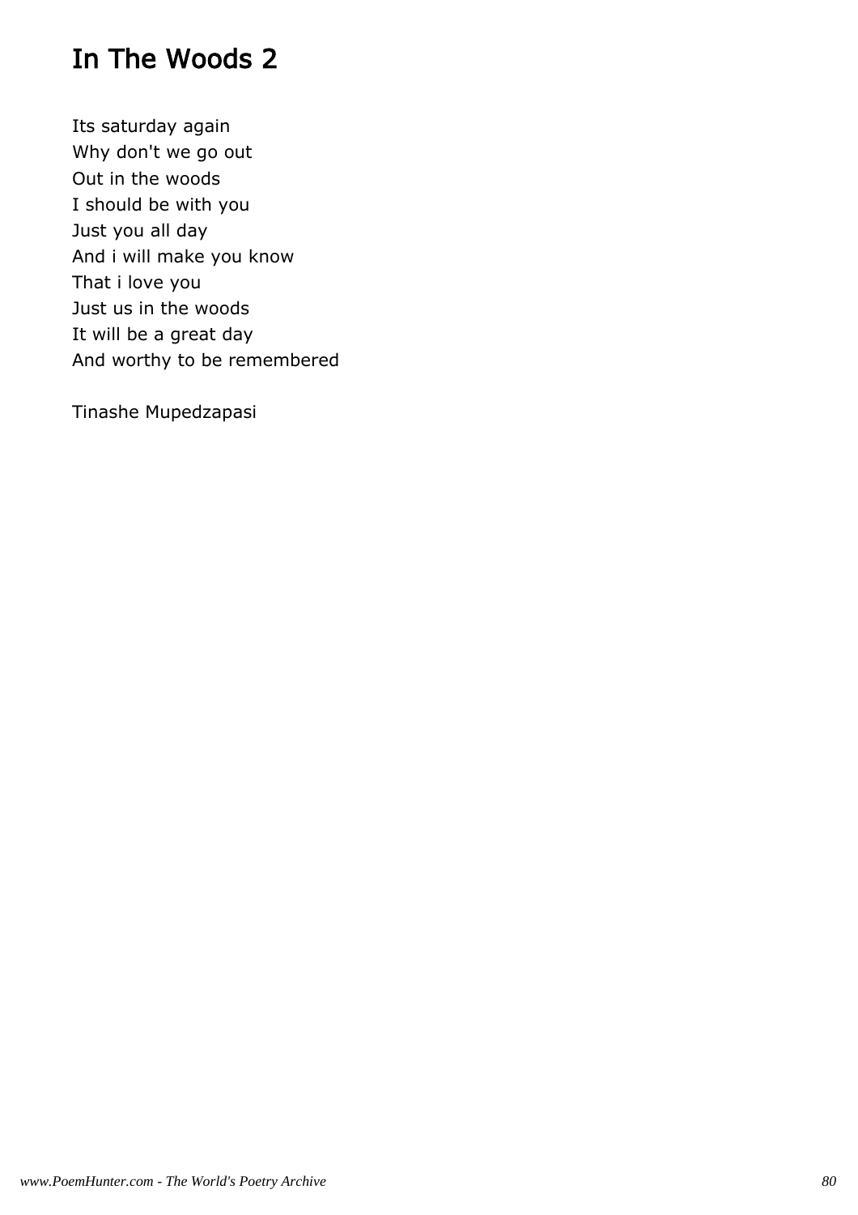# In The Woods 2

Its saturday again
Why don't we go out
Out in the woods
I should be with you
Just you all day
And i will make you know
That i love you
Just us in the woods
It will be a great day
And worthy to be remembered

Tinashe Mupedzapasi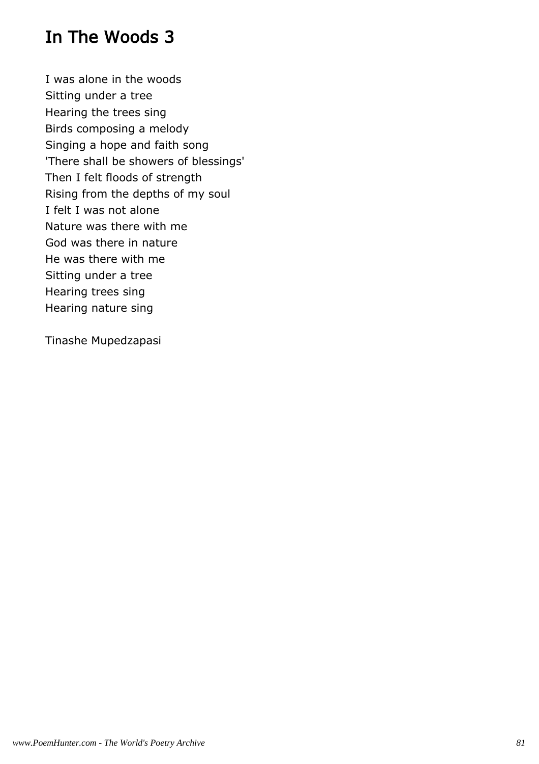# In The Woods 3

I was alone in the woods
Sitting under a tree
Hearing the trees sing
Birds composing a melody
Singing a hope and faith song
'There shall be showers of blessings'
Then I felt floods of strength
Rising from the depths of my soul
I felt I was not alone
Nature was there with me
God was there in nature
He was there with me
Sitting under a tree
Hearing trees sing
Hearing nature sing

Tinashe Mupedzapasi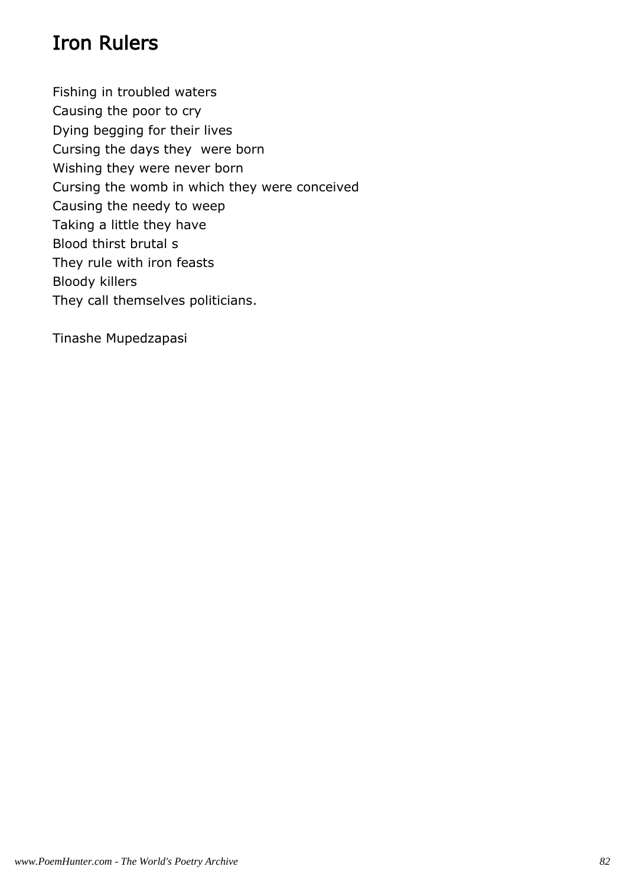# Iron Rulers

Fishing in troubled waters  
Causing the poor to cry  
Dying begging for their lives  
Cursing the days they  were born  
Wishing they were never born  
Cursing the womb in which they were conceived  
Causing the needy to weep  
Taking a little they have  
Blood thirst brutal s  
They rule with iron feasts  
Bloody killers  
They call themselves politicians.

Tinashe Mupedzapasi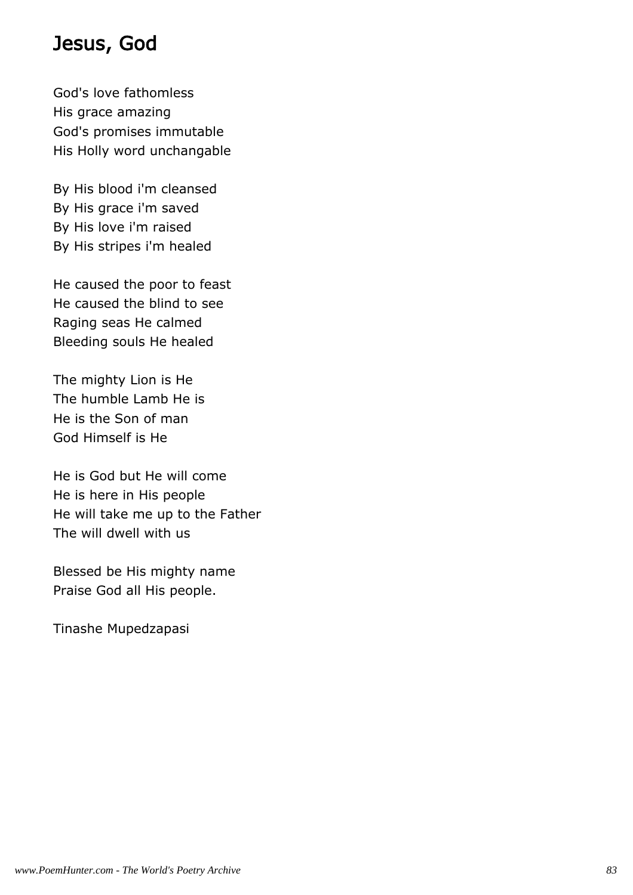## Jesus, God

God's love fathomless  
His grace amazing  
God's promises immutable  
His Holly word unchangable

By His blood i'm cleansed  
By His grace i'm saved  
By His love i'm raised  
By His stripes i'm healed

He caused the poor to feast  
He caused the blind to see  
Raging seas He calmed  
Bleeding souls He healed

The mighty Lion is He  
The humble Lamb He is  
He is the Son of man  
God Himself is He

He is God but He will come  
He is here in His people  
He will take me up to the Father  
The will dwell with us

Blessed be His mighty name  
Praise God all His people.

Tinashe Mupedzapasi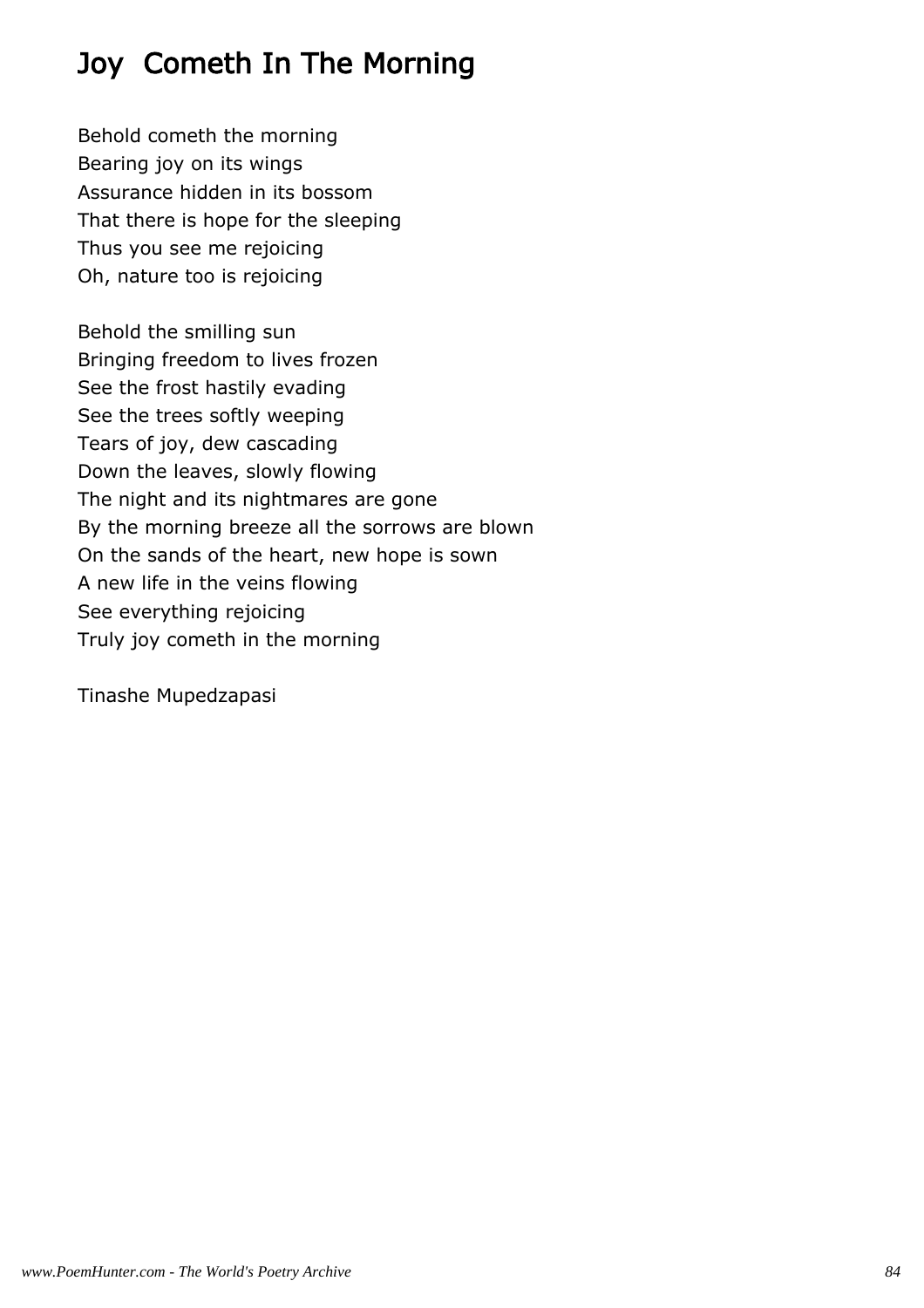# Joy  Cometh In The Morning

Behold cometh the morning
Bearing joy on its wings
Assurance hidden in its bossom
That there is hope for the sleeping
Thus you see me rejoicing
Oh, nature too is rejoicing

Behold the smilling sun
Bringing freedom to lives frozen
See the frost hastily evading
See the trees softly weeping
Tears of joy, dew cascading
Down the leaves, slowly flowing
The night and its nightmares are gone
By the morning breeze all the sorrows are blown
On the sands of the heart, new hope is sown
A new life in the veins flowing
See everything rejoicing
Truly joy cometh in the morning

Tinashe Mupedzapasi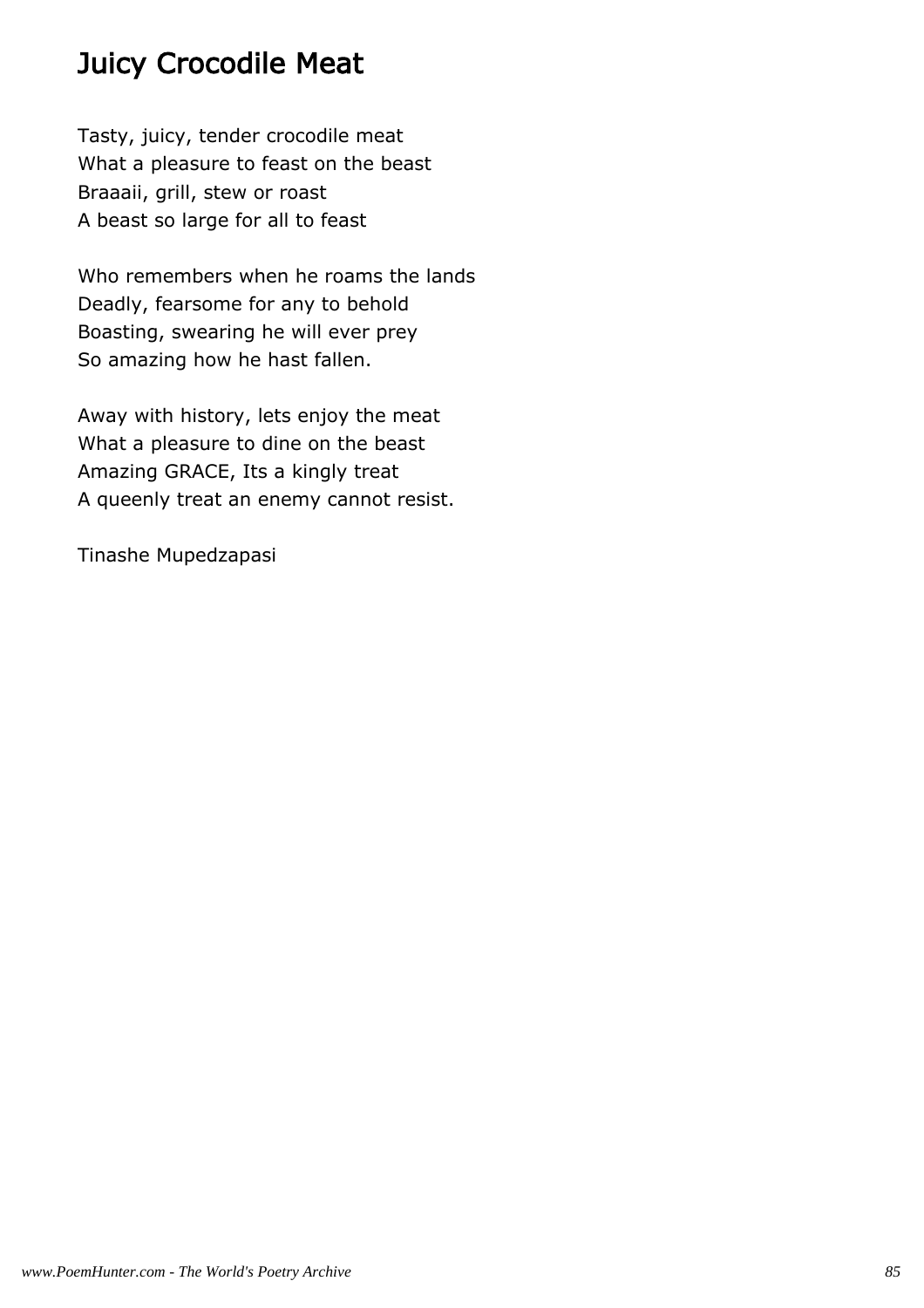# Juicy Crocodile Meat

Tasty, juicy, tender crocodile meat  
What a pleasure to feast on the beast  
Braaaii, grill, stew or roast  
A beast so large for all to feast

Who remembers when he roams the lands  
Deadly, fearsome for any to behold  
Boasting, swearing he will ever prey  
So amazing how he hast fallen.

Away with history, lets enjoy the meat  
What a pleasure to dine on the beast  
Amazing GRACE, Its a kingly treat  
A queenly treat an enemy cannot resist.

Tinashe Mupedzapasi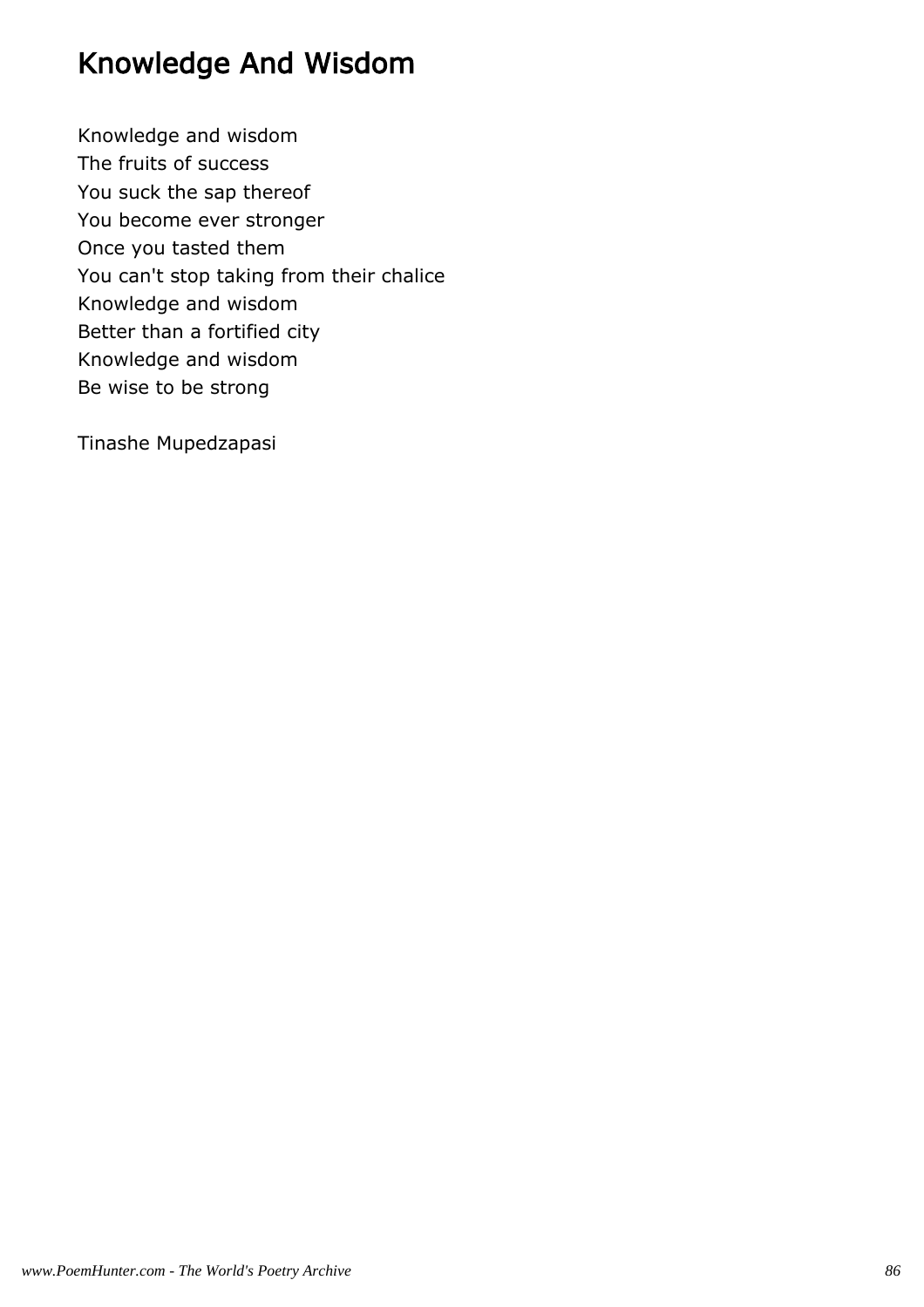# Knowledge And Wisdom

Knowledge and wisdom
The fruits of success
You suck the sap thereof
You become ever stronger
Once you tasted them
You can't stop taking from their chalice
Knowledge and wisdom
Better than a fortified city
Knowledge and wisdom
Be wise to be strong

Tinashe Mupedzapasi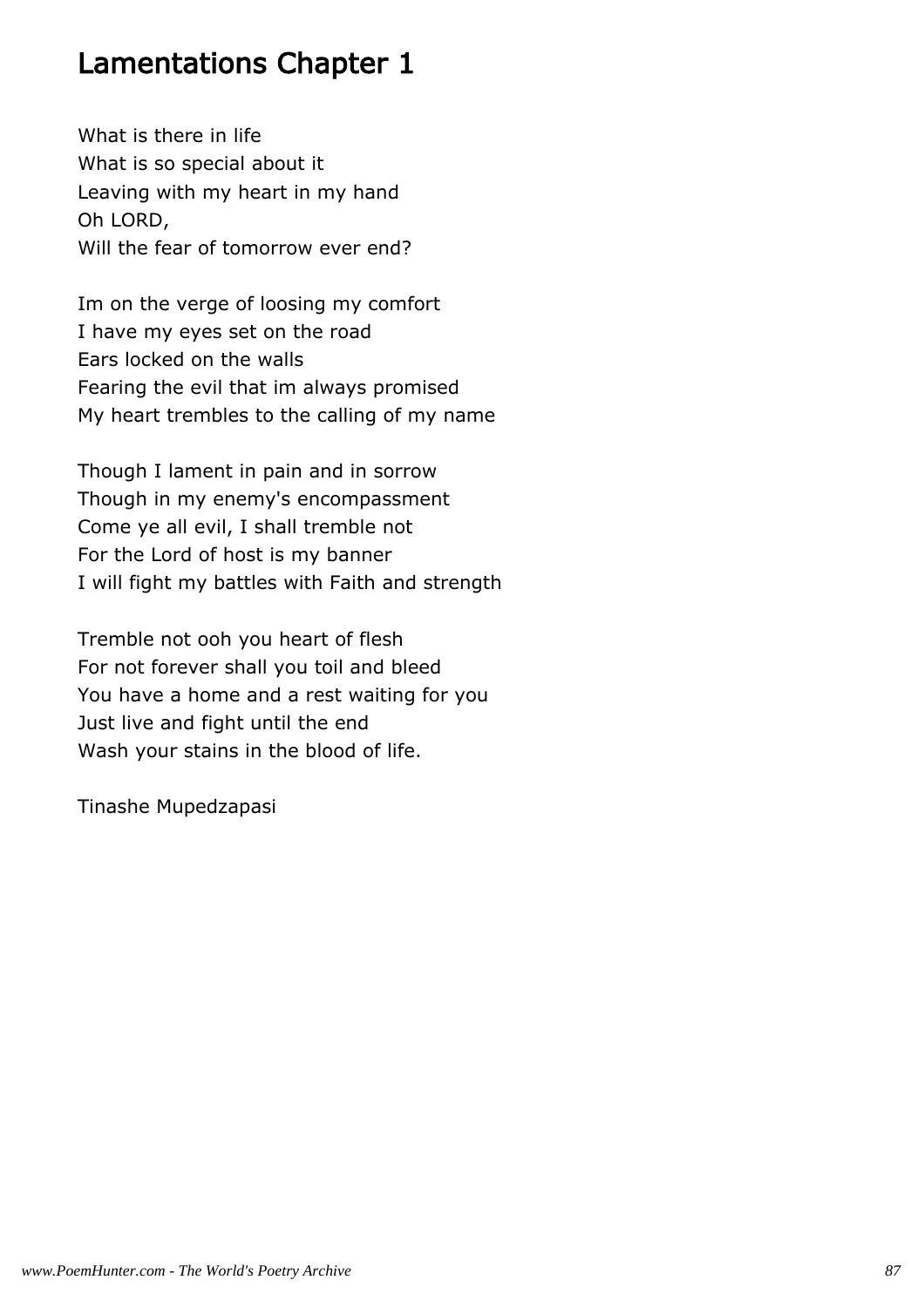# Lamentations Chapter 1

What is there in life
What is so special about it
Leaving with my heart in my hand
Oh LORD,
Will the fear of tomorrow ever end?

Im on the verge of loosing my comfort
I have my eyes set on the road
Ears locked on the walls
Fearing the evil that im always promised
My heart trembles to the calling of my name

Though I lament in pain and in sorrow
Though in my enemy's encompassment
Come ye all evil, I shall tremble not
For the Lord of host is my banner
I will fight my battles with Faith and strength

Tremble not ooh you heart of flesh
For not forever shall you toil and bleed
You have a home and a rest waiting for you
Just live and fight until the end
Wash your stains in the blood of life.

Tinashe Mupedzapasi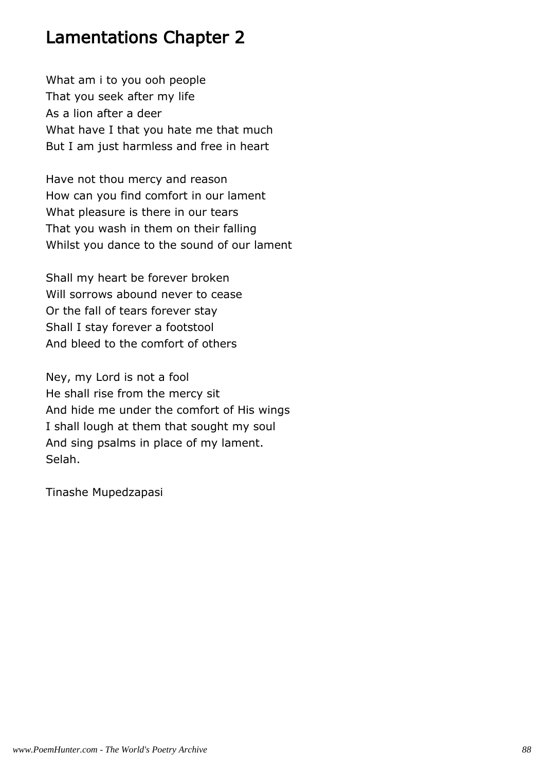# Lamentations Chapter 2

What am i to you ooh people
That you seek after my life
As a lion after a deer
What have I that you hate me that much
But I am just harmless and free in heart

Have not thou mercy and reason
How can you find comfort in our lament
What pleasure is there in our tears
That you wash in them on their falling
Whilst you dance to the sound of our lament

Shall my heart be forever broken
Will sorrows abound never to cease
Or the fall of tears forever stay
Shall I stay forever a footstool
And bleed to the comfort of others

Ney, my Lord is not a fool
He shall rise from the mercy sit
And hide me under the comfort of His wings
I shall lough at them that sought my soul
And sing psalms in place of my lament.
Selah.

Tinashe Mupedzapasi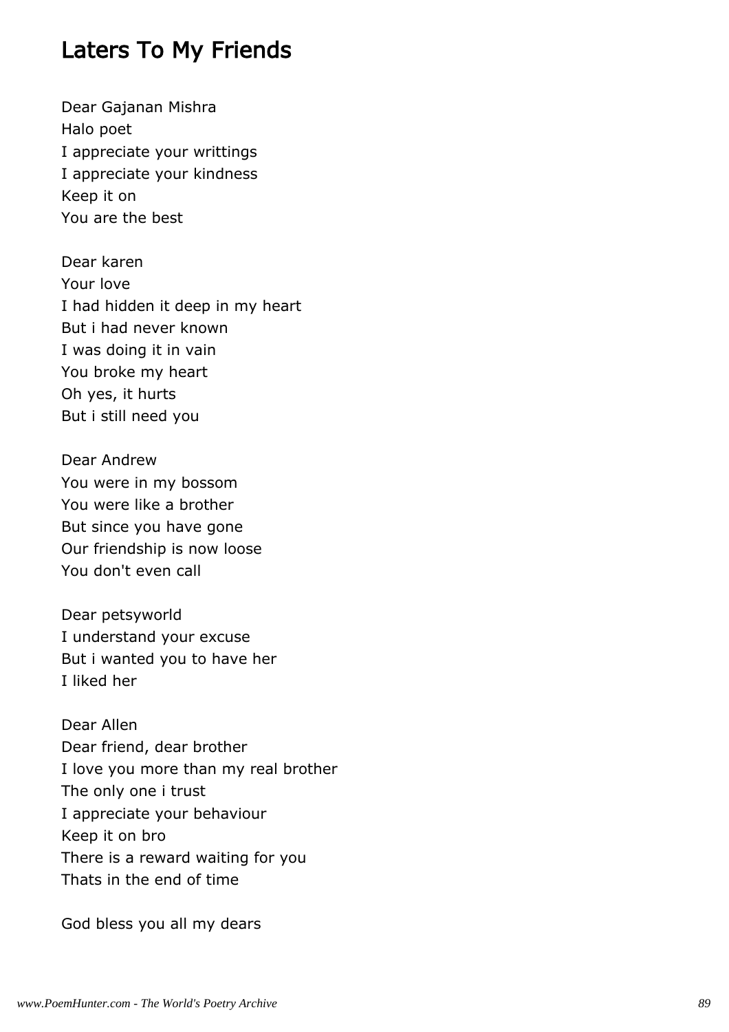# Laters To My Friends

Dear Gajanan Mishra
Halo poet
I appreciate your writtings
I appreciate your kindness
Keep it on
You are the best

Dear karen
Your love
I had hidden it deep in my heart
But i had never known
I was doing it in vain
You broke my heart
Oh yes, it hurts
But i still need you

Dear Andrew
You were in my bossom
You were like a brother
But since you have gone
Our friendship is now loose
You don't even call

Dear petsyworld
I understand your excuse
But i wanted you to have her
I liked her

Dear Allen
Dear friend, dear brother
I love you more than my real brother
The only one i trust
I appreciate your behaviour
Keep it on bro
There is a reward waiting for you
Thats in the end of time

God bless you all my dears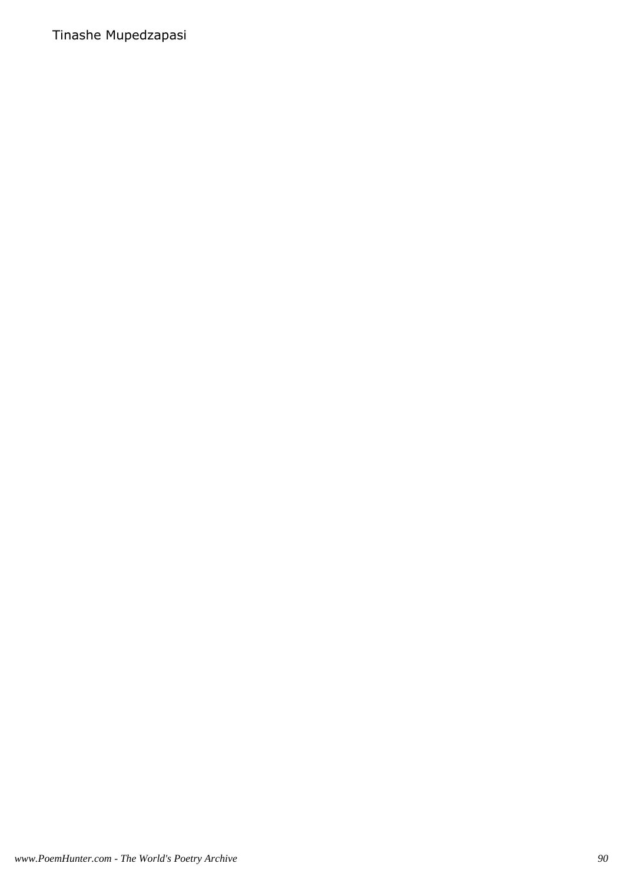Tinashe Mupedzapasi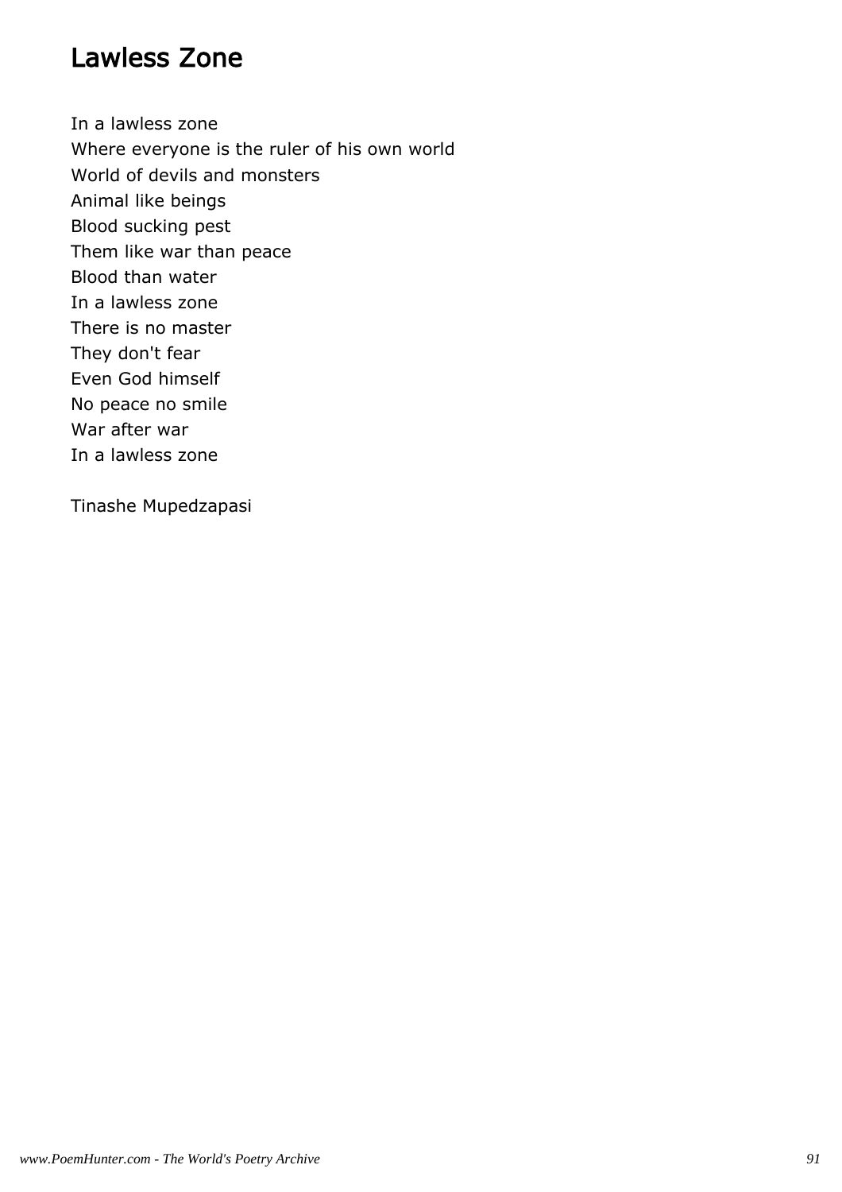# Lawless Zone

In a lawless zone
Where everyone is the ruler of his own world
World of devils and monsters
Animal like beings
Blood sucking pest
Them like war than peace
Blood than water
In a lawless zone
There is no master
They don't fear
Even God himself
No peace no smile
War after war
In a lawless zone

Tinashe Mupedzapasi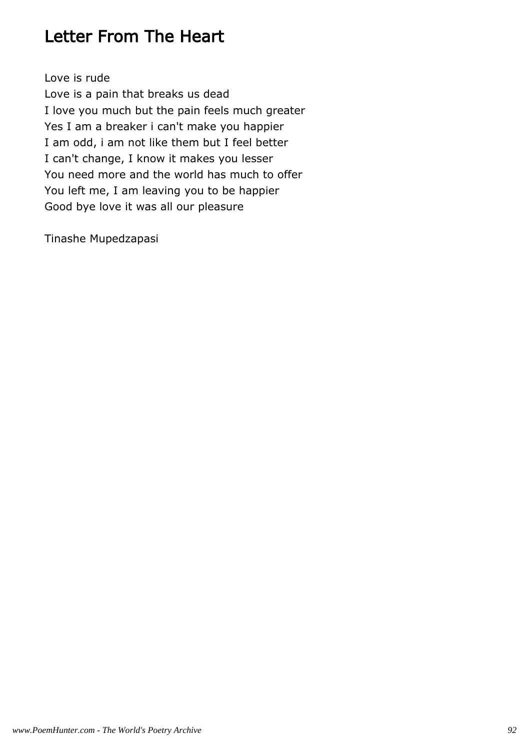# Letter From The Heart

Love is rude
Love is a pain that breaks us dead
I love you much but the pain feels much greater
Yes I am a breaker i can't make you happier
I am odd, i am not like them but I feel better
I can't change, I know it makes you lesser
You need more and the world has much to offer
You left me, I am leaving you to be happier
Good bye love it was all our pleasure

Tinashe Mupedzapasi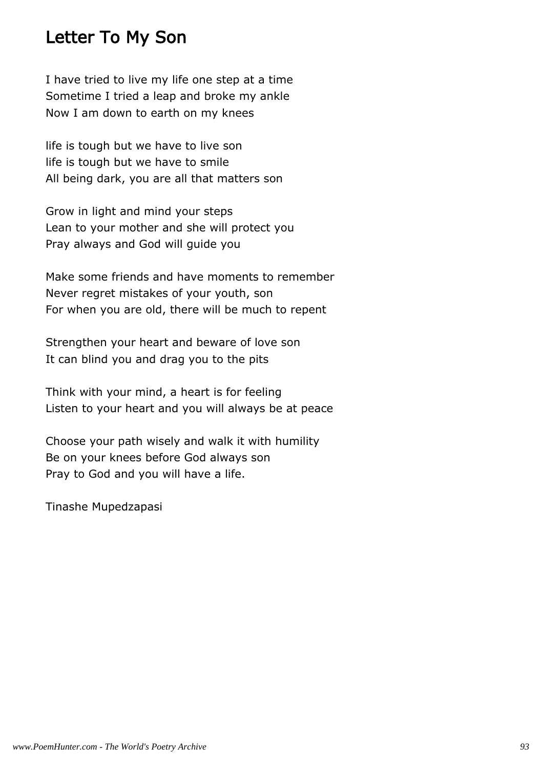## Letter To My Son

I have tried to live my life one step at a time
Sometime I tried a leap and broke my ankle
Now I am down to earth on my knees

life is tough but we have to live son
life is tough but we have to smile
All being dark, you are all that matters son

Grow in light and mind your steps
Lean to your mother and she will protect you
Pray always and God will guide you

Make some friends and have moments to remember
Never regret mistakes of your youth, son
For when you are old, there will be much to repent

Strengthen your heart and beware of love son
It can blind you and drag you to the pits

Think with your mind, a heart is for feeling
Listen to your heart and you will always be at peace

Choose your path wisely and walk it with humility
Be on your knees before God always son
Pray to God and you will have a life.

Tinashe Mupedzapasi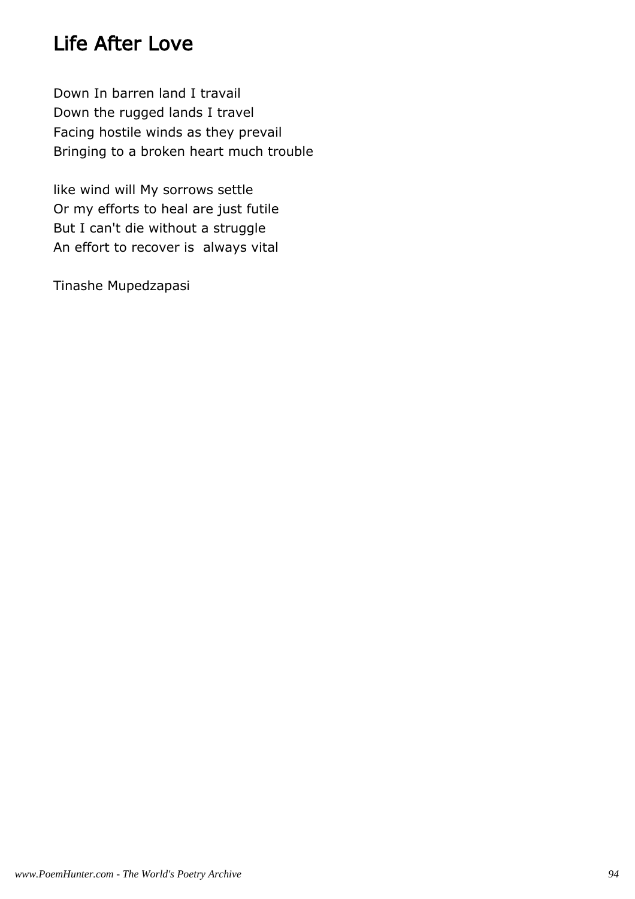# Life After Love

Down In barren land I travail
Down the rugged lands I travel
Facing hostile winds as they prevail
Bringing to a broken heart much trouble

like wind will My sorrows settle
Or my efforts to heal are just futile
But I can't die without a struggle
An effort to recover is always vital

Tinashe Mupedzapasi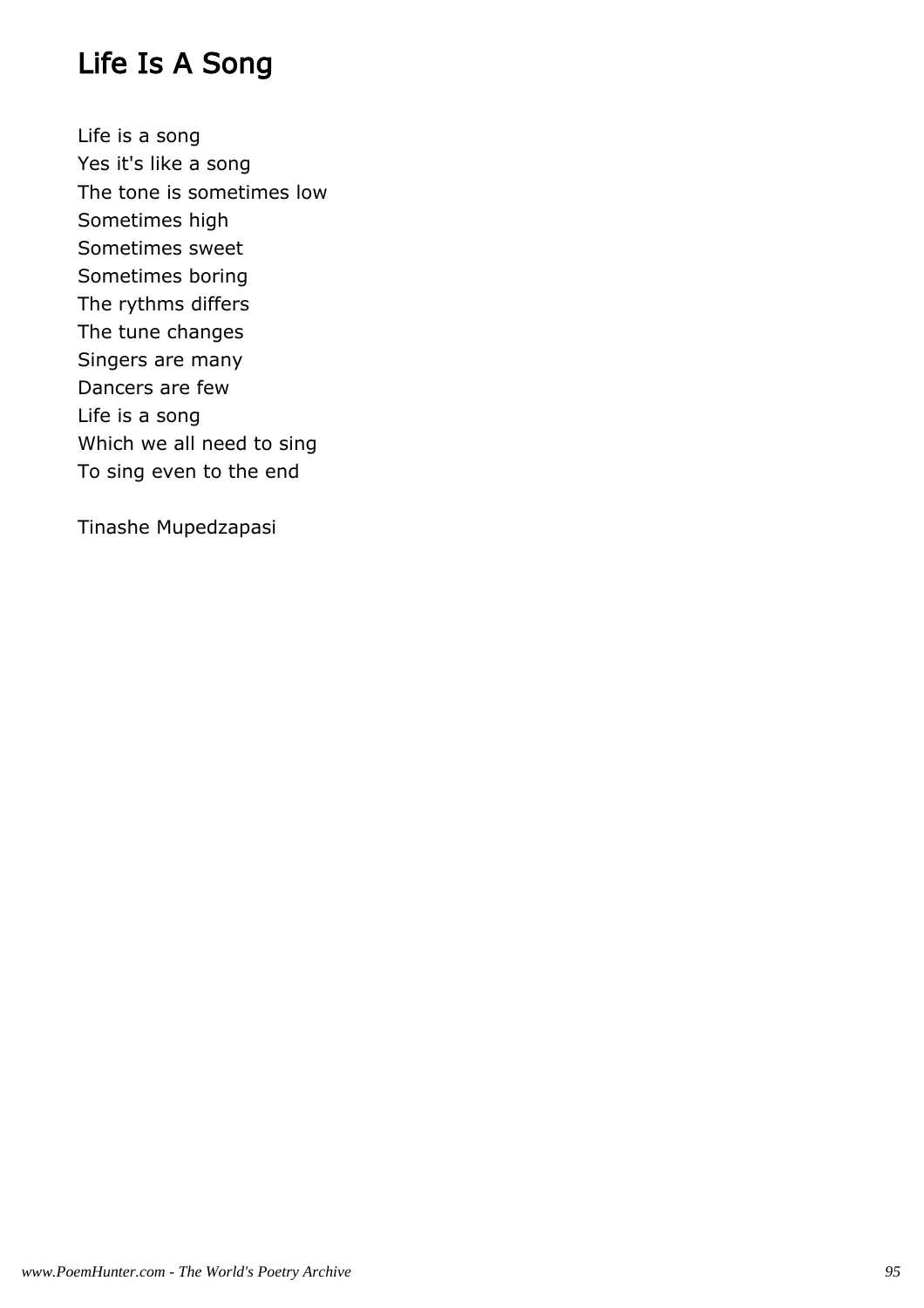# Life Is A Song

Life is a song
Yes it's like a song
The tone is sometimes low
Sometimes high
Sometimes sweet
Sometimes boring
The rythms differs
The tune changes
Singers are many
Dancers are few
Life is a song
Which we all need to sing
To sing even to the end

Tinashe Mupedzapasi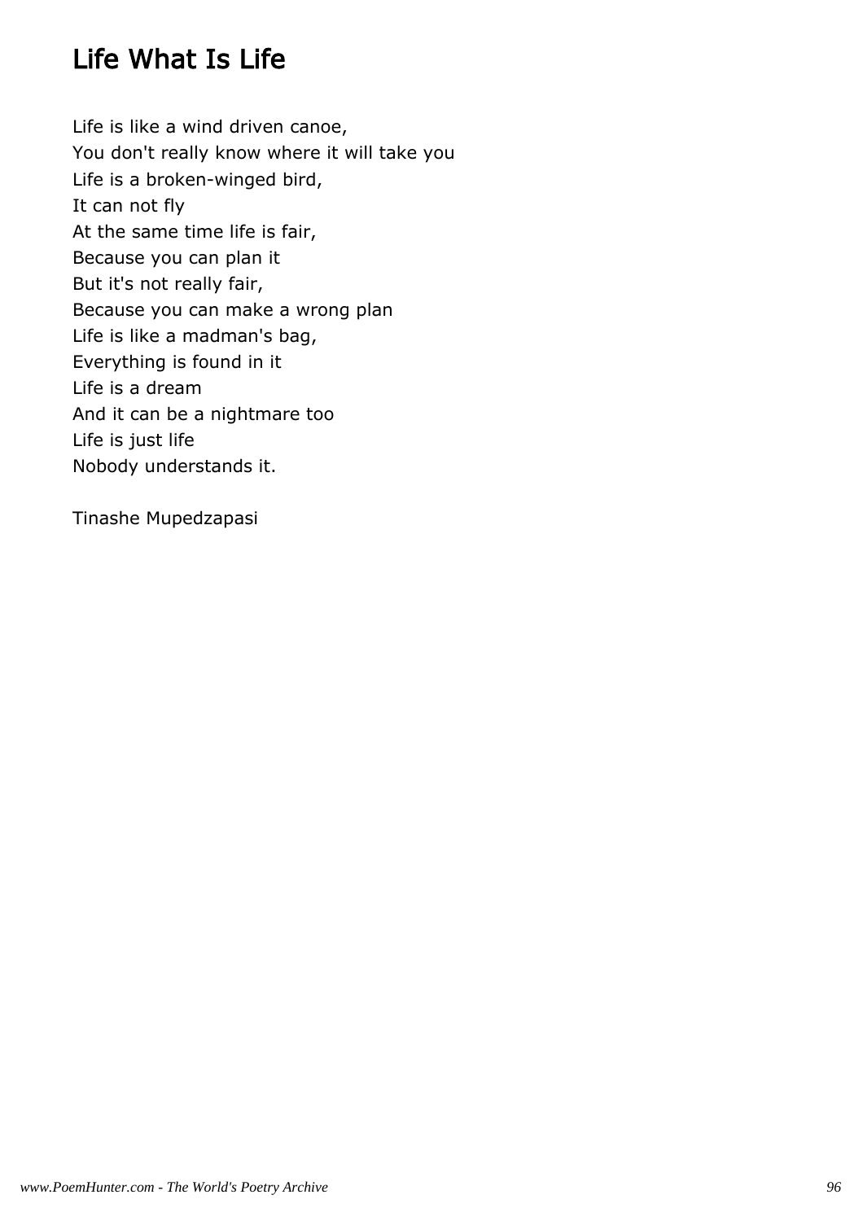# Life What Is Life

Life is like a wind driven canoe,
You don't really know where it will take you
Life is a broken-winged bird,
It can not fly
At the same time life is fair,
Because you can plan it
But it's not really fair,
Because you can make a wrong plan
Life is like a madman's bag,
Everything is found in it
Life is a dream
And it can be a nightmare too
Life is just life
Nobody understands it.

Tinashe Mupedzapasi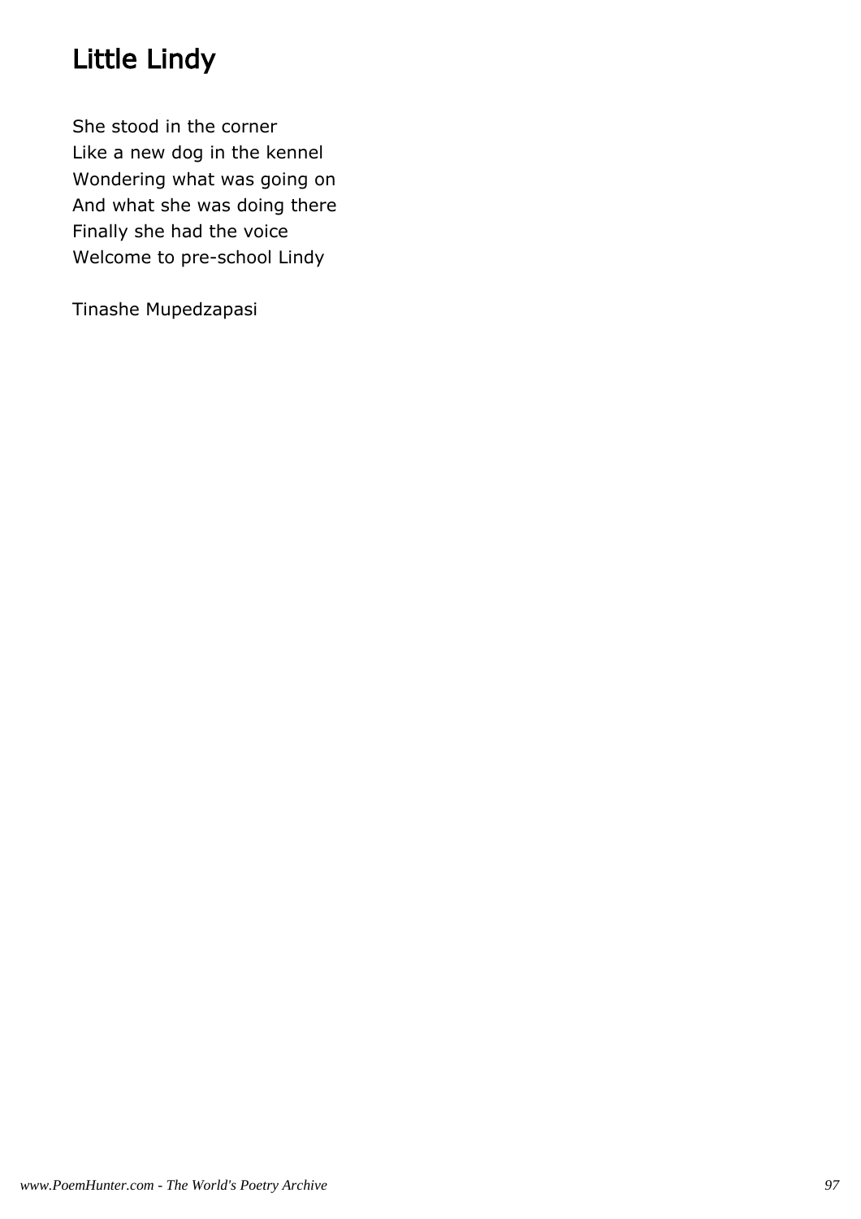# Little Lindy

She stood in the corner  
Like a new dog in the kennel  
Wondering what was going on  
And what she was doing there  
Finally she had the voice  
Welcome to pre-school Lindy

Tinashe Mupedzapasi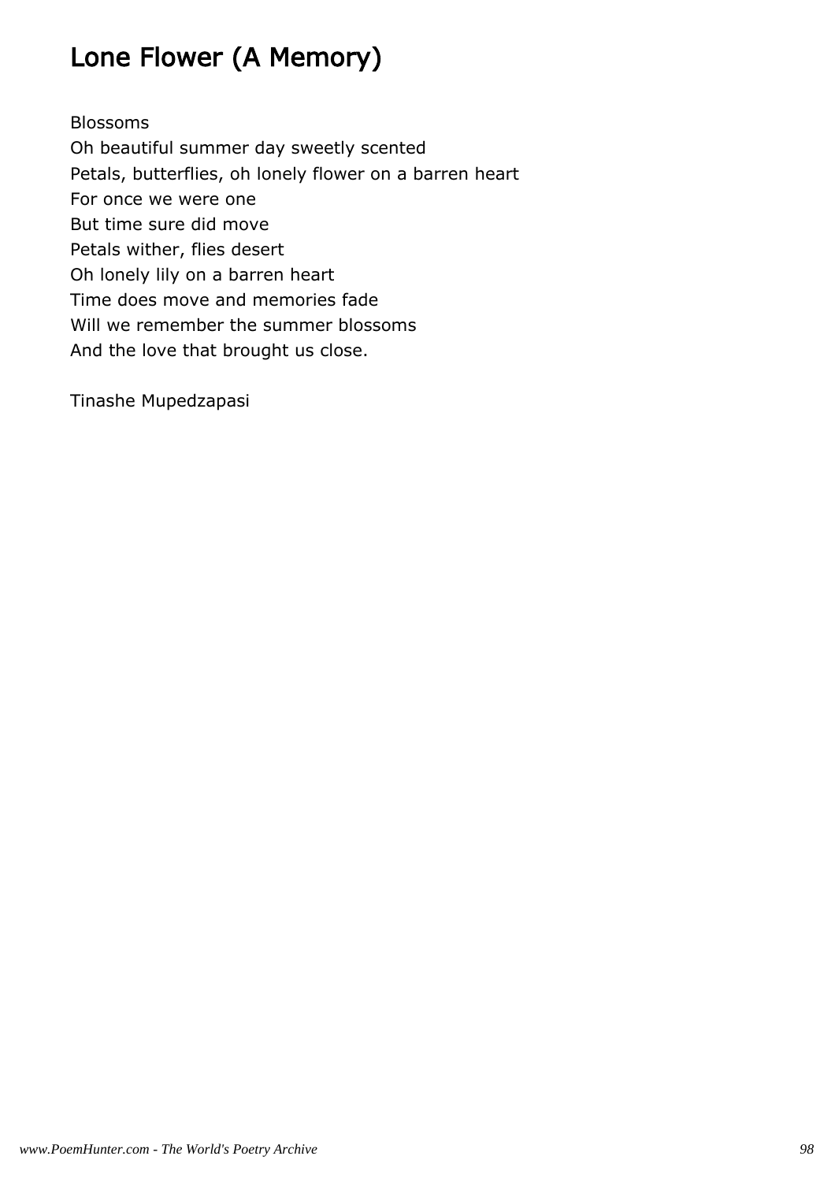# Lone Flower (A Memory)

Blossoms
Oh beautiful summer day sweetly scented
Petals, butterflies, oh lonely flower on a barren heart
For once we were one
But time sure did move
Petals wither, flies desert
Oh lonely lily on a barren heart
Time does move and memories fade
Will we remember the summer blossoms
And the love that brought us close.

Tinashe Mupedzapasi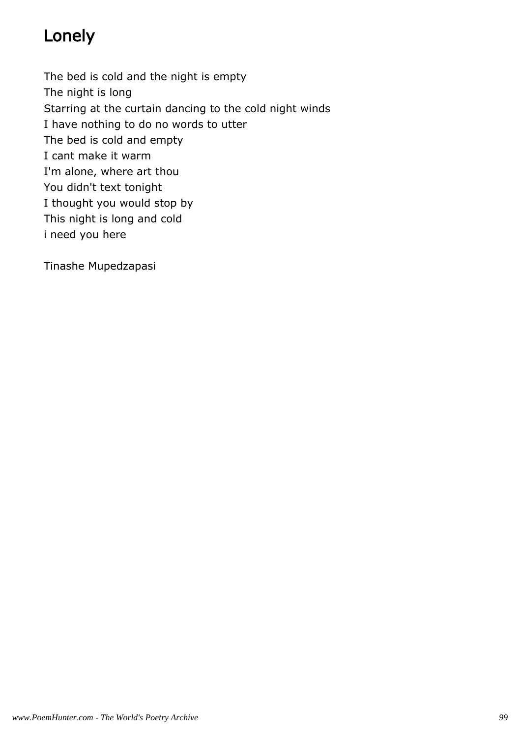# Lonely

The bed is cold and the night is empty  
The night is long  
Starring at the curtain dancing to the cold night winds  
I have nothing to do no words to utter  
The bed is cold and empty  
I cant make it warm  
I'm alone, where art thou  
You didn't text tonight  
I thought you would stop by  
This night is long and cold  
i need you here

Tinashe Mupedzapasi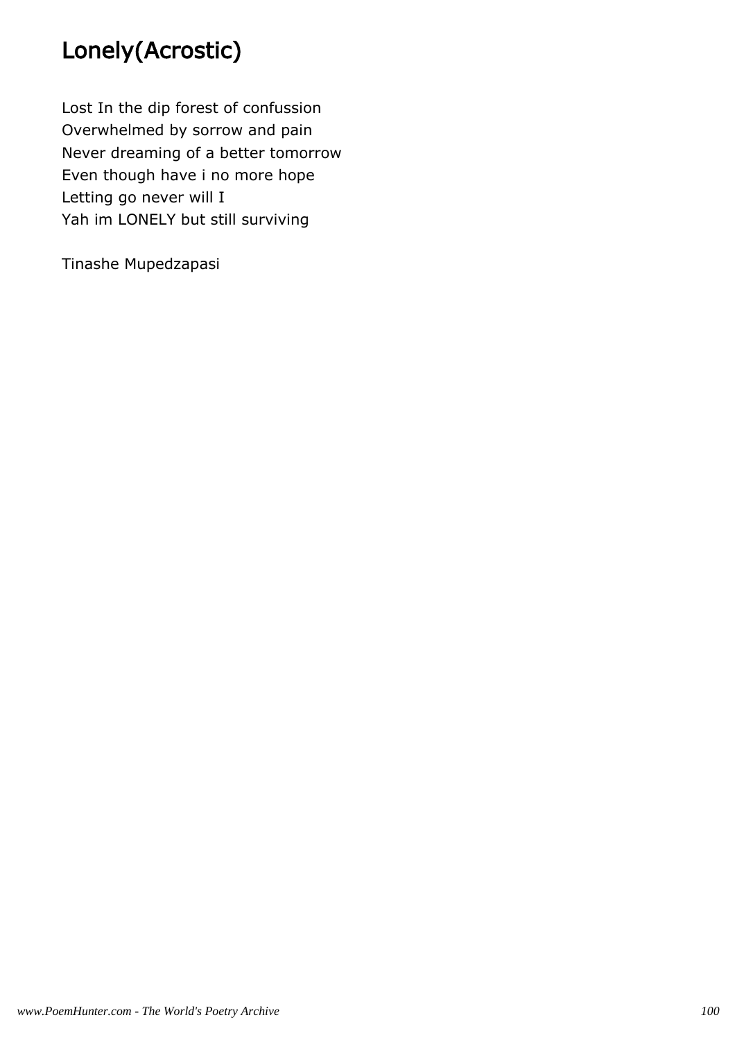# Lonely(Acrostic)

Lost In the dip forest of confussion
Overwhelmed by sorrow and pain
Never dreaming of a better tomorrow
Even though have i no more hope
Letting go never will I
Yah im LONELY but still surviving

Tinashe Mupedzapasi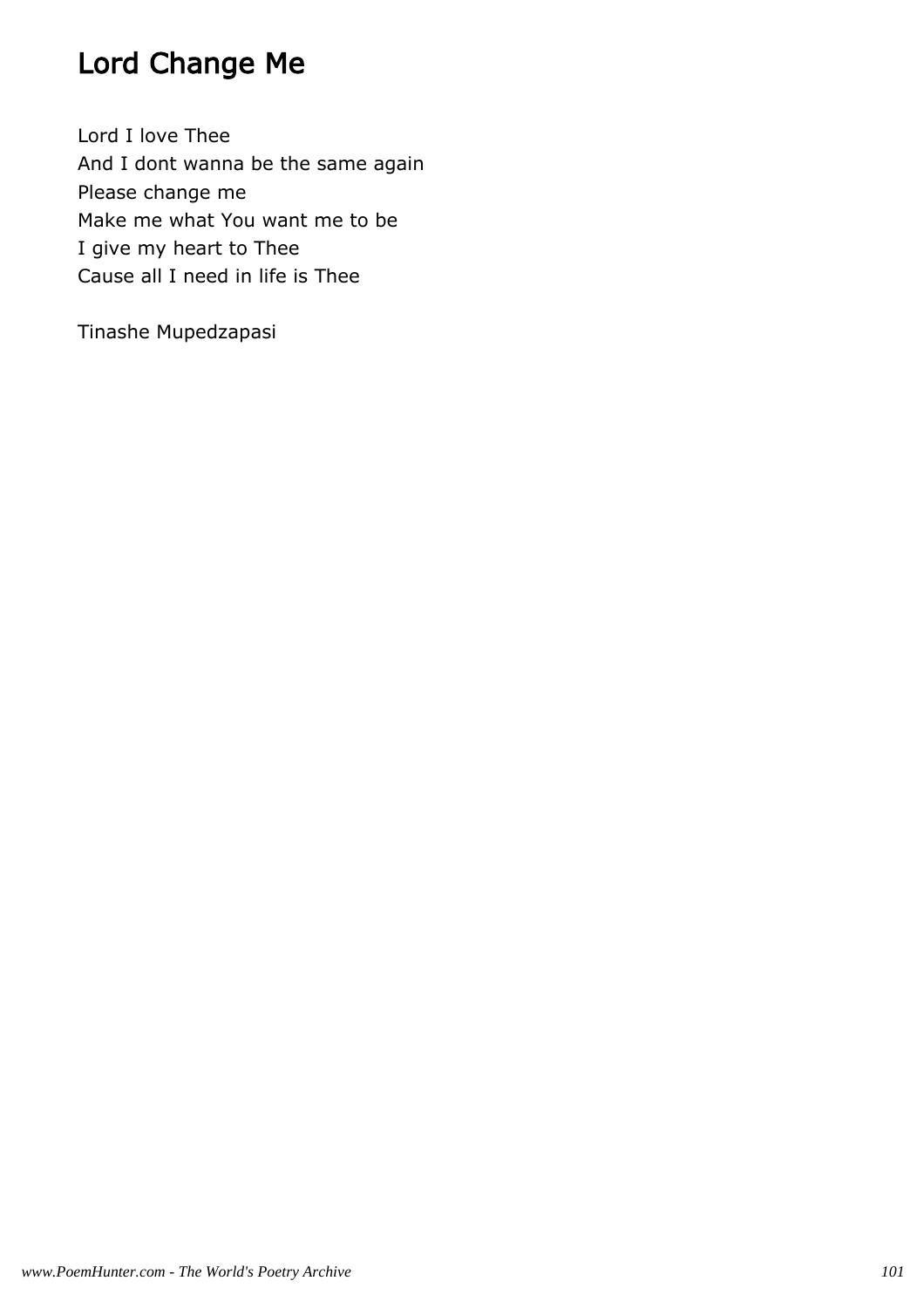# Lord Change Me

Lord I love Thee
And I dont wanna be the same again
Please change me
Make me what You want me to be
I give my heart to Thee
Cause all I need in life is Thee

Tinashe Mupedzapasi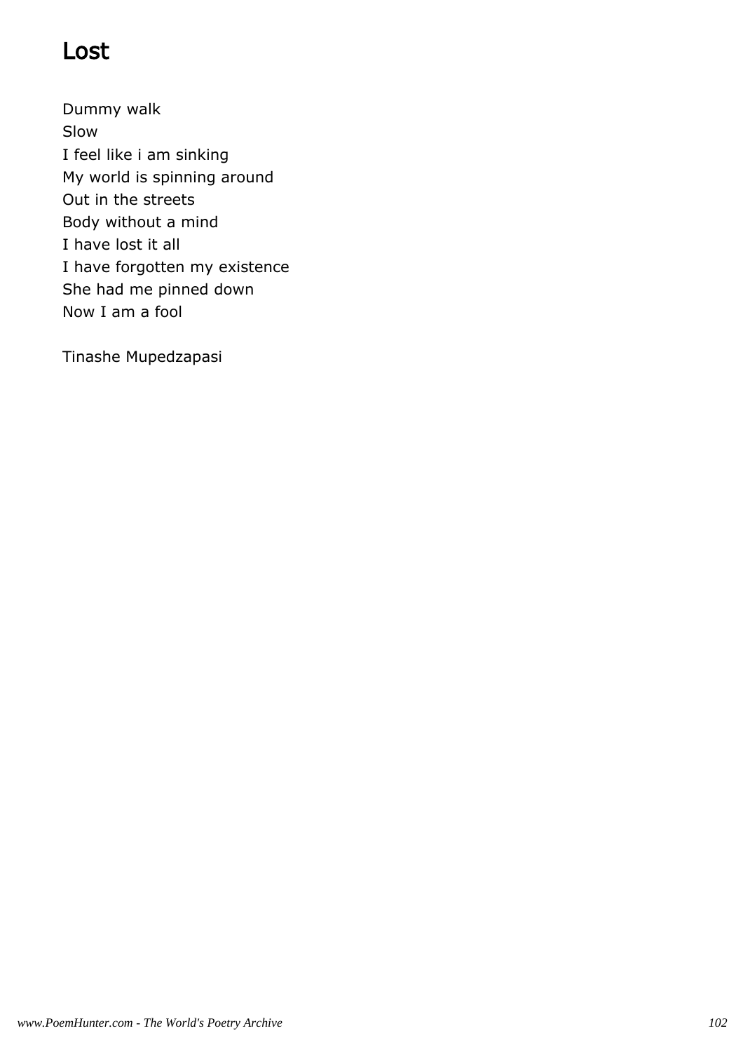# Lost

Dummy walk  
Slow  
I feel like i am sinking  
My world is spinning around  
Out in the streets  
Body without a mind  
I have lost it all  
I have forgotten my existence  
She had me pinned down  
Now I am a fool

Tinashe Mupedzapasi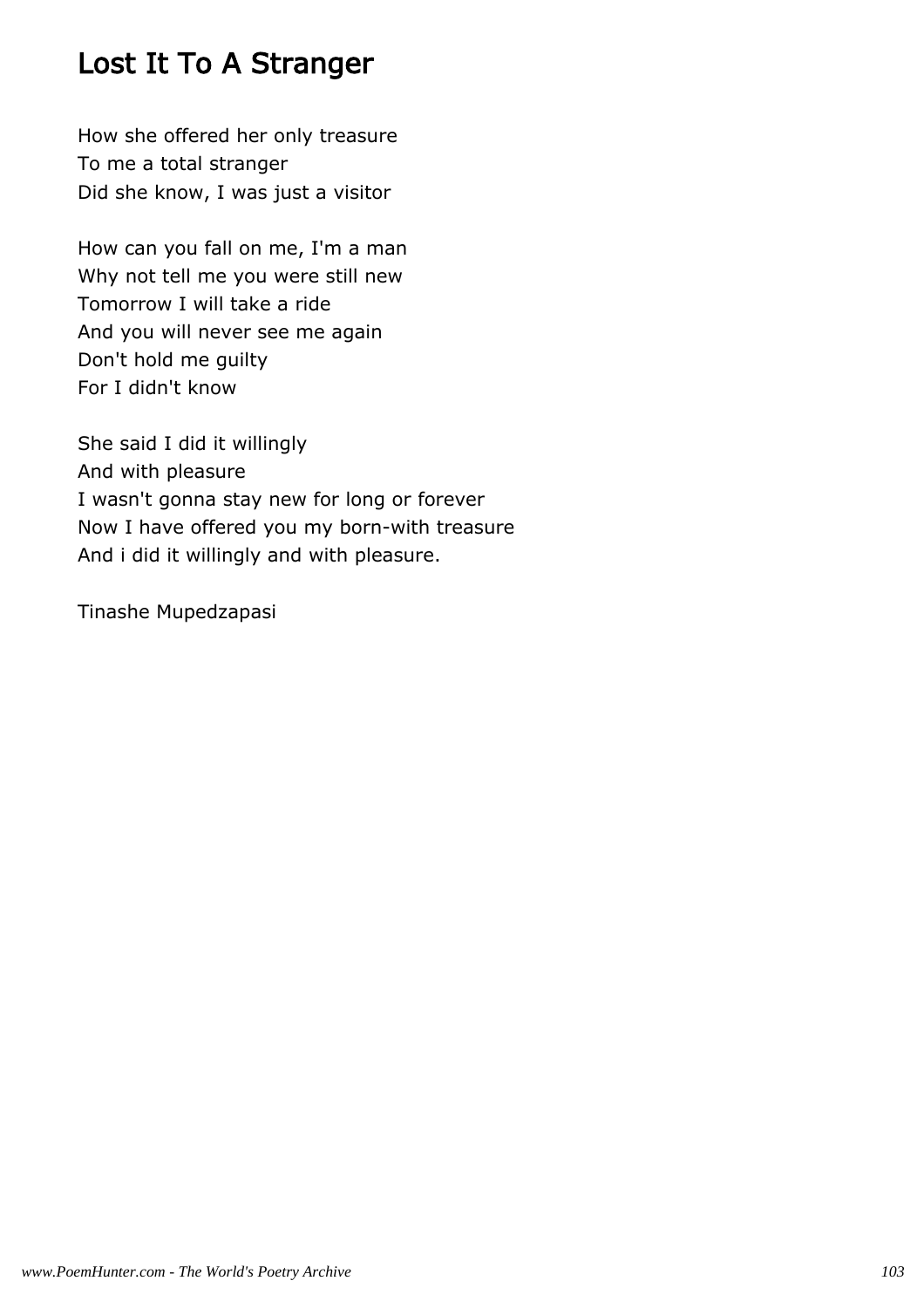# Lost It To A Stranger

How she offered her only treasure
To me a total stranger
Did she know, I was just a visitor

How can you fall on me, I'm a man
Why not tell me you were still new
Tomorrow I will take a ride
And you will never see me again
Don't hold me guilty
For I didn't know

She said I did it willingly
And with pleasure
I wasn't gonna stay new for long or forever
Now I have offered you my born-with treasure
And i did it willingly and with pleasure.

Tinashe Mupedzapasi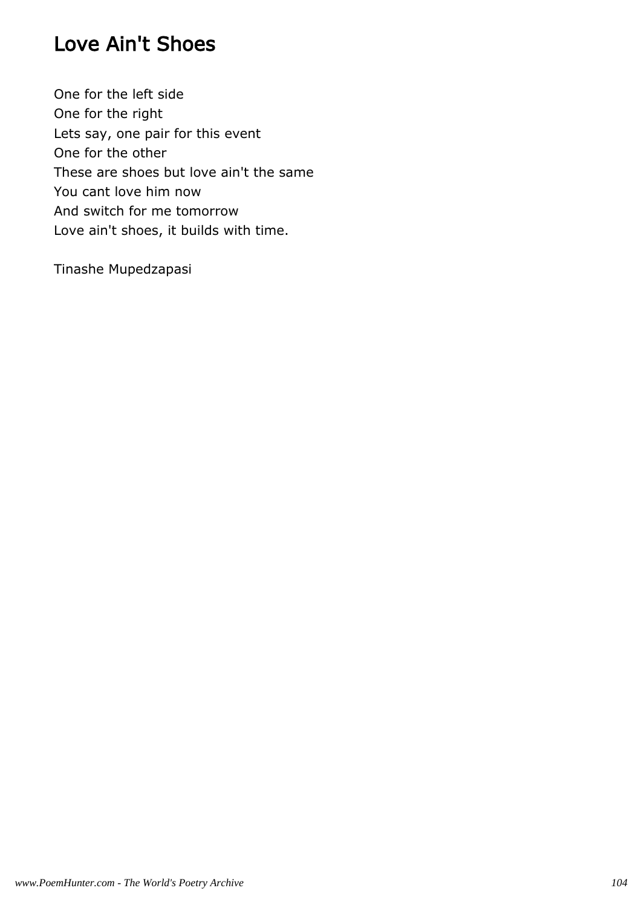# Love Ain't Shoes

One for the left side  
One for the right  
Lets say, one pair for this event  
One for the other  
These are shoes but love ain't the same  
You cant love him now  
And switch for me tomorrow  
Love ain't shoes, it builds with time.

Tinashe Mupedzapasi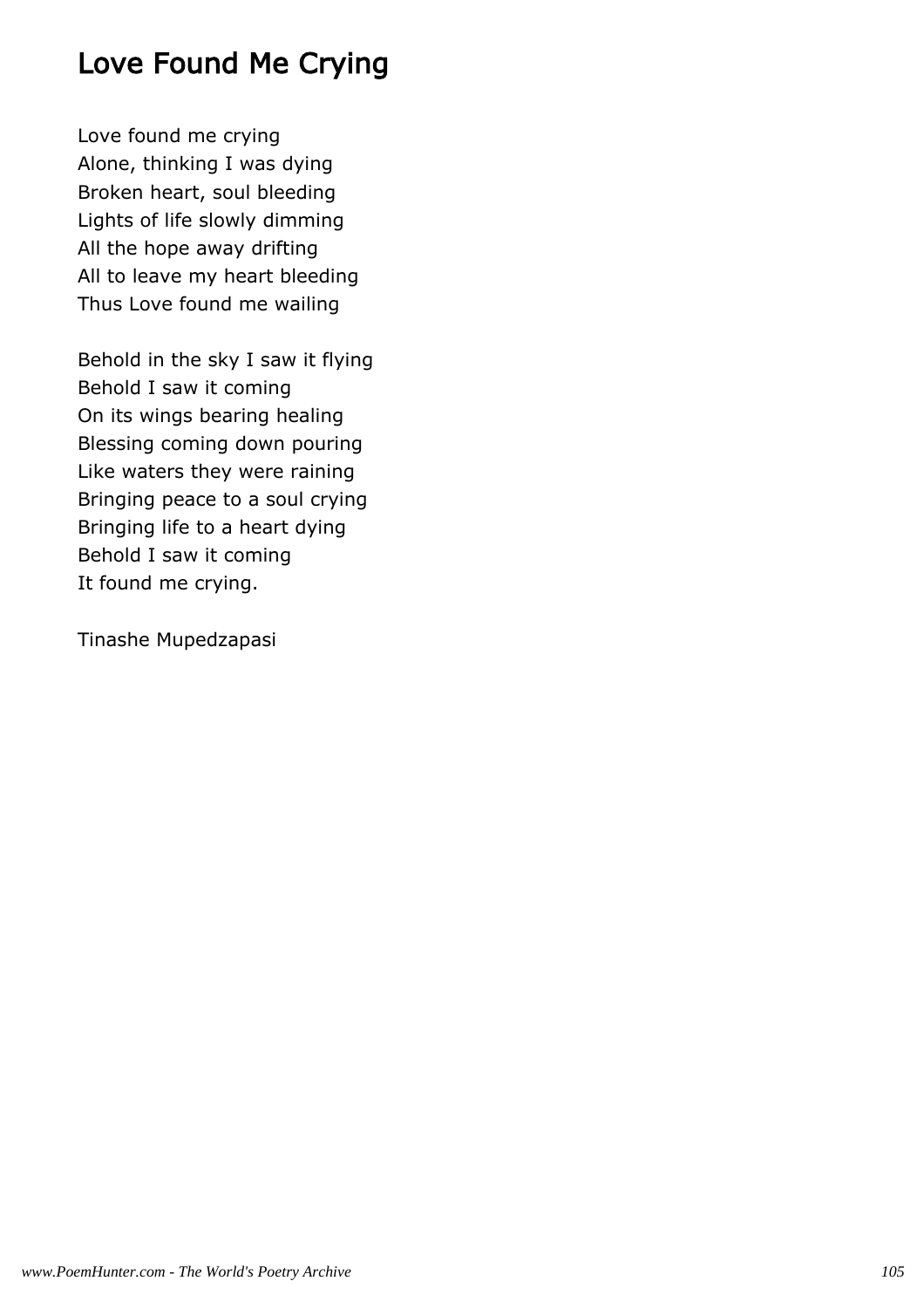# Love Found Me Crying

Love found me crying
Alone, thinking I was dying
Broken heart, soul bleeding
Lights of life slowly dimming
All the hope away drifting
All to leave my heart bleeding
Thus Love found me wailing

Behold in the sky I saw it flying
Behold I saw it coming
On its wings bearing healing
Blessing coming down pouring
Like waters they were raining
Bringing peace to a soul crying
Bringing life to a heart dying
Behold I saw it coming
It found me crying.

Tinashe Mupedzapasi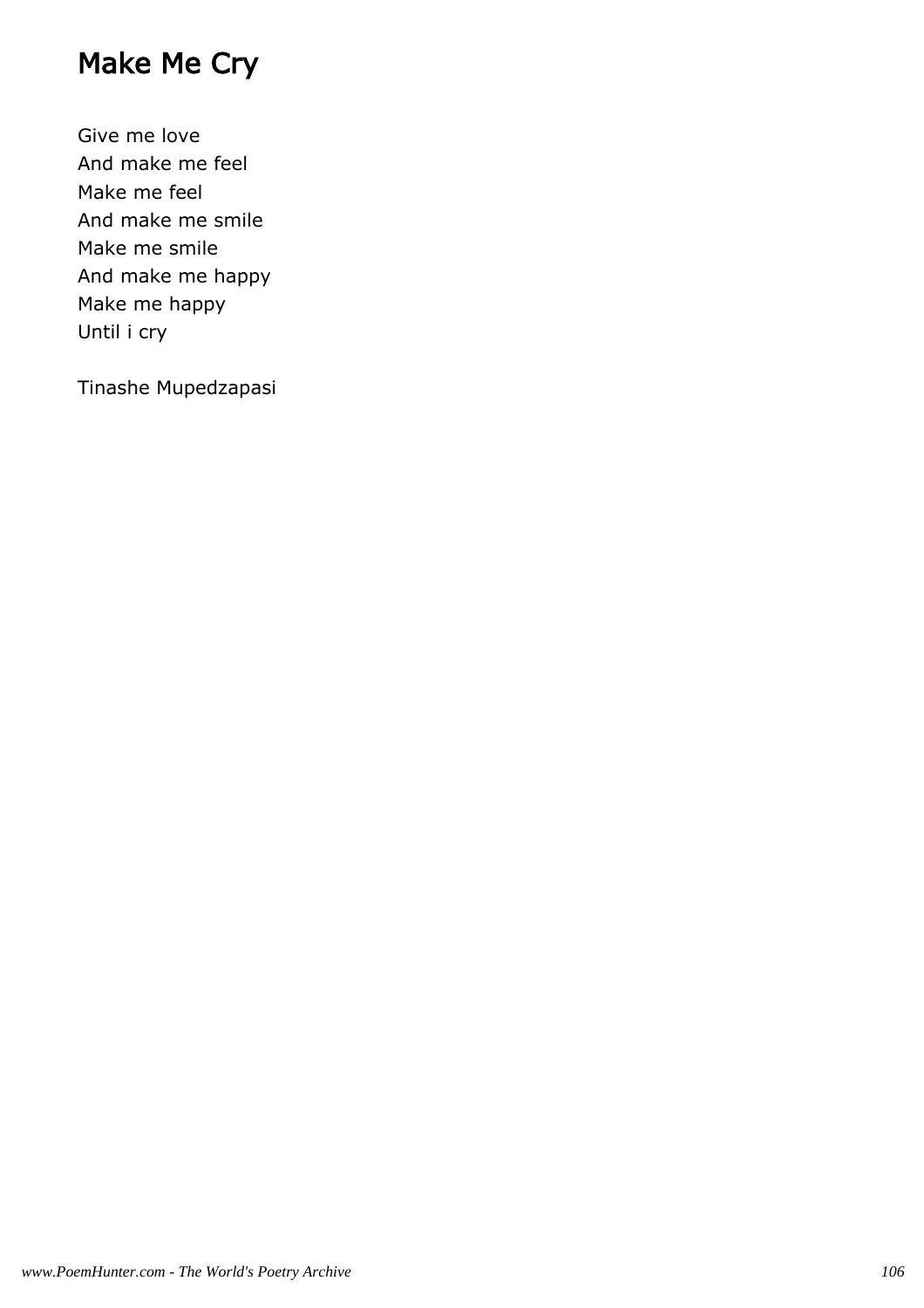# Make Me Cry

Give me love
And make me feel
Make me feel
And make me smile
Make me smile
And make me happy
Make me happy
Until i cry

Tinashe Mupedzapasi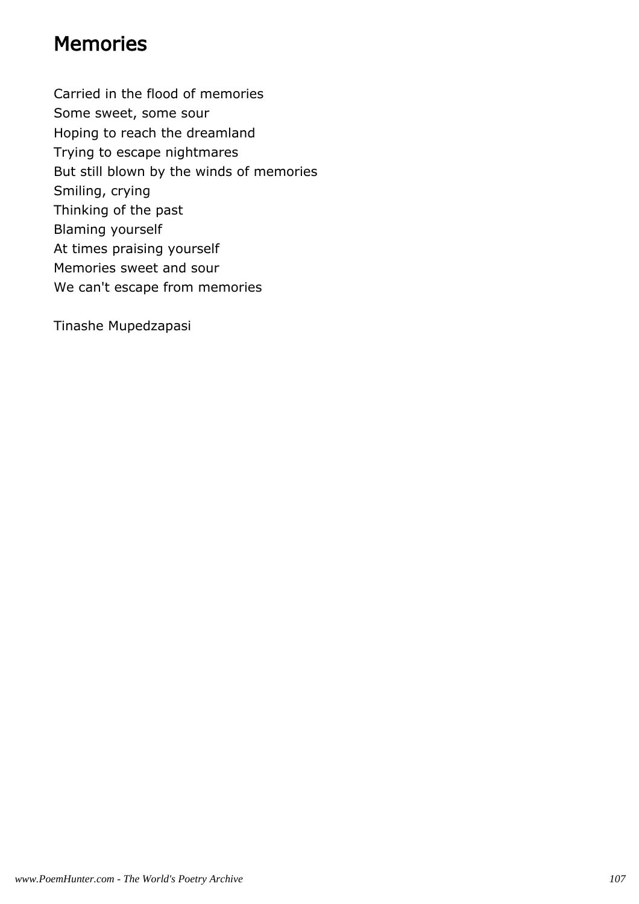# Memories

Carried in the flood of memories
Some sweet, some sour
Hoping to reach the dreamland
Trying to escape nightmares
But still blown by the winds of memories
Smiling, crying
Thinking of the past
Blaming yourself
At times praising yourself
Memories sweet and sour
We can't escape from memories

Tinashe Mupedzapasi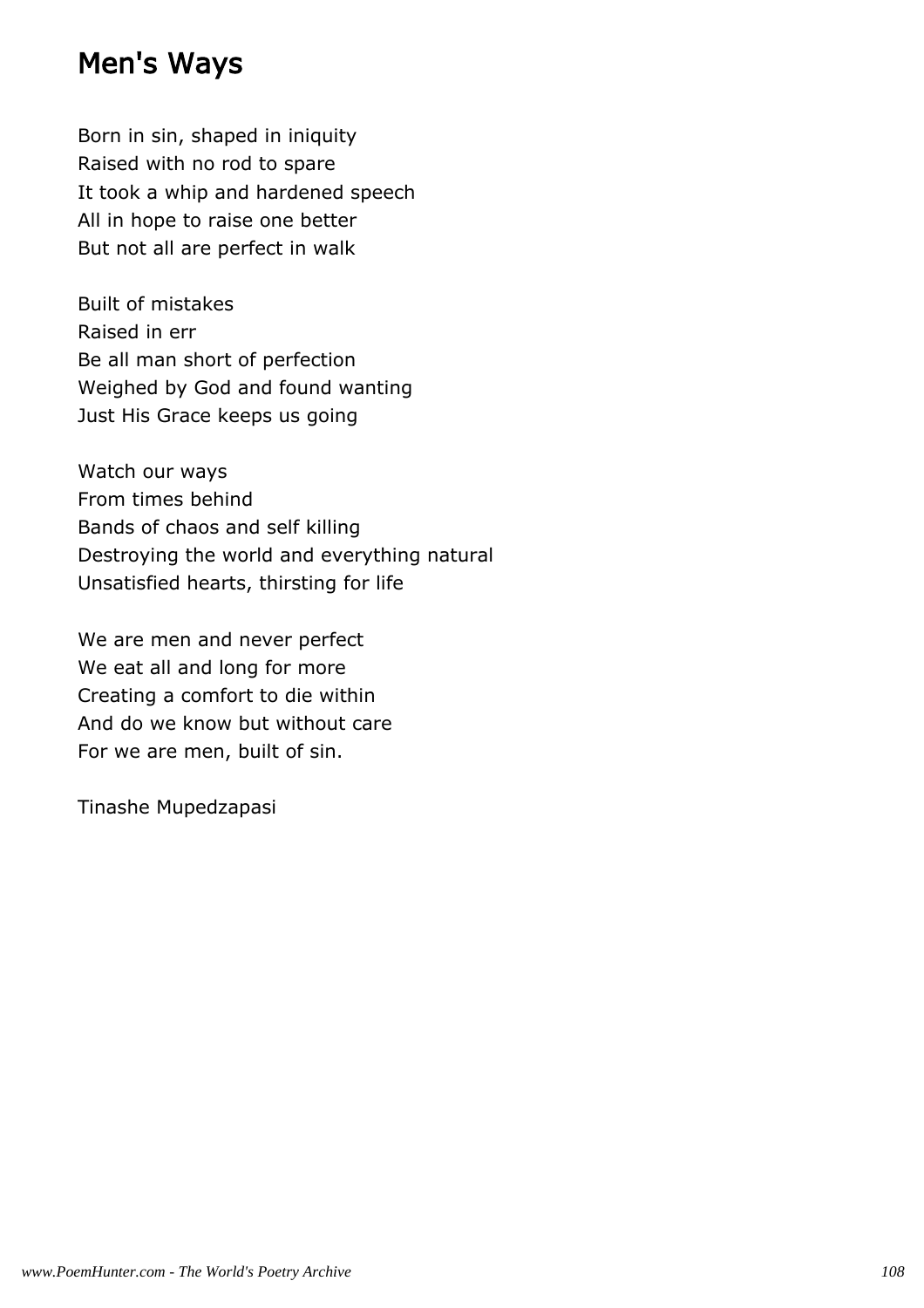## Men's Ways

Born in sin, shaped in iniquity
Raised with no rod to spare
It took a whip and hardened speech
All in hope to raise one better
But not all are perfect in walk

Built of mistakes
Raised in err
Be all man short of perfection
Weighed by God and found wanting
Just His Grace keeps us going

Watch our ways
From times behind
Bands of chaos and self killing
Destroying the world and everything natural
Unsatisfied hearts, thirsting for life

We are men and never perfect
We eat all and long for more
Creating a comfort to die within
And do we know but without care
For we are men, built of sin.

Tinashe Mupedzapasi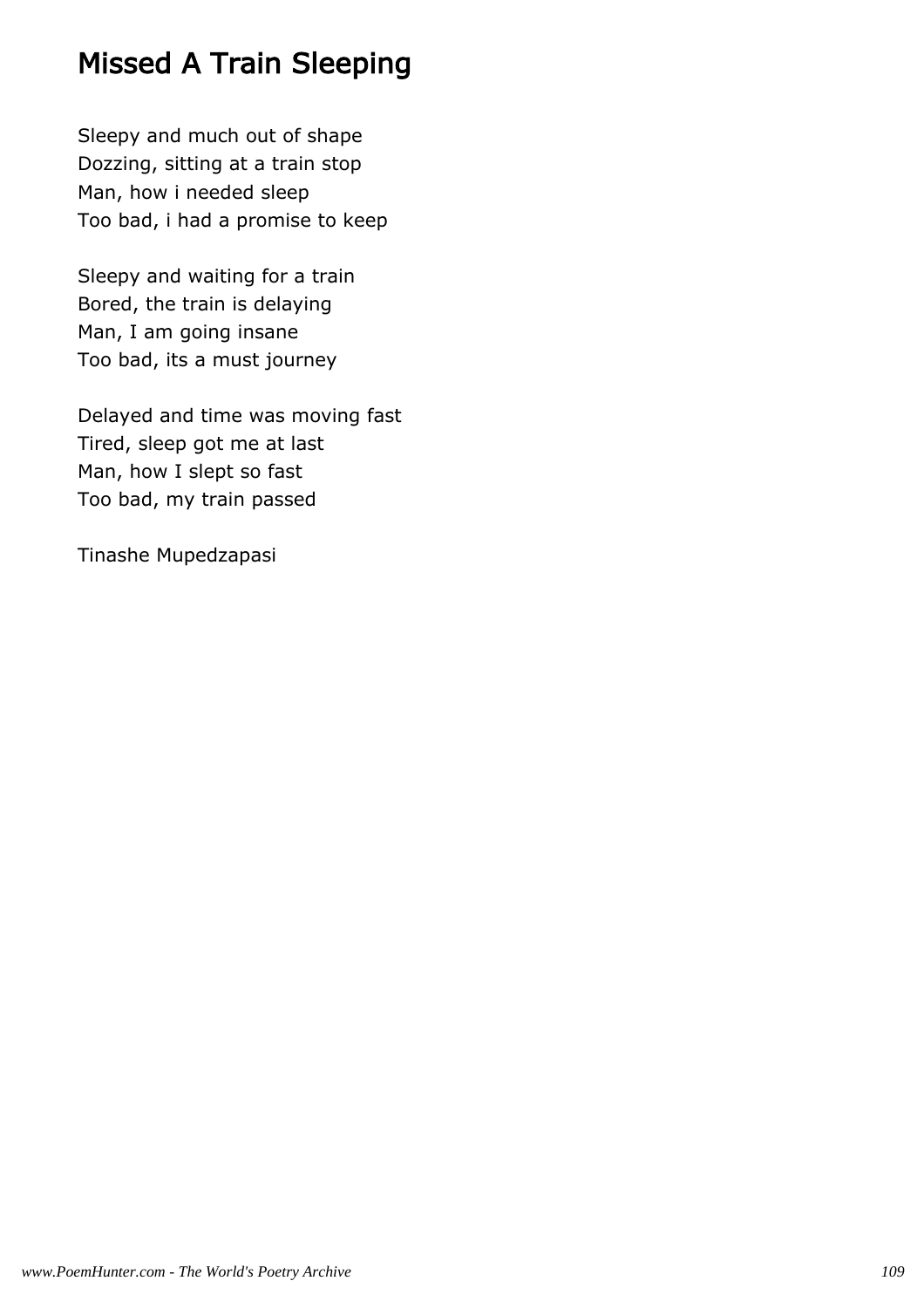# Missed A Train Sleeping

Sleepy and much out of shape  
Dozzing, sitting at a train stop  
Man, how i needed sleep  
Too bad, i had a promise to keep

Sleepy and waiting for a train  
Bored, the train is delaying  
Man, I am going insane  
Too bad, its a must journey

Delayed and time was moving fast  
Tired, sleep got me at last  
Man, how I slept so fast  
Too bad, my train passed

Tinashe Mupedzapasi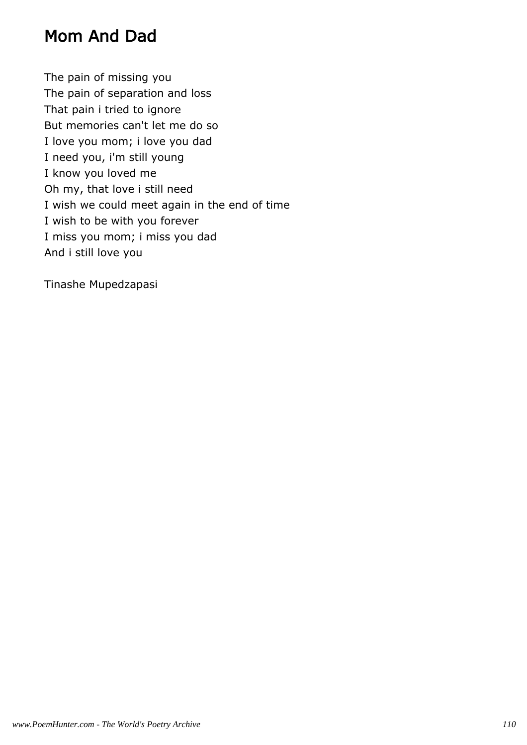# Mom And Dad

The pain of missing you
The pain of separation and loss
That pain i tried to ignore
But memories can't let me do so
I love you mom; i love you dad
I need you, i'm still young
I know you loved me
Oh my, that love i still need
I wish we could meet again in the end of time
I wish to be with you forever
I miss you mom; i miss you dad
And i still love you

Tinashe Mupedzapasi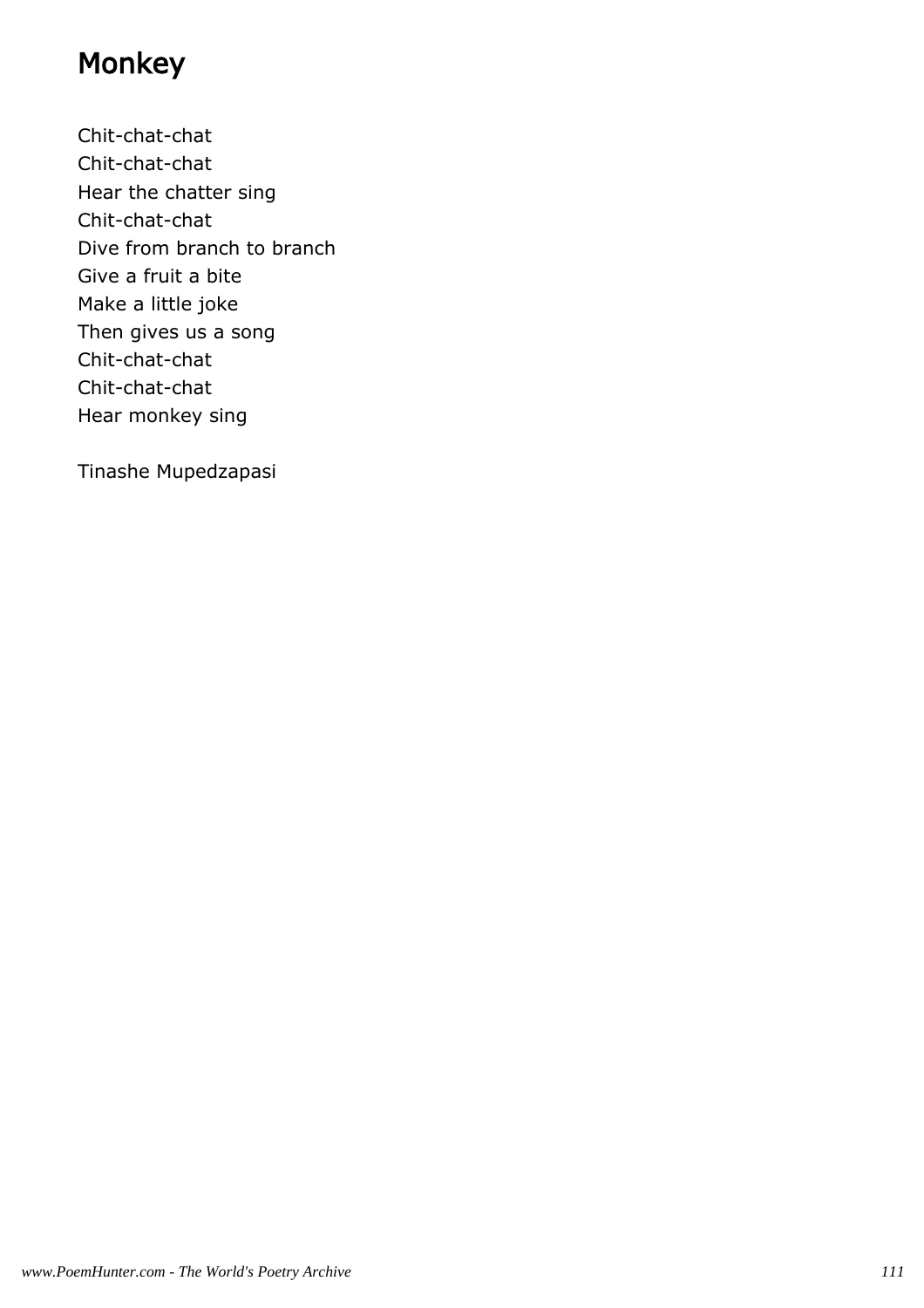# Monkey

Chit-chat-chat
Chit-chat-chat
Hear the chatter sing
Chit-chat-chat
Dive from branch to branch
Give a fruit a bite
Make a little joke
Then gives us a song
Chit-chat-chat
Chit-chat-chat
Hear monkey sing

Tinashe Mupedzapasi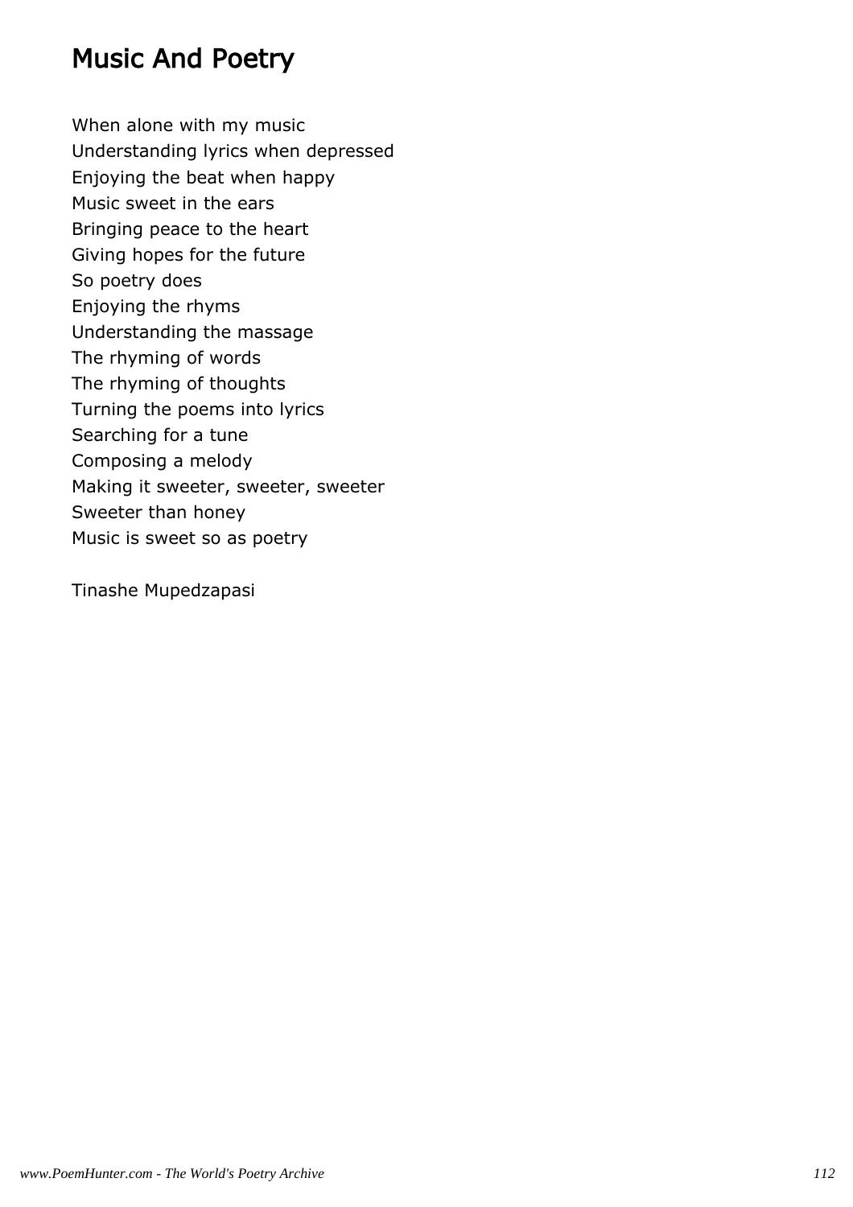# Music And Poetry

When alone with my music
Understanding lyrics when depressed
Enjoying the beat when happy
Music sweet in the ears
Bringing peace to the heart
Giving hopes for the future
So poetry does
Enjoying the rhyms
Understanding the massage
The rhyming of words
The rhyming of thoughts
Turning the poems into lyrics
Searching for a tune
Composing a melody
Making it sweeter, sweeter, sweeter
Sweeter than honey
Music is sweet so as poetry

Tinashe Mupedzapasi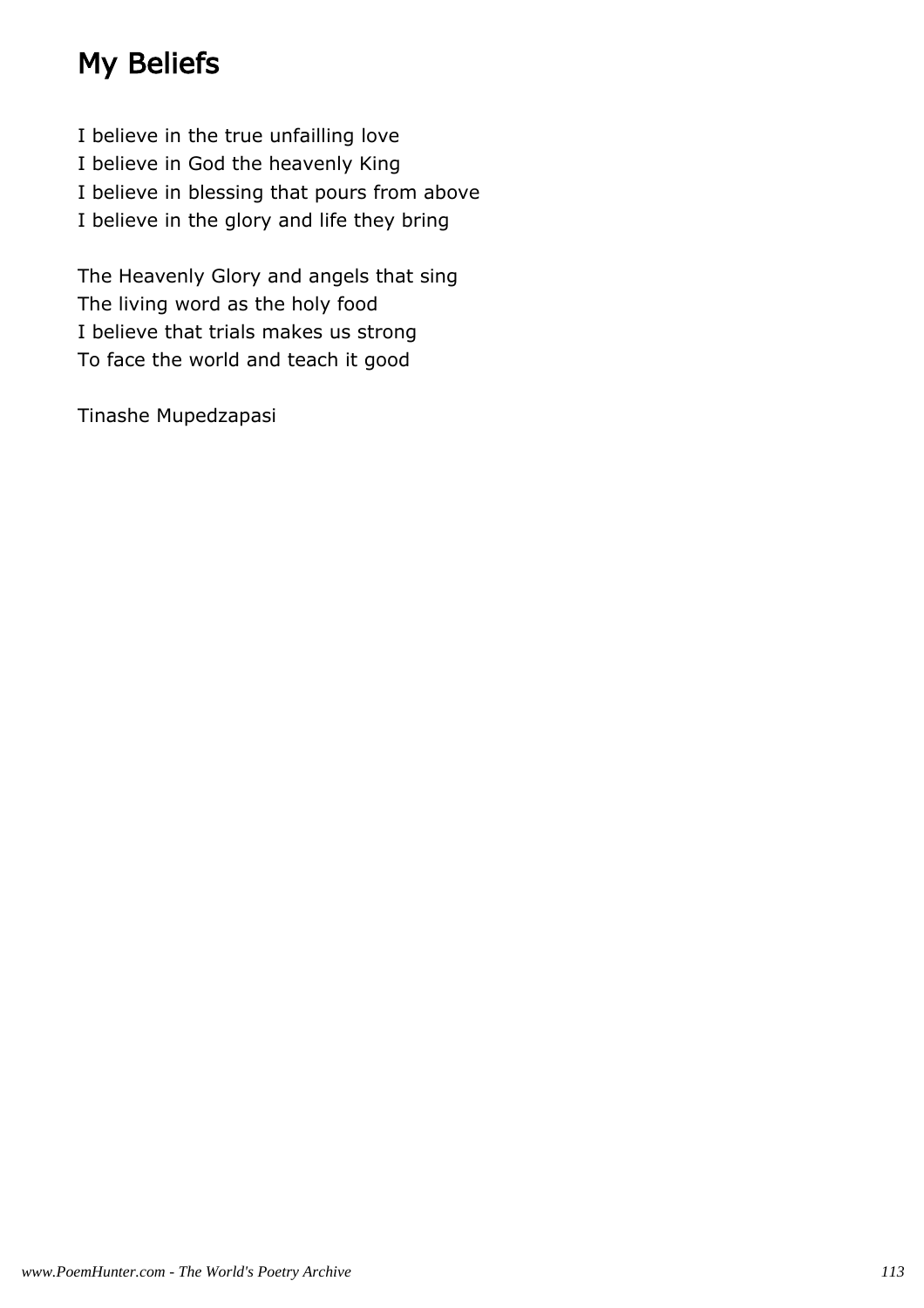# My Beliefs

I believe in the true unfailling love
I believe in God the heavenly King
I believe in blessing that pours from above
I believe in the glory and life they bring

The Heavenly Glory and angels that sing
The living word as the holy food
I believe that trials makes us strong
To face the world and teach it good

Tinashe Mupedzapasi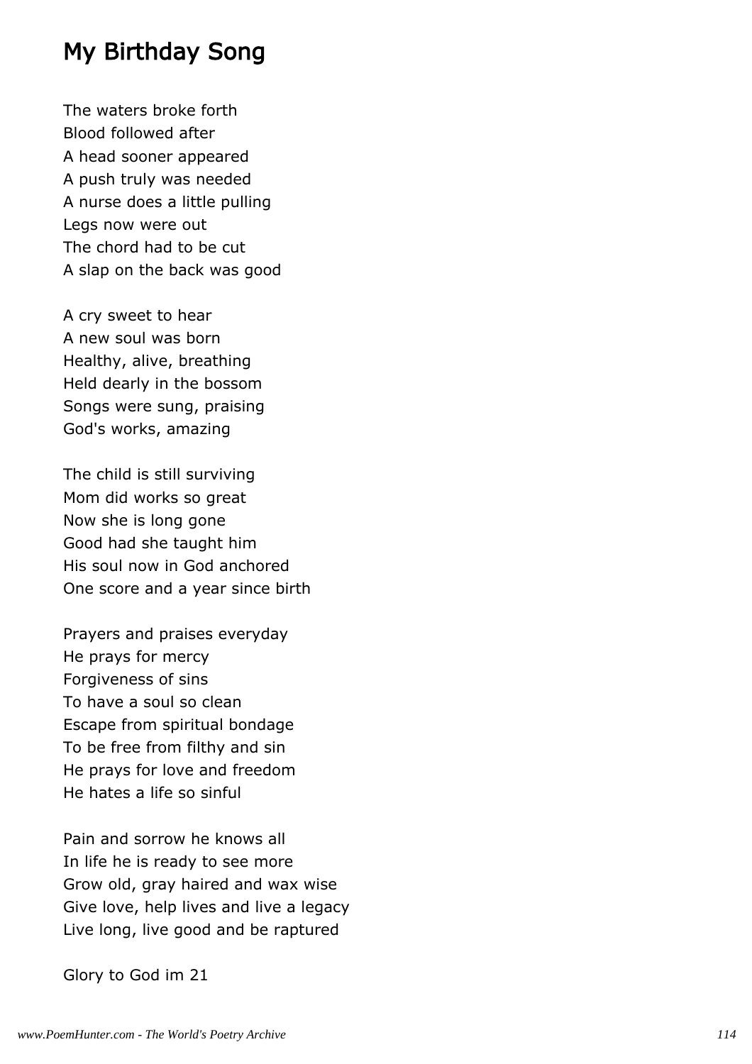# My Birthday Song

The waters broke forth
Blood followed after
A head sooner appeared
A push truly was needed
A nurse does a little pulling
Legs now were out
The chord had to be cut
A slap on the back was good

A cry sweet to hear
A new soul was born
Healthy, alive, breathing
Held dearly in the bossom
Songs were sung, praising
God's works, amazing

The child is still surviving
Mom did works so great
Now she is long gone
Good had she taught him
His soul now in God anchored
One score and a year since birth

Prayers and praises everyday
He prays for mercy
Forgiveness of sins
To have a soul so clean
Escape from spiritual bondage
To be free from filthy and sin
He prays for love and freedom
He hates a life so sinful

Pain and sorrow he knows all
In life he is ready to see more
Grow old, gray haired and wax wise
Give love, help lives and live a legacy
Live long, live good and be raptured

Glory to God im 21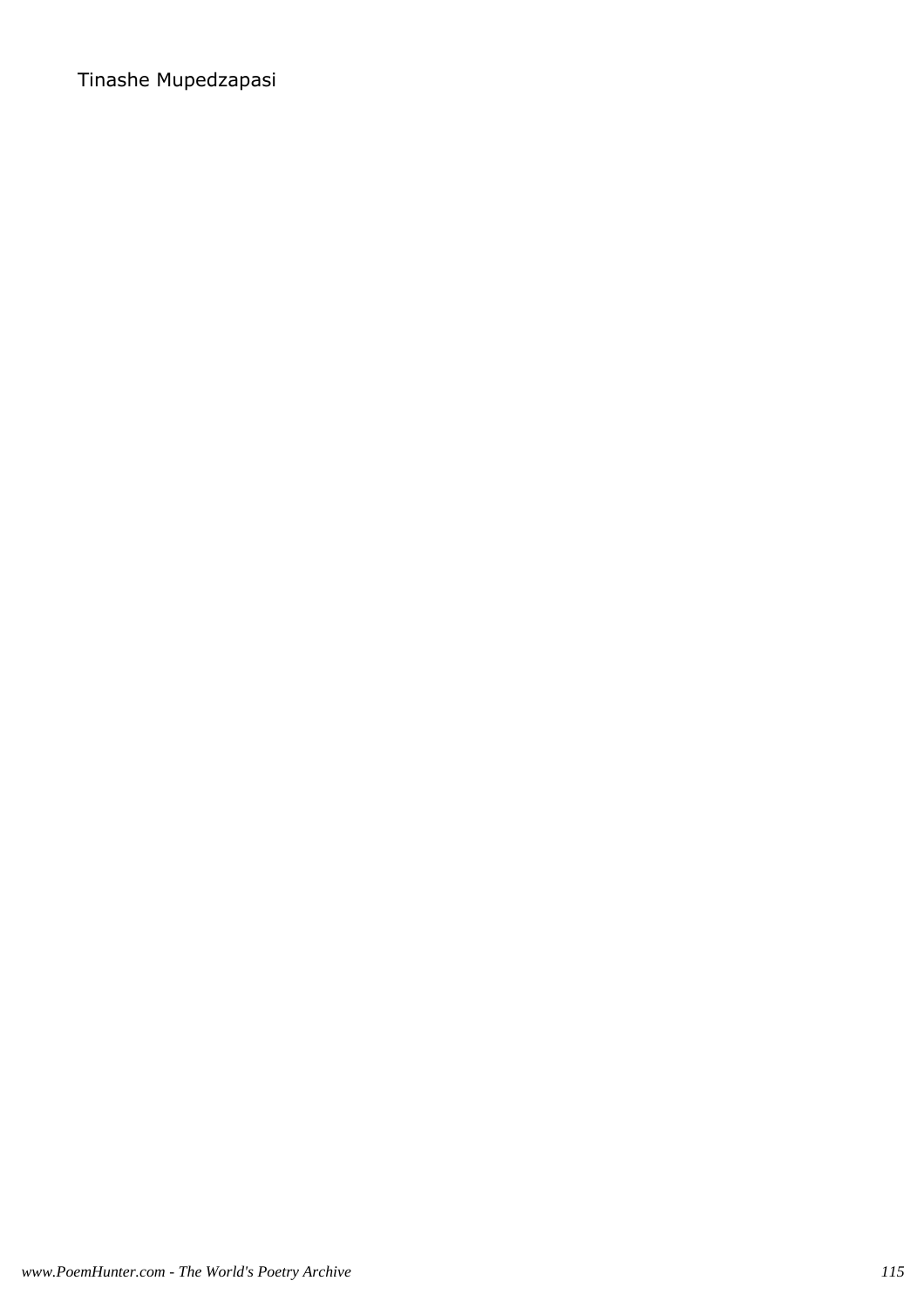Tinashe Mupedzapasi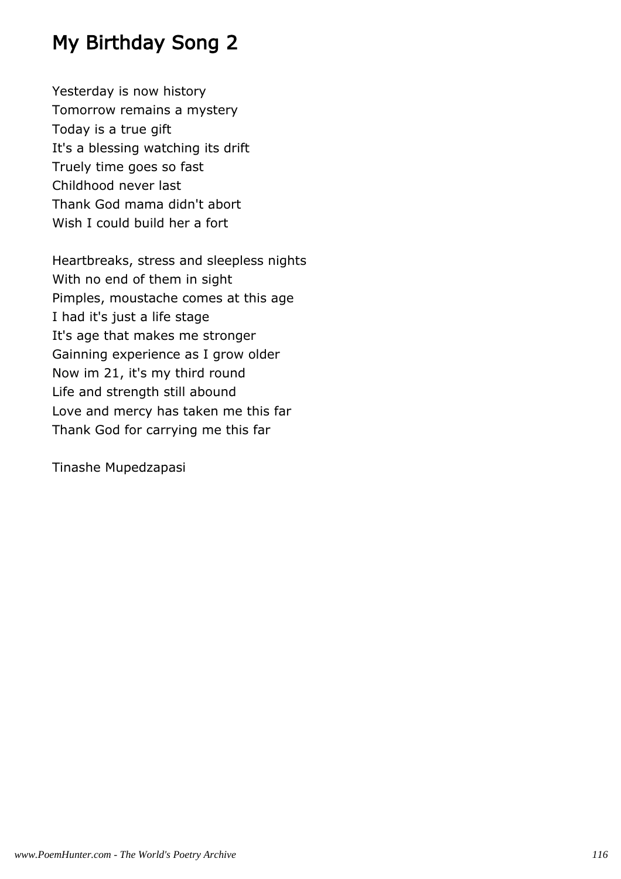# My Birthday Song 2

Yesterday is now history  
Tomorrow remains a mystery  
Today is a true gift  
It's a blessing watching its drift  
Truely time goes so fast  
Childhood never last  
Thank God mama didn't abort  
Wish I could build her a fort

Heartbreaks, stress and sleepless nights  
With no end of them in sight  
Pimples, moustache comes at this age  
I had it's just a life stage  
It's age that makes me stronger  
Gainning experience as I grow older  
Now im 21, it's my third round  
Life and strength still abound  
Love and mercy has taken me this far  
Thank God for carrying me this far

Tinashe Mupedzapasi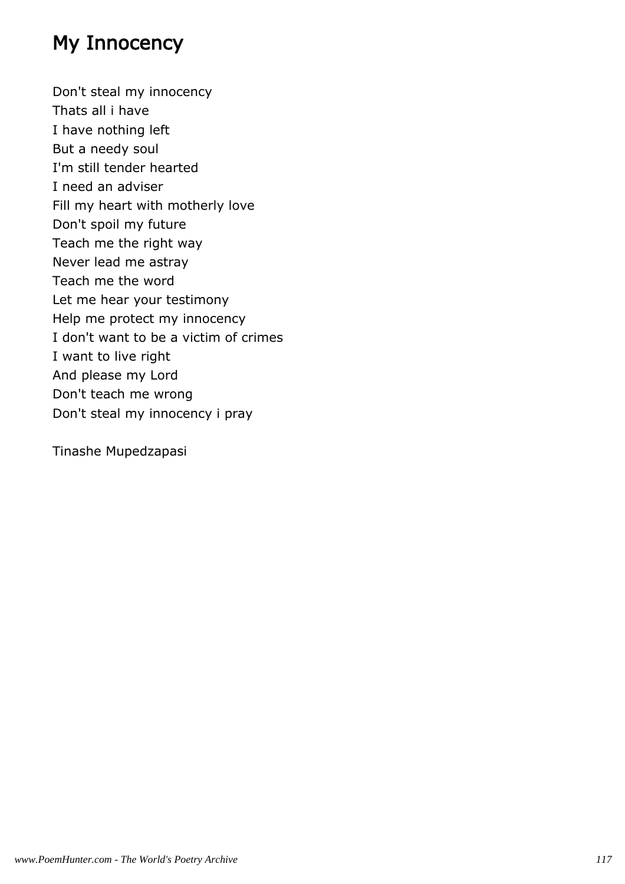# My Innocency

Don't steal my innocency  
Thats all i have  
I have nothing left  
But a needy soul  
I'm still tender hearted  
I need an adviser  
Fill my heart with motherly love  
Don't spoil my future  
Teach me the right way  
Never lead me astray  
Teach me the word  
Let me hear your testimony  
Help me protect my innocency  
I don't want to be a victim of crimes  
I want to live right  
And please my Lord  
Don't teach me wrong  
Don't steal my innocency i pray

Tinashe Mupedzapasi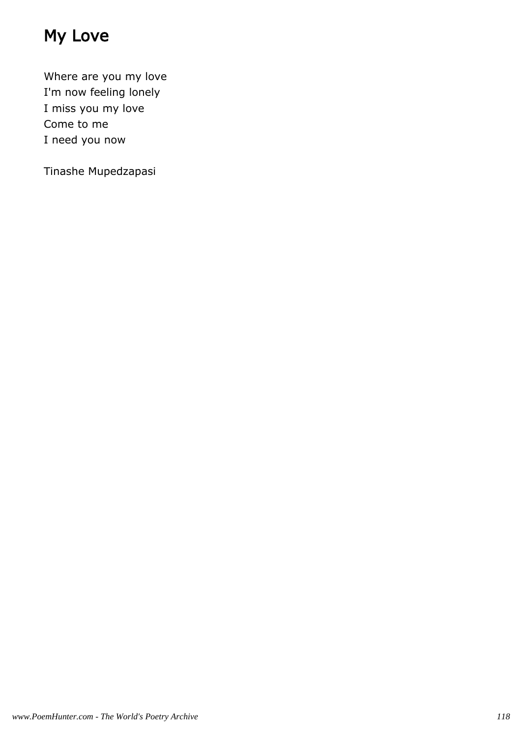# My Love

Where are you my love  
I'm now feeling lonely  
I miss you my love  
Come to me  
I need you now

Tinashe Mupedzapasi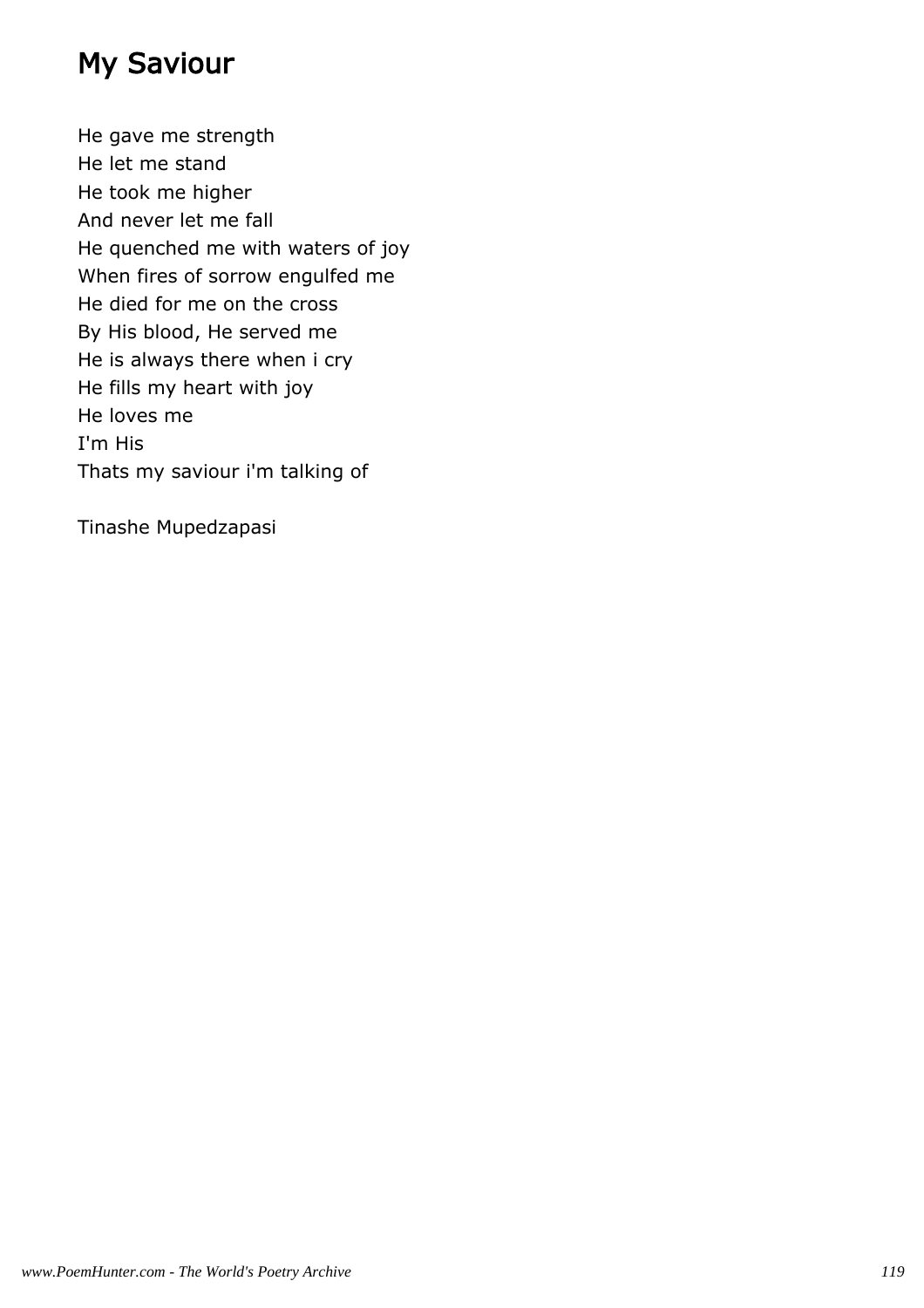# My Saviour

He gave me strength
He let me stand
He took me higher
And never let me fall
He quenched me with waters of joy
When fires of sorrow engulfed me
He died for me on the cross
By His blood, He served me
He is always there when i cry
He fills my heart with joy
He loves me
I'm His
Thats my saviour i'm talking of

Tinashe Mupedzapasi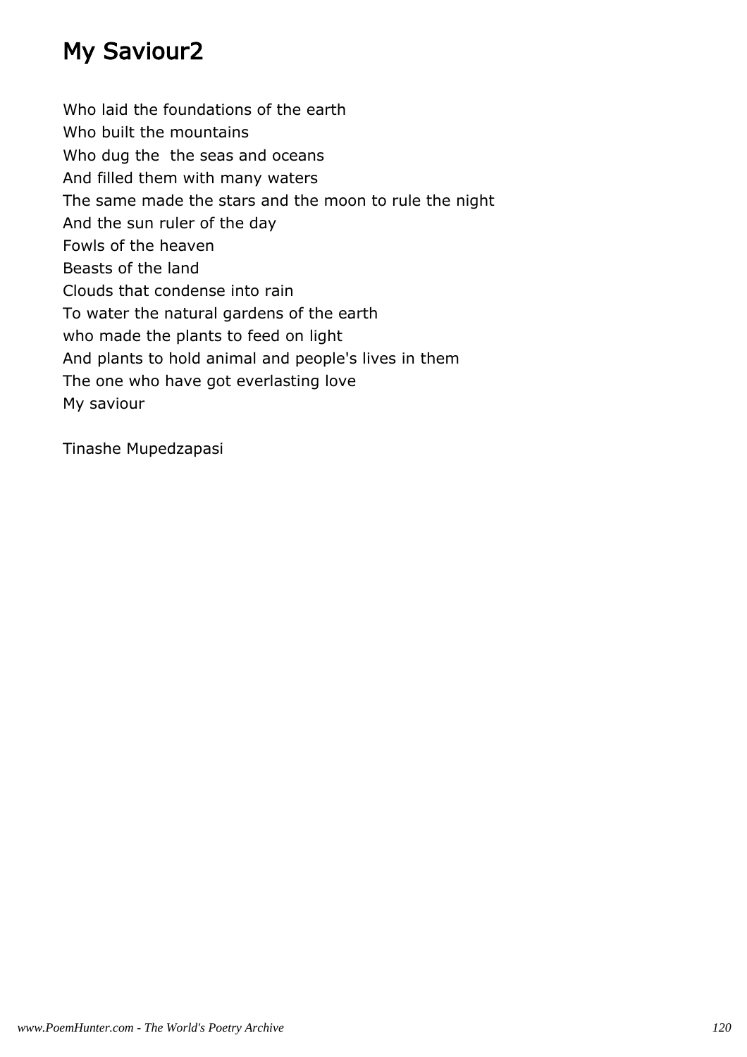# My Saviour2

Who laid the foundations of the earth
Who built the mountains
Who dug the  the seas and oceans
And filled them with many waters
The same made the stars and the moon to rule the night
And the sun ruler of the day
Fowls of the heaven
Beasts of the land
Clouds that condense into rain
To water the natural gardens of the earth
who made the plants to feed on light
And plants to hold animal and people's lives in them
The one who have got everlasting love
My saviour

Tinashe Mupedzapasi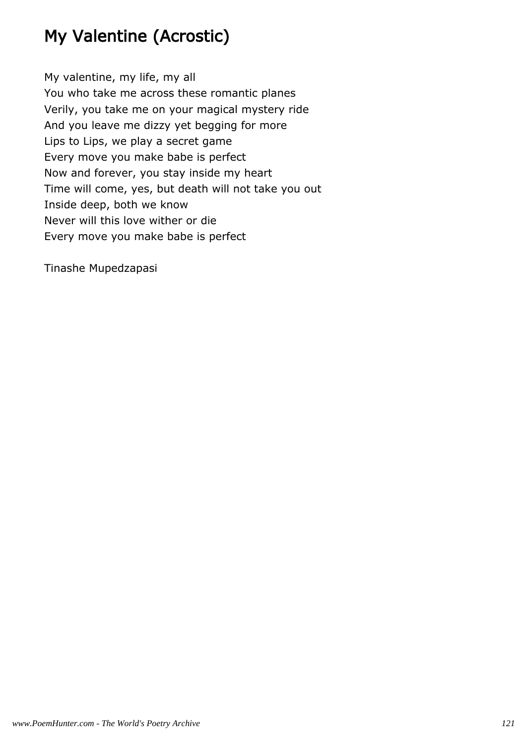# My Valentine (Acrostic)

My valentine, my life, my all  
You who take me across these romantic planes  
Verily, you take me on your magical mystery ride  
And you leave me dizzy yet begging for more  
Lips to Lips, we play a secret game  
Every move you make babe is perfect  
Now and forever, you stay inside my heart  
Time will come, yes, but death will not take you out  
Inside deep, both we know  
Never will this love wither or die  
Every move you make babe is perfect

Tinashe Mupedzapasi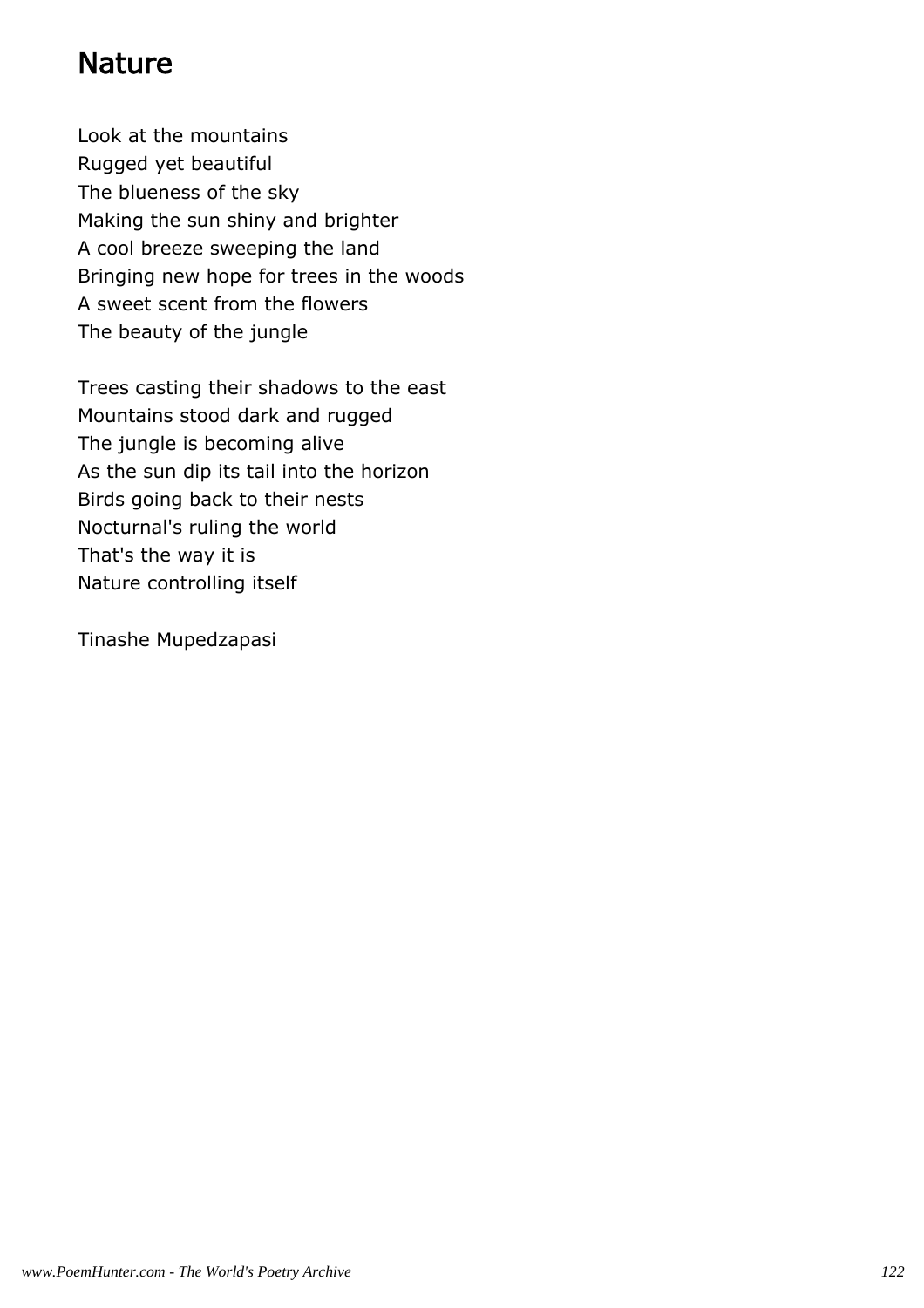# Nature

Look at the mountains
Rugged yet beautiful
The blueness of the sky
Making the sun shiny and brighter
A cool breeze sweeping the land
Bringing new hope for trees in the woods
A sweet scent from the flowers
The beauty of the jungle

Trees casting their shadows to the east
Mountains stood dark and rugged
The jungle is becoming alive
As the sun dip its tail into the horizon
Birds going back to their nests
Nocturnal's ruling the world
That's the way it is
Nature controlling itself

Tinashe Mupedzapasi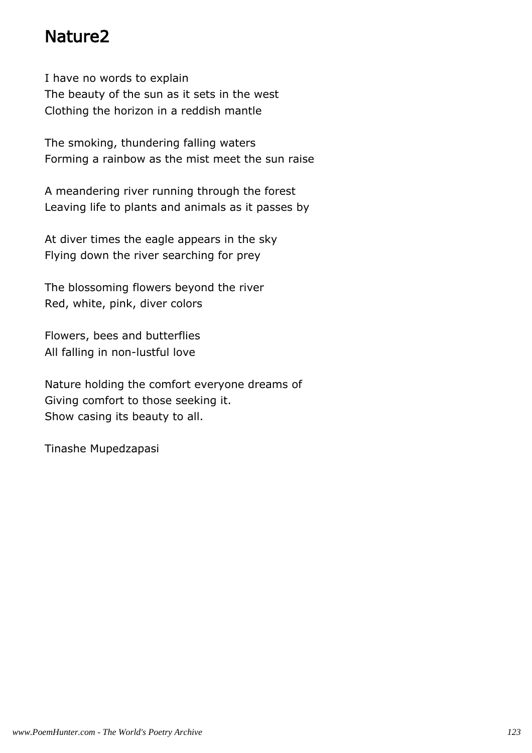# Nature2

I have no words to explain
The beauty of the sun as it sets in the west
Clothing the horizon in a reddish mantle

The smoking, thundering falling waters
Forming a rainbow as the mist meet the sun raise

A meandering river running through the forest
Leaving life to plants and animals as it passes by

At diver times the eagle appears in the sky
Flying down the river searching for prey

The blossoming flowers beyond the river
Red, white, pink, diver colors

Flowers, bees and butterflies
All falling in non-lustful love

Nature holding the comfort everyone dreams of
Giving comfort to those seeking it.
Show casing its beauty to all.

Tinashe Mupedzapasi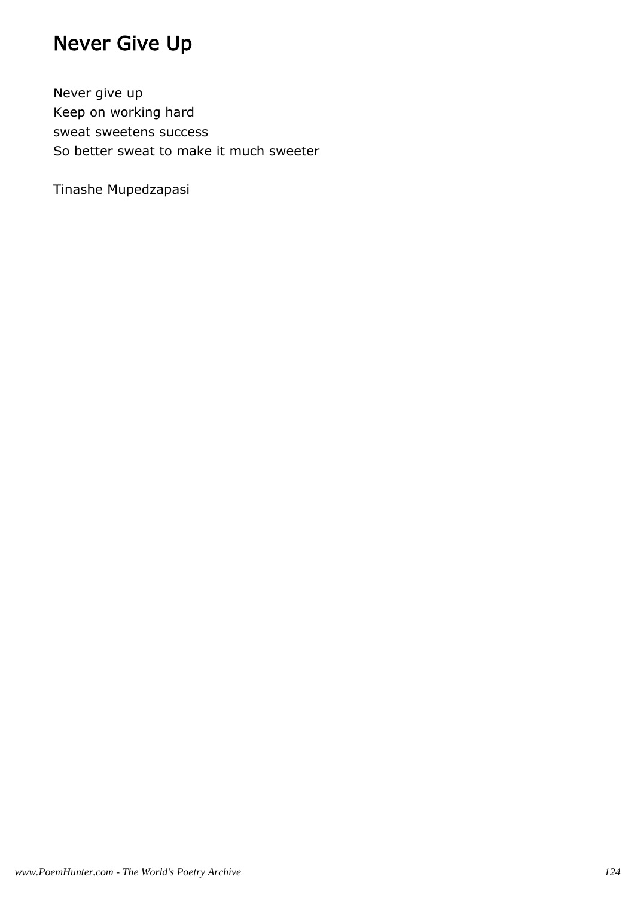# Never Give Up

Never give up
Keep on working hard
sweat sweetens success
So better sweat to make it much sweeter

Tinashe Mupedzapasi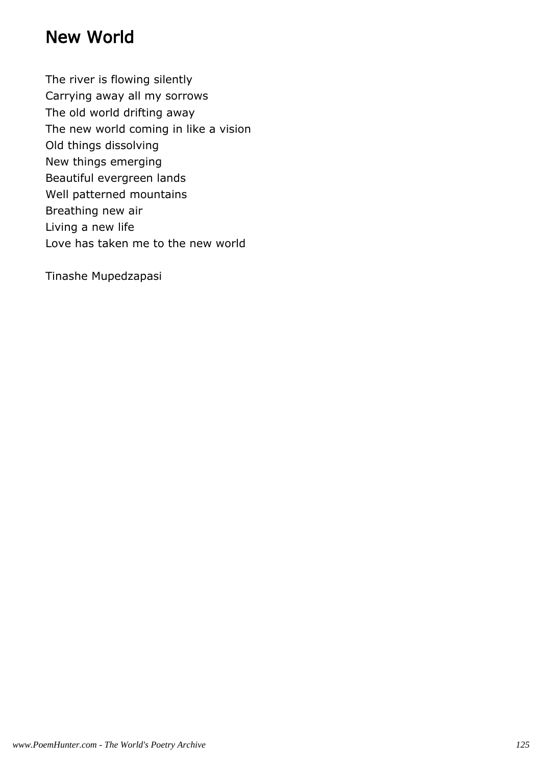# New World

The river is flowing silently
Carrying away all my sorrows
The old world drifting away
The new world coming in like a vision
Old things dissolving
New things emerging
Beautiful evergreen lands
Well patterned mountains
Breathing new air
Living a new life
Love has taken me to the new world

Tinashe Mupedzapasi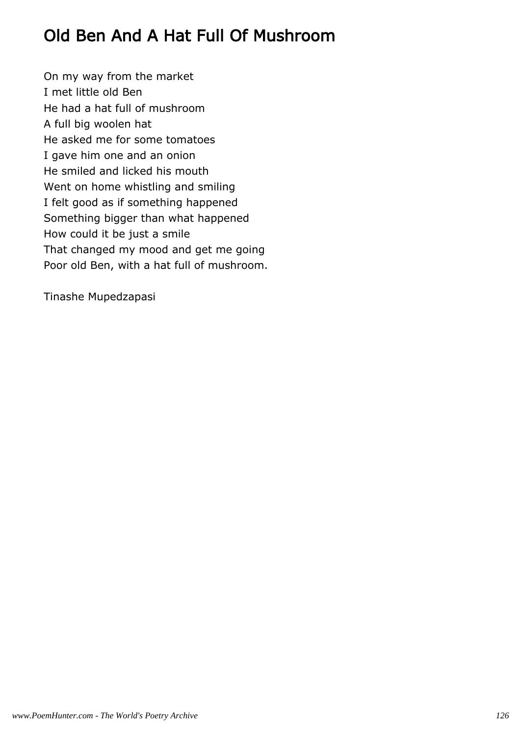# Old Ben And A Hat Full Of Mushroom

On my way from the market
I met little old Ben
He had a hat full of mushroom
A full big woolen hat
He asked me for some tomatoes
I gave him one and an onion
He smiled and licked his mouth
Went on home whistling and smiling
I felt good as if something happened
Something bigger than what happened
How could it be just a smile
That changed my mood and get me going
Poor old Ben, with a hat full of mushroom.

Tinashe Mupedzapasi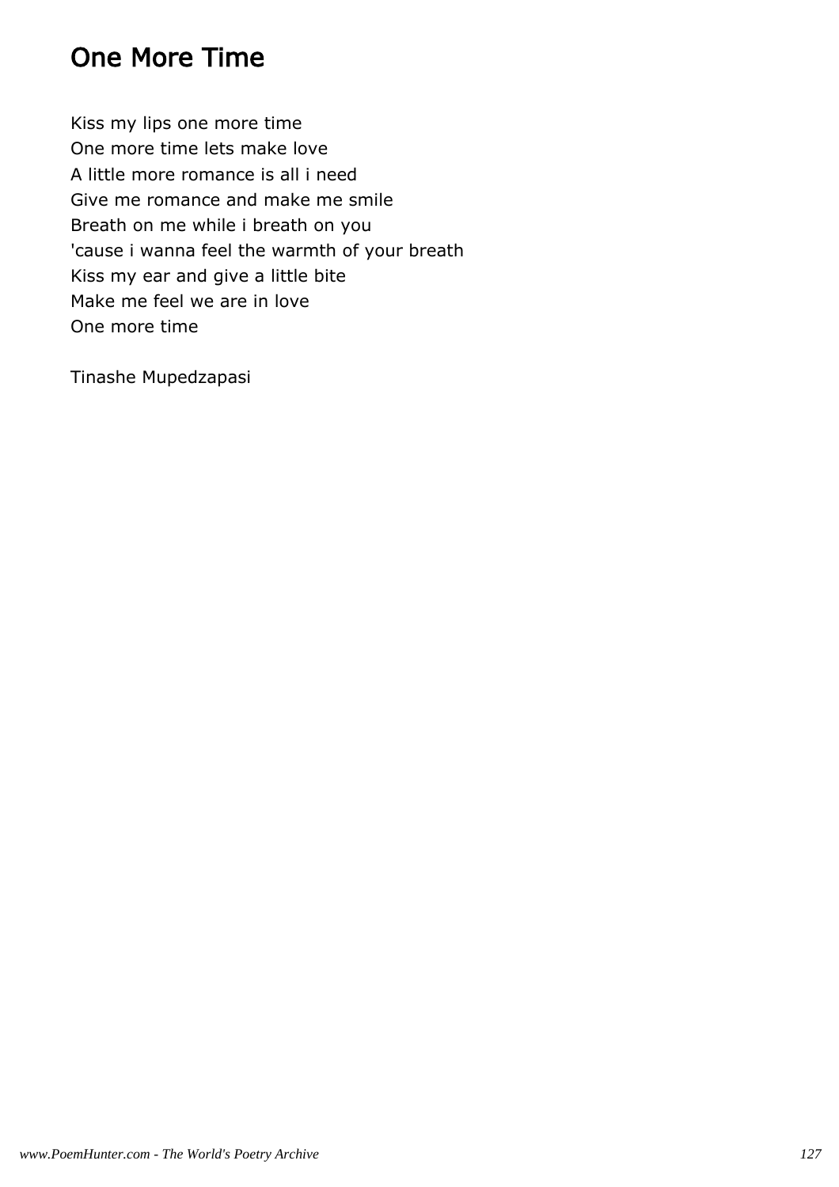# One More Time

Kiss my lips one more time
One more time lets make love
A little more romance is all i need
Give me romance and make me smile
Breath on me while i breath on you
'cause i wanna feel the warmth of your breath
Kiss my ear and give a little bite
Make me feel we are in love
One more time

Tinashe Mupedzapasi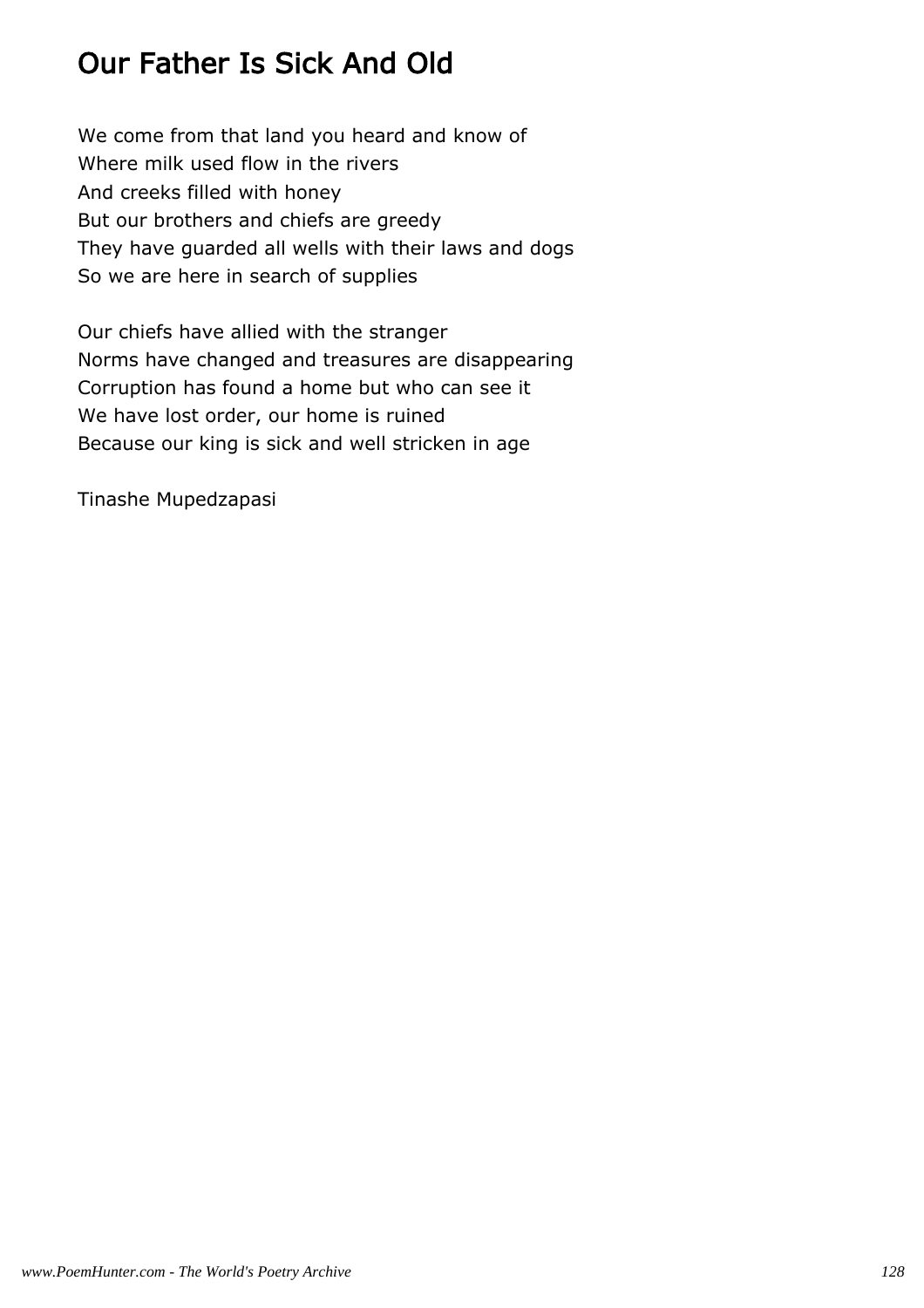# Our Father Is Sick And Old

We come from that land you heard and know of
Where milk used flow in the rivers
And creeks filled with honey
But our brothers and chiefs are greedy
They have guarded all wells with their laws and dogs
So we are here in search of supplies

Our chiefs have allied with the stranger
Norms have changed and treasures are disappearing
Corruption has found a home but who can see it
We have lost order, our home is ruined
Because our king is sick and well stricken in age

Tinashe Mupedzapasi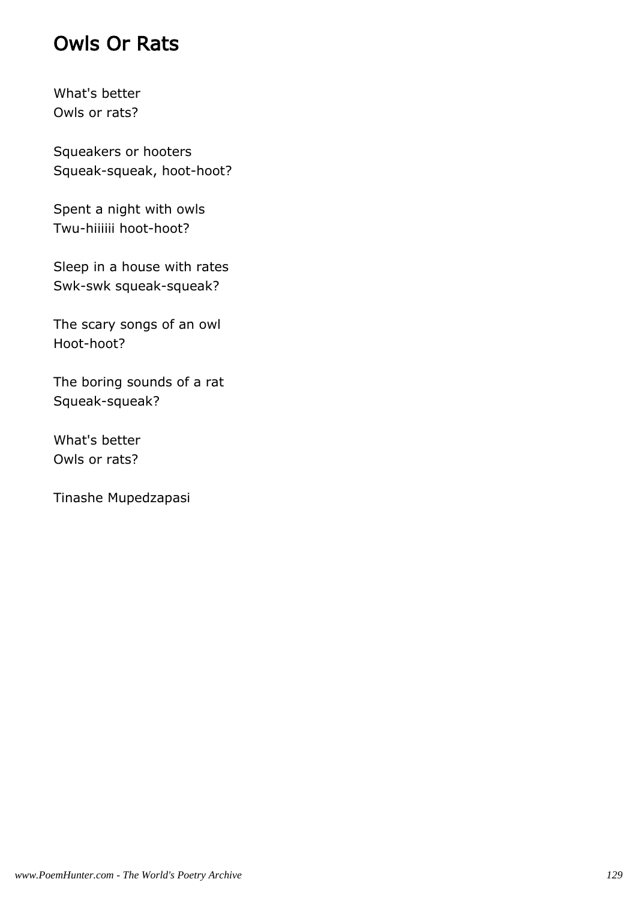# Owls Or Rats

What's better  
Owls or rats?

Squeakers or hooters  
Squeak-squeak, hoot-hoot?

Spent a night with owls  
Twu-hiiiiii hoot-hoot?

Sleep in a house with rates  
Swk-swk squeak-squeak?

The scary songs of an owl  
Hoot-hoot?

The boring sounds of a rat  
Squeak-squeak?

What's better  
Owls or rats?

Tinashe Mupedzapasi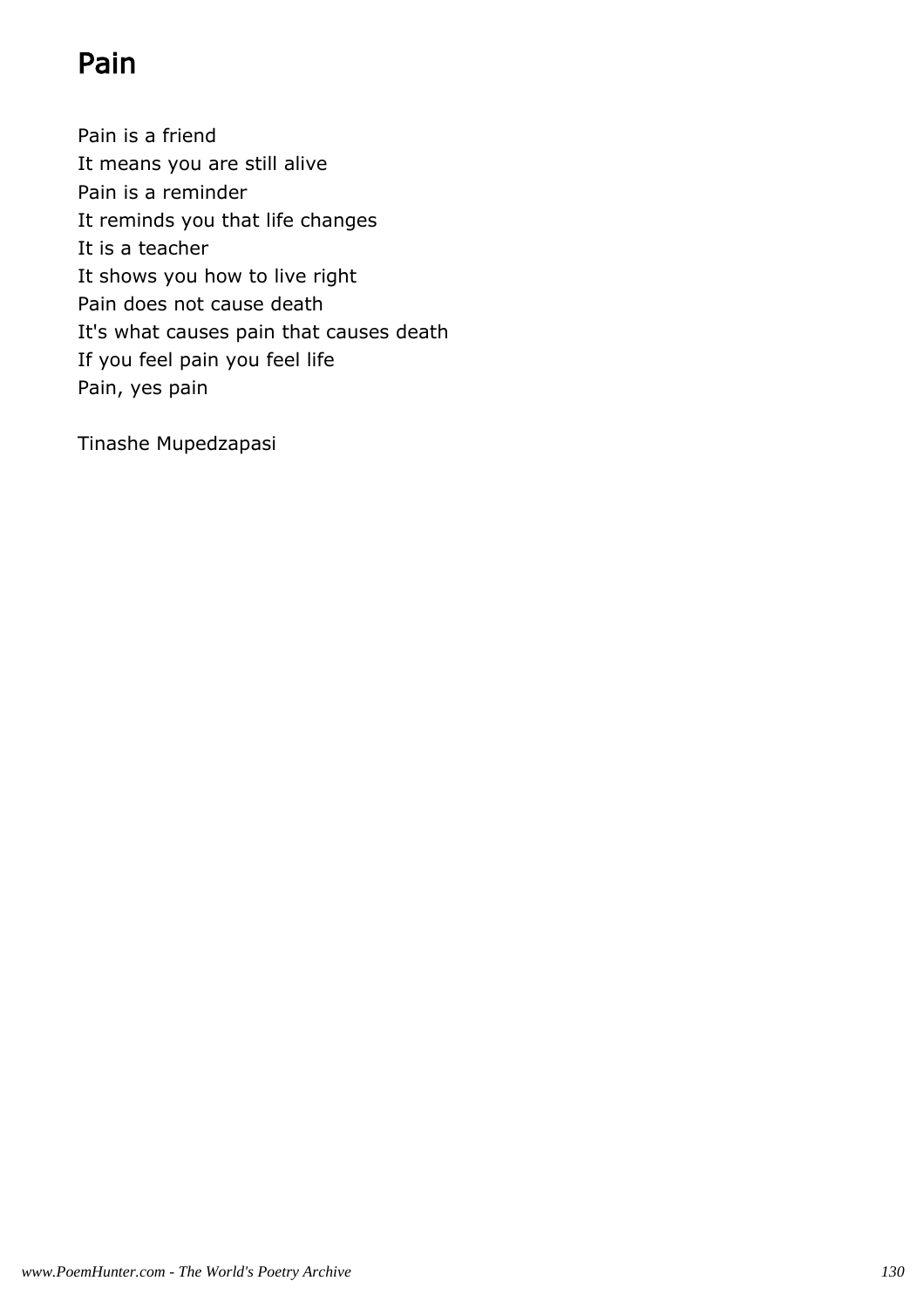# Pain

Pain is a friend
It means you are still alive
Pain is a reminder
It reminds you that life changes
It is a teacher
It shows you how to live right
Pain does not cause death
It's what causes pain that causes death
If you feel pain you feel life
Pain, yes pain

Tinashe Mupedzapasi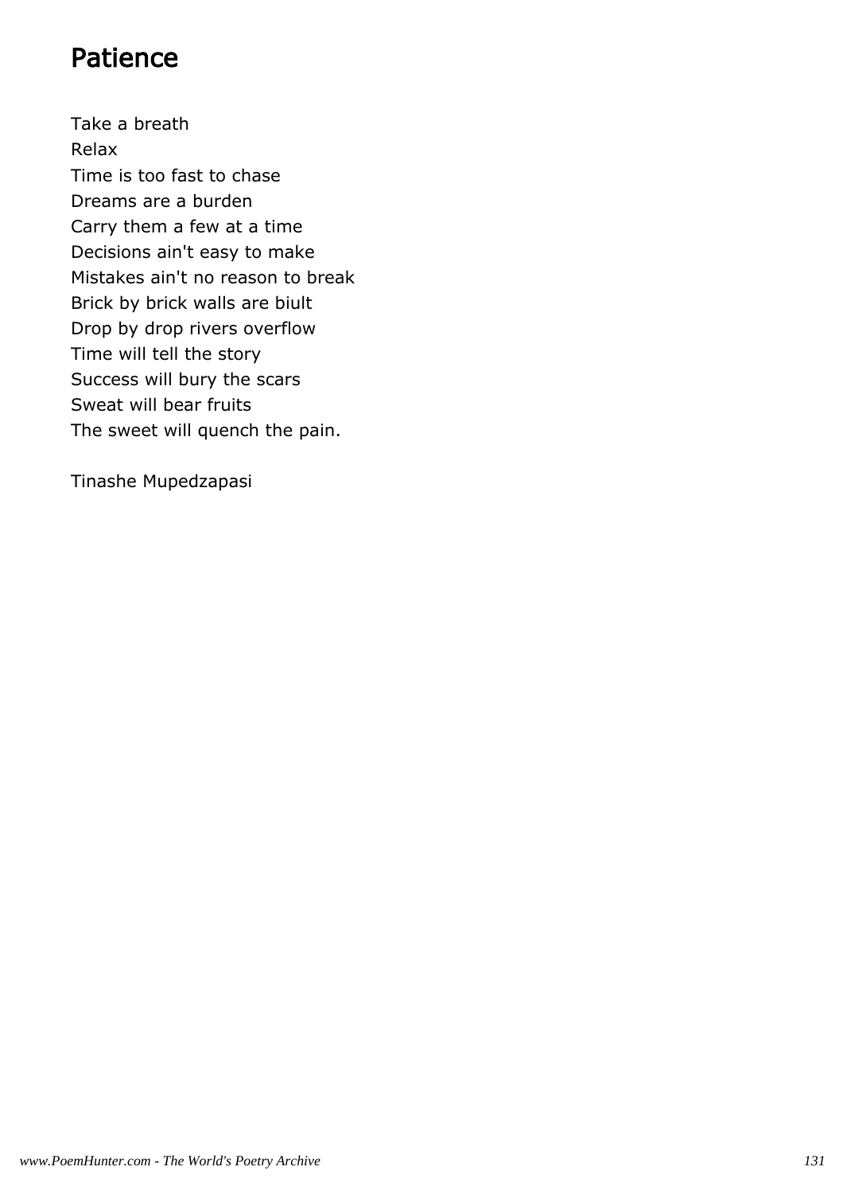# Patience

Take a breath  
Relax  
Time is too fast to chase  
Dreams are a burden  
Carry them a few at a time  
Decisions ain't easy to make  
Mistakes ain't no reason to break  
Brick by brick walls are biult  
Drop by drop rivers overflow  
Time will tell the story  
Success will bury the scars  
Sweat will bear fruits  
The sweet will quench the pain.

Tinashe Mupedzapasi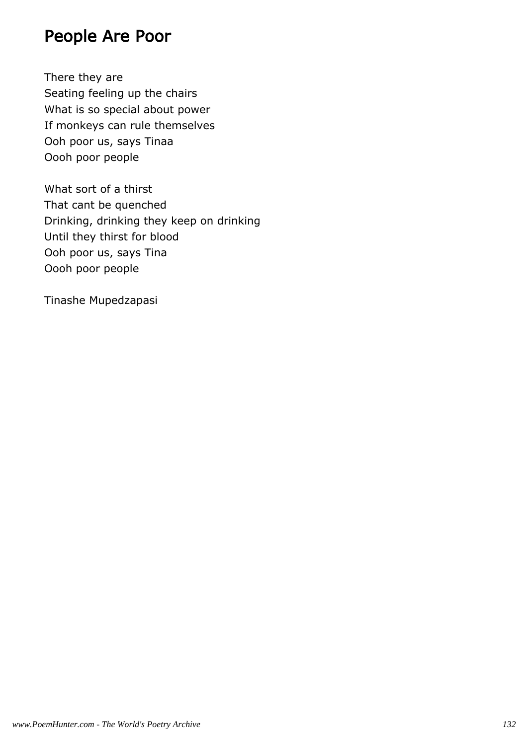# People Are Poor

There they are
Seating feeling up the chairs
What is so special about power
If monkeys can rule themselves
Ooh poor us, says Tinaa
Oooh poor people

What sort of a thirst
That cant be quenched
Drinking, drinking they keep on drinking
Until they thirst for blood
Ooh poor us, says Tina
Oooh poor people

Tinashe Mupedzapasi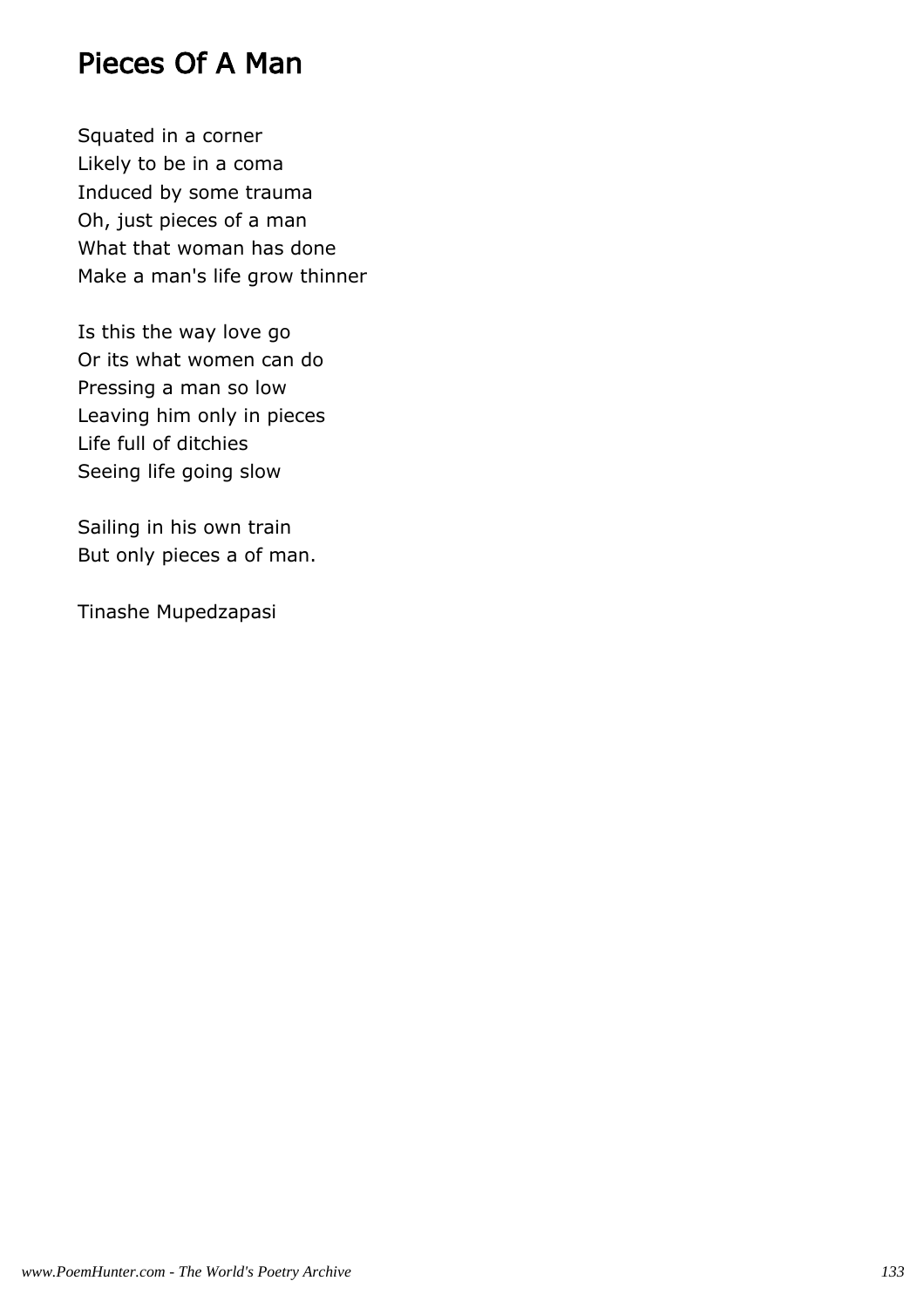# Pieces Of A Man

Squated in a corner
Likely to be in a coma
Induced by some trauma
Oh, just pieces of a man
What that woman has done
Make a man's life grow thinner

Is this the way love go
Or its what women can do
Pressing a man so low
Leaving him only in pieces
Life full of ditchies
Seeing life going slow

Sailing in his own train
But only pieces a of man.

Tinashe Mupedzapasi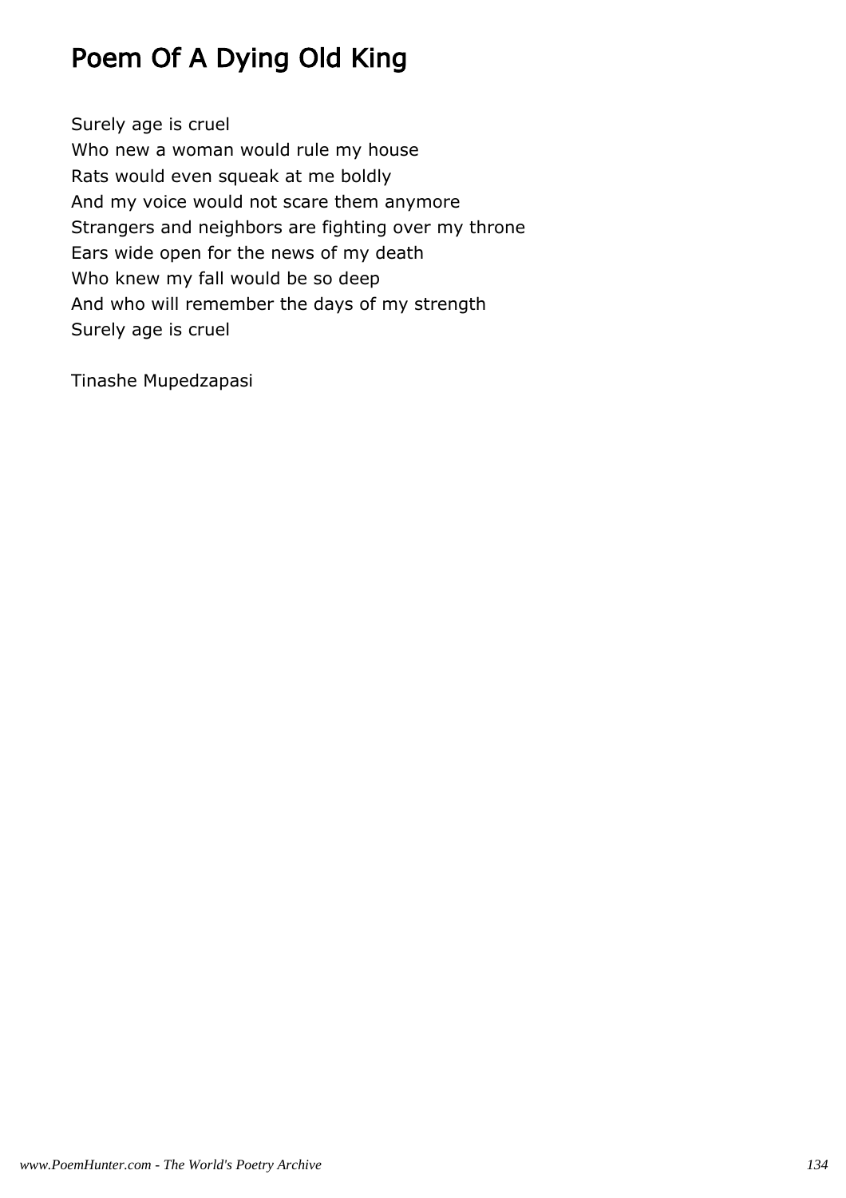# Poem Of A Dying Old King

Surely age is cruel
Who new a woman would rule my house
Rats would even squeak at me boldly
And my voice would not scare them anymore
Strangers and neighbors are fighting over my throne
Ears wide open for the news of my death
Who knew my fall would be so deep
And who will remember the days of my strength
Surely age is cruel

Tinashe Mupedzapasi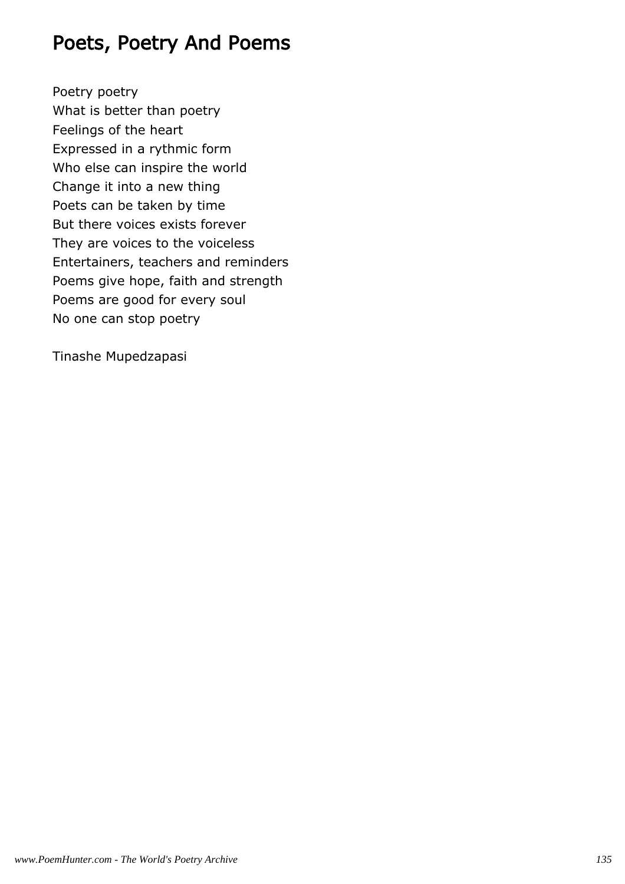# Poets, Poetry And Poems

Poetry poetry
What is better than poetry
Feelings of the heart
Expressed in a rythmic form
Who else can inspire the world
Change it into a new thing
Poets can be taken by time
But there voices exists forever
They are voices to the voiceless
Entertainers, teachers and reminders
Poems give hope, faith and strength
Poems are good for every soul
No one can stop poetry

Tinashe Mupedzapasi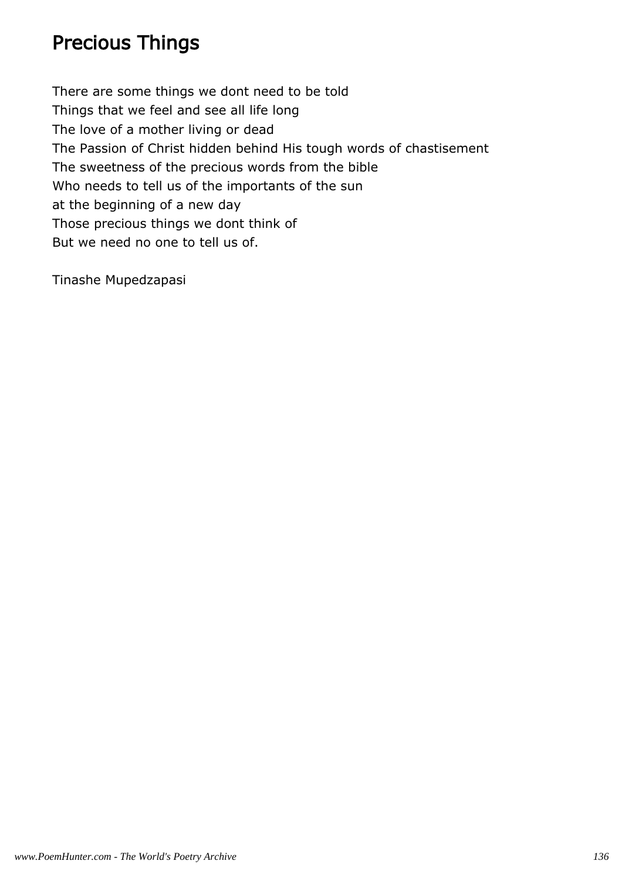## Precious Things

There are some things we dont need to be told  
Things that we feel and see all life long  
The love of a mother living or dead  
The Passion of Christ hidden behind His tough words of chastisement  
The sweetness of the precious words from the bible  
Who needs to tell us of the importants of the sun  
at the beginning of a new day  
Those precious things we dont think of  
But we need no one to tell us of.

Tinashe Mupedzapasi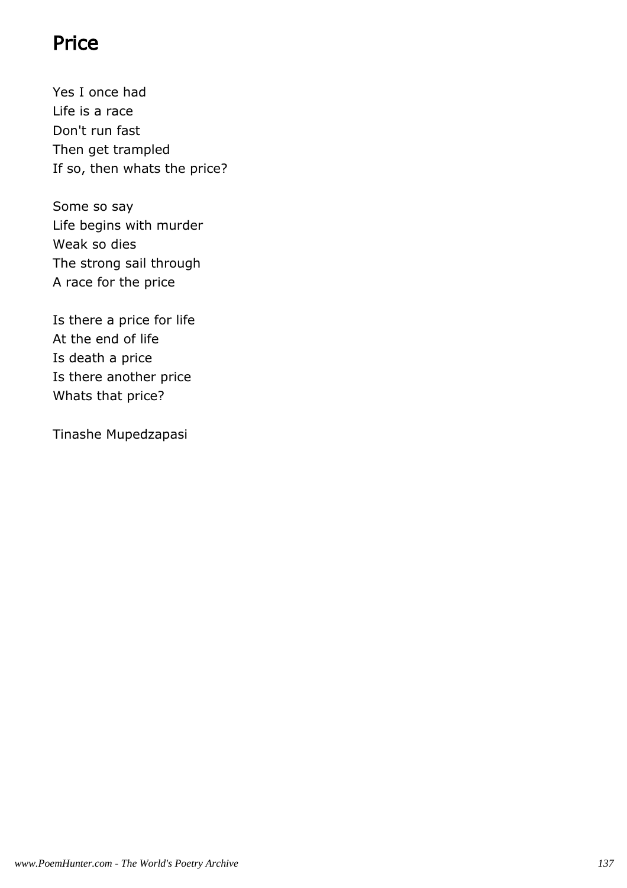# Price

Yes I once had  
Life is a race  
Don't run fast  
Then get trampled  
If so, then whats the price?

Some so say  
Life begins with murder  
Weak so dies  
The strong sail through  
A race for the price

Is there a price for life  
At the end of life  
Is death a price  
Is there another price  
Whats that price?

Tinashe Mupedzapasi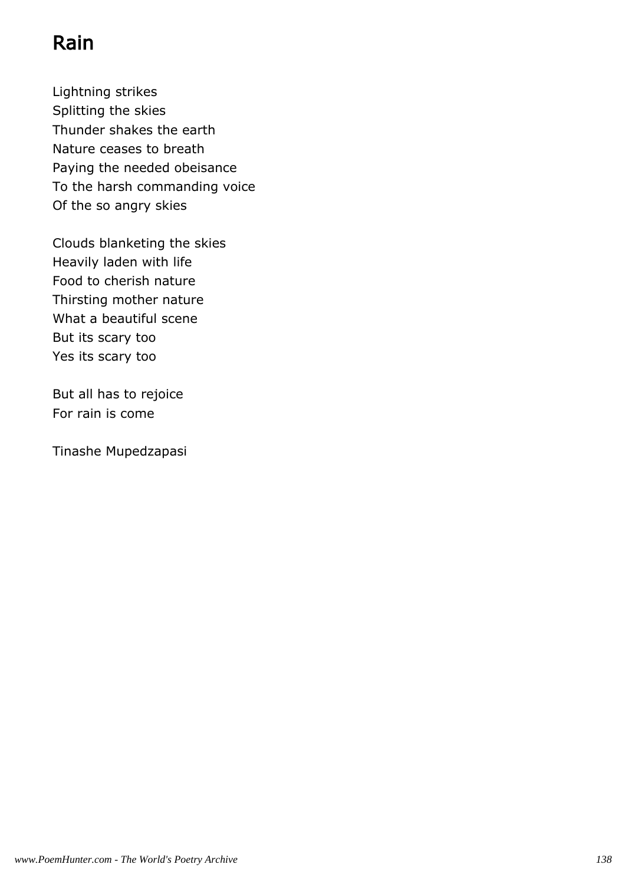# Rain

Lightning strikes
Splitting the skies
Thunder shakes the earth
Nature ceases to breath
Paying the needed obeisance
To the harsh commanding voice
Of the so angry skies

Clouds blanketing the skies
Heavily laden with life
Food to cherish nature
Thirsting mother nature
What a beautiful scene
But its scary too
Yes its scary too

But all has to rejoice
For rain is come

Tinashe Mupedzapasi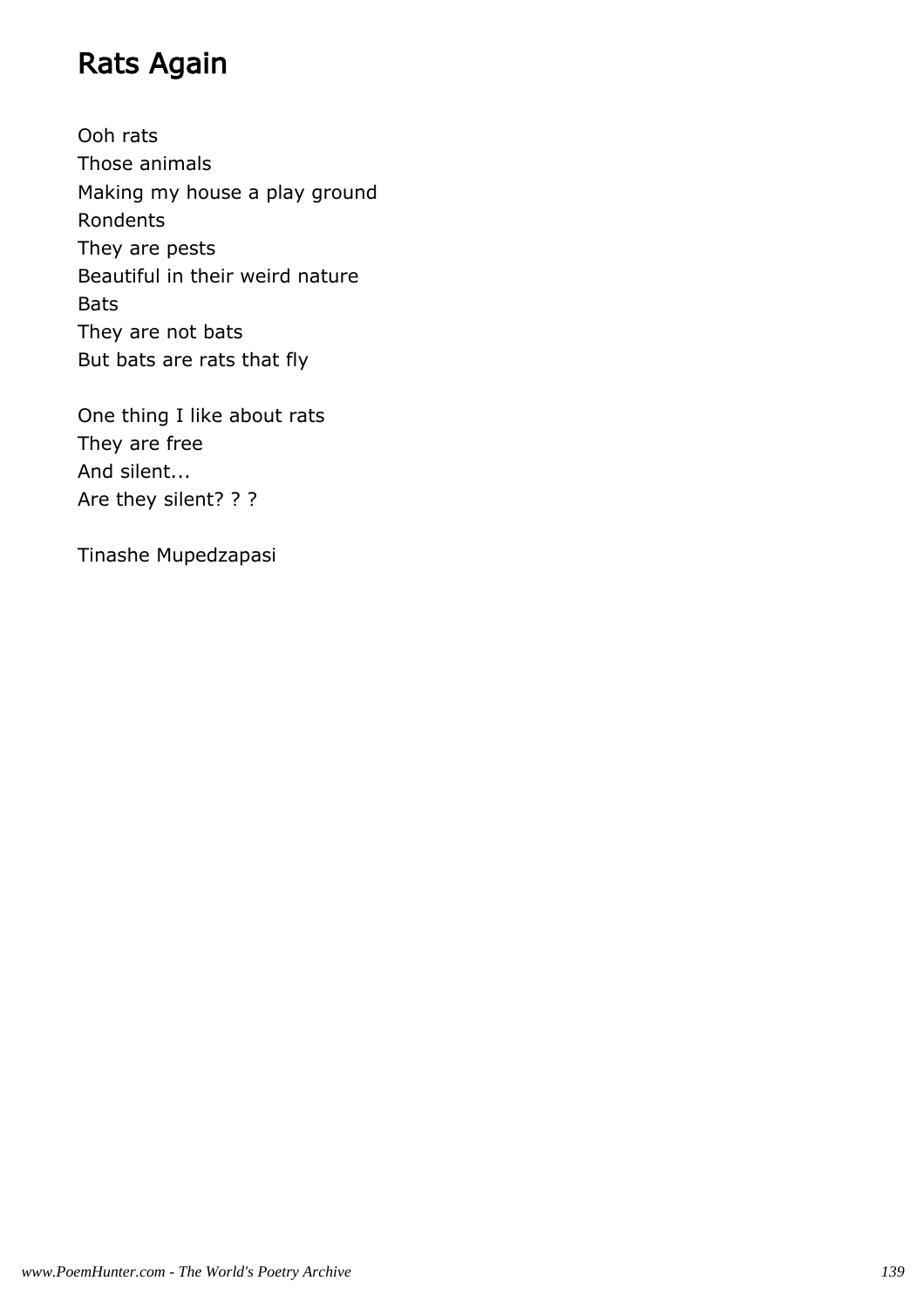# Rats Again

Ooh rats  
Those animals  
Making my house a play ground  
Rondents  
They are pests  
Beautiful in their weird nature  
Bats  
They are not bats  
But bats are rats that fly

One thing I like about rats  
They are free  
And silent...  
Are they silent? ? ?

Tinashe Mupedzapasi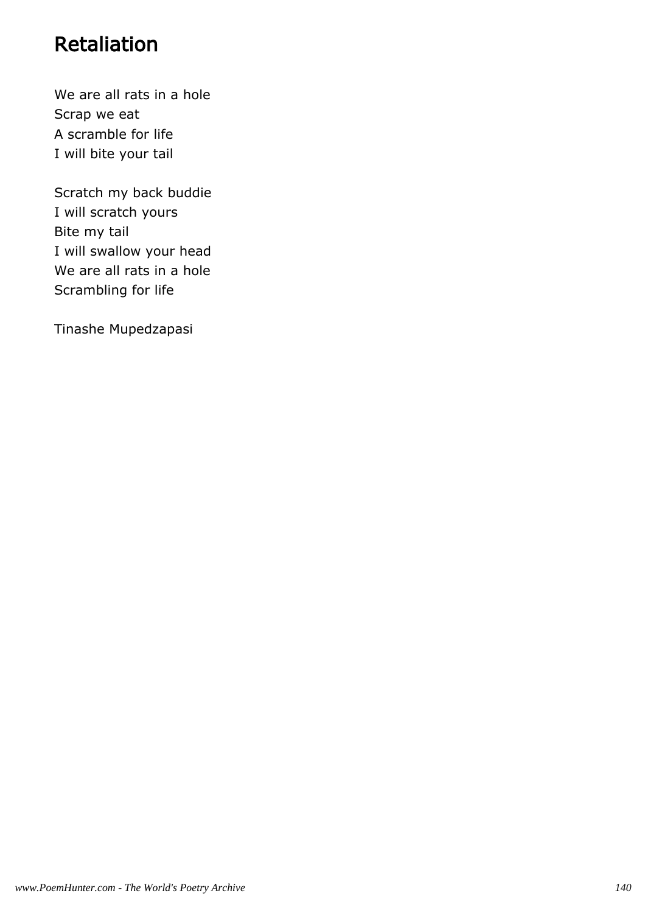# Retaliation

We are all rats in a hole
Scrap we eat
A scramble for life
I will bite your tail

Scratch my back buddie
I will scratch yours
Bite my tail
I will swallow your head
We are all rats in a hole
Scrambling for life

Tinashe Mupedzapasi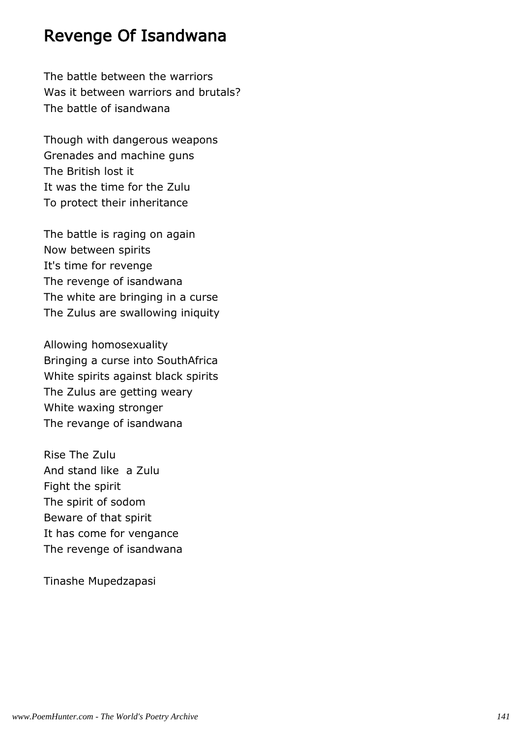# Revenge Of Isandwana

The battle between the warriors
Was it between warriors and brutals?
The battle of isandwana

Though with dangerous weapons
Grenades and machine guns
The British lost it
It was the time for the Zulu
To protect their inheritance

The battle is raging on again
Now between spirits
It's time for revenge
The revenge of isandwana
The white are bringing in a curse
The Zulus are swallowing iniquity

Allowing homosexuality
Bringing a curse into SouthAfrica
White spirits against black spirits
The Zulus are getting weary
White waxing stronger
The revange of isandwana

Rise The Zulu
And stand like  a Zulu
Fight the spirit
The spirit of sodom
Beware of that spirit
It has come for vengance
The revenge of isandwana

Tinashe Mupedzapasi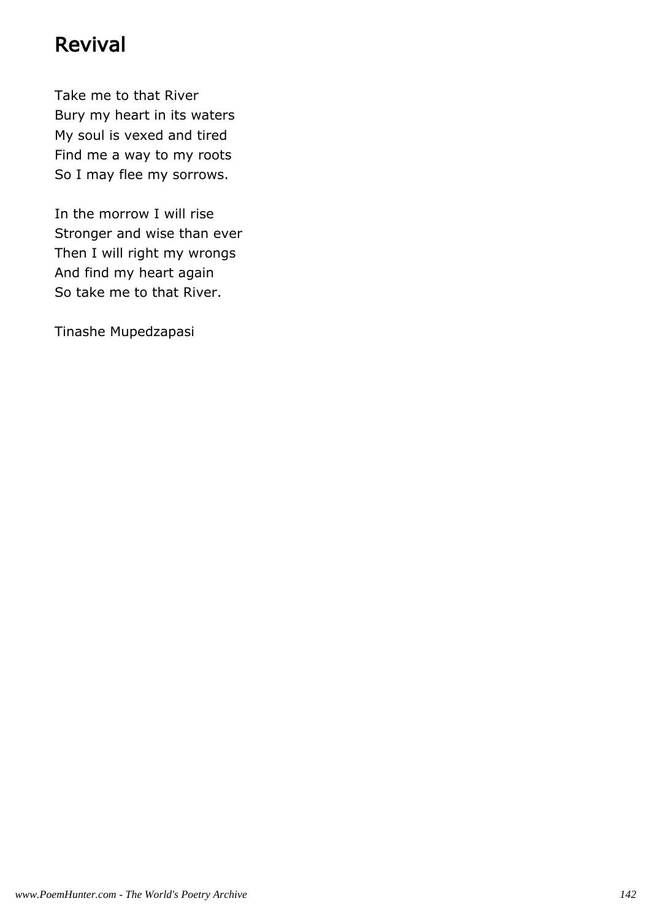# Revival

Take me to that River  
Bury my heart in its waters  
My soul is vexed and tired  
Find me a way to my roots  
So I may flee my sorrows.

In the morrow I will rise  
Stronger and wise than ever  
Then I will right my wrongs  
And find my heart again  
So take me to that River.

Tinashe Mupedzapasi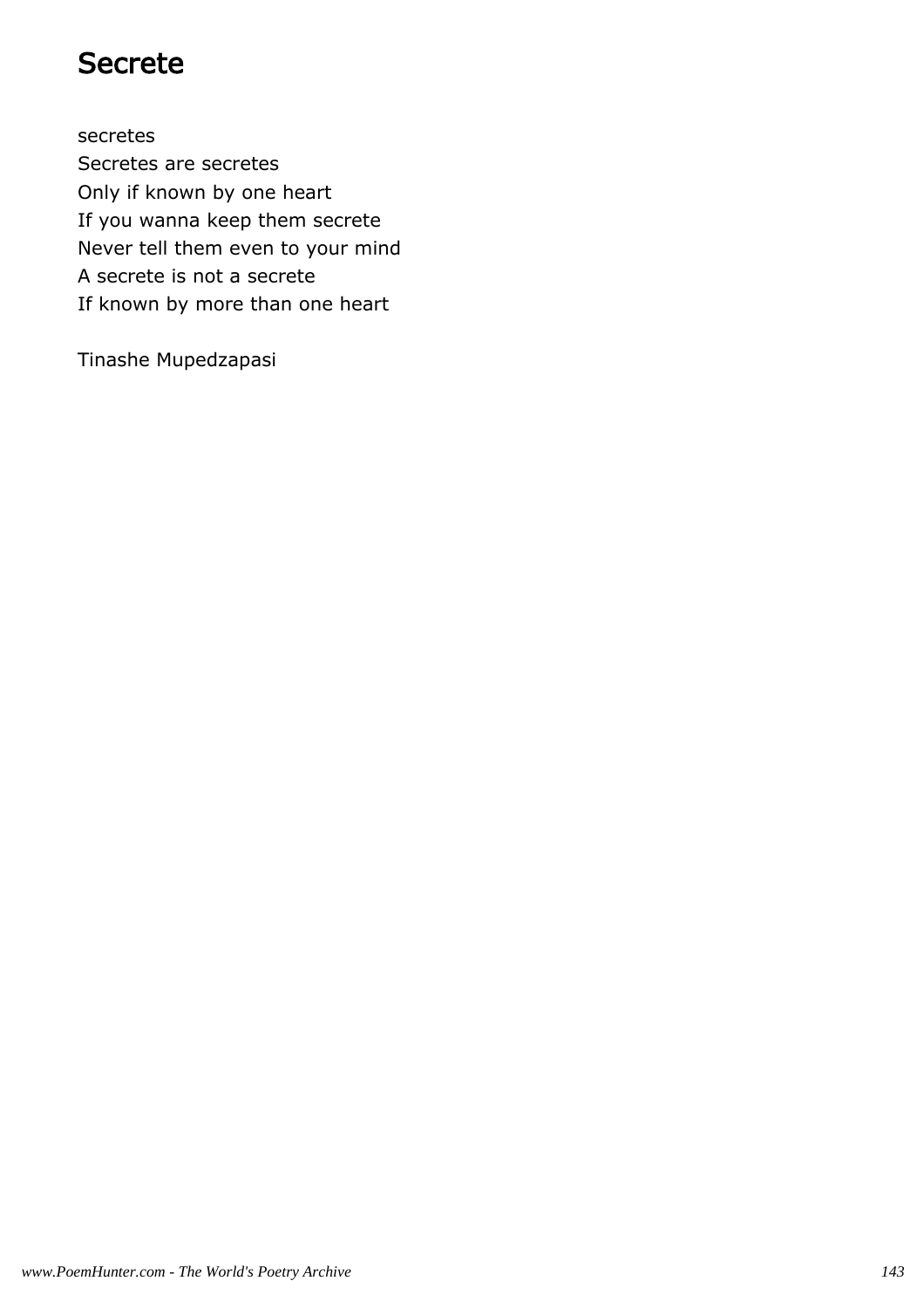# Secrete

secretes  
Secretes are secretes  
Only if known by one heart  
If you wanna keep them secrete  
Never tell them even to your mind  
A secrete is not a secrete  
If known by more than one heart

Tinashe Mupedzapasi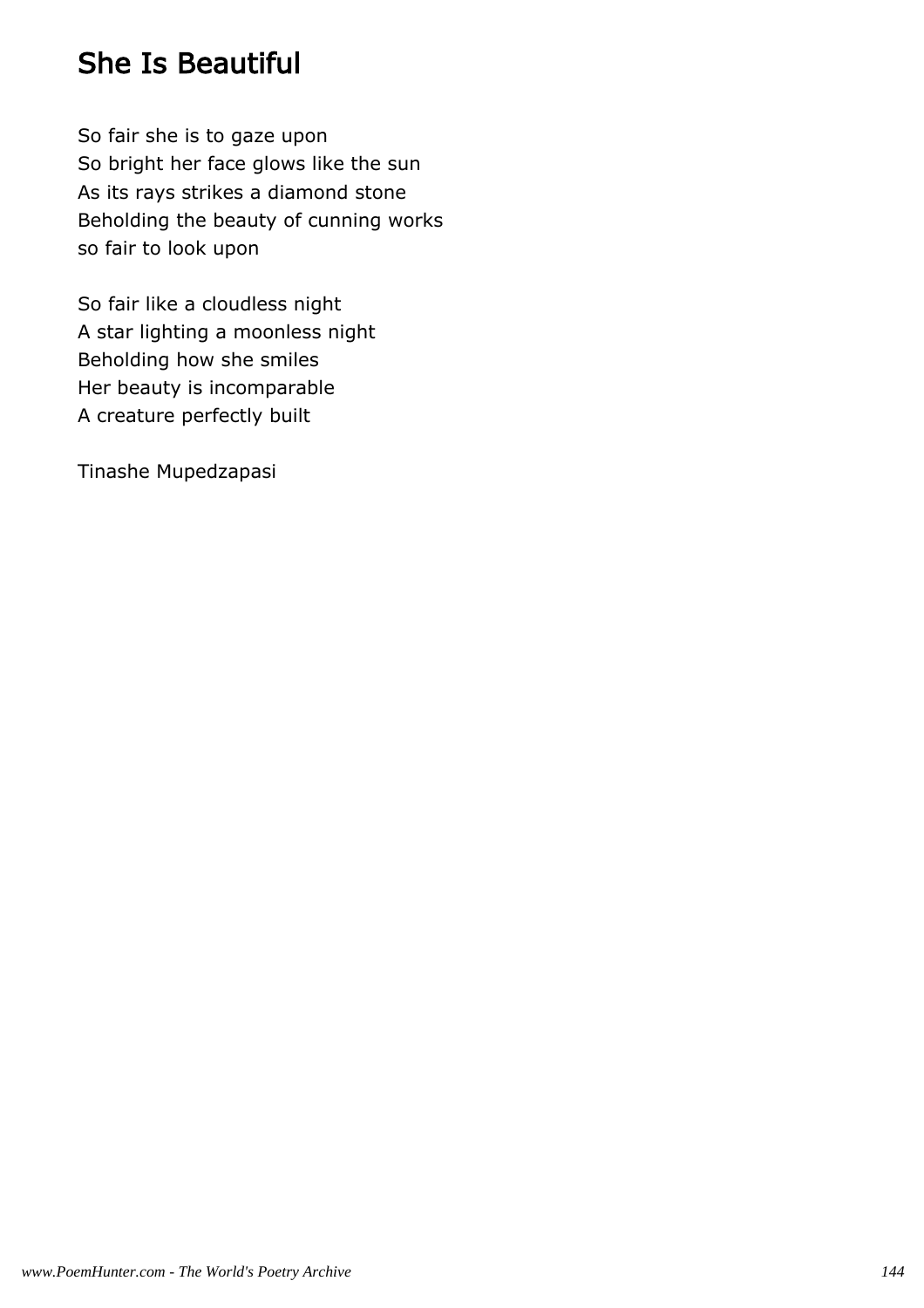# She Is Beautiful

So fair she is to gaze upon
So bright her face glows like the sun
As its rays strikes a diamond stone
Beholding the beauty of cunning works
so fair to look upon

So fair like a cloudless night
A star lighting a moonless night
Beholding how she smiles
Her beauty is incomparable
A creature perfectly built

Tinashe Mupedzapasi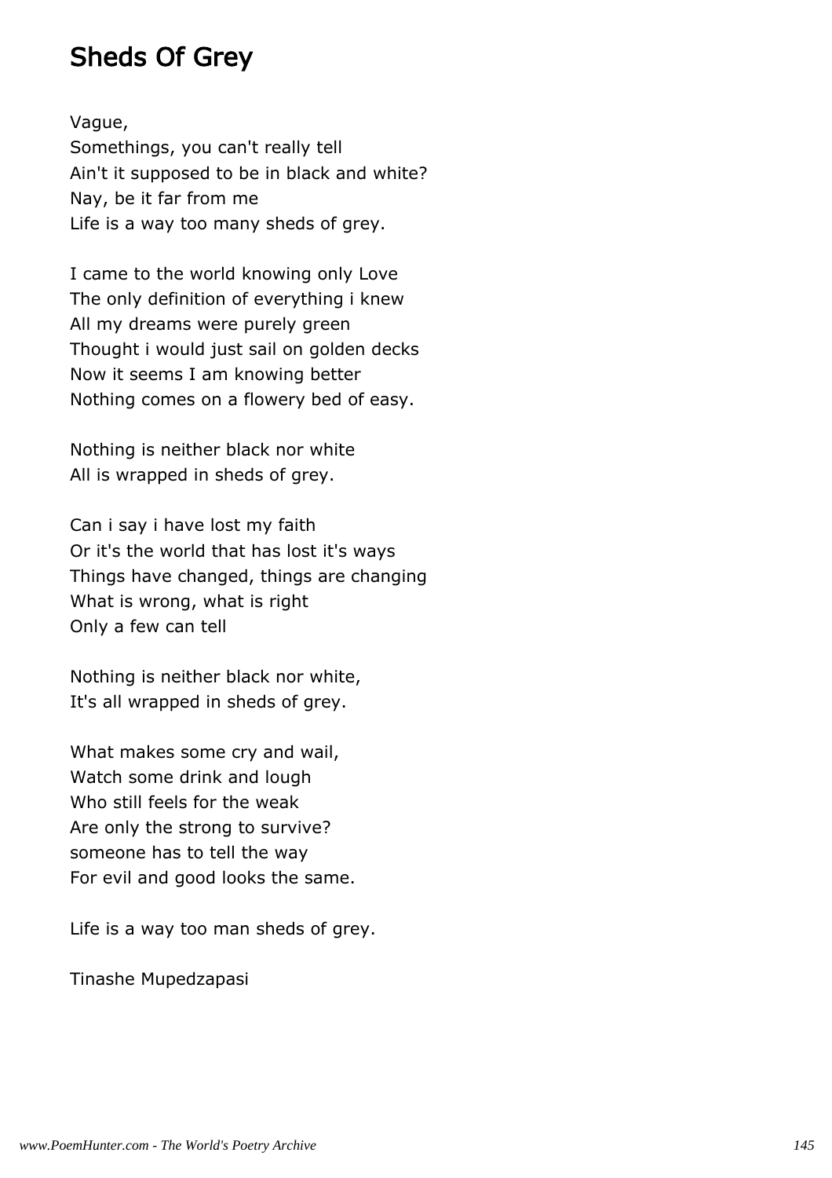## Sheds Of Grey

Vague,  
Somethings, you can't really tell  
Ain't it supposed to be in black and white?  
Nay, be it far from me  
Life is a way too many sheds of grey.

I came to the world knowing only Love  
The only definition of everything i knew  
All my dreams were purely green  
Thought i would just sail on golden decks  
Now it seems I am knowing better  
Nothing comes on a flowery bed of easy.

Nothing is neither black nor white  
All is wrapped in sheds of grey.

Can i say i have lost my faith  
Or it's the world that has lost it's ways  
Things have changed, things are changing  
What is wrong, what is right  
Only a few can tell

Nothing is neither black nor white,  
It's all wrapped in sheds of grey.

What makes some cry and wail,  
Watch some drink and lough  
Who still feels for the weak  
Are only the strong to survive?  
someone has to tell the way  
For evil and good looks the same.

Life is a way too man sheds of grey.

Tinashe Mupedzapasi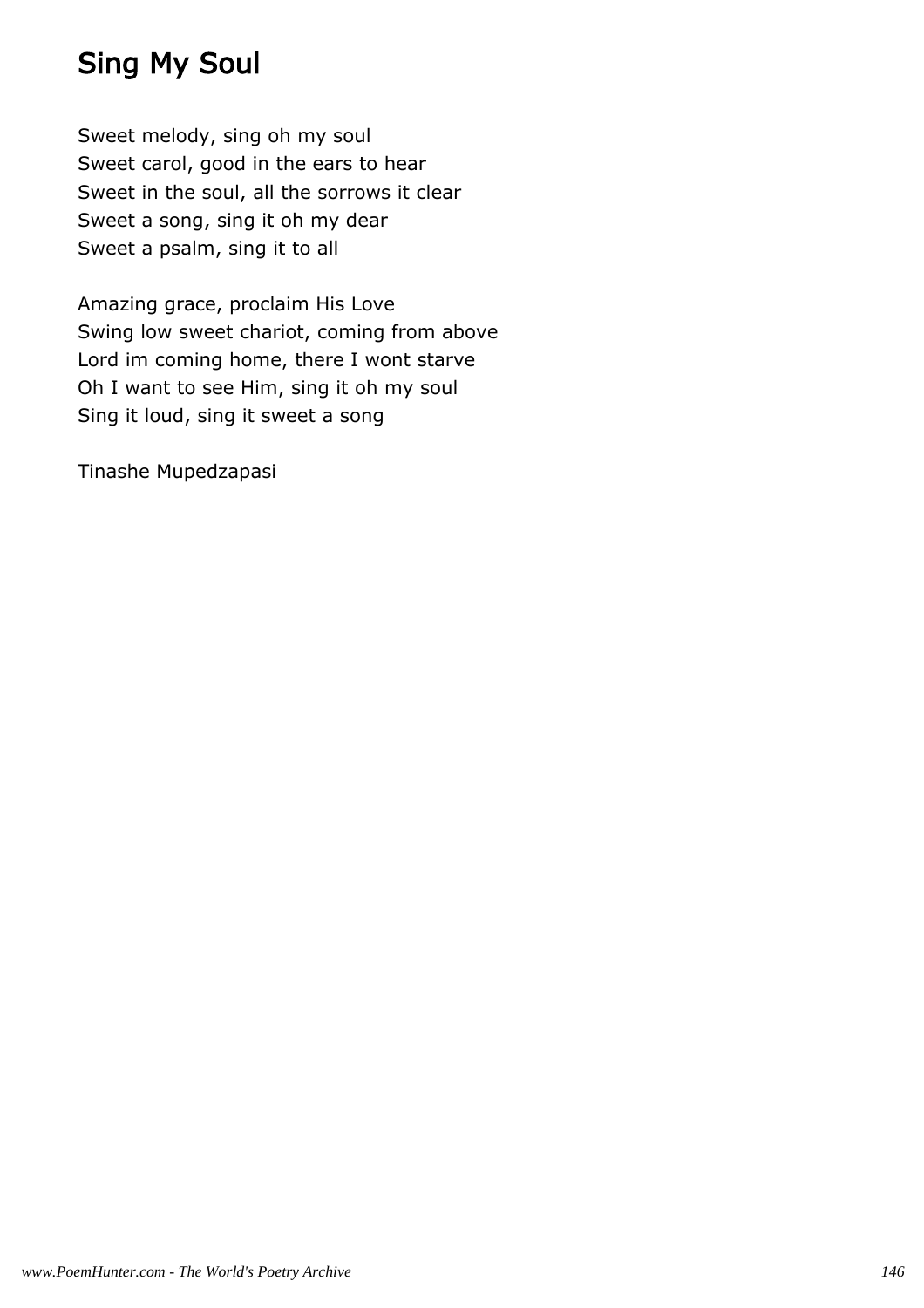# Sing My Soul

Sweet melody, sing oh my soul
Sweet carol, good in the ears to hear
Sweet in the soul, all the sorrows it clear
Sweet a song, sing it oh my dear
Sweet a psalm, sing it to all

Amazing grace, proclaim His Love
Swing low sweet chariot, coming from above
Lord im coming home, there I wont starve
Oh I want to see Him, sing it oh my soul
Sing it loud, sing it sweet a song

Tinashe Mupedzapasi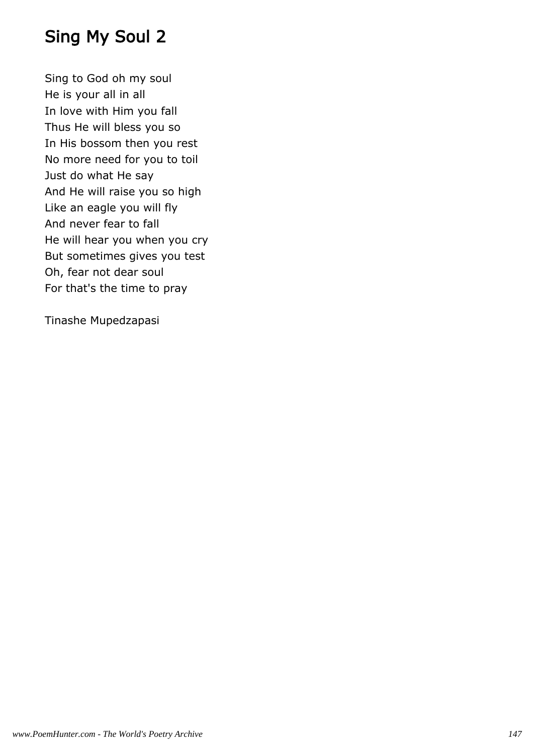# Sing My Soul 2

Sing to God oh my soul  
He is your all in all  
In love with Him you fall  
Thus He will bless you so  
In His bossom then you rest  
No more need for you to toil  
Just do what He say  
And He will raise you so high  
Like an eagle you will fly  
And never fear to fall  
He will hear you when you cry  
But sometimes gives you test  
Oh, fear not dear soul  
For that's the time to pray

Tinashe Mupedzapasi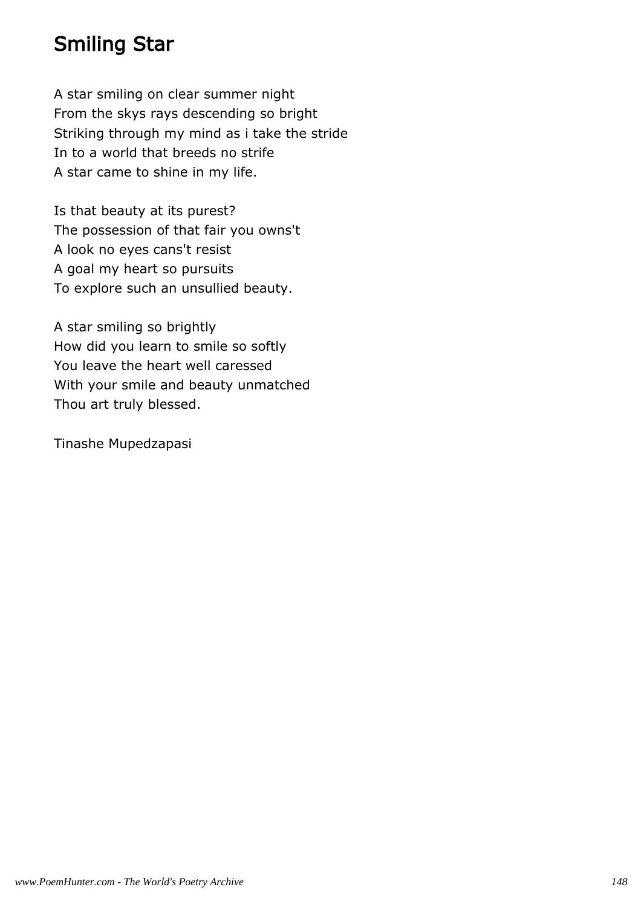# Smiling Star

A star smiling on clear summer night
From the skys rays descending so bright
Striking through my mind as i take the stride
In to a world that breeds no strife
A star came to shine in my life.

Is that beauty at its purest?
The possession of that fair you owns't
A look no eyes cans't resist
A goal my heart so pursuits
To explore such an unsullied beauty.

A star smiling so brightly
How did you learn to smile so softly
You leave the heart well caressed
With your smile and beauty unmatched
Thou art truly blessed.

Tinashe Mupedzapasi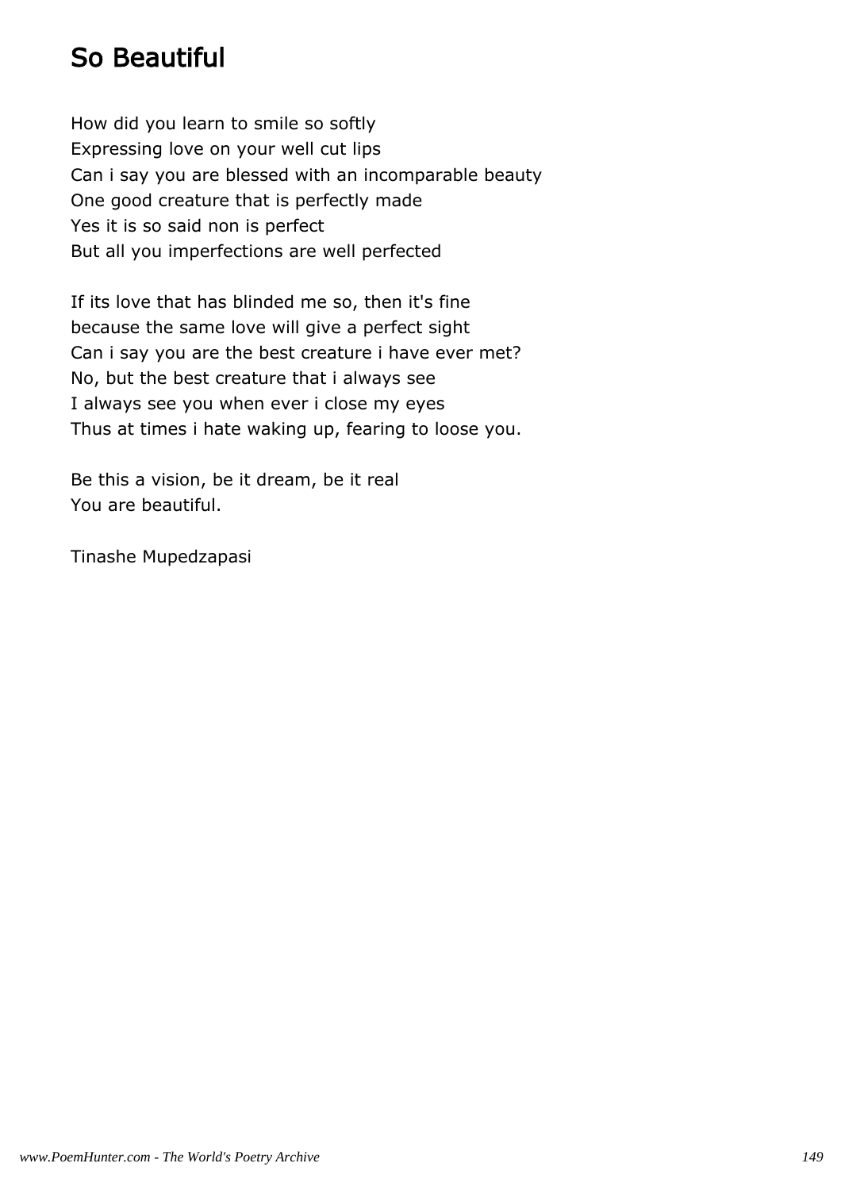# So Beautiful

How did you learn to smile so softly
Expressing love on your well cut lips
Can i say you are blessed with an incomparable beauty
One good creature that is perfectly made
Yes it is so said non is perfect
But all you imperfections are well perfected

If its love that has blinded me so, then it's fine
because the same love will give a perfect sight
Can i say you are the best creature i have ever met?
No, but the best creature that i always see
I always see you when ever i close my eyes
Thus at times i hate waking up, fearing to loose you.

Be this a vision, be it dream, be it real
You are beautiful.

Tinashe Mupedzapasi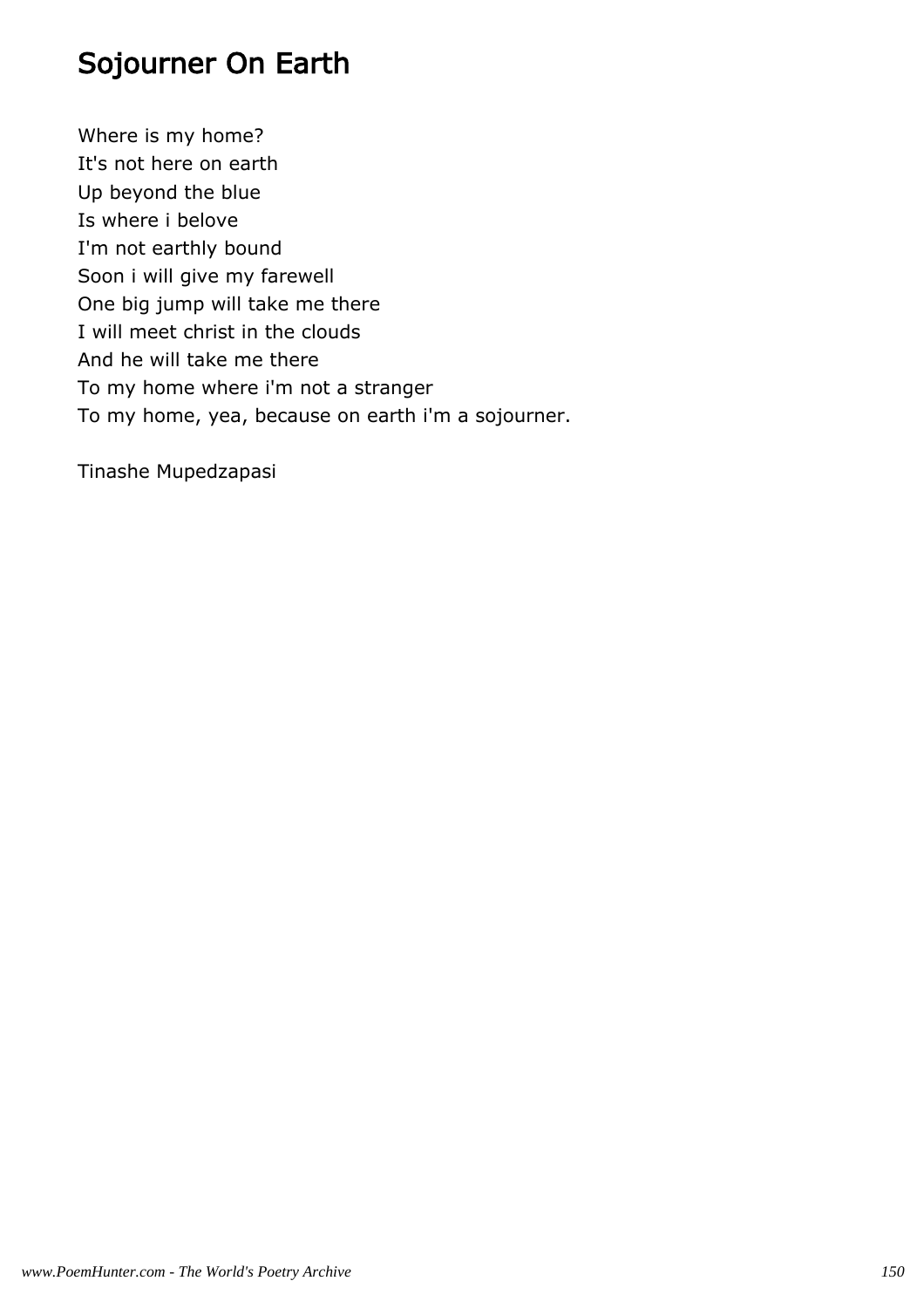# Sojourner On Earth

Where is my home?
It's not here on earth
Up beyond the blue
Is where i belove
I'm not earthly bound
Soon i will give my farewell
One big jump will take me there
I will meet christ in the clouds
And he will take me there
To my home where i'm not a stranger
To my home, yea, because on earth i'm a sojourner.

Tinashe Mupedzapasi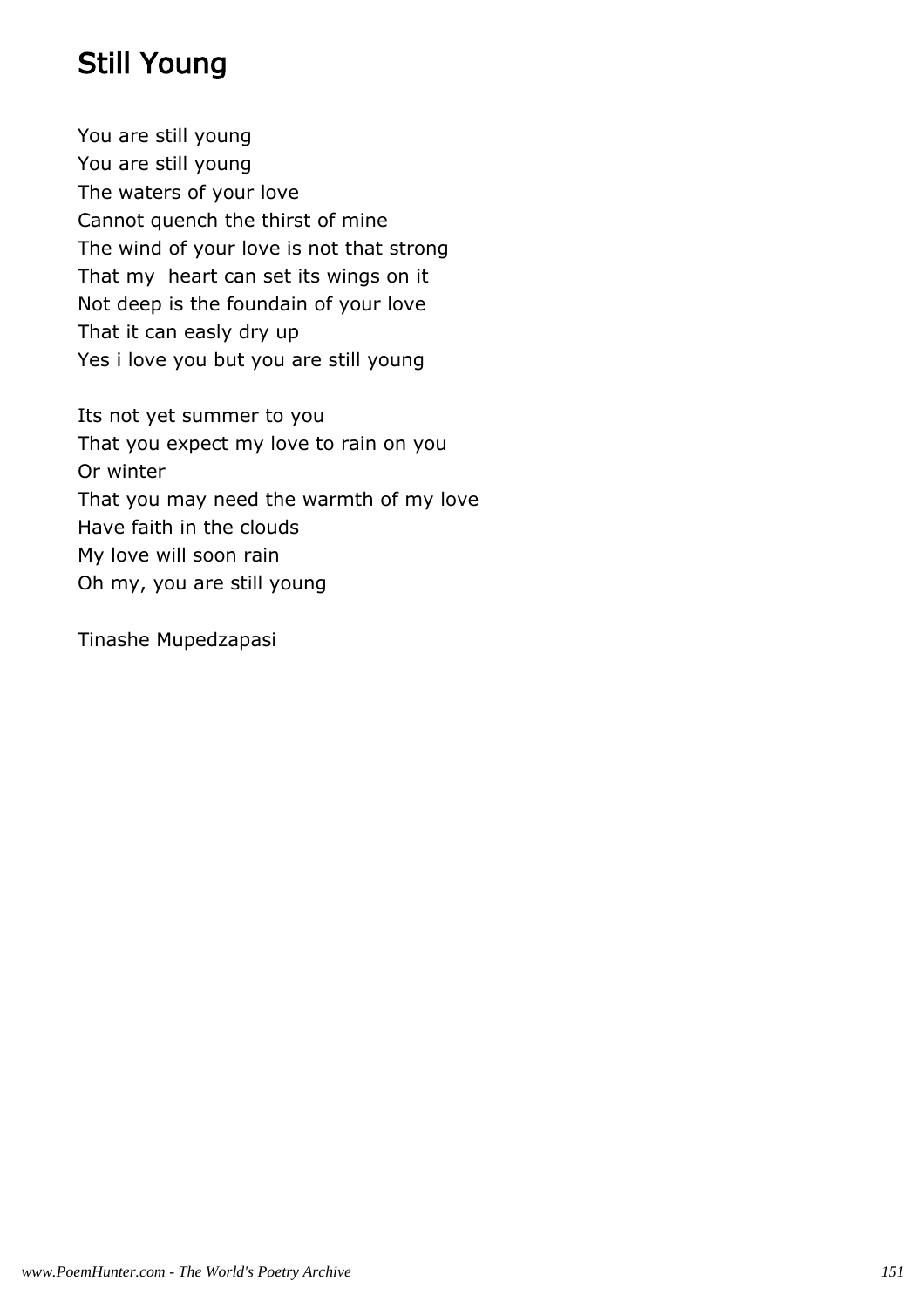# Still Young

You are still young  
You are still young  
The waters of your love  
Cannot quench the thirst of mine  
The wind of your love is not that strong  
That my  heart can set its wings on it  
Not deep is the foundain of your love  
That it can easly dry up  
Yes i love you but you are still young

Its not yet summer to you  
That you expect my love to rain on you  
Or winter  
That you may need the warmth of my love  
Have faith in the clouds  
My love will soon rain  
Oh my, you are still young

Tinashe Mupedzapasi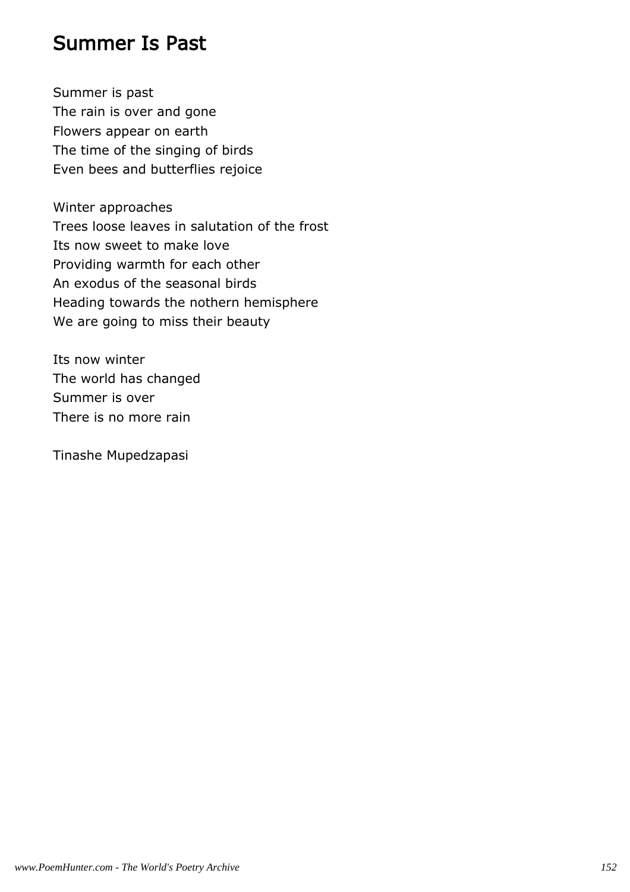# Summer Is Past

Summer is past  
The rain is over and gone  
Flowers appear on earth  
The time of the singing of birds  
Even bees and butterflies rejoice

Winter approaches  
Trees loose leaves in salutation of the frost  
Its now sweet to make love  
Providing warmth for each other  
An exodus of the seasonal birds  
Heading towards the nothern hemisphere  
We are going to miss their beauty

Its now winter  
The world has changed  
Summer is over  
There is no more rain

Tinashe Mupedzapasi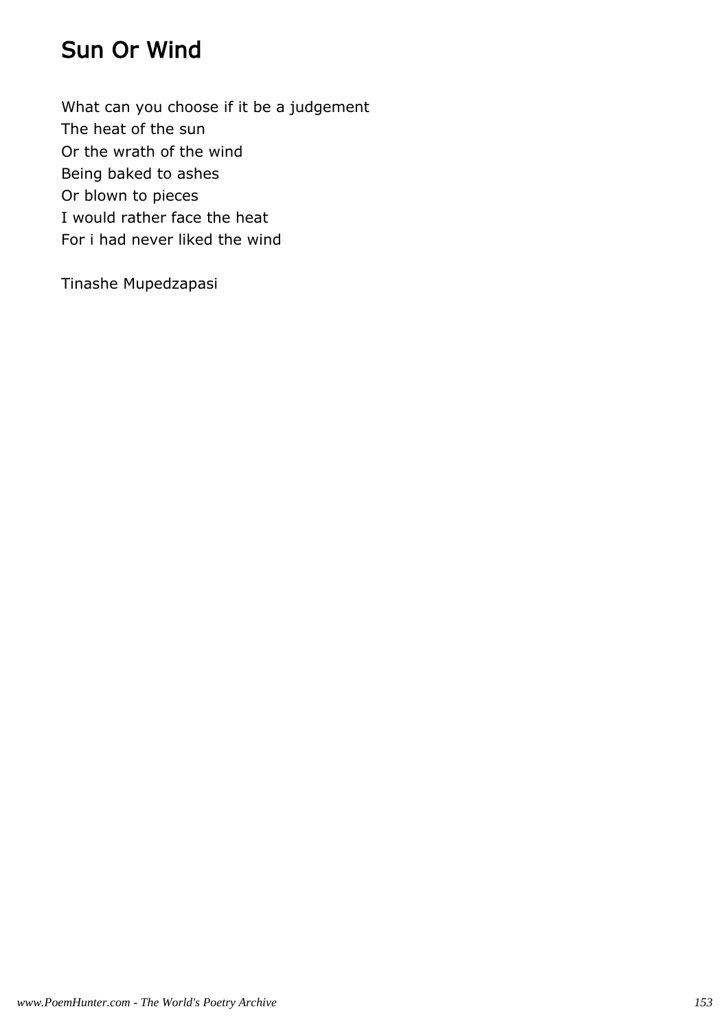# Sun Or Wind

What can you choose if it be a judgement
The heat of the sun
Or the wrath of the wind
Being baked to ashes
Or blown to pieces
I would rather face the heat
For i had never liked the wind

Tinashe Mupedzapasi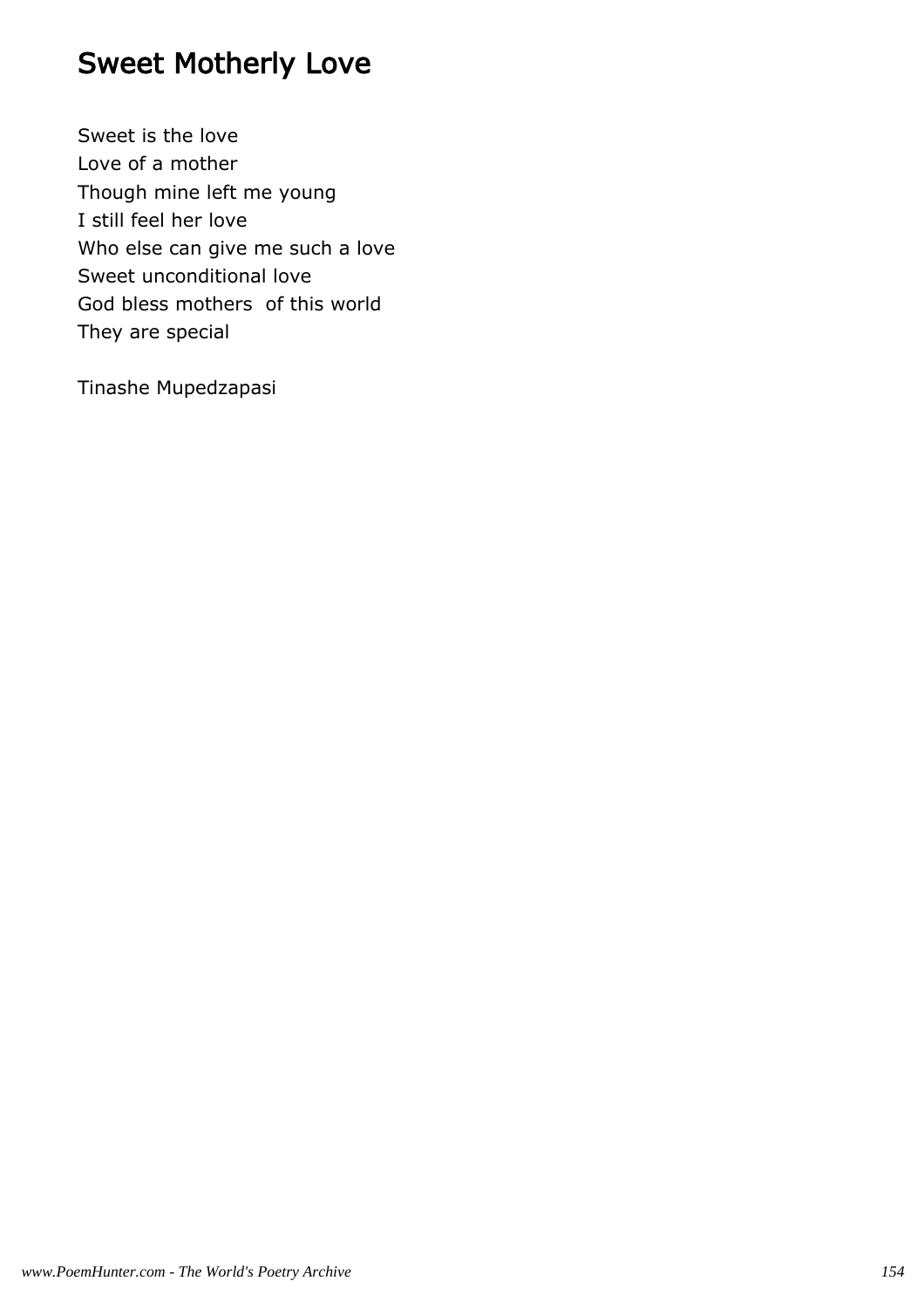# Sweet Motherly Love

Sweet is the love
Love of a mother
Though mine left me young
I still feel her love
Who else can give me such a love
Sweet unconditional love
God bless mothers of this world
They are special

Tinashe Mupedzapasi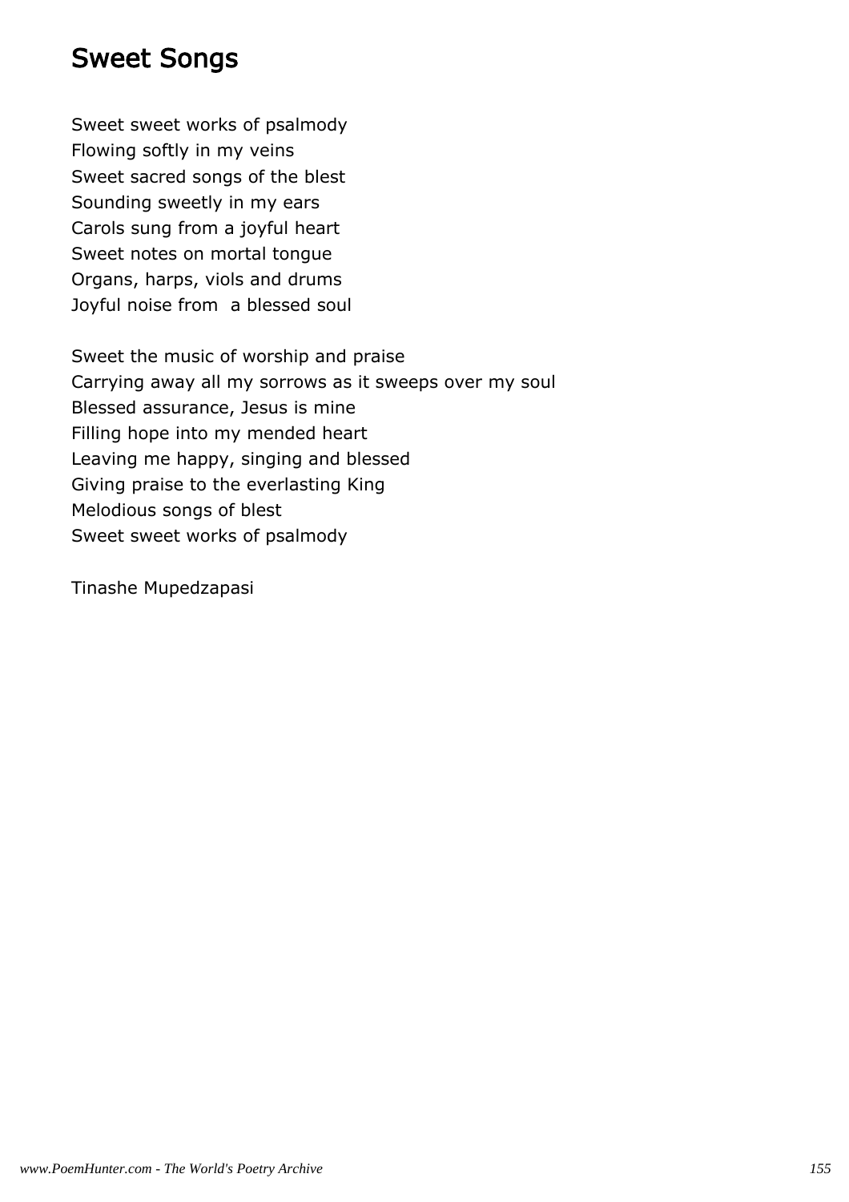# Sweet Songs

Sweet sweet works of psalmody  
Flowing softly in my veins  
Sweet sacred songs of the blest  
Sounding sweetly in my ears  
Carols sung from a joyful heart  
Sweet notes on mortal tongue  
Organs, harps, viols and drums  
Joyful noise from  a blessed soul

Sweet the music of worship and praise  
Carrying away all my sorrows as it sweeps over my soul  
Blessed assurance, Jesus is mine  
Filling hope into my mended heart  
Leaving me happy, singing and blessed  
Giving praise to the everlasting King  
Melodious songs of blest  
Sweet sweet works of psalmody

Tinashe Mupedzapasi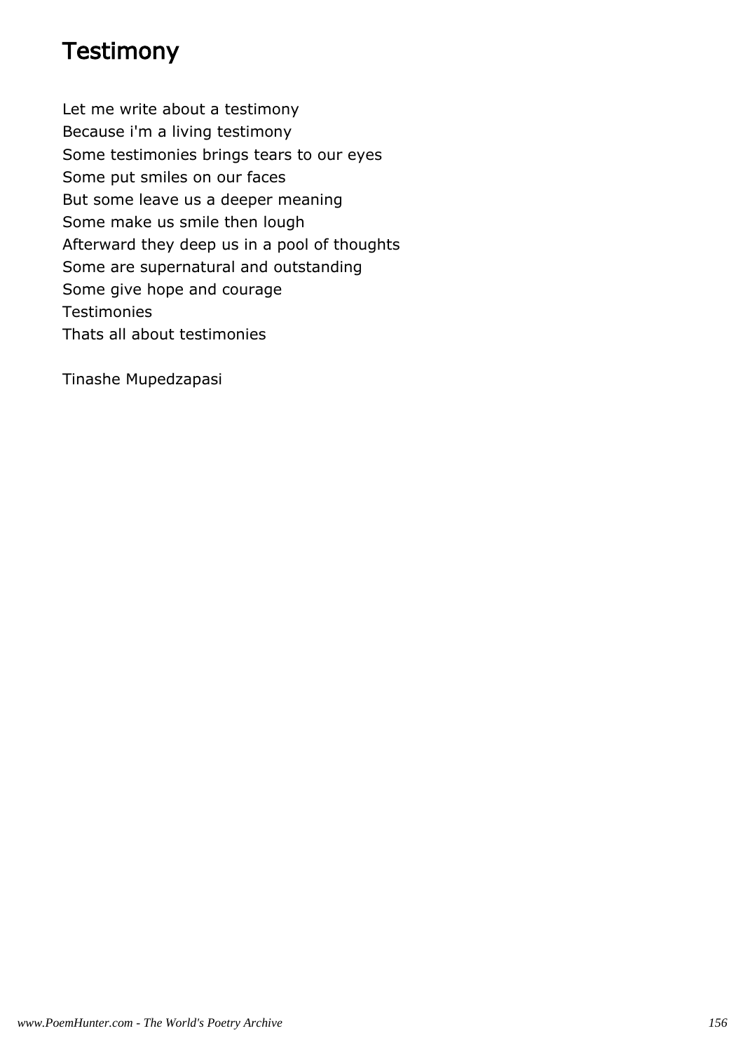# Testimony

Let me write about a testimony
Because i'm a living testimony
Some testimonies brings tears to our eyes
Some put smiles on our faces
But some leave us a deeper meaning
Some make us smile then lough
Afterward they deep us in a pool of thoughts
Some are supernatural and outstanding
Some give hope and courage
Testimonies
Thats all about testimonies

Tinashe Mupedzapasi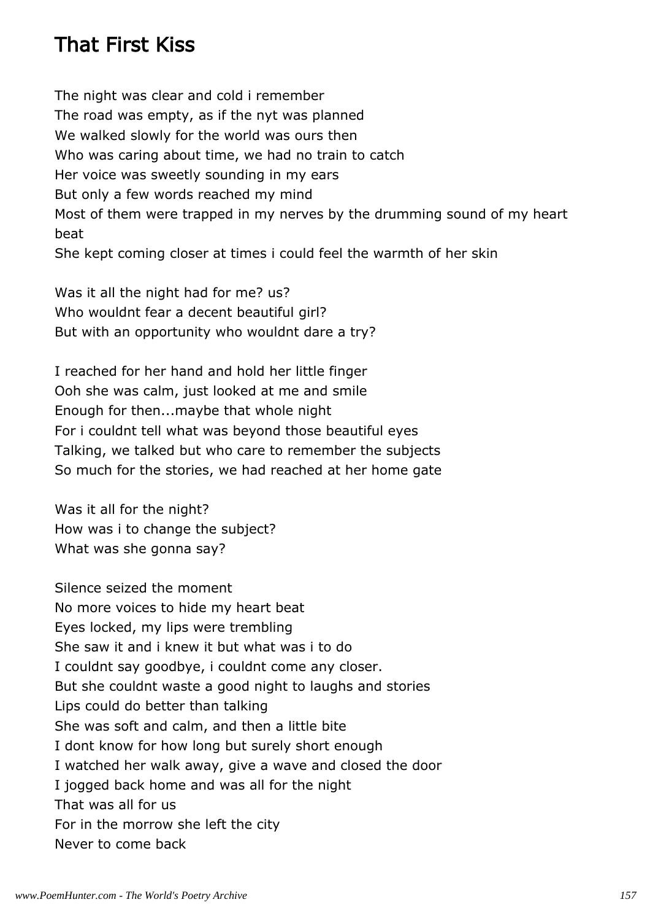# That First Kiss

The night was clear and cold i remember
The road was empty, as if the nyt was planned
We walked slowly for the world was ours then
Who was caring about time, we had no train to catch
Her voice was sweetly sounding in my ears
But only a few words reached my mind
Most of them were trapped in my nerves by the drumming sound of my heart beat
She kept coming closer at times i could feel the warmth of her skin

Was it all the night had for me? us?
Who wouldnt fear a decent beautiful girl?
But with an opportunity who wouldnt dare a try?

I reached for her hand and hold her little finger
Ooh she was calm, just looked at me and smile
Enough for then...maybe that whole night
For i couldnt tell what was beyond those beautiful eyes
Talking, we talked but who care to remember the subjects
So much for the stories, we had reached at her home gate

Was it all for the night?
How was i to change the subject?
What was she gonna say?

Silence seized the moment
No more voices to hide my heart beat
Eyes locked, my lips were trembling
She saw it and i knew it but what was i to do
I couldnt say goodbye, i couldnt come any closer.
But she couldnt waste a good night to laughs and stories
Lips could do better than talking
She was soft and calm, and then a little bite
I dont know for how long but surely short enough
I watched her walk away, give a wave and closed the door
I jogged back home and was all for the night
That was all for us
For in the morrow she left the city
Never to come back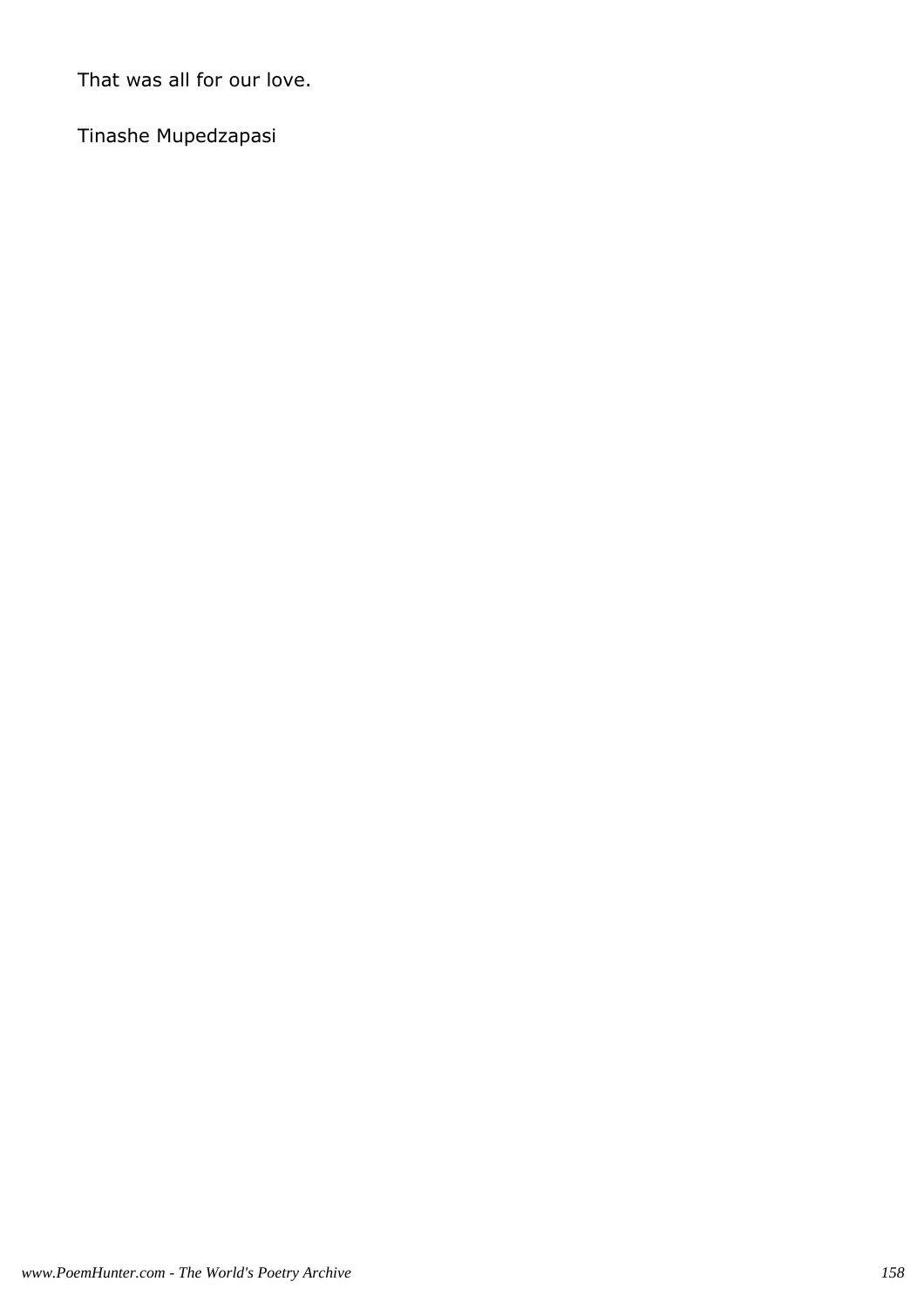That was all for our love.

Tinashe Mupedzapasi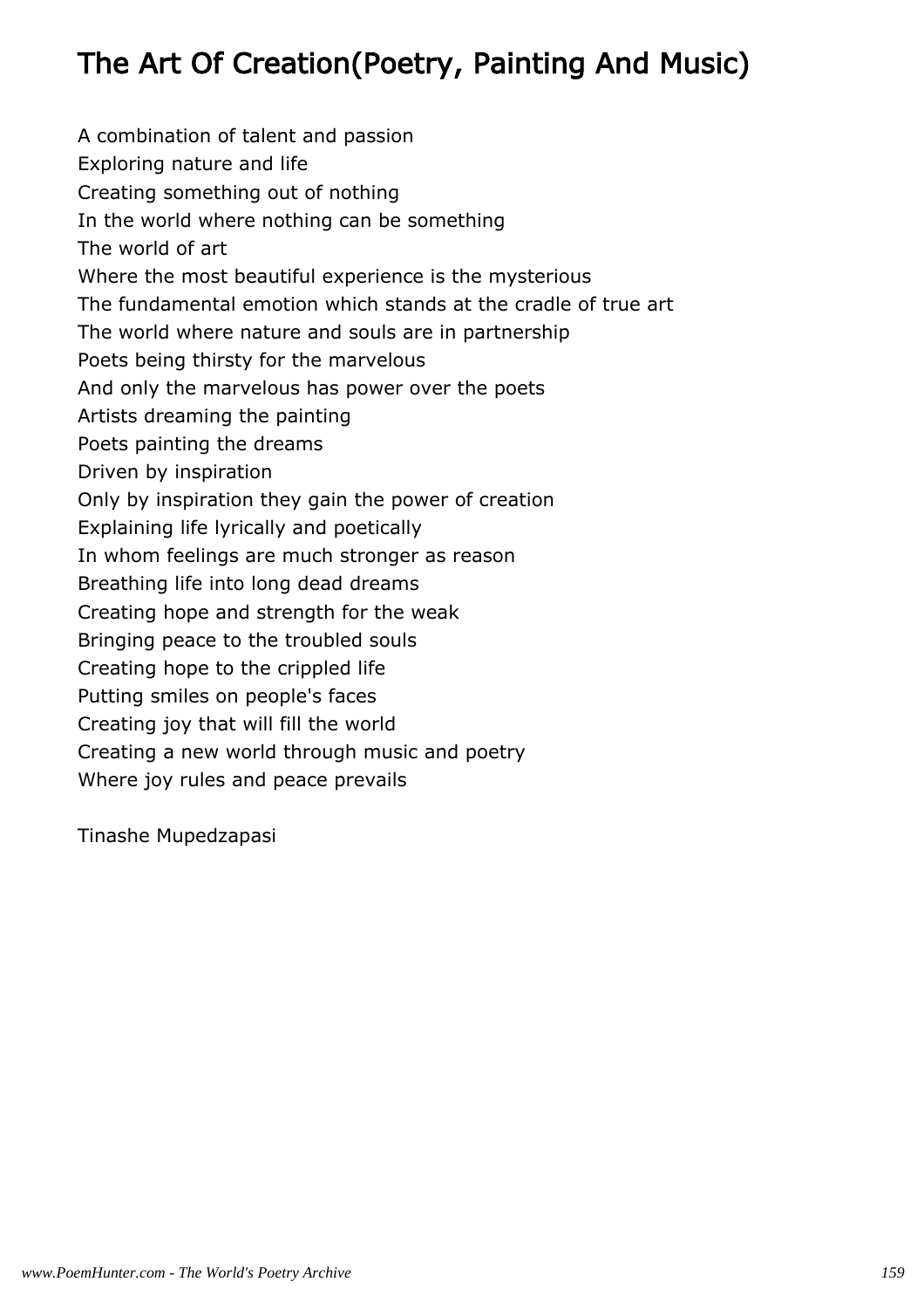# The Art Of Creation(Poetry, Painting And Music)

A combination of talent and passion
Exploring nature and life
Creating something out of nothing
In the world where nothing can be something
The world of art
Where the most beautiful experience is the mysterious
The fundamental emotion which stands at the cradle of true art
The world where nature and souls are in partnership
Poets being thirsty for the marvelous
And only the marvelous has power over the poets
Artists dreaming the painting
Poets painting the dreams
Driven by inspiration
Only by inspiration they gain the power of creation
Explaining life lyrically and poetically
In whom feelings are much stronger as reason
Breathing life into long dead dreams
Creating hope and strength for the weak
Bringing peace to the troubled souls
Creating hope to the crippled life
Putting smiles on people's faces
Creating joy that will fill the world
Creating a new world through music and poetry
Where joy rules and peace prevails

Tinashe Mupedzapasi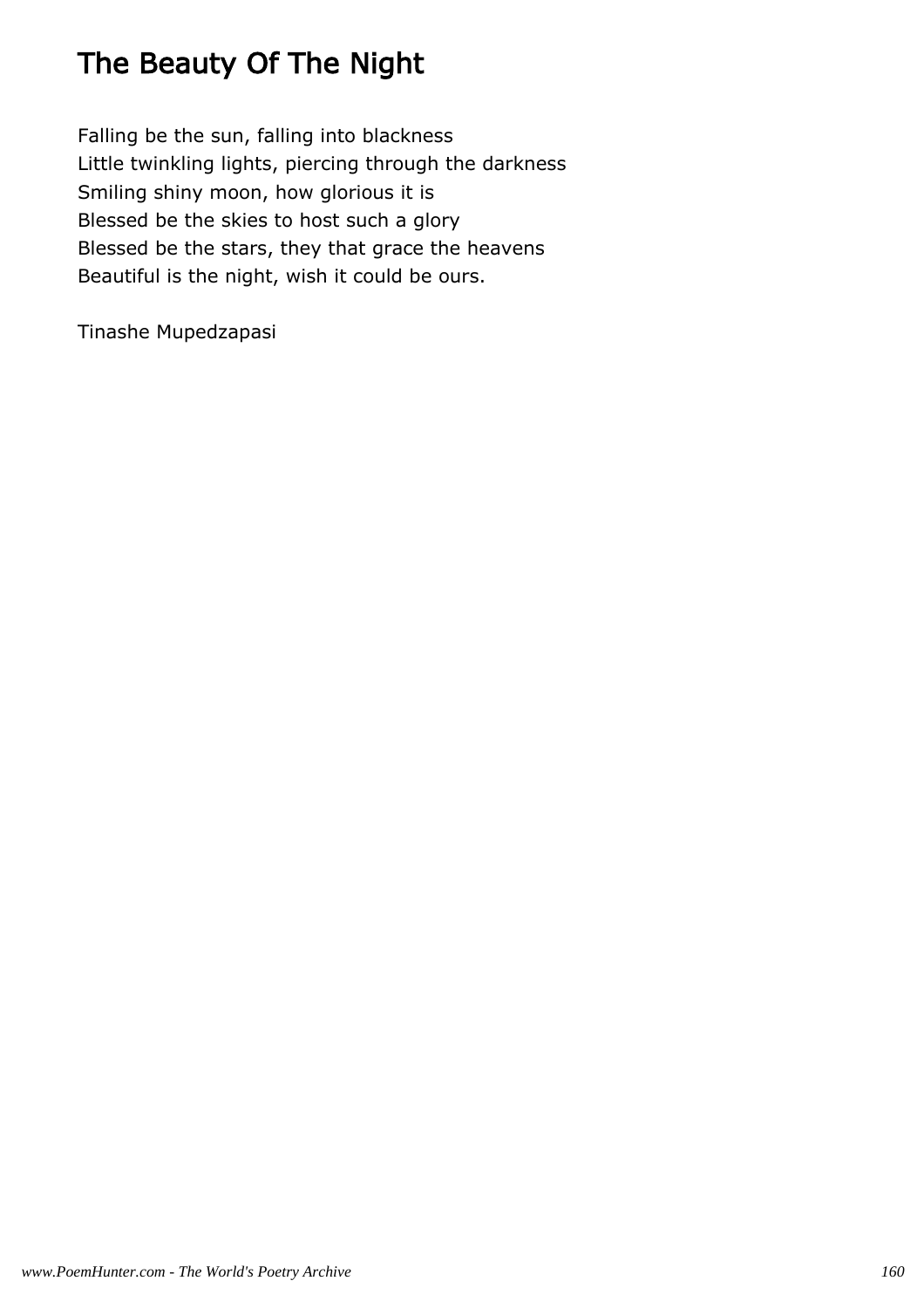# The Beauty Of The Night

Falling be the sun, falling into blackness  
Little twinkling lights, piercing through the darkness  
Smiling shiny moon, how glorious it is  
Blessed be the skies to host such a glory  
Blessed be the stars, they that grace the heavens  
Beautiful is the night, wish it could be ours.

Tinashe Mupedzapasi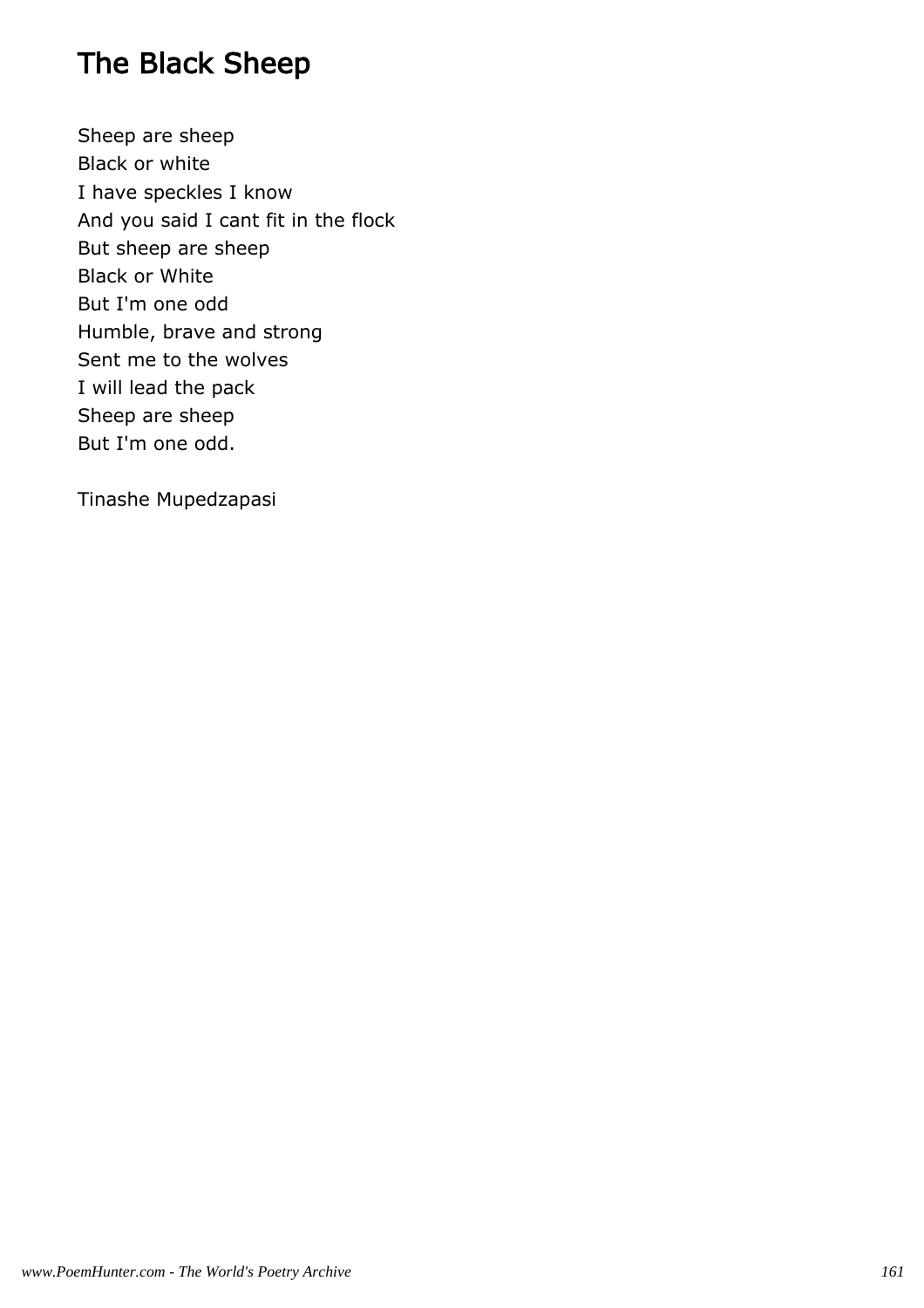# The Black Sheep

Sheep are sheep  
Black or white  
I have speckles I know  
And you said I cant fit in the flock  
But sheep are sheep  
Black or White  
But I'm one odd  
Humble, brave and strong  
Sent me to the wolves  
I will lead the pack  
Sheep are sheep  
But I'm one odd.

Tinashe Mupedzapasi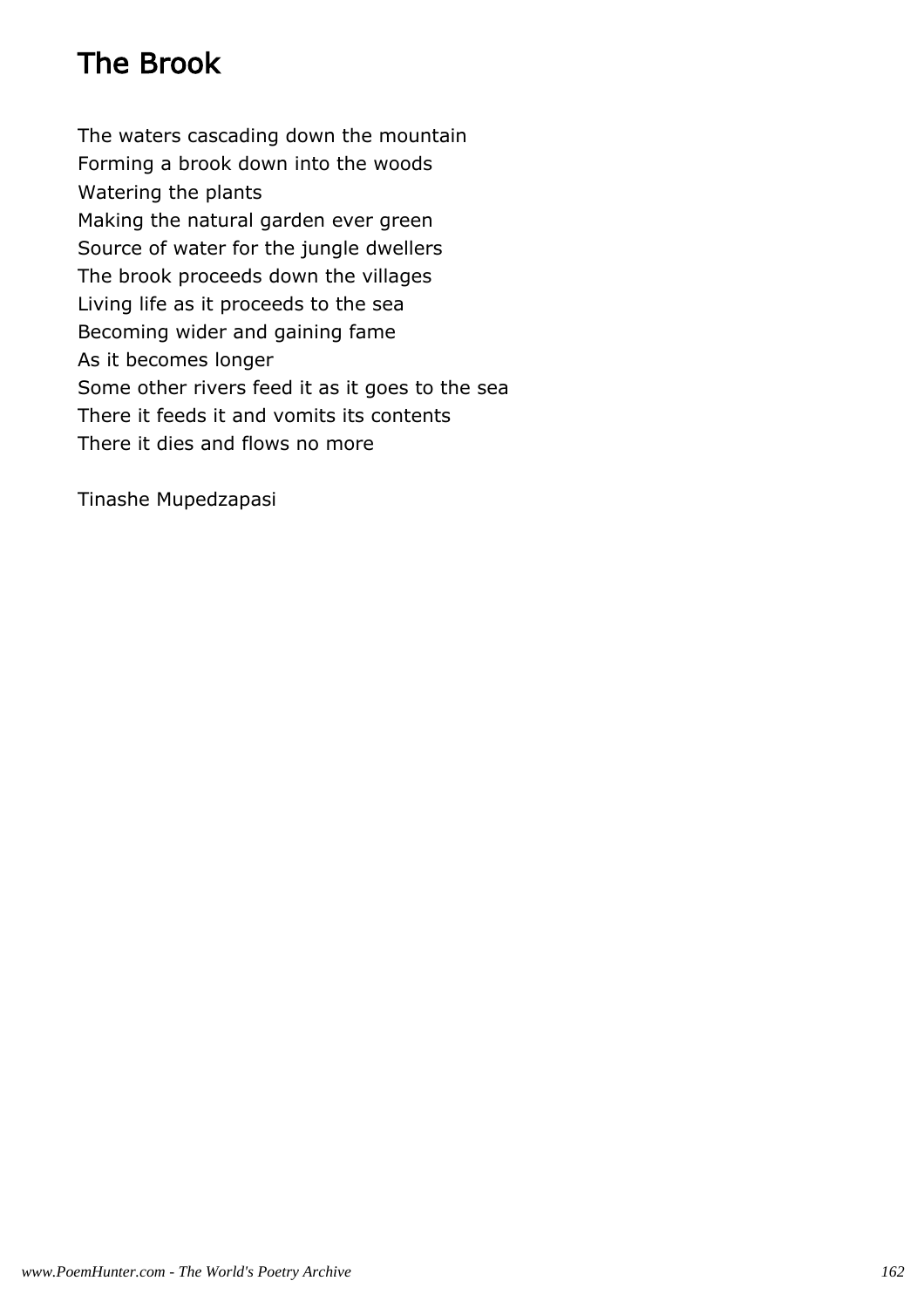# The Brook

The waters cascading down the mountain
Forming a brook down into the woods
Watering the plants
Making the natural garden ever green
Source of water for the jungle dwellers
The brook proceeds down the villages
Living life as it proceeds to the sea
Becoming wider and gaining fame
As it becomes longer
Some other rivers feed it as it goes to the sea
There it feeds it and vomits its contents
There it dies and flows no more

Tinashe Mupedzapasi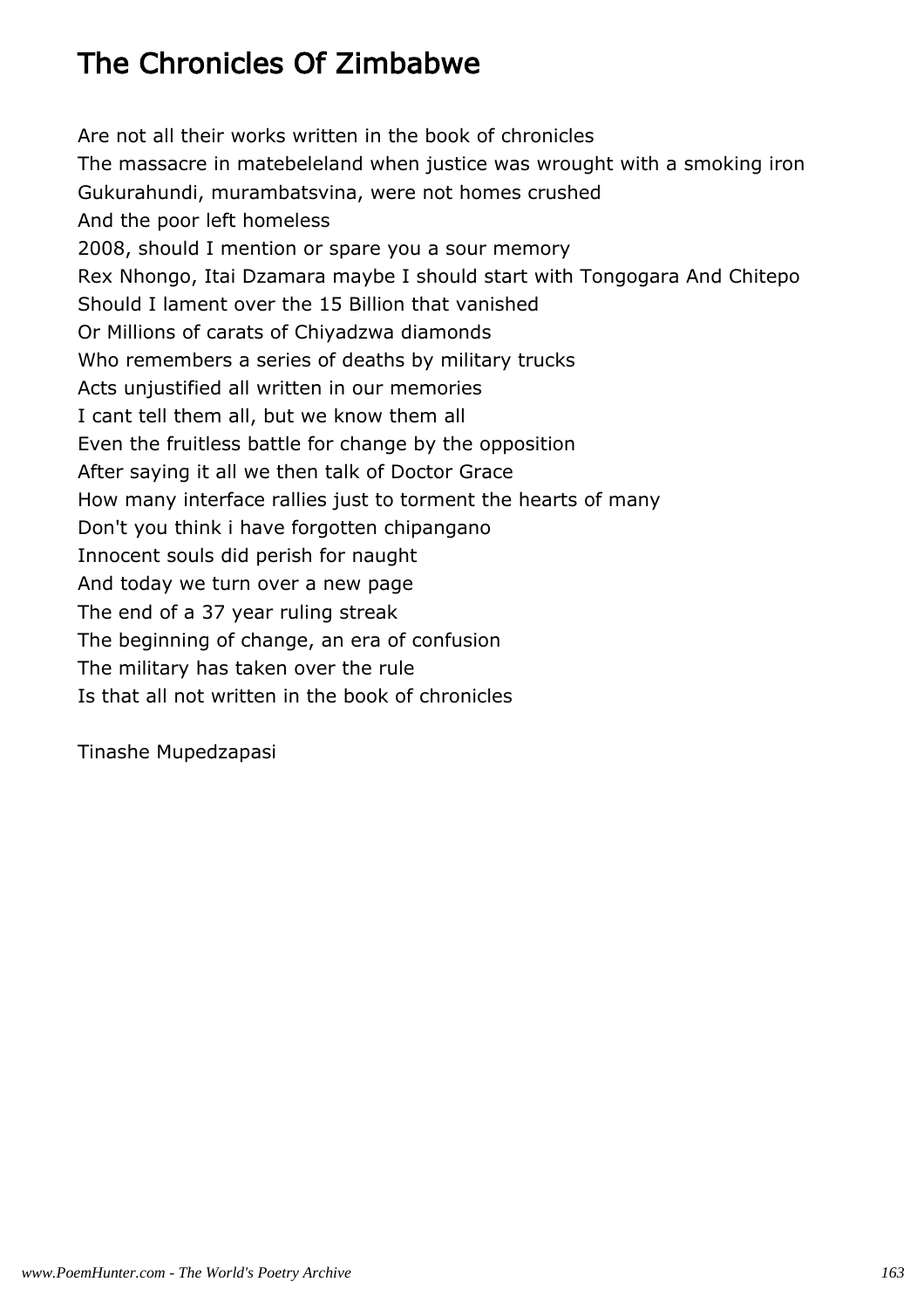# The Chronicles Of Zimbabwe

Are not all their works written in the book of chronicles
The massacre in matebeleland when justice was wrought with a smoking iron
Gukurahundi, murambatsvina, were not homes crushed
And the poor left homeless
2008, should I mention or spare you a sour memory
Rex Nhongo, Itai Dzamara maybe I should start with Tongogara And Chitepo
Should I lament over the 15 Billion that vanished
Or Millions of carats of Chiyadzwa diamonds
Who remembers a series of deaths by military trucks
Acts unjustified all written in our memories
I cant tell them all, but we know them all
Even the fruitless battle for change by the opposition
After saying it all we then talk of Doctor Grace
How many interface rallies just to torment the hearts of many
Don't you think i have forgotten chipangano
Innocent souls did perish for naught
And today we turn over a new page
The end of a 37 year ruling streak
The beginning of change, an era of confusion
The military has taken over the rule
Is that all not written in the book of chronicles

Tinashe Mupedzapasi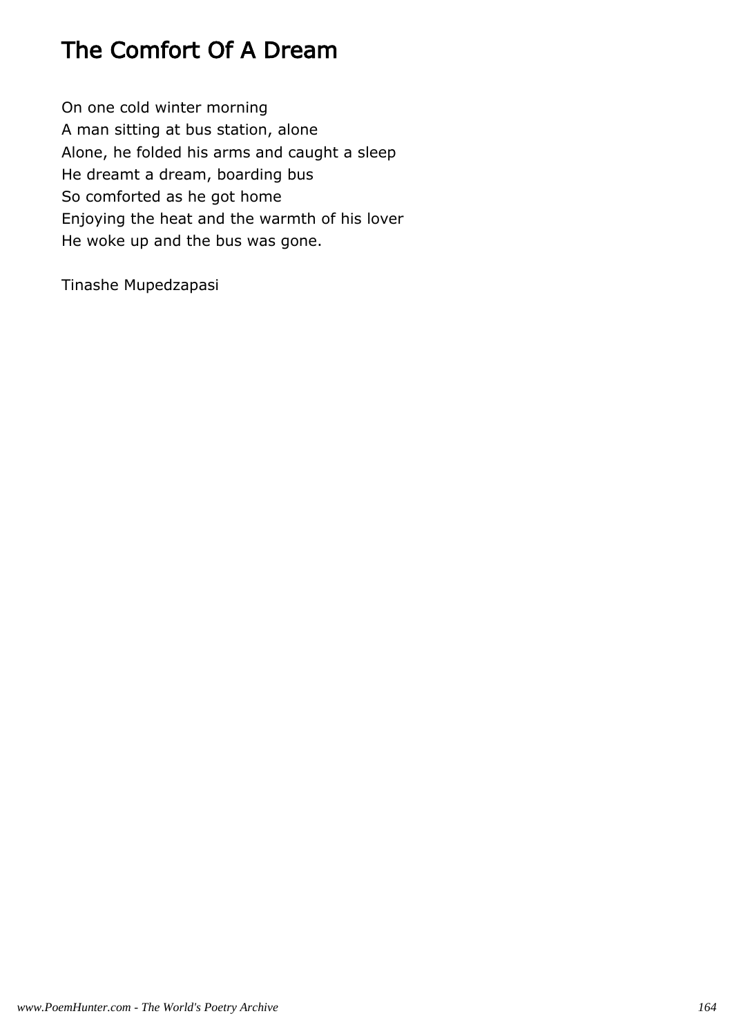# The Comfort Of A Dream

On one cold winter morning
A man sitting at bus station, alone
Alone, he folded his arms and caught a sleep
He dreamt a dream, boarding bus
So comforted as he got home
Enjoying the heat and the warmth of his lover
He woke up and the bus was gone.

Tinashe Mupedzapasi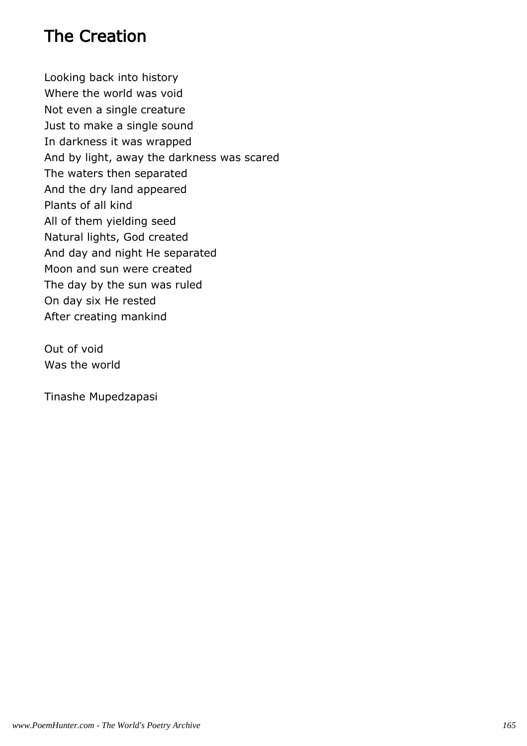## The Creation

Looking back into history
Where the world was void
Not even a single creature
Just to make a single sound
In darkness it was wrapped
And by light, away the darkness was scared
The waters then separated
And the dry land appeared
Plants of all kind
All of them yielding seed
Natural lights, God created
And day and night He separated
Moon and sun were created
The day by the sun was ruled
On day six He rested
After creating mankind

Out of void
Was the world

Tinashe Mupedzapasi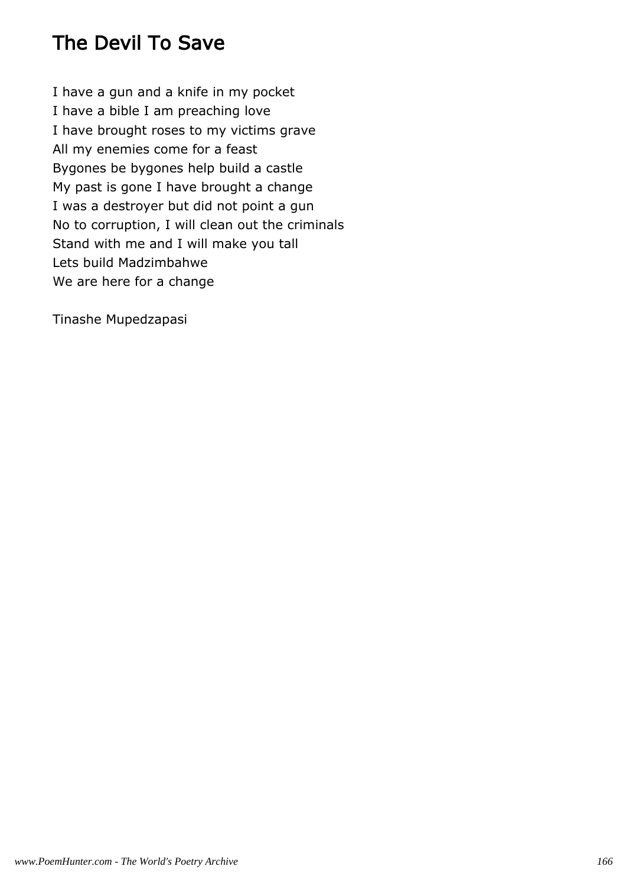# The Devil To Save

I have a gun and a knife in my pocket
I have a bible I am preaching love
I have brought roses to my victims grave
All my enemies come for a feast
Bygones be bygones help build a castle
My past is gone I have brought a change
I was a destroyer but did not point a gun
No to corruption, I will clean out the criminals
Stand with me and I will make you tall
Lets build Madzimbahwe
We are here for a change

Tinashe Mupedzapasi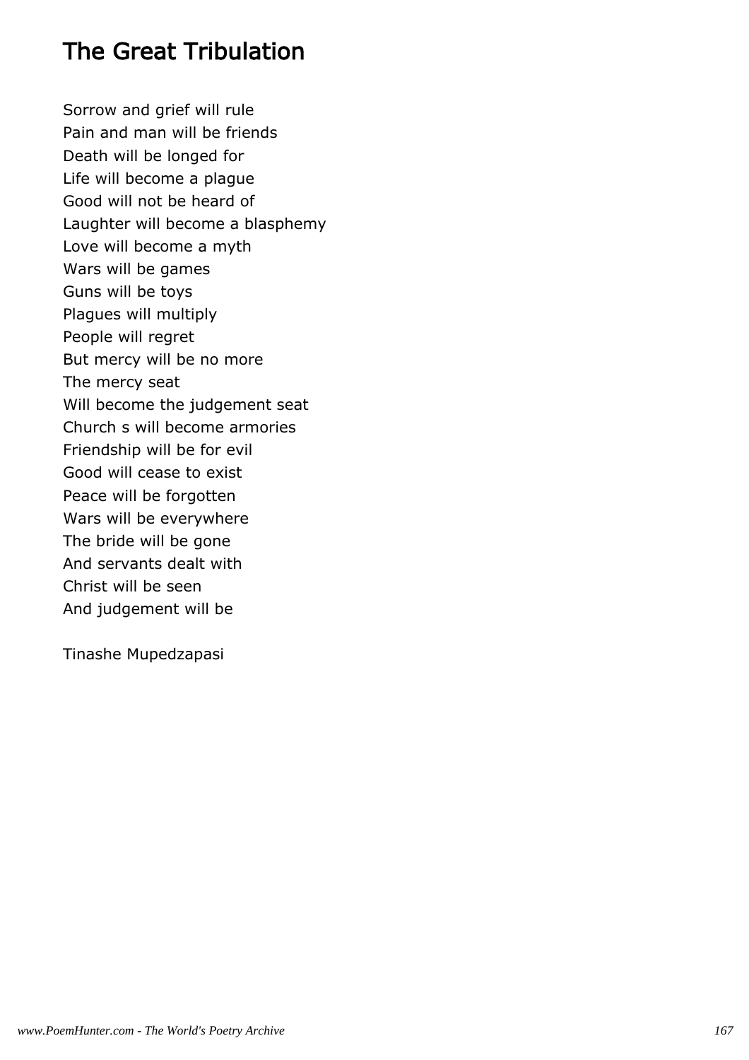# The Great Tribulation

Sorrow and grief will rule
Pain and man will be friends
Death will be longed for
Life will become a plague
Good will not be heard of
Laughter will become a blasphemy
Love will become a myth
Wars will be games
Guns will be toys
Plagues will multiply
People will regret
But mercy will be no more
The mercy seat
Will become the judgement seat
Church s will become armories
Friendship will be for evil
Good will cease to exist
Peace will be forgotten
Wars will be everywhere
The bride will be gone
And servants dealt with
Christ will be seen
And judgement will be

Tinashe Mupedzapasi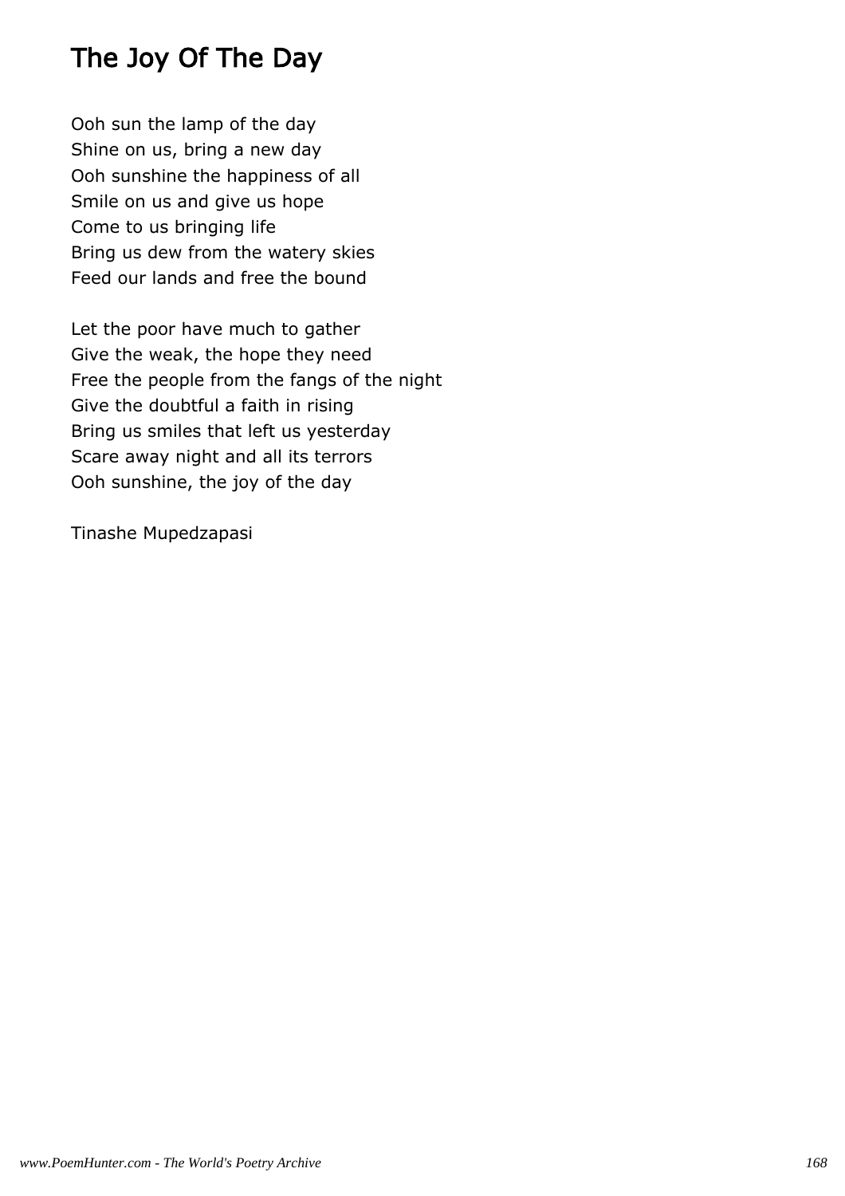# The Joy Of The Day

Ooh sun the lamp of the day  
Shine on us, bring a new day  
Ooh sunshine the happiness of all  
Smile on us and give us hope  
Come to us bringing life  
Bring us dew from the watery skies  
Feed our lands and free the bound

Let the poor have much to gather  
Give the weak, the hope they need  
Free the people from the fangs of the night  
Give the doubtful a faith in rising  
Bring us smiles that left us yesterday  
Scare away night and all its terrors  
Ooh sunshine, the joy of the day

Tinashe Mupedzapasi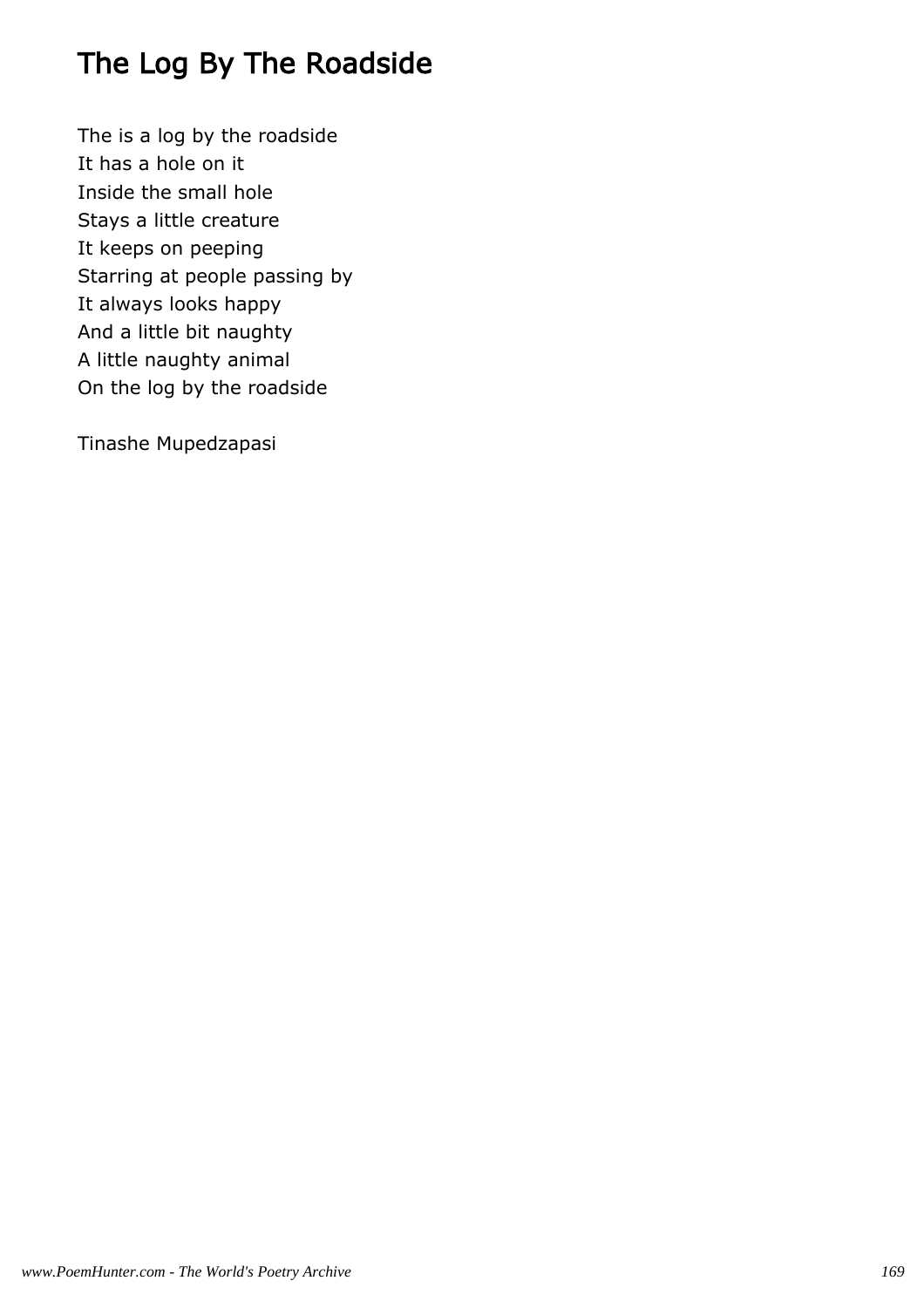# The Log By The Roadside

The is a log by the roadside  
It has a hole on it  
Inside the small hole  
Stays a little creature  
It keeps on peeping  
Starring at people passing by  
It always looks happy  
And a little bit naughty  
A little naughty animal  
On the log by the roadside

Tinashe Mupedzapasi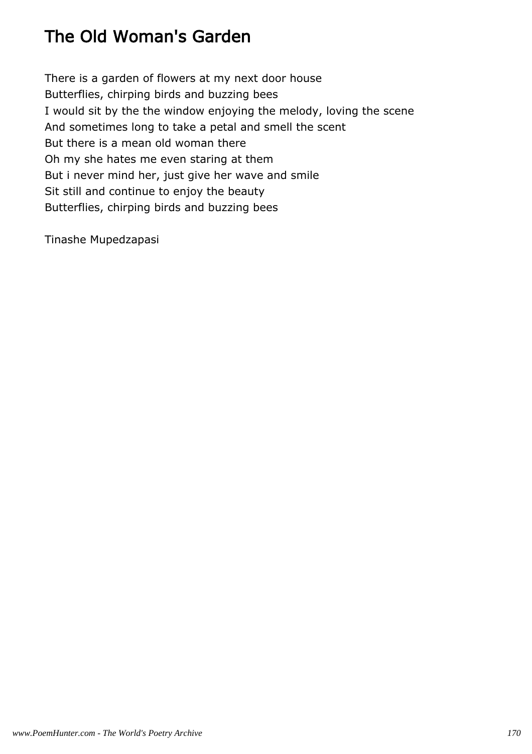# The Old Woman's Garden

There is a garden of flowers at my next door house
Butterflies, chirping birds and buzzing bees
I would sit by the the window enjoying the melody, loving the scene
And sometimes long to take a petal and smell the scent
But there is a mean old woman there
Oh my she hates me even staring at them
But i never mind her, just give her wave and smile
Sit still and continue to enjoy the beauty
Butterflies, chirping birds and buzzing bees

Tinashe Mupedzapasi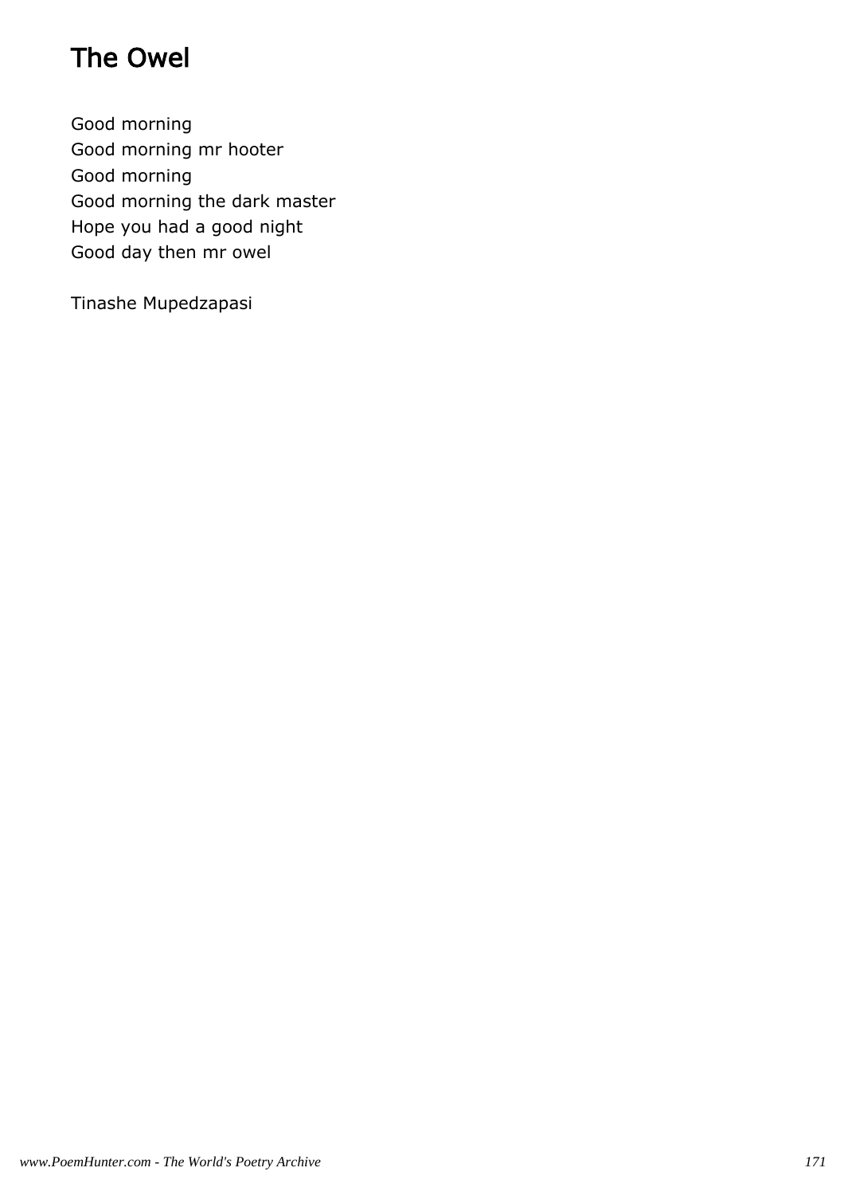# The Owel

Good morning
Good morning mr hooter
Good morning
Good morning the dark master
Hope you had a good night
Good day then mr owel

Tinashe Mupedzapasi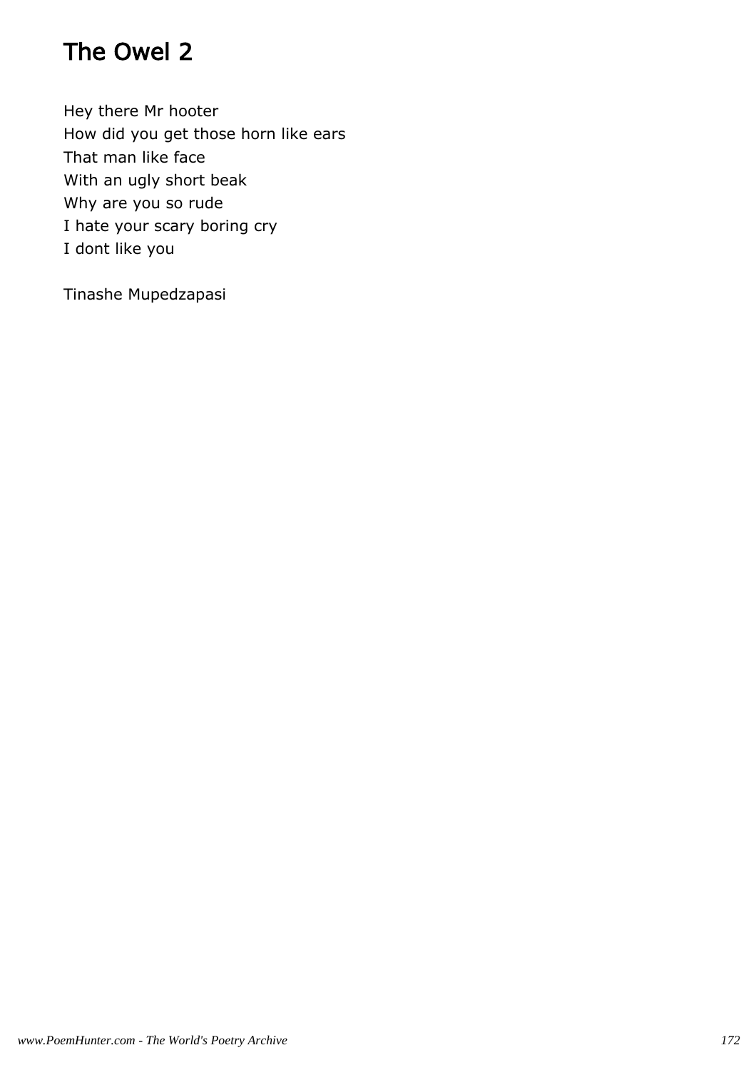# The Owel 2

Hey there Mr hooter  
How did you get those horn like ears  
That man like face  
With an ugly short beak  
Why are you so rude  
I hate your scary boring cry  
I dont like you

Tinashe Mupedzapasi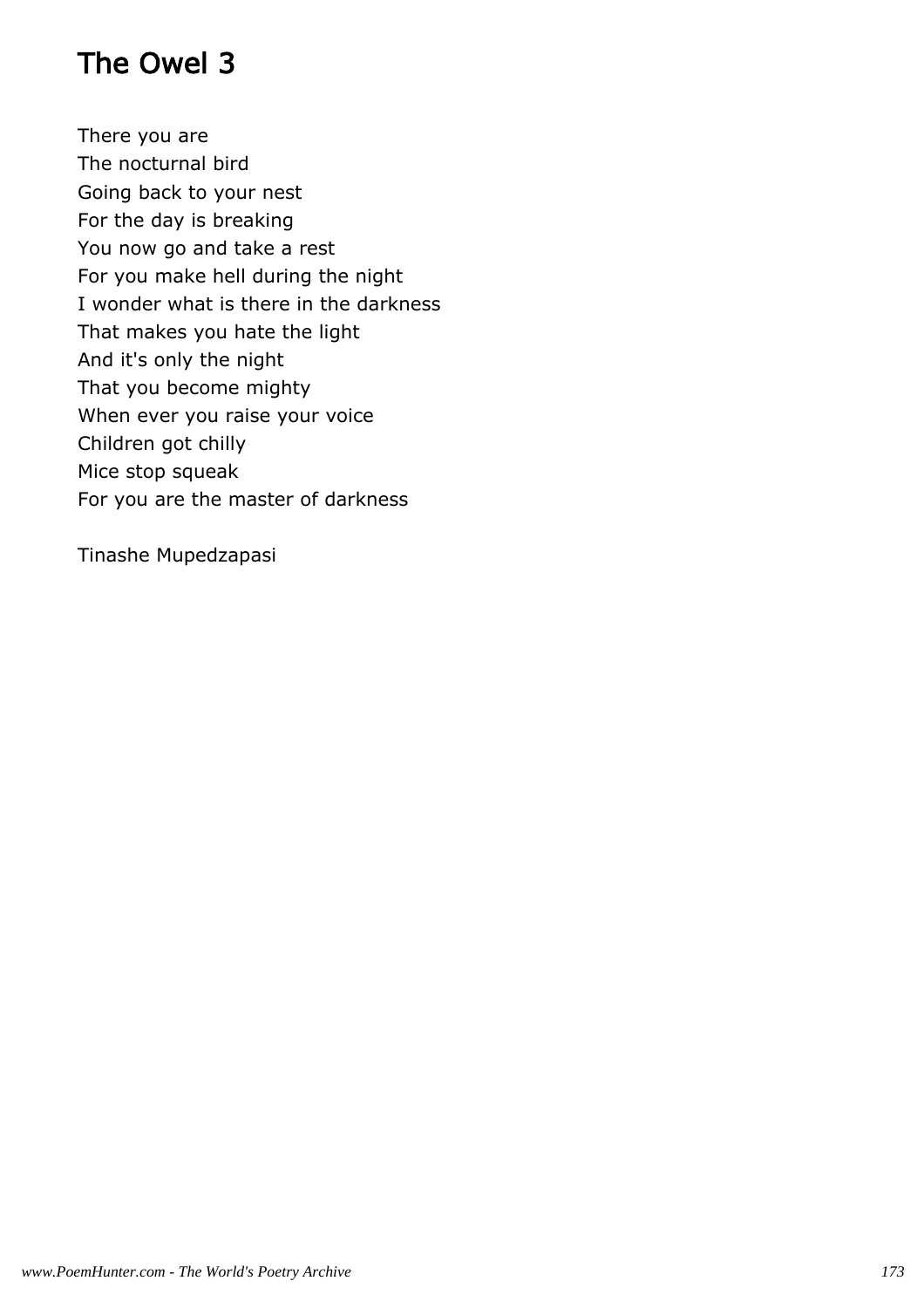# The Owel 3

There you are  
The nocturnal bird  
Going back to your nest  
For the day is breaking  
You now go and take a rest  
For you make hell during the night  
I wonder what is there in the darkness  
That makes you hate the light  
And it's only the night  
That you become mighty  
When ever you raise your voice  
Children got chilly  
Mice stop squeak  
For you are the master of darkness

Tinashe Mupedzapasi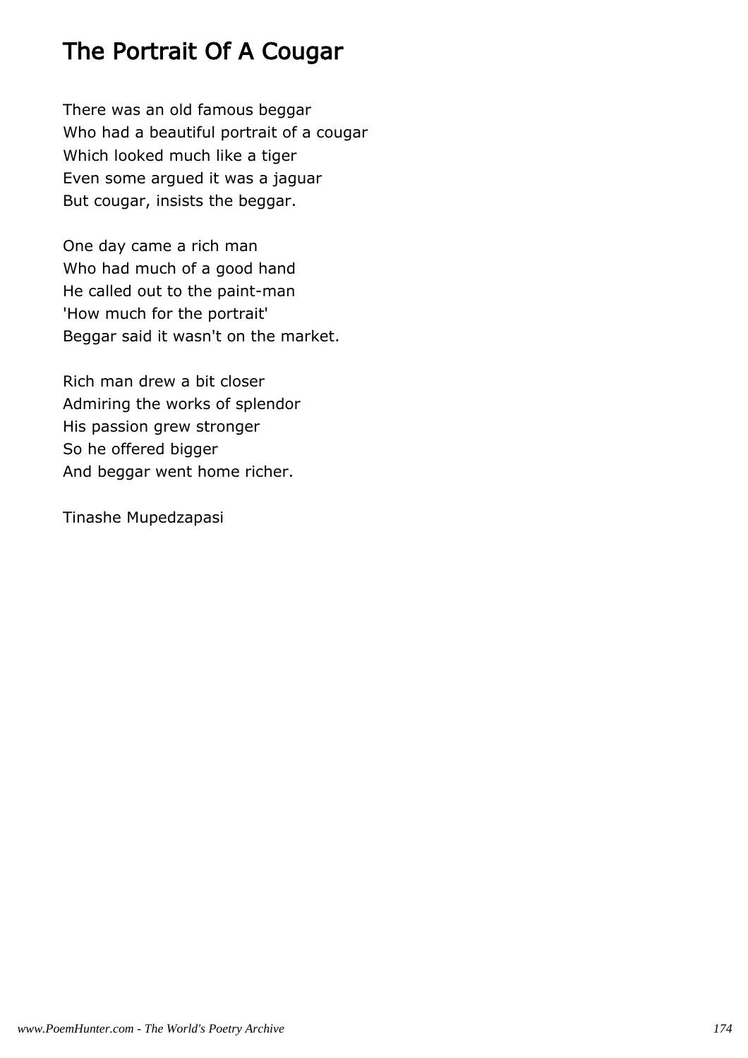# The Portrait Of A Cougar

There was an old famous beggar
Who had a beautiful portrait of a cougar
Which looked much like a tiger
Even some argued it was a jaguar
But cougar, insists the beggar.

One day came a rich man
Who had much of a good hand
He called out to the paint-man
'How much for the portrait'
Beggar said it wasn't on the market.

Rich man drew a bit closer
Admiring the works of splendor
His passion grew stronger
So he offered bigger
And beggar went home richer.

Tinashe Mupedzapasi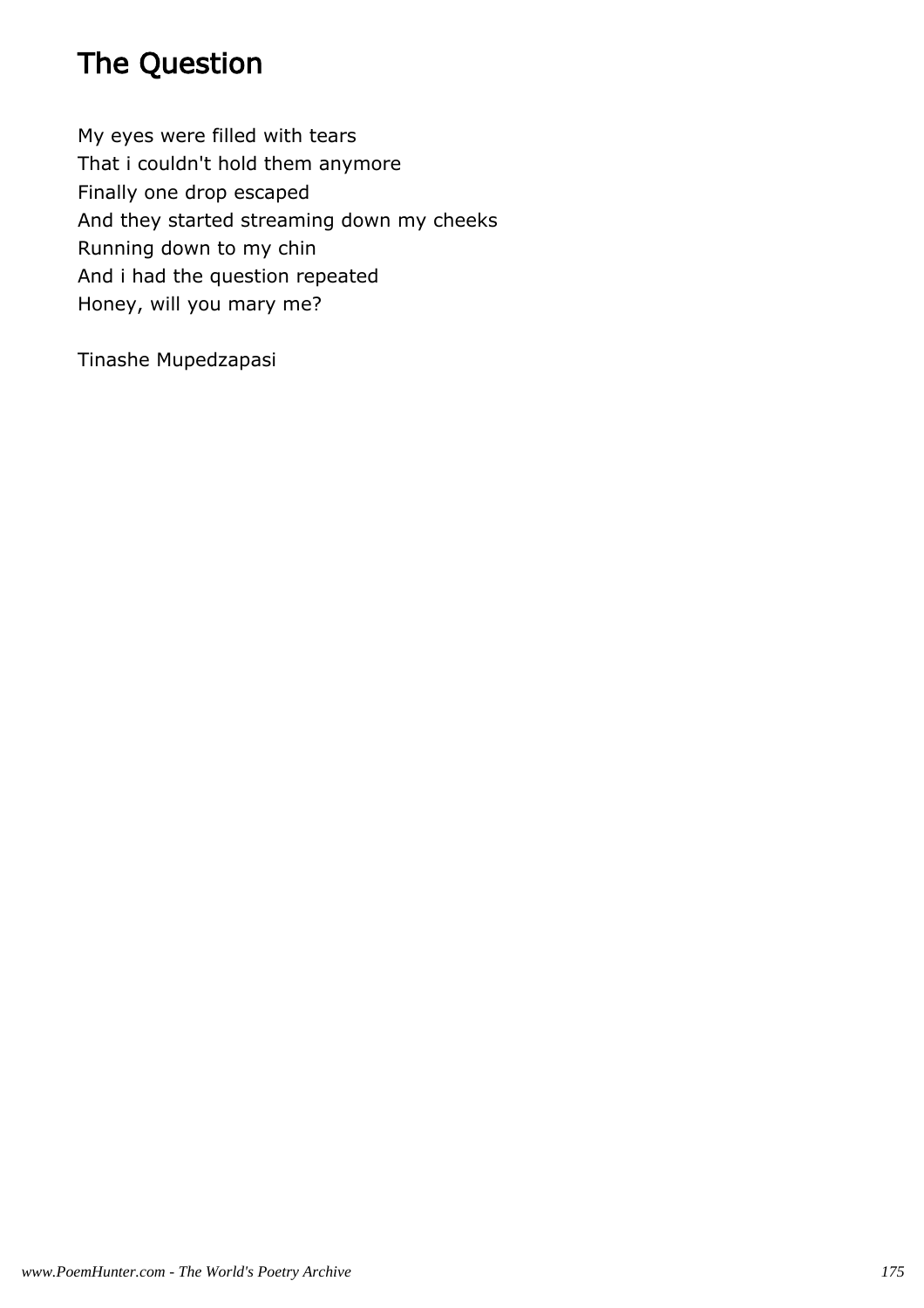# The Question

My eyes were filled with tears
That i couldn't hold them anymore
Finally one drop escaped
And they started streaming down my cheeks
Running down to my chin
And i had the question repeated
Honey, will you mary me?

Tinashe Mupedzapasi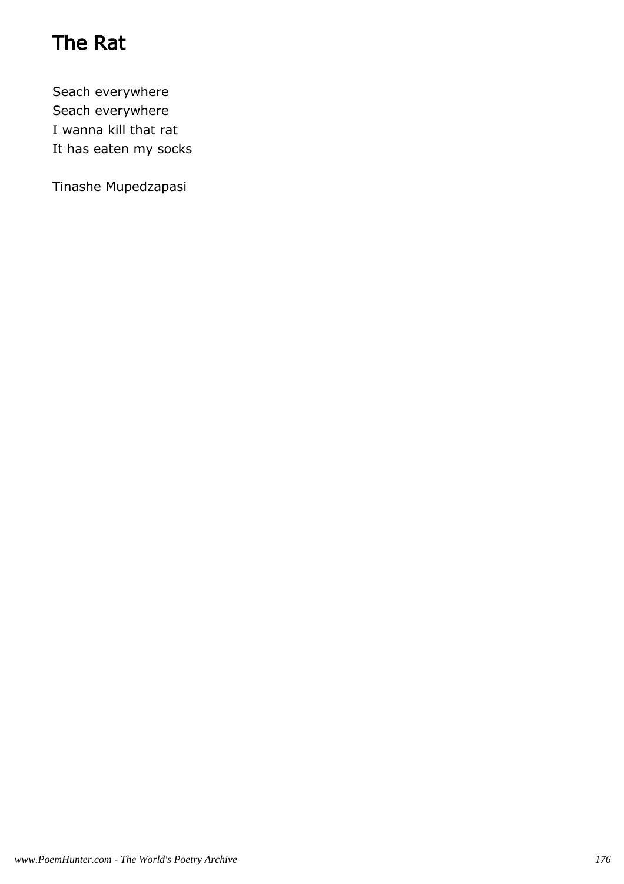# The Rat

Seach everywhere  
Seach everywhere  
I wanna kill that rat  
It has eaten my socks

Tinashe Mupedzapasi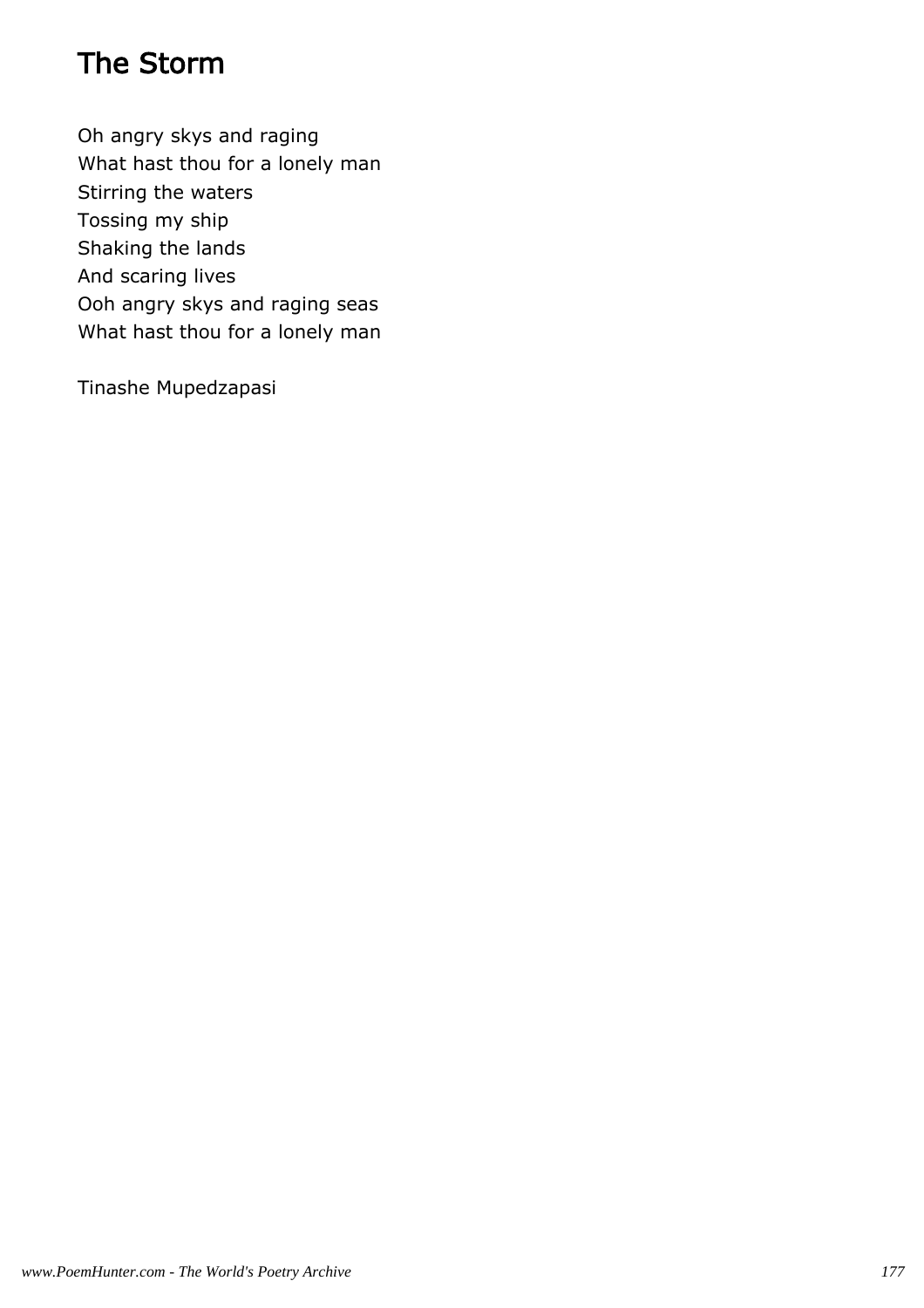# The Storm

Oh angry skys and raging  
What hast thou for a lonely man  
Stirring the waters  
Tossing my ship  
Shaking the lands  
And scaring lives  
Ooh angry skys and raging seas  
What hast thou for a lonely man

Tinashe Mupedzapasi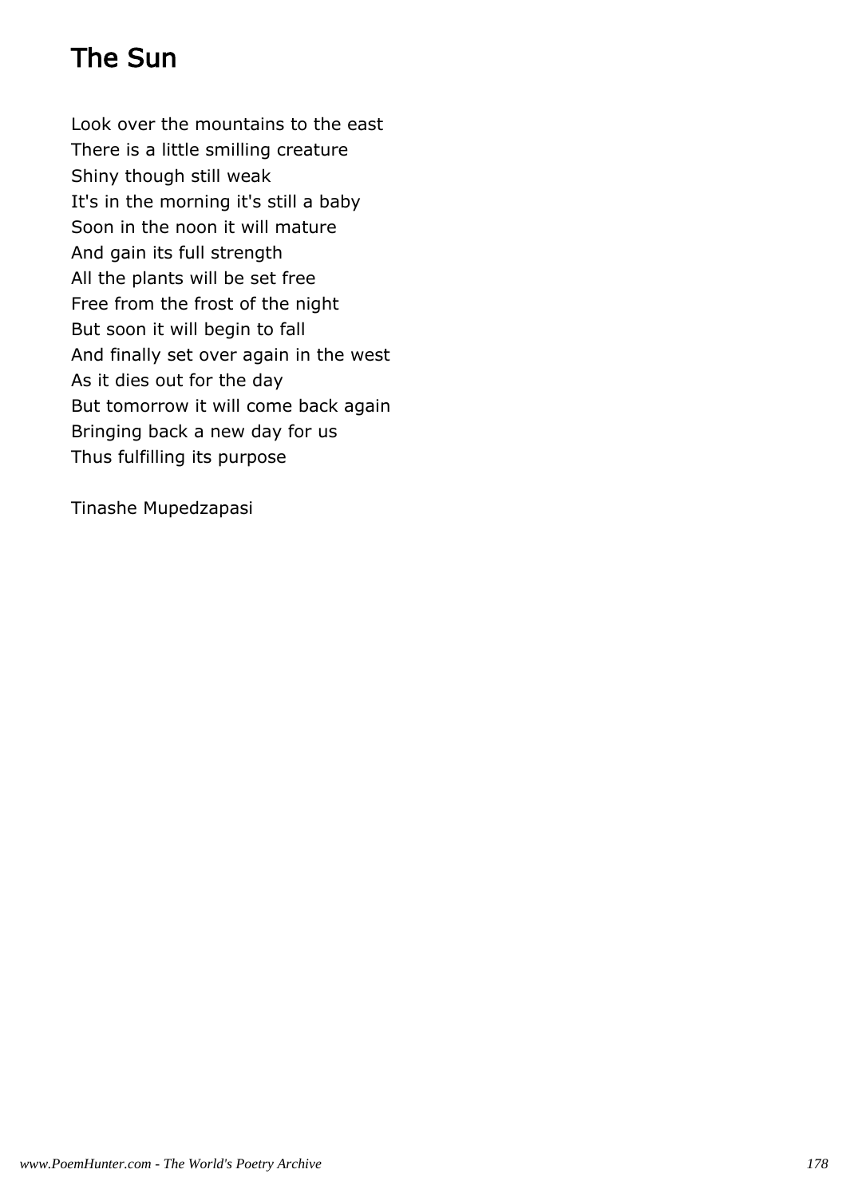# The Sun

Look over the mountains to the east
There is a little smilling creature
Shiny though still weak
It's in the morning it's still a baby
Soon in the noon it will mature
And gain its full strength
All the plants will be set free
Free from the frost of the night
But soon it will begin to fall
And finally set over again in the west
As it dies out for the day
But tomorrow it will come back again
Bringing back a new day for us
Thus fulfilling its purpose

Tinashe Mupedzapasi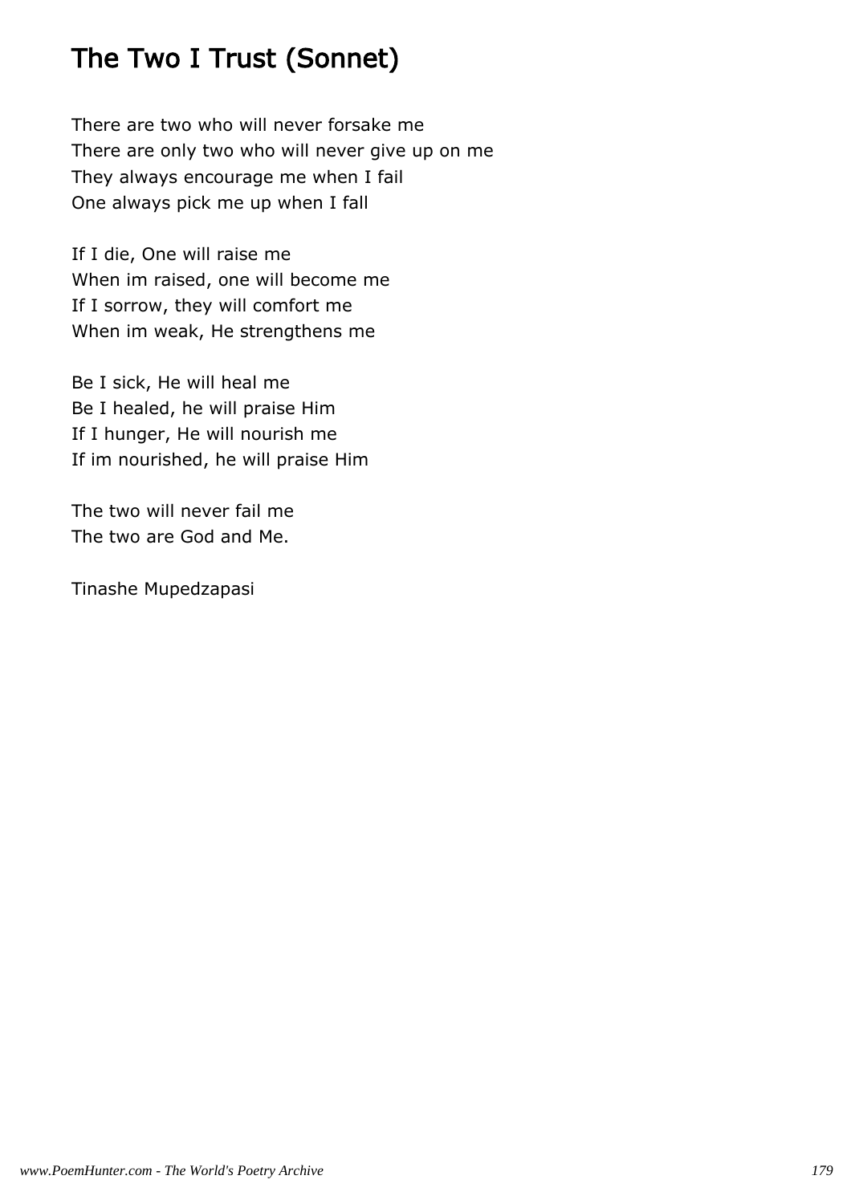# The Two I Trust (Sonnet)

There are two who will never forsake me
There are only two who will never give up on me
They always encourage me when I fail
One always pick me up when I fall

If I die, One will raise me
When im raised, one will become me
If I sorrow, they will comfort me
When im weak, He strengthens me

Be I sick, He will heal me
Be I healed, he will praise Him
If I hunger, He will nourish me
If im nourished, he will praise Him

The two will never fail me
The two are God and Me.

Tinashe Mupedzapasi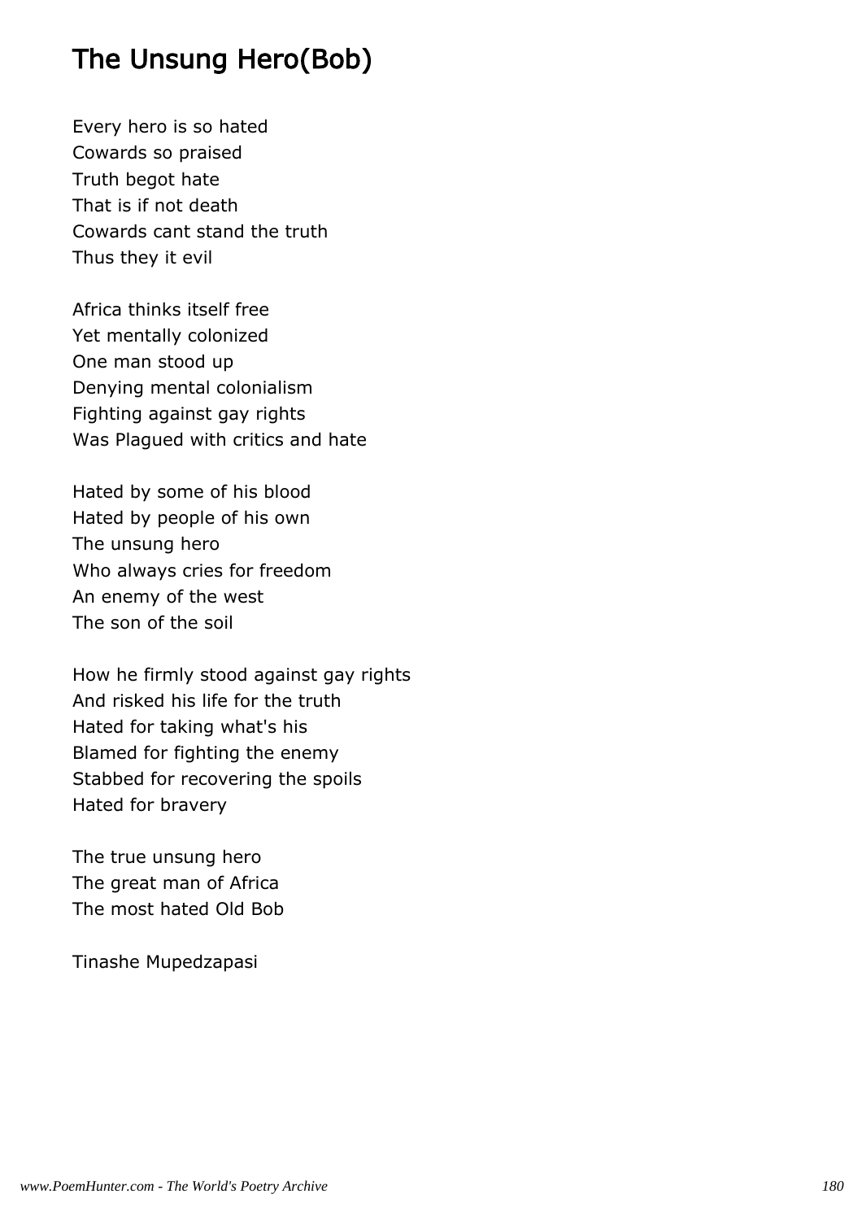# The Unsung Hero(Bob)

Every hero is so hated
Cowards so praised
Truth begot hate
That is if not death
Cowards cant stand the truth
Thus they it evil

Africa thinks itself free
Yet mentally colonized
One man stood up
Denying mental colonialism
Fighting against gay rights
Was Plagued with critics and hate

Hated by some of his blood
Hated by people of his own
The unsung hero
Who always cries for freedom
An enemy of the west
The son of the soil

How he firmly stood against gay rights
And risked his life for the truth
Hated for taking what's his
Blamed for fighting the enemy
Stabbed for recovering the spoils
Hated for bravery

The true unsung hero
The great man of Africa
The most hated Old Bob

Tinashe Mupedzapasi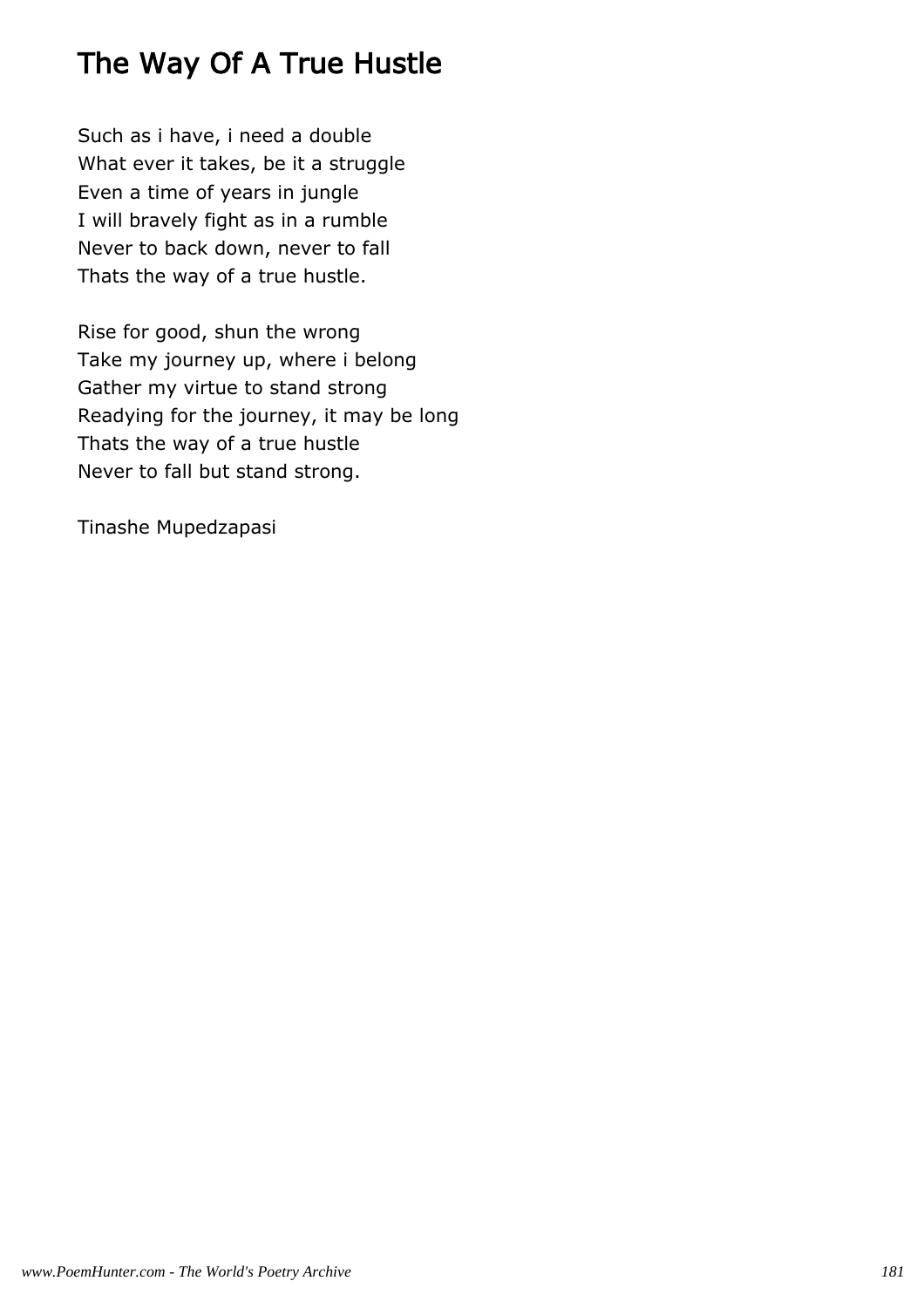# The Way Of A True Hustle

Such as i have, i need a double
What ever it takes, be it a struggle
Even a time of years in jungle
I will bravely fight as in a rumble
Never to back down, never to fall
Thats the way of a true hustle.

Rise for good, shun the wrong
Take my journey up, where i belong
Gather my virtue to stand strong
Readying for the journey, it may be long
Thats the way of a true hustle
Never to fall but stand strong.

Tinashe Mupedzapasi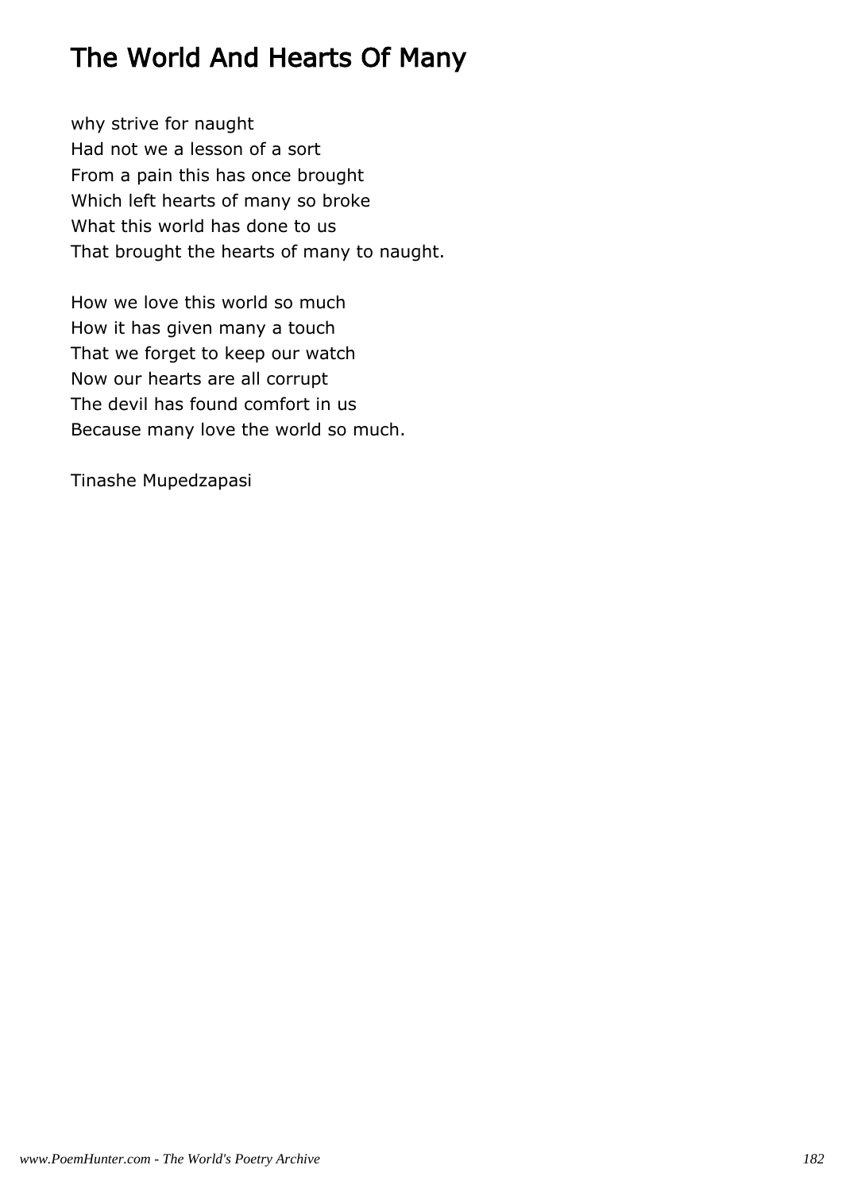# The World And Hearts Of Many

why strive for naught  
Had not we a lesson of a sort  
From a pain this has once brought  
Which left hearts of many so broke  
What this world has done to us  
That brought the hearts of many to naught.

How we love this world so much  
How it has given many a touch  
That we forget to keep our watch  
Now our hearts are all corrupt  
The devil has found comfort in us  
Because many love the world so much.

Tinashe Mupedzapasi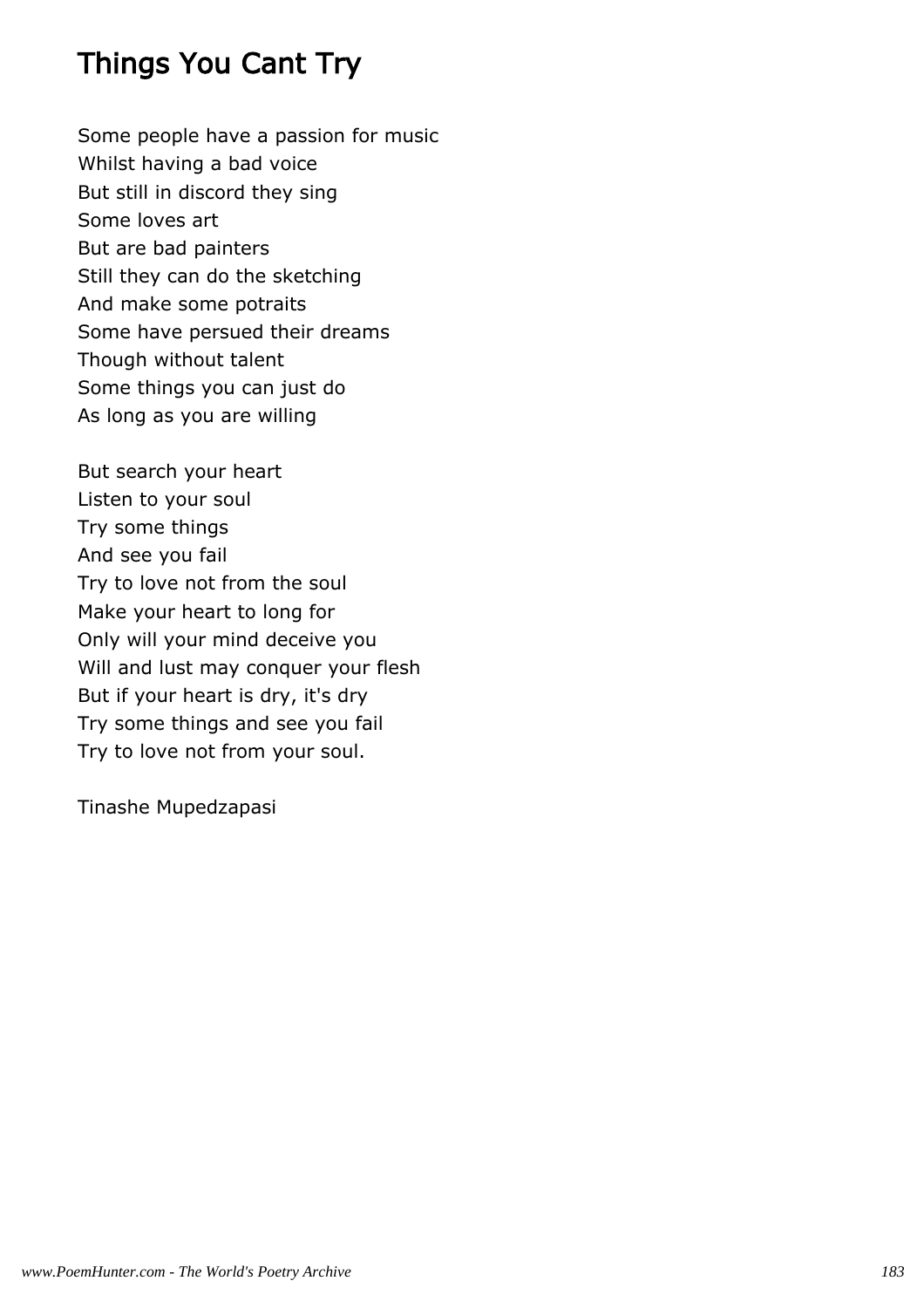# Things You Cant Try

Some people have a passion for music  
Whilst having a bad voice  
But still in discord they sing  
Some loves art  
But are bad painters  
Still they can do the sketching  
And make some potraits  
Some have persued their dreams  
Though without talent  
Some things you can just do  
As long as you are willing

But search your heart  
Listen to your soul  
Try some things  
And see you fail  
Try to love not from the soul  
Make your heart to long for  
Only will your mind deceive you  
Will and lust may conquer your flesh  
But if your heart is dry, it's dry  
Try some things and see you fail  
Try to love not from your soul.

Tinashe Mupedzapasi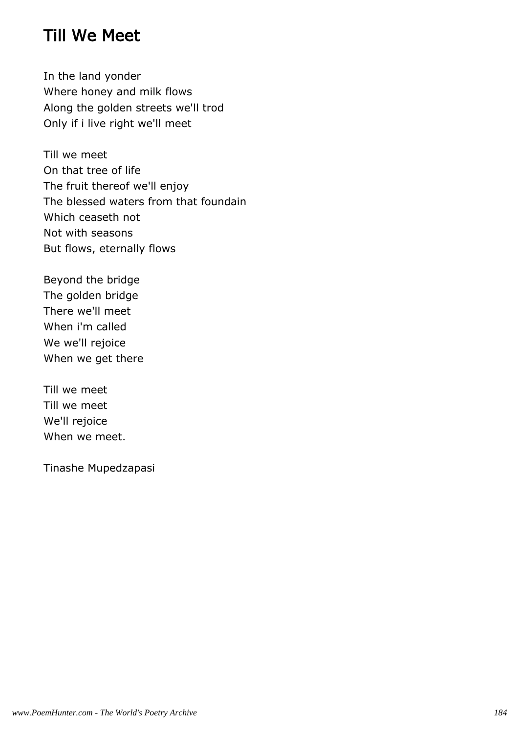# Till We Meet

In the land yonder
Where honey and milk flows
Along the golden streets we'll trod
Only if i live right we'll meet

Till we meet
On that tree of life
The fruit thereof we'll enjoy
The blessed waters from that foundain
Which ceaseth not
Not with seasons
But flows, eternally flows

Beyond the bridge
The golden bridge
There we'll meet
When i'm called
We we'll rejoice
When we get there

Till we meet
Till we meet
We'll rejoice
When we meet.

Tinashe Mupedzapasi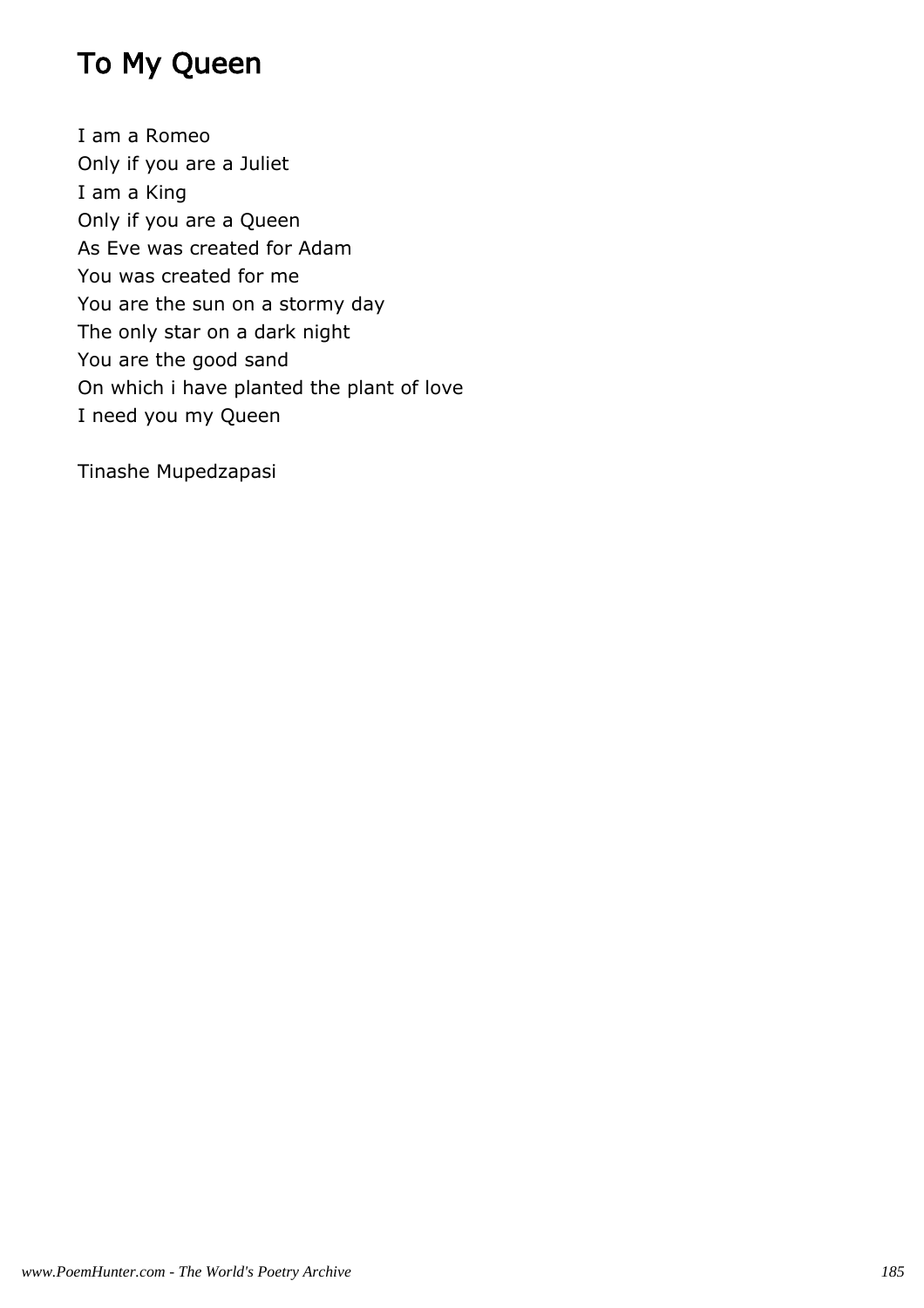# To My Queen

I am a Romeo
Only if you are a Juliet
I am a King
Only if you are a Queen
As Eve was created for Adam
You was created for me
You are the sun on a stormy day
The only star on a dark night
You are the good sand
On which i have planted the plant of love
I need you my Queen

Tinashe Mupedzapasi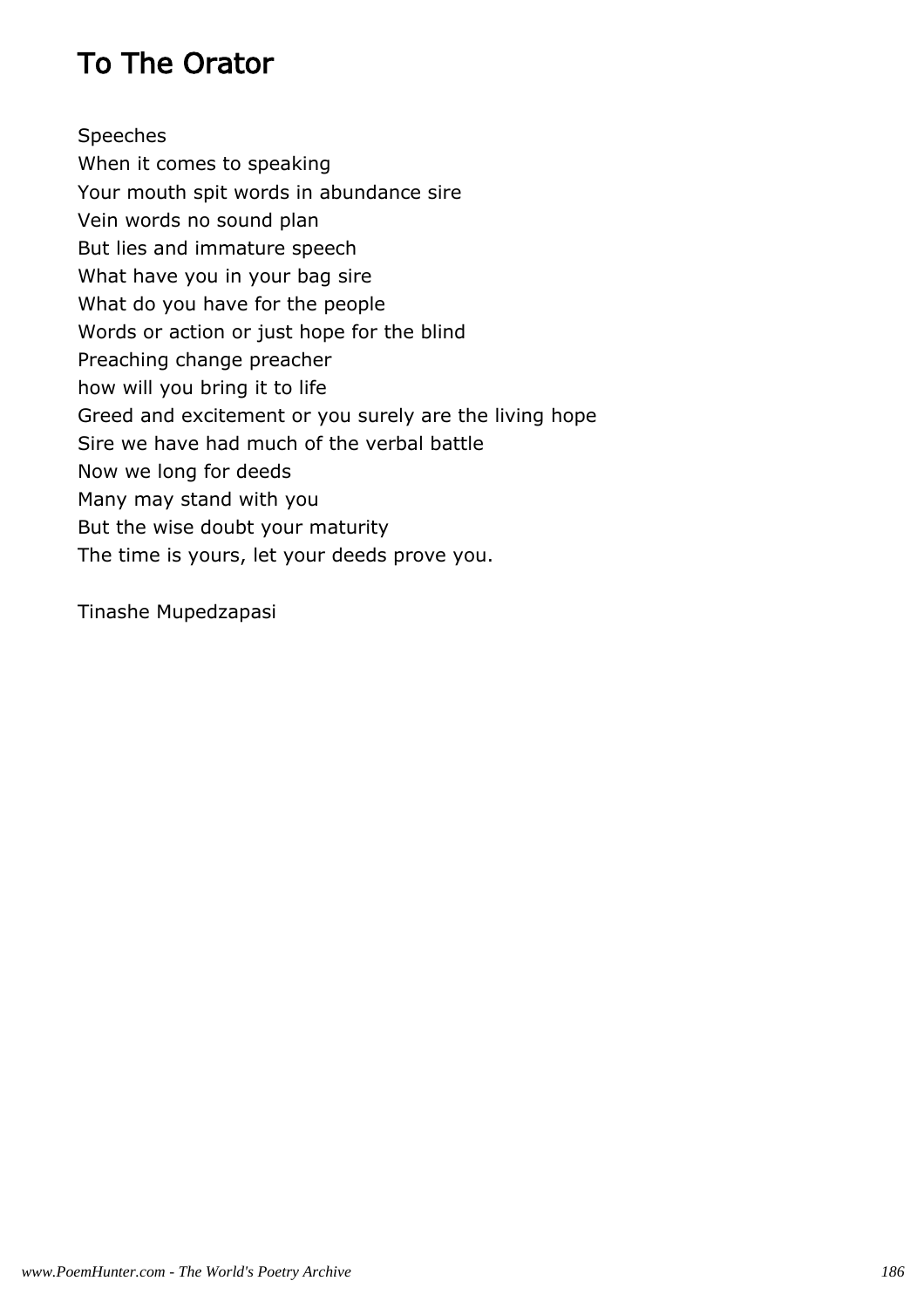# To The Orator

Speeches  
When it comes to speaking  
Your mouth spit words in abundance sire  
Vein words no sound plan  
But lies and immature speech  
What have you in your bag sire  
What do you have for the people  
Words or action or just hope for the blind  
Preaching change preacher  
how will you bring it to life  
Greed and excitement or you surely are the living hope  
Sire we have had much of the verbal battle  
Now we long for deeds  
Many may stand with you  
But the wise doubt your maturity  
The time is yours, let your deeds prove you.

Tinashe Mupedzapasi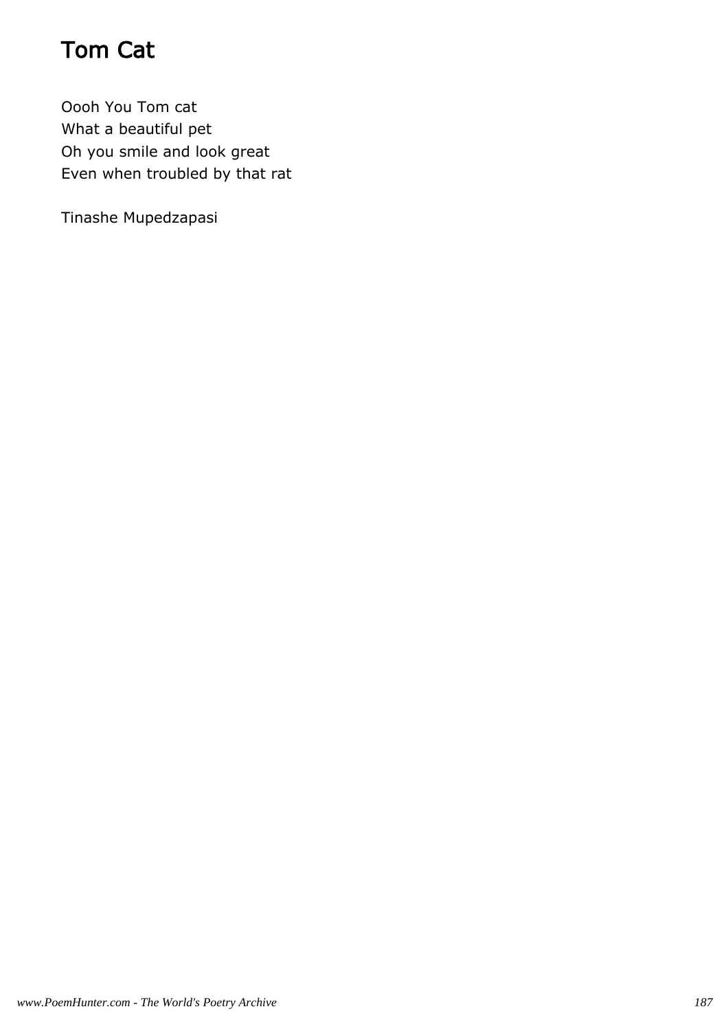# Tom Cat

Oooh You Tom cat
What a beautiful pet
Oh you smile and look great
Even when troubled by that rat

Tinashe Mupedzapasi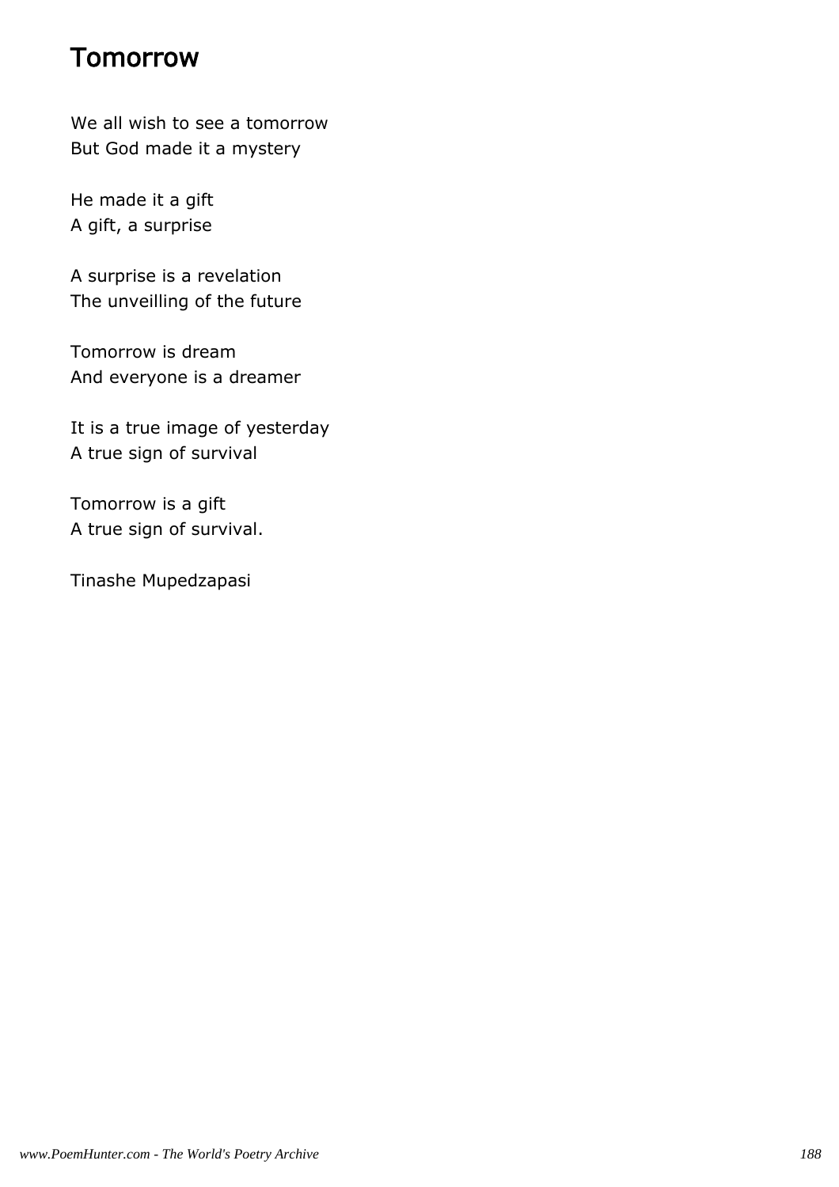# Tomorrow

We all wish to see a tomorrow
But God made it a mystery

He made it a gift
A gift, a surprise

A surprise is a revelation
The unveilling of the future

Tomorrow is dream
And everyone is a dreamer

It is a true image of yesterday
A true sign of survival

Tomorrow is a gift
A true sign of survival.

Tinashe Mupedzapasi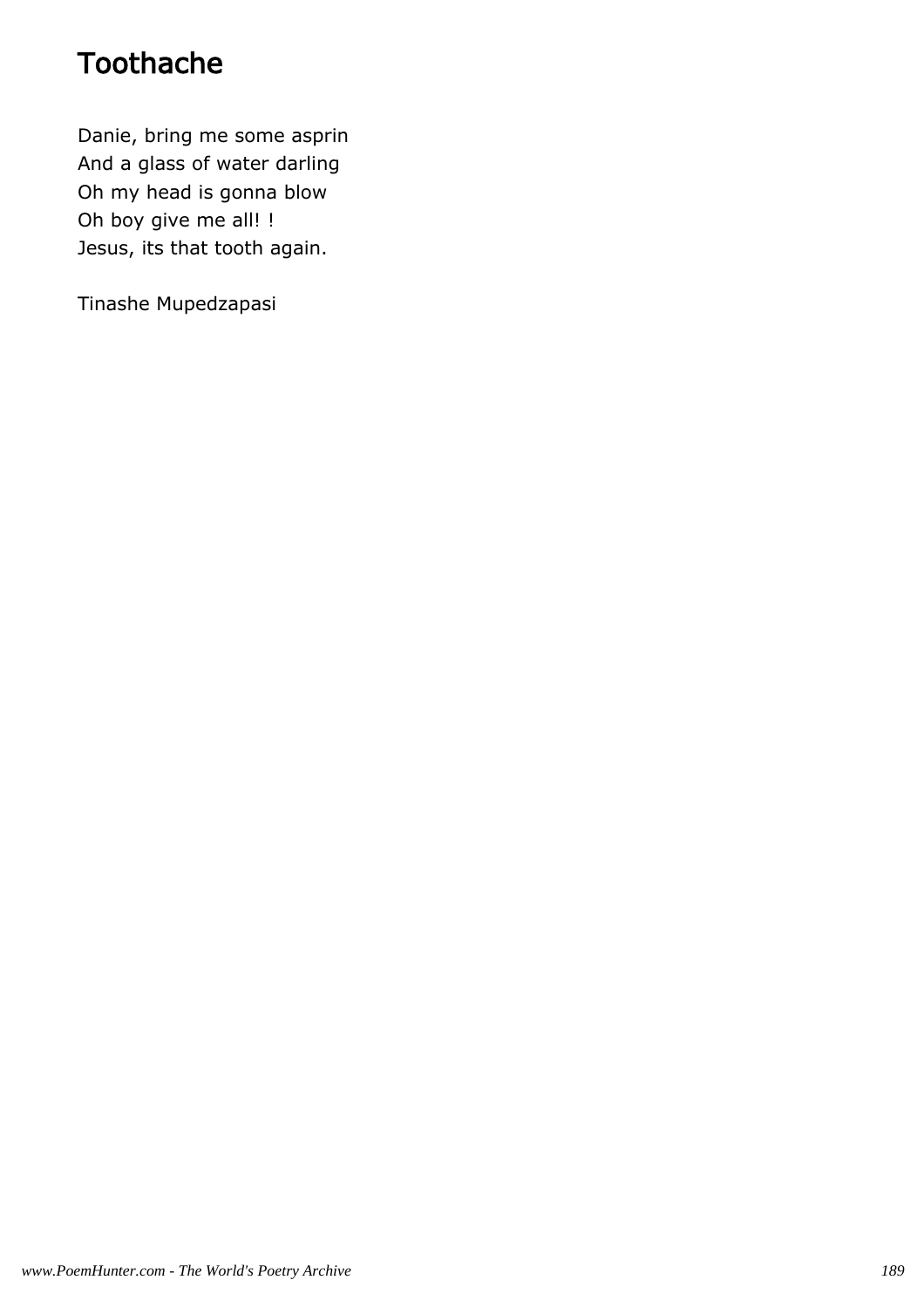# Toothache

Danie, bring me some asprin
And a glass of water darling
Oh my head is gonna blow
Oh boy give me all! !
Jesus, its that tooth again.

Tinashe Mupedzapasi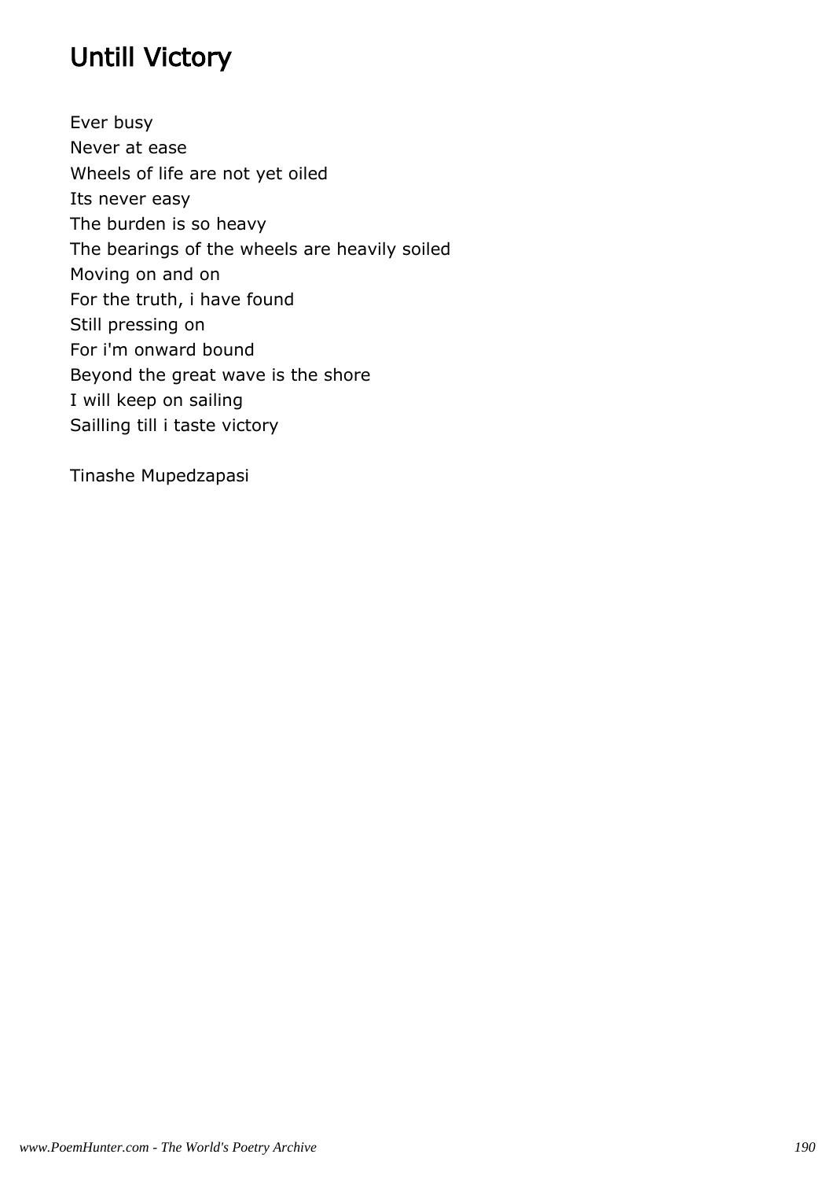# Untill Victory

Ever busy
Never at ease
Wheels of life are not yet oiled
Its never easy
The burden is so heavy
The bearings of the wheels are heavily soiled
Moving on and on
For the truth, i have found
Still pressing on
For i'm onward bound
Beyond the great wave is the shore
I will keep on sailing
Sailling till i taste victory

Tinashe Mupedzapasi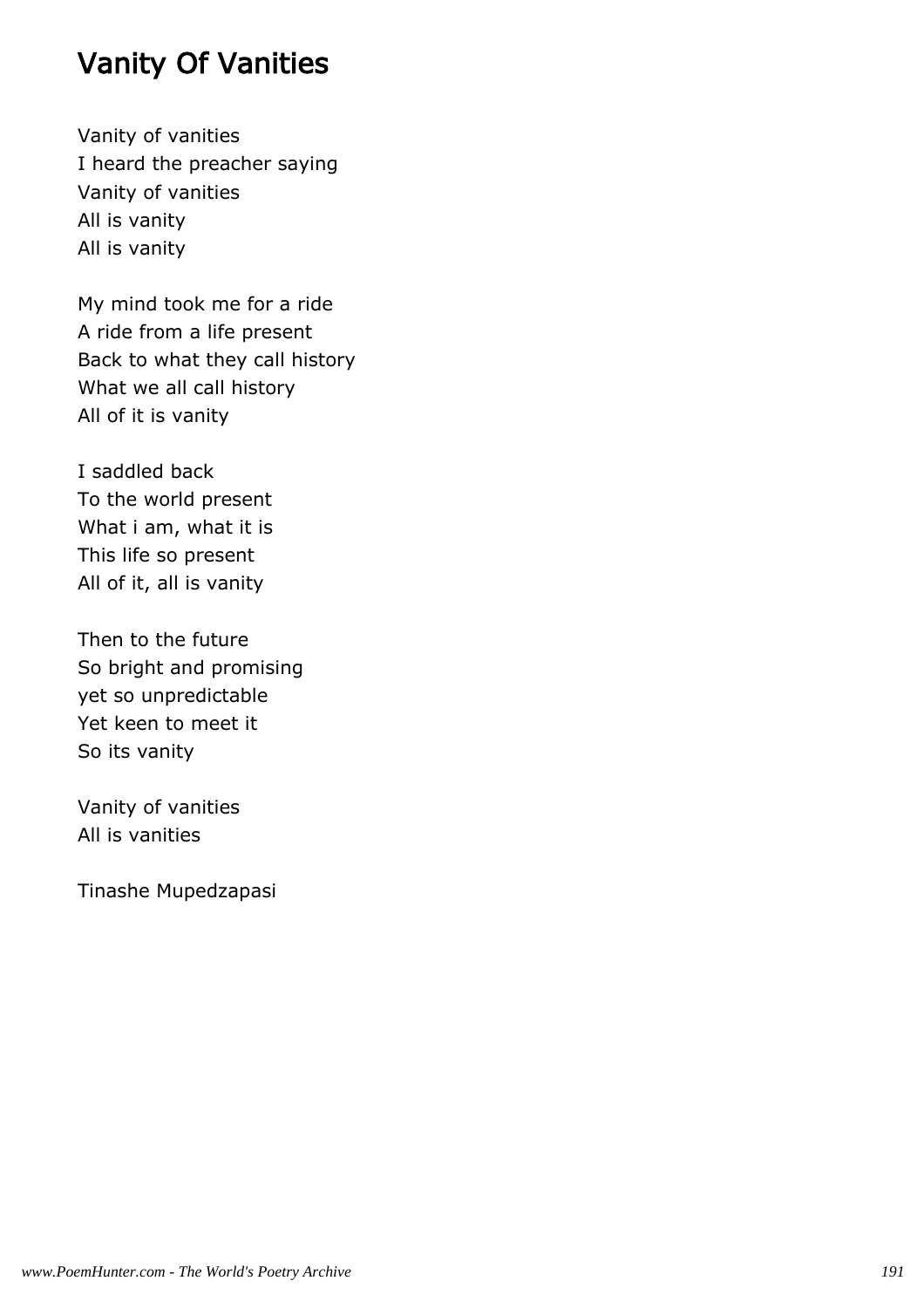# Vanity Of Vanities

Vanity of vanities
I heard the preacher saying
Vanity of vanities
All is vanity
All is vanity

My mind took me for a ride
A ride from a life present
Back to what they call history
What we all call history
All of it is vanity

I saddled back
To the world present
What i am, what it is
This life so present
All of it, all is vanity

Then to the future
So bright and promising
yet so unpredictable
Yet keen to meet it
So its vanity

Vanity of vanities
All is vanities

Tinashe Mupedzapasi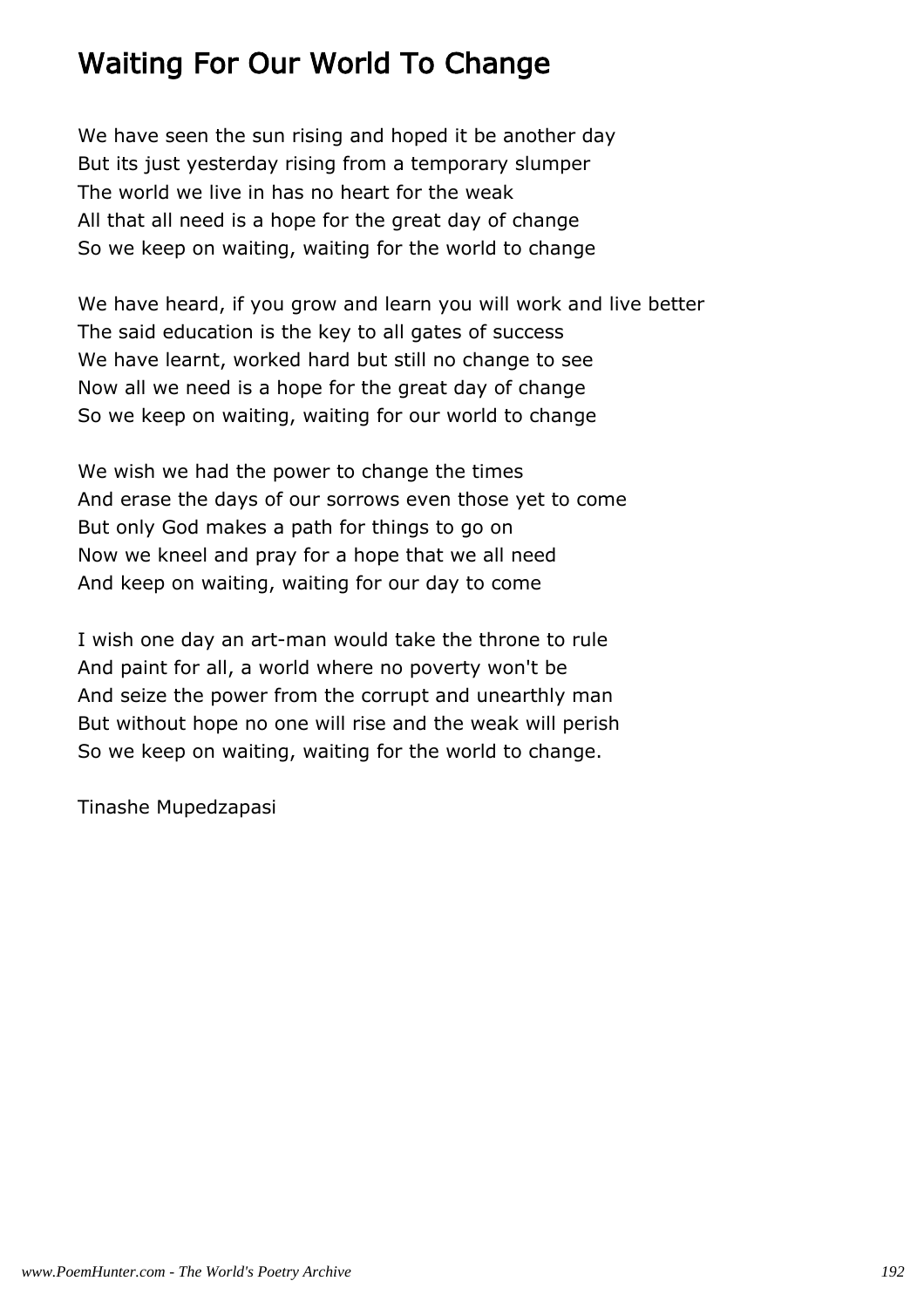# Waiting For Our World To Change

We have seen the sun rising and hoped it be another day
But its just yesterday rising from a temporary slumper
The world we live in has no heart for the weak
All that all need is a hope for the great day of change
So we keep on waiting, waiting for the world to change

We have heard, if you grow and learn you will work and live better
The said education is the key to all gates of success
We have learnt, worked hard but still no change to see
Now all we need is a hope for the great day of change
So we keep on waiting, waiting for our world to change

We wish we had the power to change the times
And erase the days of our sorrows even those yet to come
But only God makes a path for things to go on
Now we kneel and pray for a hope that we all need
And keep on waiting, waiting for our day to come

I wish one day an art-man would take the throne to rule
And paint for all, a world where no poverty won't be
And seize the power from the corrupt and unearthly man
But without hope no one will rise and the weak will perish
So we keep on waiting, waiting for the world to change.

Tinashe Mupedzapasi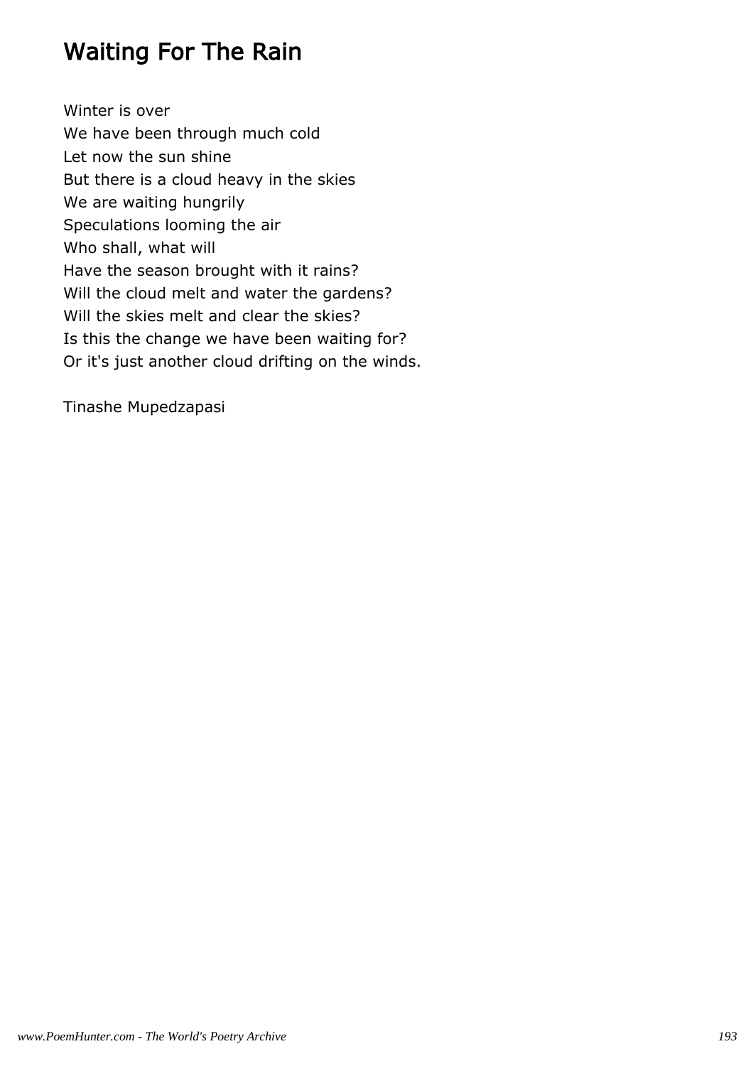## Waiting For The Rain

Winter is over  
We have been through much cold  
Let now the sun shine  
But there is a cloud heavy in the skies  
We are waiting hungrily  
Speculations looming the air  
Who shall, what will  
Have the season brought with it rains?  
Will the cloud melt and water the gardens?  
Will the skies melt and clear the skies?  
Is this the change we have been waiting for?  
Or it's just another cloud drifting on the winds.

Tinashe Mupedzapasi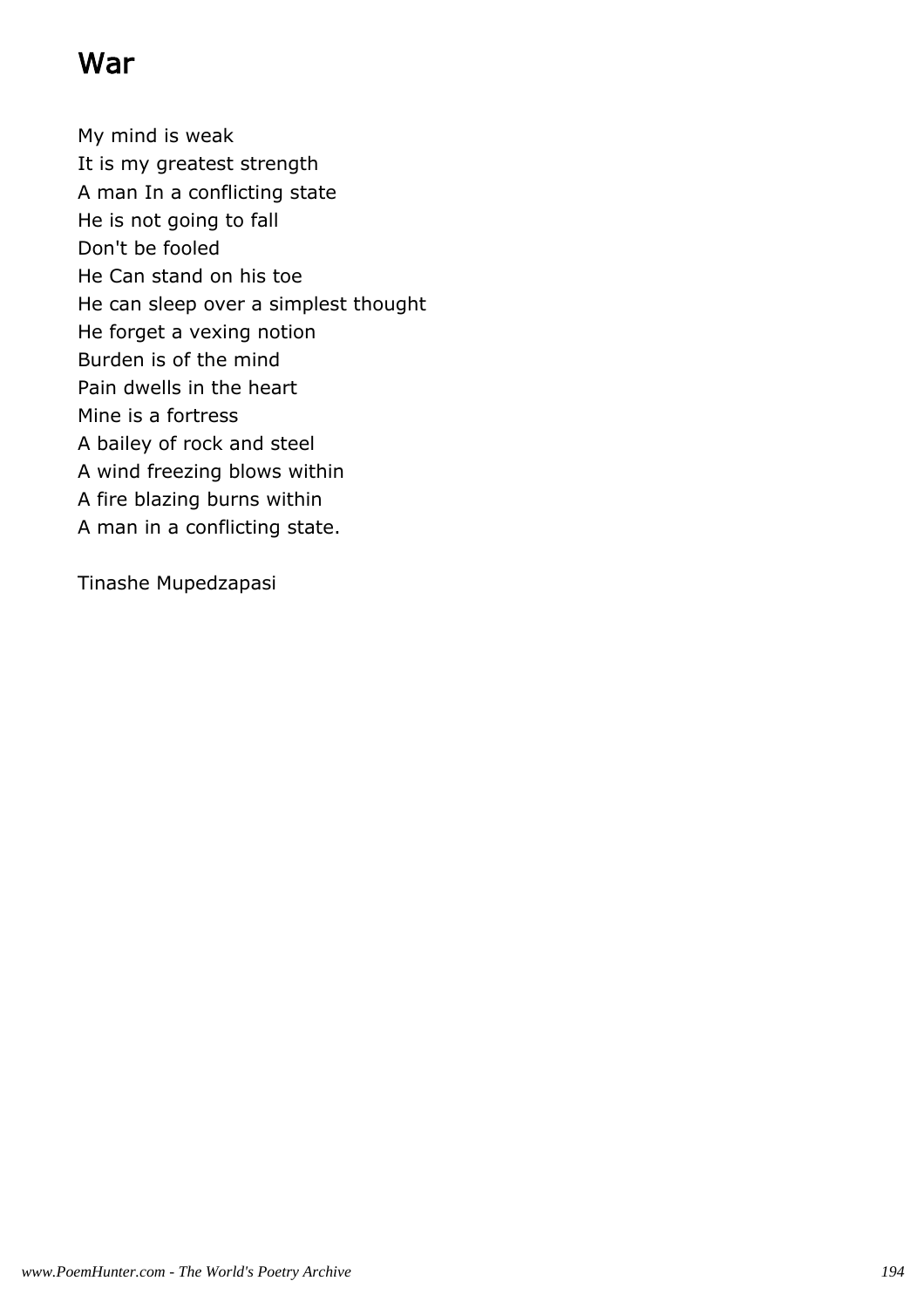# War

My mind is weak
It is my greatest strength
A man In a conflicting state
He is not going to fall
Don't be fooled
He Can stand on his toe
He can sleep over a simplest thought
He forget a vexing notion
Burden is of the mind
Pain dwells in the heart
Mine is a fortress
A bailey of rock and steel
A wind freezing blows within
A fire blazing burns within
A man in a conflicting state.

Tinashe Mupedzapasi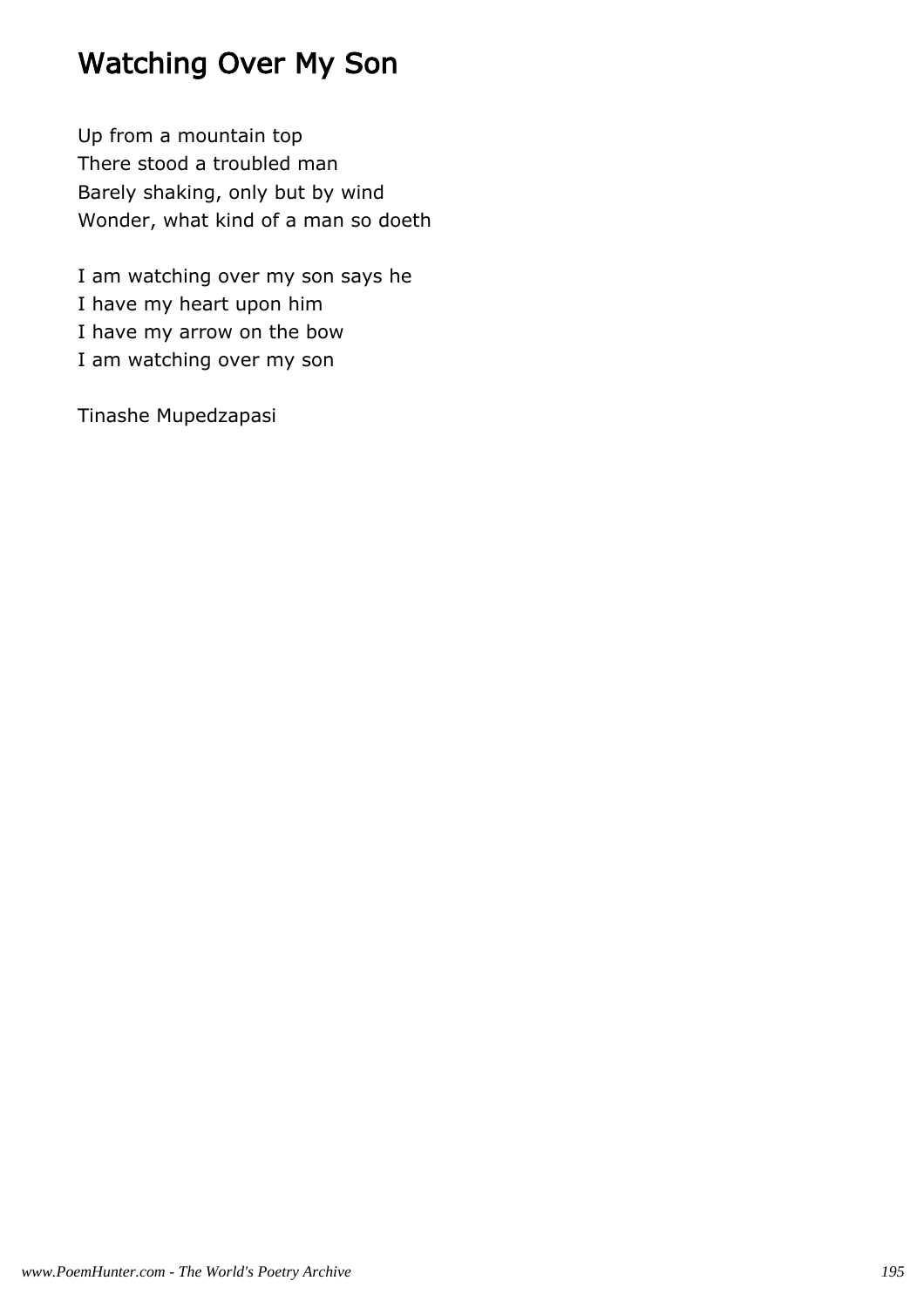# Watching Over My Son

Up from a mountain top
There stood a troubled man
Barely shaking, only but by wind
Wonder, what kind of a man so doeth

I am watching over my son says he
I have my heart upon him
I have my arrow on the bow
I am watching over my son

Tinashe Mupedzapasi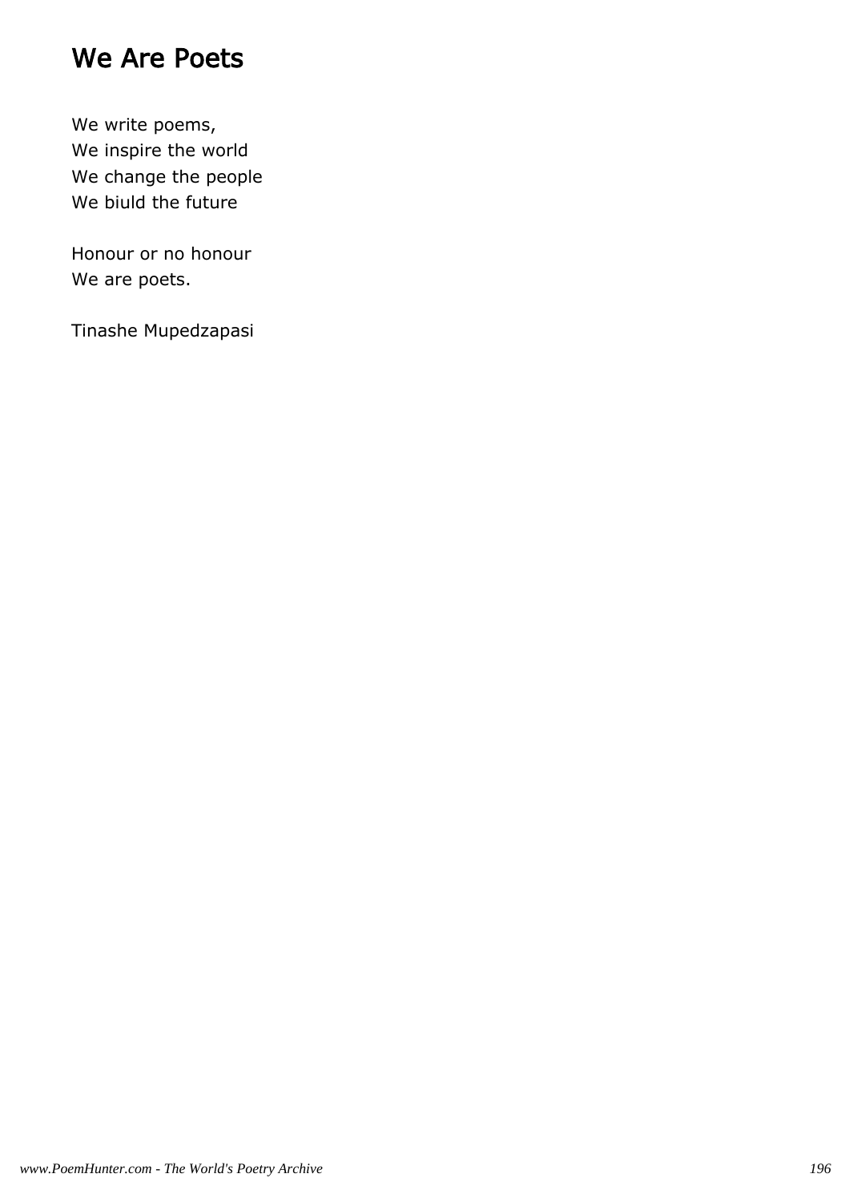# We Are Poets

We write poems,  
We inspire the world  
We change the people  
We biuld the future

Honour or no honour  
We are poets.

Tinashe Mupedzapasi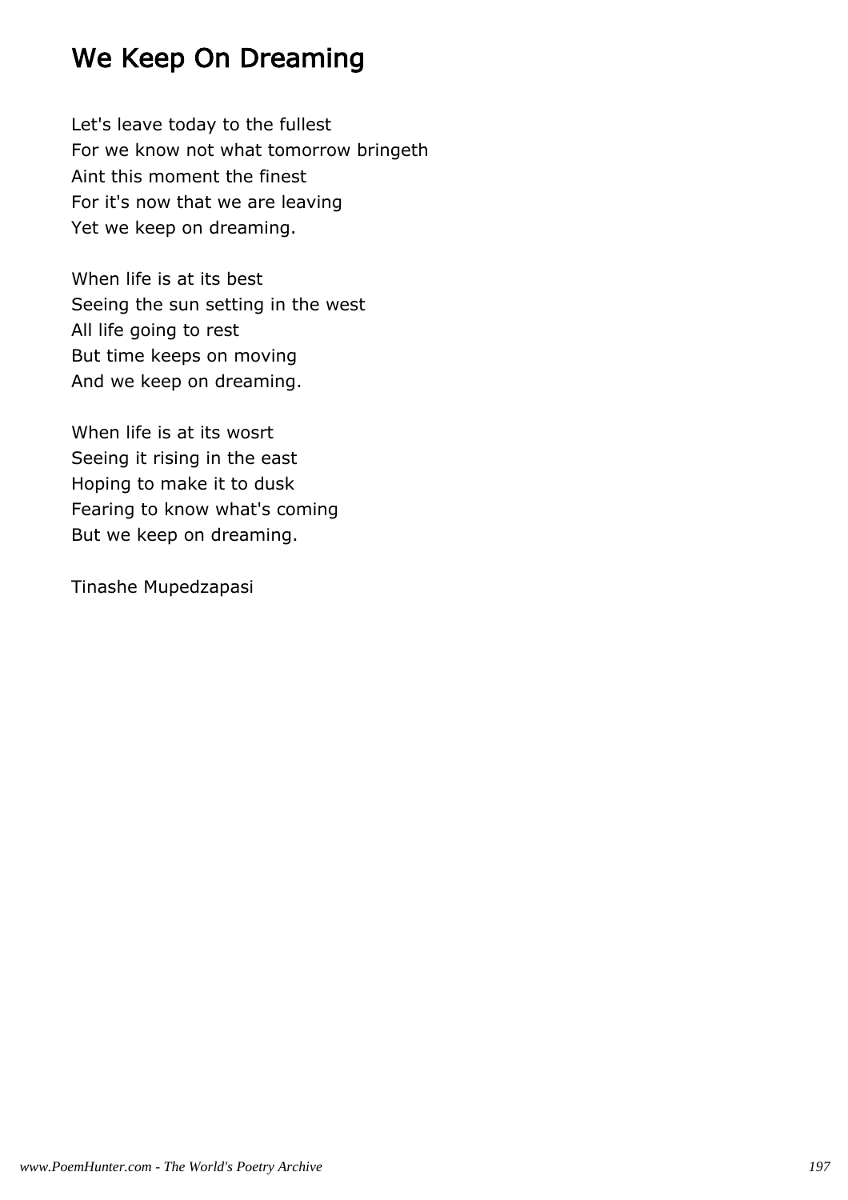# We Keep On Dreaming

Let's leave today to the fullest
For we know not what tomorrow bringeth
Aint this moment the finest
For it's now that we are leaving
Yet we keep on dreaming.

When life is at its best
Seeing the sun setting in the west
All life going to rest
But time keeps on moving
And we keep on dreaming.

When life is at its wosrt
Seeing it rising in the east
Hoping to make it to dusk
Fearing to know what's coming
But we keep on dreaming.

Tinashe Mupedzapasi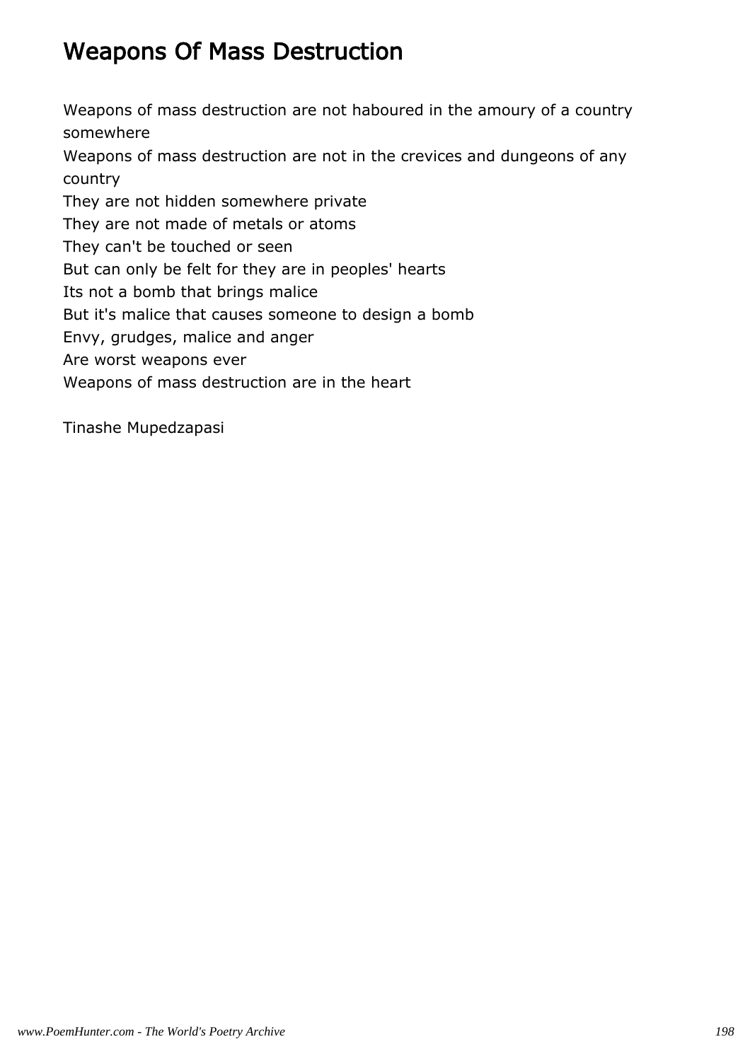# Weapons Of Mass Destruction

Weapons of mass destruction are not haboured in the amoury of a country somewhere
Weapons of mass destruction are not in the crevices and dungeons of any country
They are not hidden somewhere private
They are not made of metals or atoms
They can't be touched or seen
But can only be felt for they are in peoples' hearts
Its not a bomb that brings malice
But it's malice that causes someone to design a bomb
Envy, grudges, malice and anger
Are worst weapons ever
Weapons of mass destruction are in the heart

Tinashe Mupedzapasi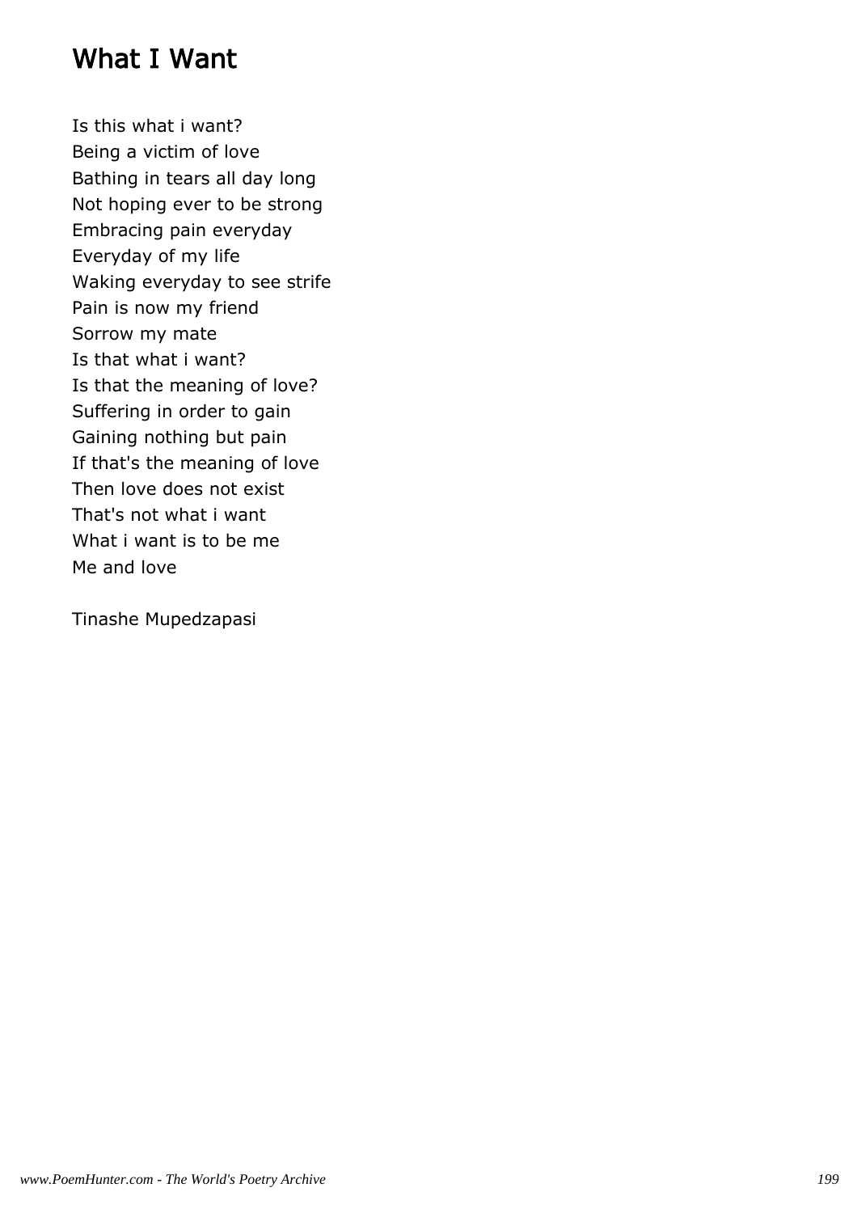## What I Want

Is this what i want?
Being a victim of love
Bathing in tears all day long
Not hoping ever to be strong
Embracing pain everyday
Everyday of my life
Waking everyday to see strife
Pain is now my friend
Sorrow my mate
Is that what i want?
Is that the meaning of love?
Suffering in order to gain
Gaining nothing but pain
If that's the meaning of love
Then love does not exist
That's not what i want
What i want is to be me
Me and love

Tinashe Mupedzapasi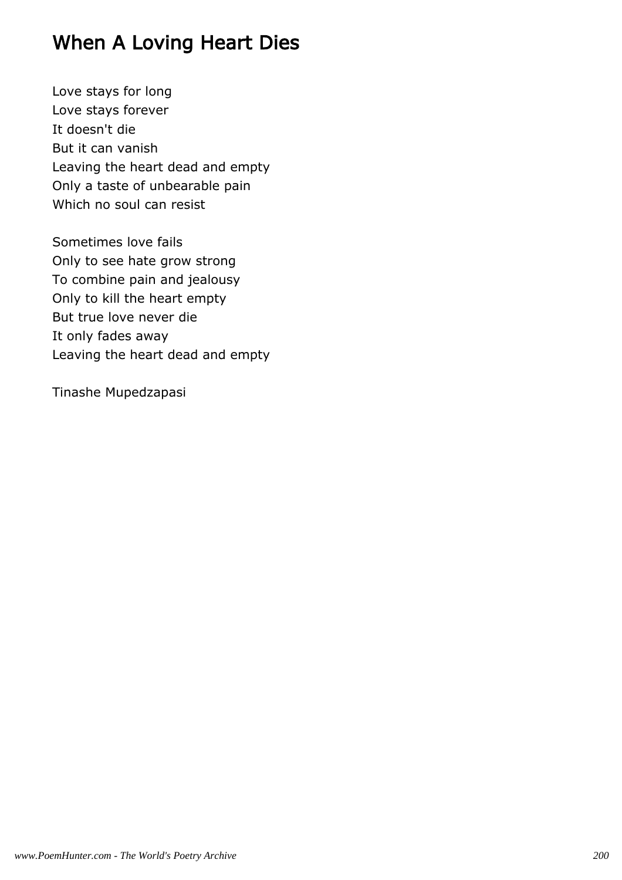# When A Loving Heart Dies

Love stays for long
Love stays forever
It doesn't die
But it can vanish
Leaving the heart dead and empty
Only a taste of unbearable pain
Which no soul can resist

Sometimes love fails
Only to see hate grow strong
To combine pain and jealousy
Only to kill the heart empty
But true love never die
It only fades away
Leaving the heart dead and empty

Tinashe Mupedzapasi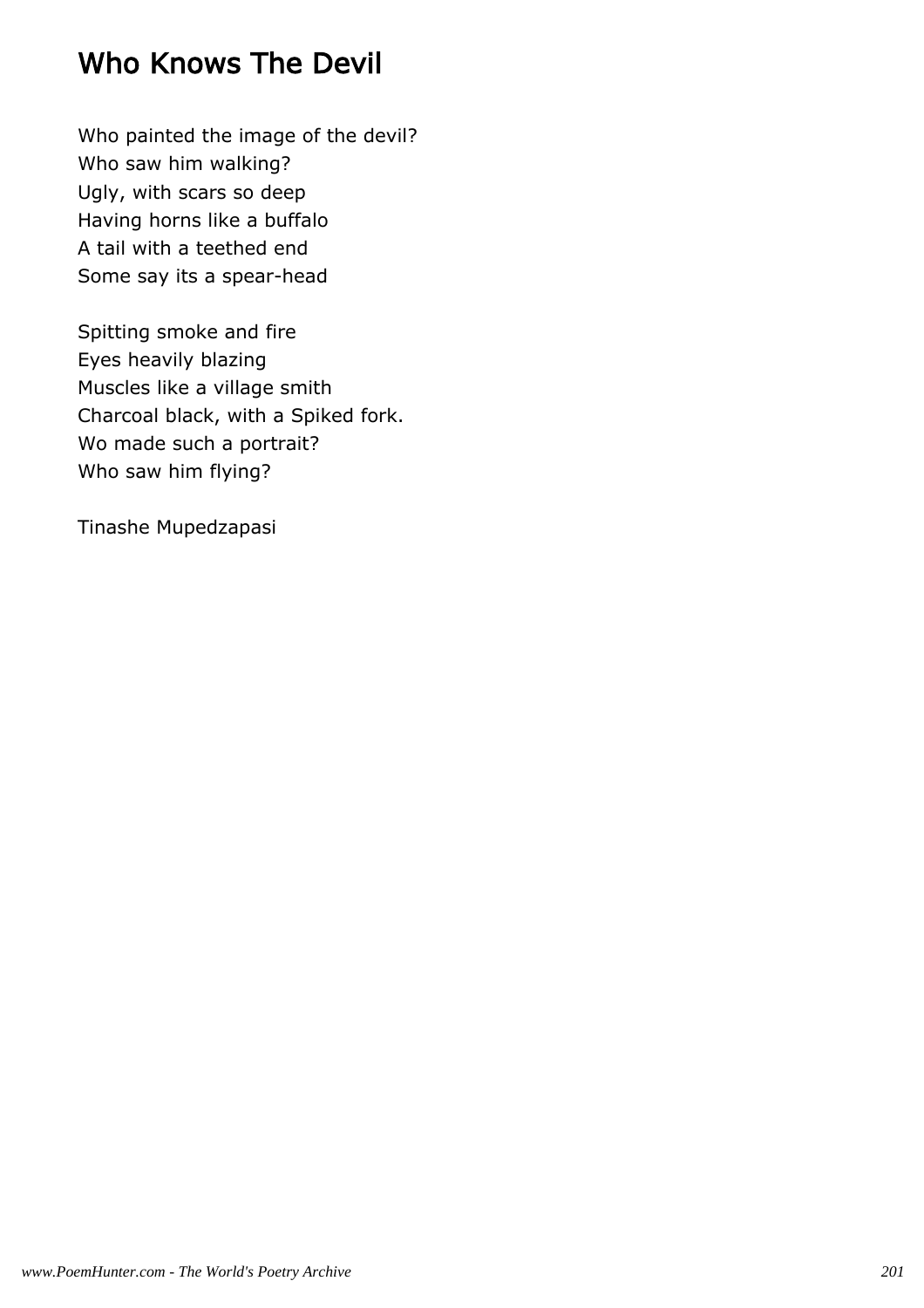# Who Knows The Devil

Who painted the image of the devil?  
Who saw him walking?  
Ugly, with scars so deep  
Having horns like a buffalo  
A tail with a teethed end  
Some say its a spear-head

Spitting smoke and fire  
Eyes heavily blazing  
Muscles like a village smith  
Charcoal black, with a Spiked fork.  
Wo made such a portrait?  
Who saw him flying?

Tinashe Mupedzapasi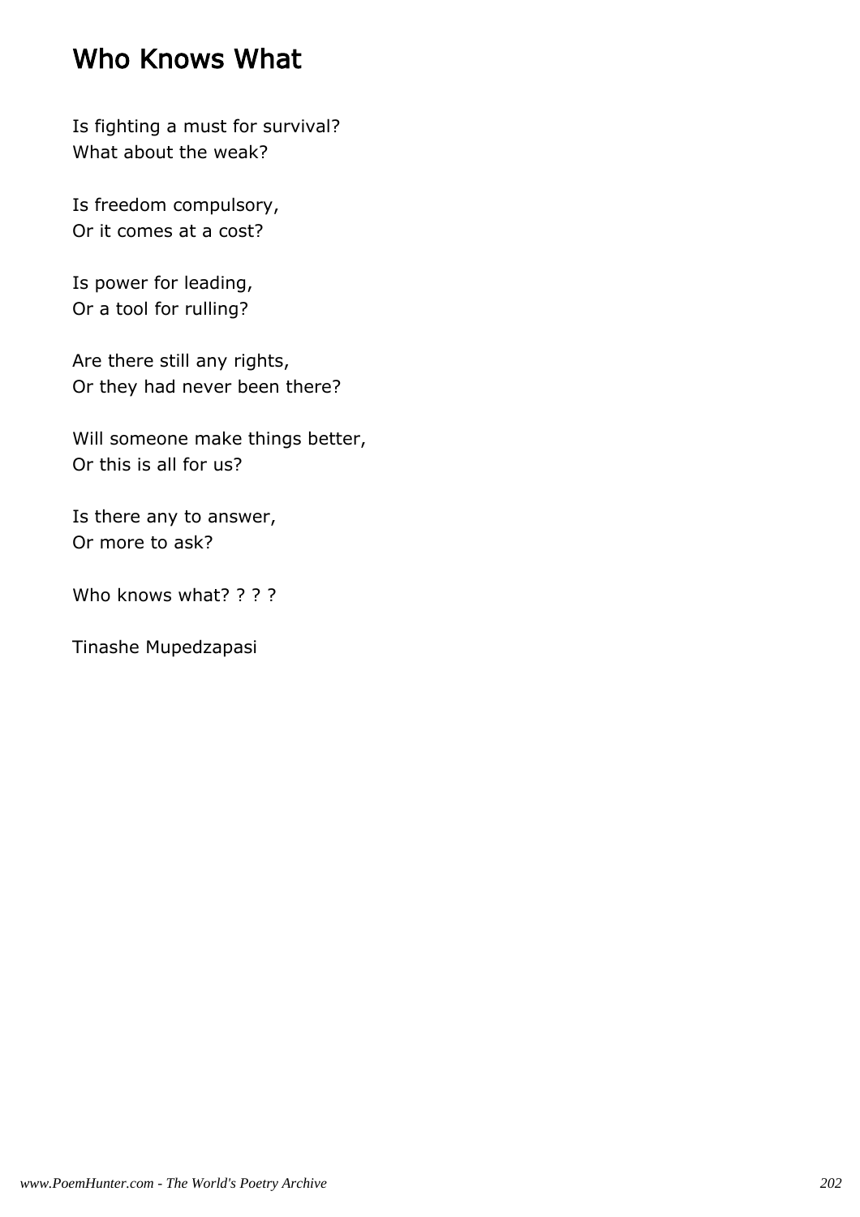# Who Knows What

Is fighting a must for survival?
What about the weak?

Is freedom compulsory,
Or it comes at a cost?

Is power for leading,
Or a tool for rulling?

Are there still any rights,
Or they had never been there?

Will someone make things better,
Or this is all for us?

Is there any to answer,
Or more to ask?

Who knows what? ? ? ?

Tinashe Mupedzapasi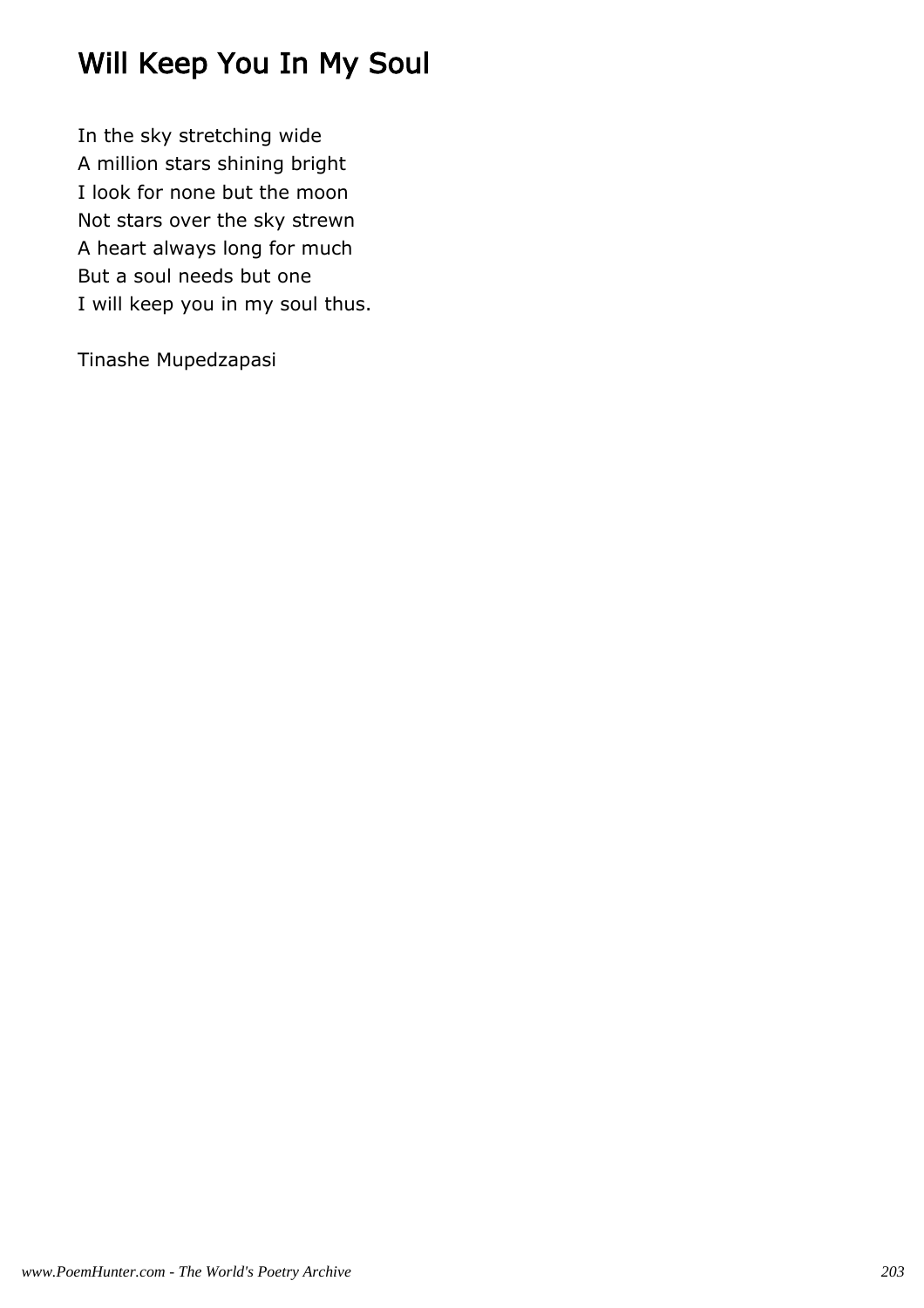# Will Keep You In My Soul

In the sky stretching wide
A million stars shining bright
I look for none but the moon
Not stars over the sky strewn
A heart always long for much
But a soul needs but one
I will keep you in my soul thus.

Tinashe Mupedzapasi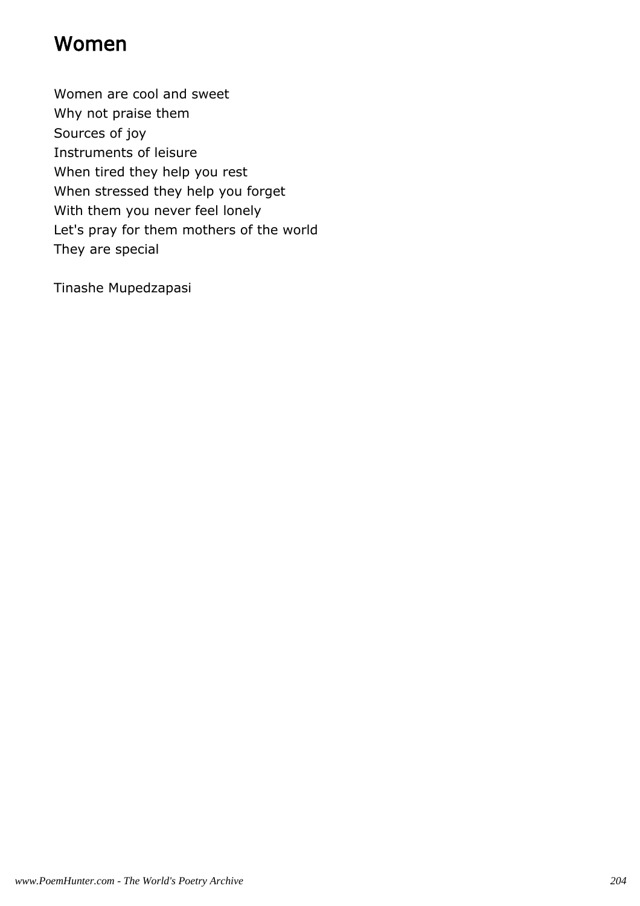# Women

Women are cool and sweet
Why not praise them
Sources of joy
Instruments of leisure
When tired they help you rest
When stressed they help you forget
With them you never feel lonely
Let's pray for them mothers of the world
They are special

Tinashe Mupedzapasi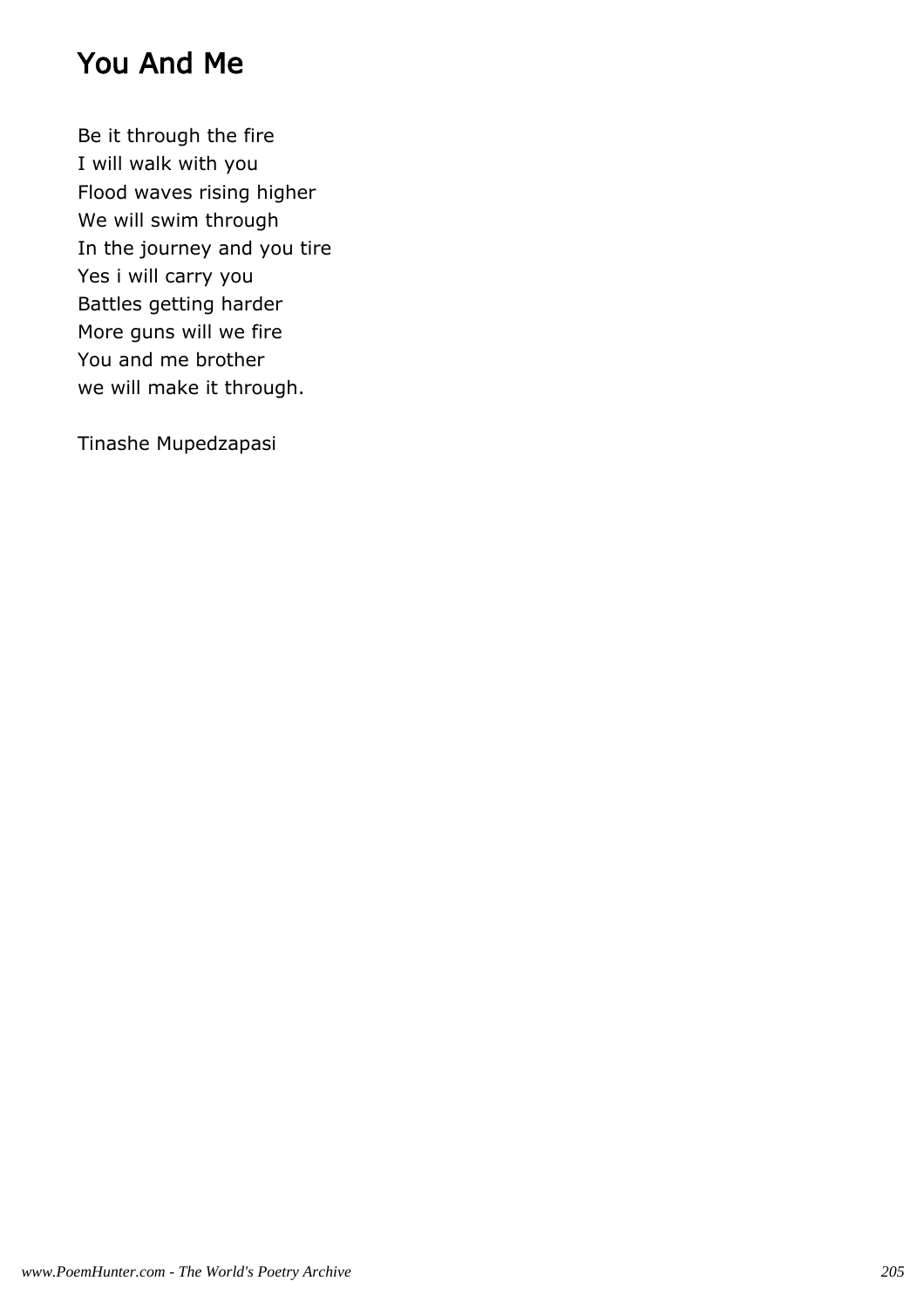# You And Me

Be it through the fire  
I will walk with you  
Flood waves rising higher  
We will swim through  
In the journey and you tire  
Yes i will carry you  
Battles getting harder  
More guns will we fire  
You and me brother  
we will make it through.

Tinashe Mupedzapasi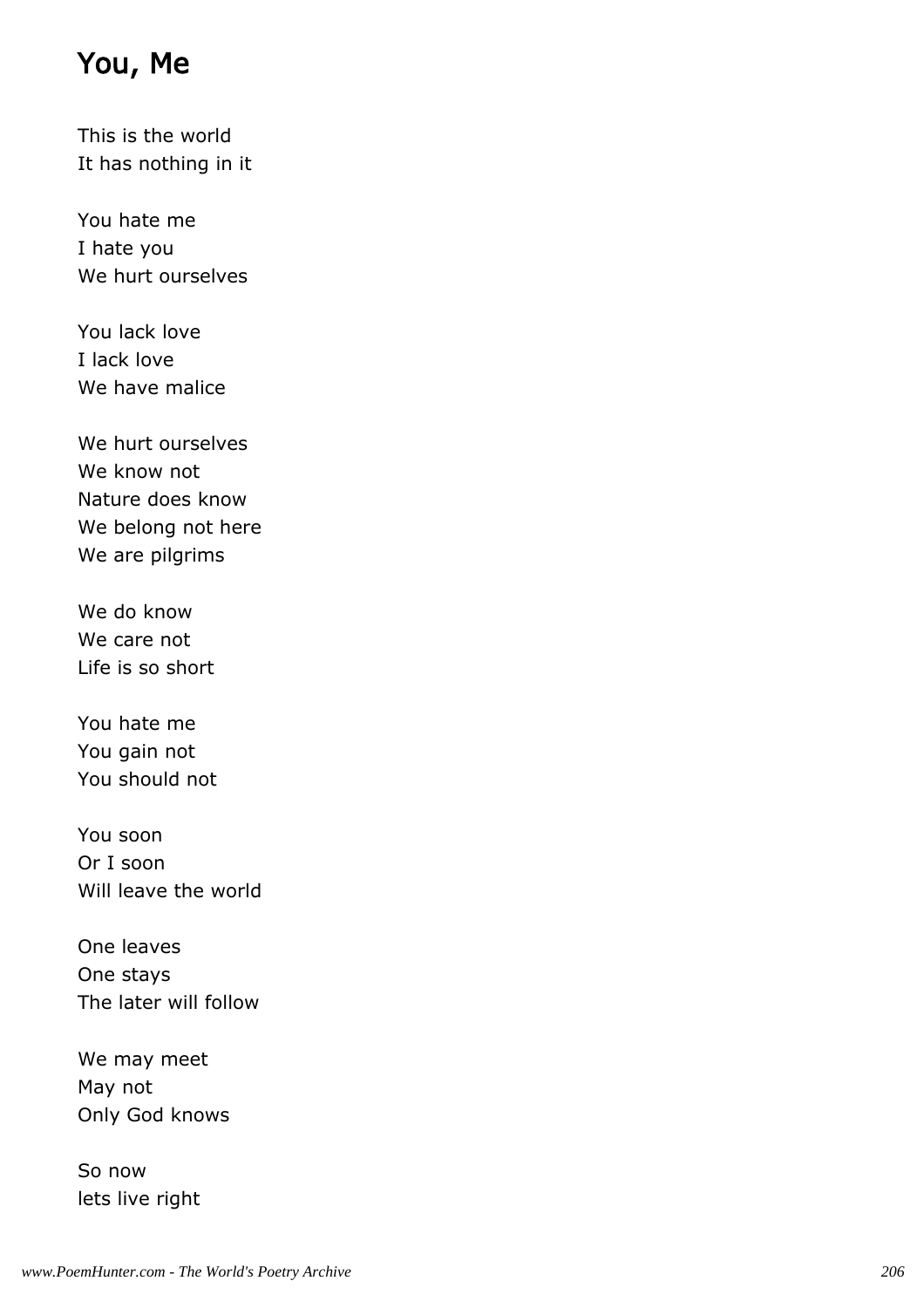# You, Me

This is the world
It has nothing in it

You hate me
I hate you
We hurt ourselves

You lack love
I lack love
We have malice

We hurt ourselves
We know not
Nature does know
We belong not here
We are pilgrims

We do know
We care not
Life is so short

You hate me
You gain not
You should not

You soon
Or I soon
Will leave the world

One leaves
One stays
The later will follow

We may meet
May not
Only God knows

So now
lets live right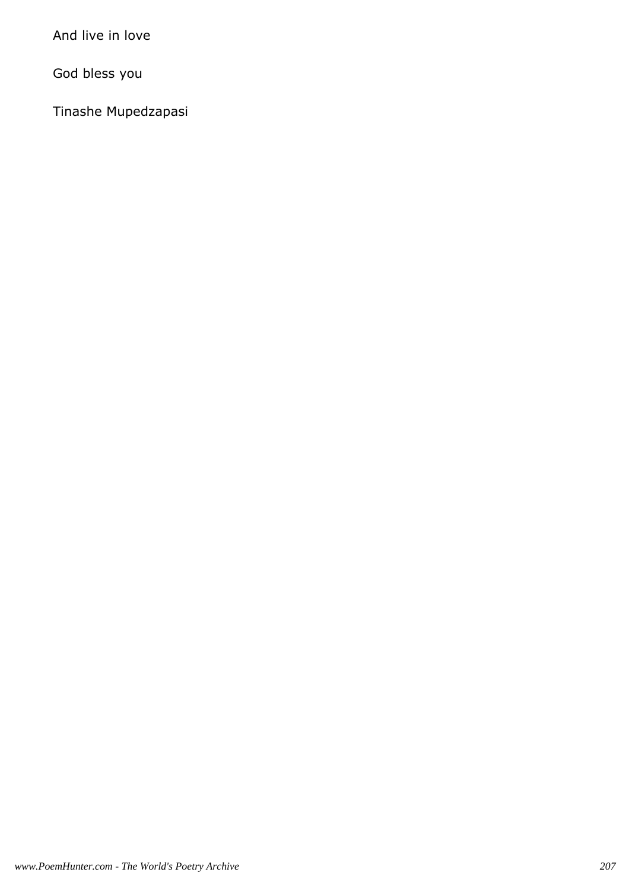And live in love

God bless you

Tinashe Mupedzapasi